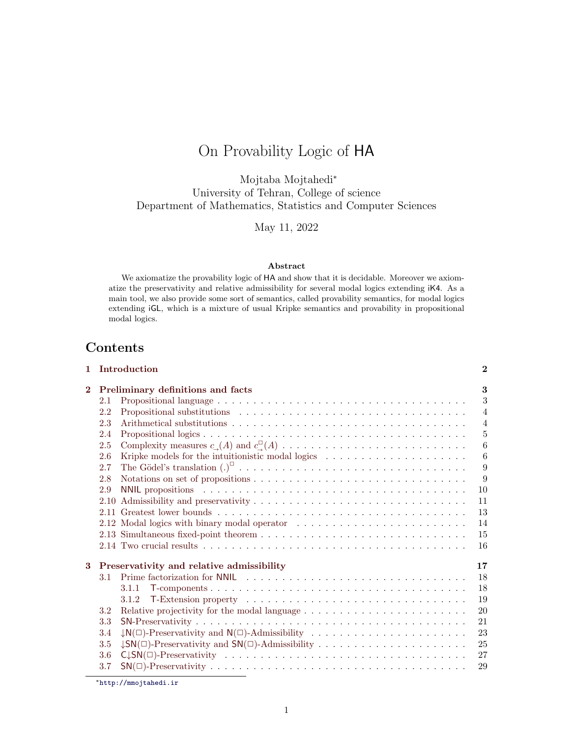# On Provability Logic of HA

Mojtaba Mojtahedi[*]
University of Tehran, College of science
Department of Mathematics, Statistics and Computer Sciences

May 11, 2022

**Abstract**

We axiomatize the provability logic of HA and show that it is decidable. Moreover we axiomatize the preservativity and relative admissibility for several modal logics extending iK4. As a main tool, we also provide some sort of semantics, called provability semantics, for modal logics extending iGL, which is a mixture of usual Kripke semantics and provability in propositional modal logics.

## Contents

- **1 Introduction** — 2
- **2 Preliminary definitions and facts** — 3
  - 2.1 Propositional language — 3
  - 2.2 Propositional substitutions — 4
  - 2.3 Arithmetical substitutions — 4
  - 2.4 Propositional logics — 5
  - 2.5 Complexity measures $c_{\to}(A)$ and $c_{\to}^{\Box}(A)$ — 6
  - 2.6 Kripke models for the intuitionistic modal logics — 6
  - 2.7 The Gödel's translation $(.)^{\Box}$ — 9
  - 2.8 Notations on set of propositions — 9
  - 2.9 NNIL propositions — 10
  - 2.10 Admissibility and preservativity — 11
  - 2.11 Greatest lower bounds — 13
  - 2.12 Modal logics with binary modal operator — 14
  - 2.13 Simultaneous fixed-point theorem — 15
  - 2.14 Two crucial results — 16
- **3 Preservativity and relative admissibility** — 17
  - 3.1 Prime factorization for NNIL — 18
    - 3.1.1 T-components — 18
    - 3.1.2 T-Extension property — 19
  - 3.2 Relative projectivity for the modal language — 20
  - 3.3 SN-Preservativity — 21
  - 3.4 ↓N(□)-Preservativity and N(□)-Admissibility — 23
  - 3.5 ↓SN(□)-Preservativity and SN(□)-Admissibility — 25
  - 3.6 C↓SN(□)-Preservativity — 27
  - 3.7 SN(□)-Preservativity — 29

[*] http://mmojtahedi.ir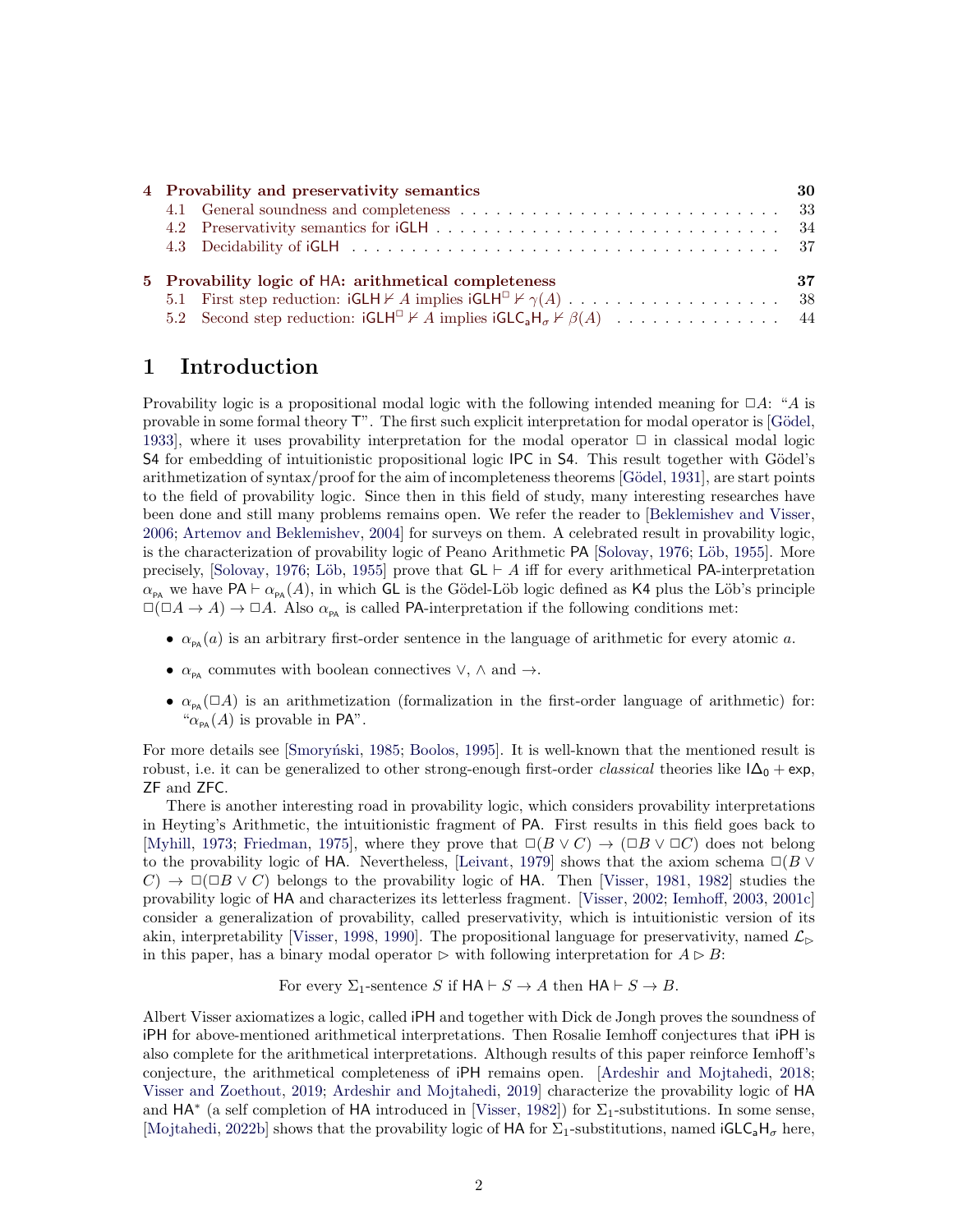| | | |
|---|---|---|
| **4** | **Provability and preservativity semantics** | **30** |
| 4.1 | General soundness and completeness | 33 |
| 4.2 | Preservativity semantics for iGLH | 34 |
| 4.3 | Decidability of iGLH | 37 |
| **5** | **Provability logic of HA: arithmetical completeness** | **37** |
| 5.1 | First step reduction: $\mathsf{iGLH} \nvdash A$ implies $\mathsf{iGLH}^{\Box} \nvdash \gamma(A)$ | 38 |
| 5.2 | Second step reduction: $\mathsf{iGLH}^{\Box} \nvdash A$ implies $\mathsf{iGLC_aH}_\sigma \nvdash \beta(A)$ | 44 |

# 1 Introduction

Provability logic is a propositional modal logic with the following intended meaning for $\Box A$: "$A$ is provable in some formal theory T". The first such explicit interpretation for modal operator is [Gödel, 1933], where it uses provability interpretation for the modal operator $\Box$ in classical modal logic S4 for embedding of intuitionistic propositional logic IPC in S4. This result together with Gödel's arithmetization of syntax/proof for the aim of incompleteness theorems [Gödel, 1931], are start points to the field of provability logic. Since then in this field of study, many interesting researches have been done and still many problems remains open. We refer the reader to [Beklemishev and Visser, 2006; Artemov and Beklemishev, 2004] for surveys on them. A celebrated result in provability logic, is the characterization of provability logic of Peano Arithmetic PA [Solovay, 1976; Löb, 1955]. More precisely, [Solovay, 1976; Löb, 1955] prove that $\mathsf{GL} \vdash A$ iff for every arithmetical PA-interpretation $\alpha_{\mathsf{PA}}$ we have $\mathsf{PA} \vdash \alpha_{\mathsf{PA}}(A)$, in which GL is the Gödel-Löb logic defined as K4 plus the Löb's principle $\Box(\Box A \to A) \to \Box A$. Also $\alpha_{\mathsf{PA}}$ is called PA-interpretation if the following conditions met:

- $\alpha_{\mathsf{PA}}(a)$ is an arbitrary first-order sentence in the language of arithmetic for every atomic $a$.
- $\alpha_{\mathsf{PA}}$ commutes with boolean connectives $\vee$, $\wedge$ and $\to$.
- $\alpha_{\mathsf{PA}}(\Box A)$ is an arithmetization (formalization in the first-order language of arithmetic) for: "$\alpha_{\mathsf{PA}}(A)$ is provable in PA".

For more details see [Smoryński, 1985; Boolos, 1995]. It is well-known that the mentioned result is robust, i.e. it can be generalized to other strong-enough first-order *classical* theories like $\mathsf{I\Delta_0} + \mathsf{exp}$, ZF and ZFC.

There is another interesting road in provability logic, which considers provability interpretations in Heyting's Arithmetic, the intuitionistic fragment of PA. First results in this field goes back to [Myhill, 1973; Friedman, 1975], where they prove that $\Box(B \vee C) \to (\Box B \vee \Box C)$ does not belong to the provability logic of HA. Nevertheless, [Leivant, 1979] shows that the axiom schema $\Box(B \vee C) \to \Box(\Box B \vee C)$ belongs to the provability logic of HA. Then [Visser, 1981, 1982] studies the provability logic of HA and characterizes its letterless fragment. [Visser, 2002; Iemhoff, 2003, 2001c] consider a generalization of provability, called preservativity, which is intuitionistic version of its akin, interpretability [Visser, 1998, 1990]. The propositional language for preservativity, named $\mathcal{L}_{\rhd}$ in this paper, has a binary modal operator $\rhd$ with following interpretation for $A \rhd B$:

$$\text{For every } \Sigma_1\text{-sentence } S \text{ if } \mathsf{HA} \vdash S \to A \text{ then } \mathsf{HA} \vdash S \to B.$$

Albert Visser axiomatizes a logic, called iPH and together with Dick de Jongh proves the soundness of iPH for above-mentioned arithmetical interpretations. Then Rosalie Iemhoff conjectures that iPH is also complete for the arithmetical interpretations. Although results of this paper reinforce Iemhoff's conjecture, the arithmetical completeness of iPH remains open. [Ardeshir and Mojtahedi, 2018; Visser and Zoethout, 2019; Ardeshir and Mojtahedi, 2019] characterize the provability logic of HA and $\mathsf{HA}^*$ (a self completion of HA introduced in [Visser, 1982]) for $\Sigma_1$-substitutions. In some sense, [Mojtahedi, 2022b] shows that the provability logic of HA for $\Sigma_1$-substitutions, named $\mathsf{iGLC_aH}_\sigma$ here,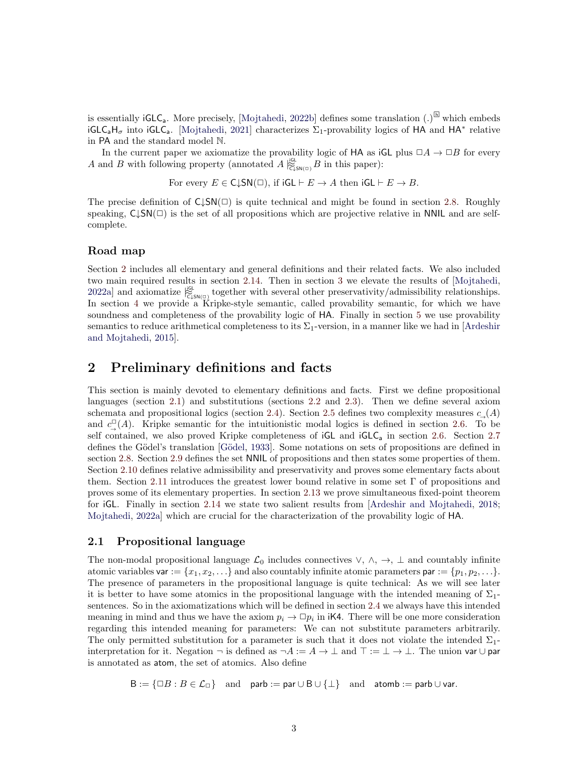is essentially $\mathsf{iGLC_a}$. More precisely, [Mojtahedi, 2022b] defines some translation $(.)^{\boxed{\mathsf{h}}}$ which embeds $\mathsf{iGLC_aH_\sigma}$ into $\mathsf{iGLC_a}$. [Mojtahedi, 2021] characterizes $\Sigma_1$-provability logics of $\mathsf{HA}$ and $\mathsf{HA}^*$ relative in $\mathsf{PA}$ and the standard model $\mathbb{N}$.

In the current paper we axiomatize the provability logic of $\mathsf{HA}$ as $\mathsf{iGL}$ plus $\Box A \to \Box B$ for every $A$ and $B$ with following property (annotated $A \mathrel{|\!\!\approx^{\mathsf{iGL}}_{\mathsf{C}\downarrow\mathsf{SN}(\Box)}} B$ in this paper):

$$\text{For every } E \in \mathsf{C}{\downarrow}\mathsf{SN}(\Box), \text{ if } \mathsf{iGL} \vdash E \to A \text{ then } \mathsf{iGL} \vdash E \to B.$$

The precise definition of $\mathsf{C}{\downarrow}\mathsf{SN}(\Box)$ is quite technical and might be found in section 2.8. Roughly speaking, $\mathsf{C}{\downarrow}\mathsf{SN}(\Box)$ is the set of all propositions which are projective relative in $\mathsf{NNIL}$ and are self-complete.

### Road map

Section 2 includes all elementary and general definitions and their related facts. We also included two main required results in section 2.14. Then in section 3 we elevate the results of [Mojtahedi, 2022a] and axiomatize $\mathrel{|\!\!\approx^{\mathsf{iGL}}_{\mathsf{C}\downarrow\mathsf{SN}(\Box)}}$ together with several other preservativity/admissibility relationships. In section 4 we provide a Kripke-style semantic, called provability semantic, for which we have soundness and completeness of the provability logic of $\mathsf{HA}$. Finally in section 5 we use provability semantics to reduce arithmetical completeness to its $\Sigma_1$-version, in a manner like we had in [Ardeshir and Mojtahedi, 2015].

## 2 Preliminary definitions and facts

This section is mainly devoted to elementary definitions and facts. First we define propositional languages (section 2.1) and substitutions (sections 2.2 and 2.3). Then we define several axiom schemata and propositional logics (section 2.4). Section 2.5 defines two complexity measures $c_{\to}(A)$ and $c^{\Box}_{\to}(A)$. Kripke semantic for the intuitionistic modal logics is defined in section 2.6. To be self contained, we also proved Kripke completeness of $\mathsf{iGL}$ and $\mathsf{iGLC_a}$ in section 2.6. Section 2.7 defines the Gödel's translation [Gödel, 1933]. Some notations on sets of propositions are defined in section 2.8. Section 2.9 defines the set $\mathsf{NNIL}$ of propositions and then states some properties of them. Section 2.10 defines relative admissibility and preservativity and proves some elementary facts about them. Section 2.11 introduces the greatest lower bound relative in some set $\Gamma$ of propositions and proves some of its elementary properties. In section 2.13 we prove simultaneous fixed-point theorem for $\mathsf{iGL}$. Finally in section 2.14 we state two salient results from [Ardeshir and Mojtahedi, 2018; Mojtahedi, 2022a] which are crucial for the characterization of the provability logic of $\mathsf{HA}$.

### 2.1 Propositional language

The non-modal propositional language $\mathcal{L}_0$ includes connectives $\vee$, $\wedge$, $\to$, $\bot$ and countably infinite atomic variables $\mathsf{var} := \{x_1, x_2, \ldots\}$ and also countably infinite atomic parameters $\mathsf{par} := \{p_1, p_2, \ldots\}$. The presence of parameters in the propositional language is quite technical: As we will see later it is better to have some atomics in the propositional language with the intended meaning of $\Sigma_1$-sentences. So in the axiomatizations which will be defined in section 2.4 we always have this intended meaning in mind and thus we have the axiom $p_i \to \Box p_i$ in $\mathsf{iK4}$. There will be one more consideration regarding this intended meaning for parameters: We can not substitute parameters arbitrarily. The only permitted substitution for a parameter is such that it does not violate the intended $\Sigma_1$-interpretation for it. Negation $\neg$ is defined as $\neg A := A \to \bot$ and $\top := \bot \to \bot$. The union $\mathsf{var} \cup \mathsf{par}$ is annotated as $\mathsf{atom}$, the set of atomics. Also define

$$\mathsf{B} := \{\Box B : B \in \mathcal{L}_\Box\} \quad \text{and} \quad \mathsf{parb} := \mathsf{par} \cup \mathsf{B} \cup \{\bot\} \quad \text{and} \quad \mathsf{atomb} := \mathsf{parb} \cup \mathsf{var}.$$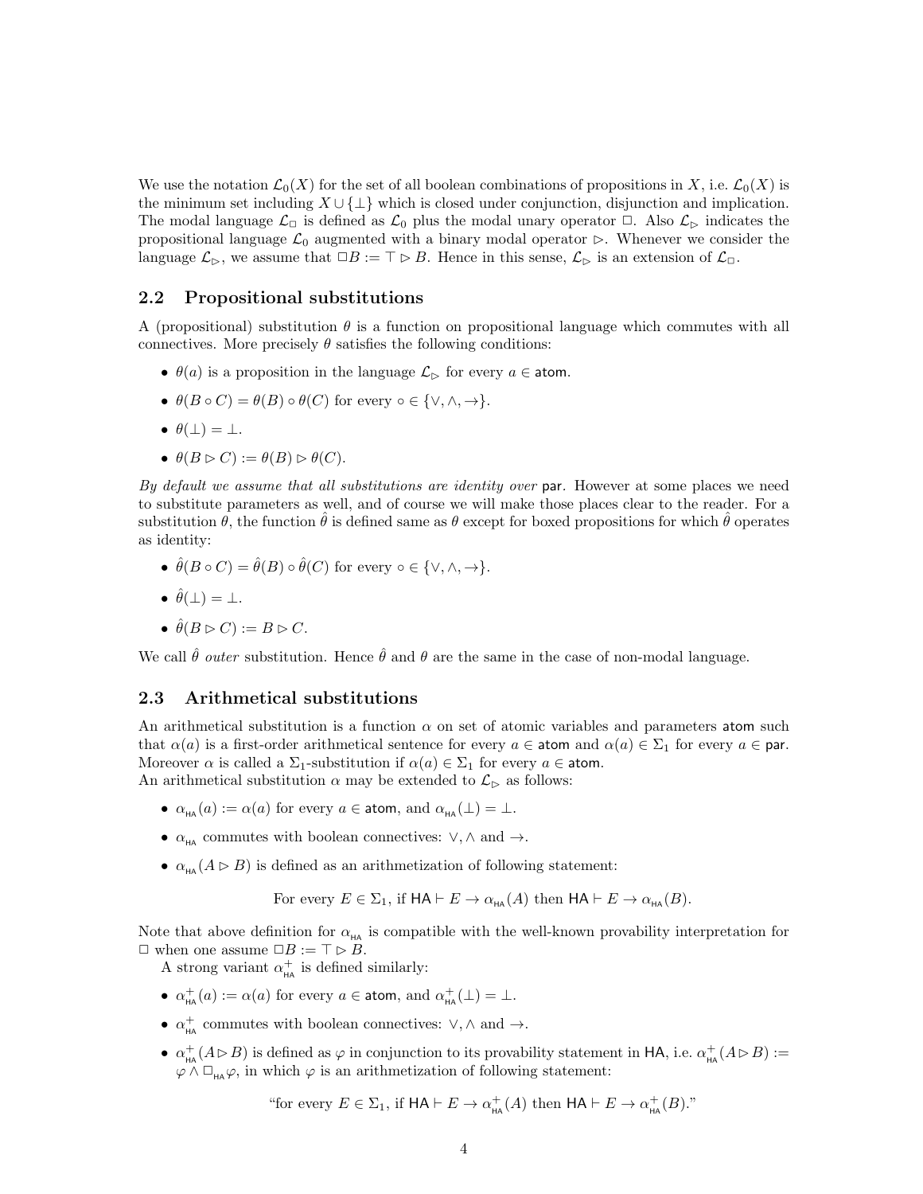We use the notation $\mathcal{L}_0(X)$ for the set of all boolean combinations of propositions in $X$, i.e. $\mathcal{L}_0(X)$ is the minimum set including $X \cup \{\bot\}$ which is closed under conjunction, disjunction and implication. The modal language $\mathcal{L}_\Box$ is defined as $\mathcal{L}_0$ plus the modal unary operator $\Box$. Also $\mathcal{L}_\rhd$ indicates the propositional language $\mathcal{L}_0$ augmented with a binary modal operator $\rhd$. Whenever we consider the language $\mathcal{L}_\rhd$, we assume that $\Box B := \top \rhd B$. Hence in this sense, $\mathcal{L}_\rhd$ is an extension of $\mathcal{L}_\Box$.

## 2.2 Propositional substitutions

A (propositional) substitution $\theta$ is a function on propositional language which commutes with all connectives. More precisely $\theta$ satisfies the following conditions:

- $\theta(a)$ is a proposition in the language $\mathcal{L}_\rhd$ for every $a \in \mathsf{atom}$.
- $\theta(B \circ C) = \theta(B) \circ \theta(C)$ for every $\circ \in \{\vee, \wedge, \to\}$.
- $\theta(\bot) = \bot$.
- $\theta(B \rhd C) := \theta(B) \rhd \theta(C)$.

*By default we assume that all substitutions are identity over* $\mathsf{par}$. However at some places we need to substitute parameters as well, and of course we will make those places clear to the reader. For a substitution $\theta$, the function $\hat{\theta}$ is defined same as $\theta$ except for boxed propositions for which $\hat{\theta}$ operates as identity:

- $\hat{\theta}(B \circ C) = \hat{\theta}(B) \circ \hat{\theta}(C)$ for every $\circ \in \{\vee, \wedge, \to\}$.
- $\hat{\theta}(\bot) = \bot$.
- $\hat{\theta}(B \rhd C) := B \rhd C$.

We call $\hat{\theta}$ *outer* substitution. Hence $\hat{\theta}$ and $\theta$ are the same in the case of non-modal language.

## 2.3 Arithmetical substitutions

An arithmetical substitution is a function $\alpha$ on set of atomic variables and parameters $\mathsf{atom}$ such that $\alpha(a)$ is a first-order arithmetical sentence for every $a \in \mathsf{atom}$ and $\alpha(a) \in \Sigma_1$ for every $a \in \mathsf{par}$. Moreover $\alpha$ is called a $\Sigma_1$-substitution if $\alpha(a) \in \Sigma_1$ for every $a \in \mathsf{atom}$.
An arithmetical substitution $\alpha$ may be extended to $\mathcal{L}_\rhd$ as follows:

- $\alpha_{\mathsf{HA}}(a) := \alpha(a)$ for every $a \in \mathsf{atom}$, and $\alpha_{\mathsf{HA}}(\bot) = \bot$.
- $\alpha_{\mathsf{HA}}$ commutes with boolean connectives: $\vee, \wedge$ and $\to$.
- $\alpha_{\mathsf{HA}}(A \rhd B)$ is defined as an arithmetization of following statement:

$$\text{For every } E \in \Sigma_1, \text{ if } \mathsf{HA} \vdash E \to \alpha_{\mathsf{HA}}(A) \text{ then } \mathsf{HA} \vdash E \to \alpha_{\mathsf{HA}}(B).$$

Note that above definition for $\alpha_{\mathsf{HA}}$ is compatible with the well-known provability interpretation for $\Box$ when one assume $\Box B := \top \rhd B$.

A strong variant $\alpha^+_{\mathsf{HA}}$ is defined similarly:

- $\alpha^+_{\mathsf{HA}}(a) := \alpha(a)$ for every $a \in \mathsf{atom}$, and $\alpha^+_{\mathsf{HA}}(\bot) = \bot$.
- $\alpha^+_{\mathsf{HA}}$ commutes with boolean connectives: $\vee, \wedge$ and $\to$.
- $\alpha^+_{\mathsf{HA}}(A \rhd B)$ is defined as $\varphi$ in conjunction to its provability statement in $\mathsf{HA}$, i.e. $\alpha^+_{\mathsf{HA}}(A \rhd B) := \varphi \wedge \Box_{\mathsf{HA}}\varphi$, in which $\varphi$ is an arithmetization of following statement:

$$\text{“for every } E \in \Sigma_1, \text{ if } \mathsf{HA} \vdash E \to \alpha^+_{\mathsf{HA}}(A) \text{ then } \mathsf{HA} \vdash E \to \alpha^+_{\mathsf{HA}}(B).\text{”}$$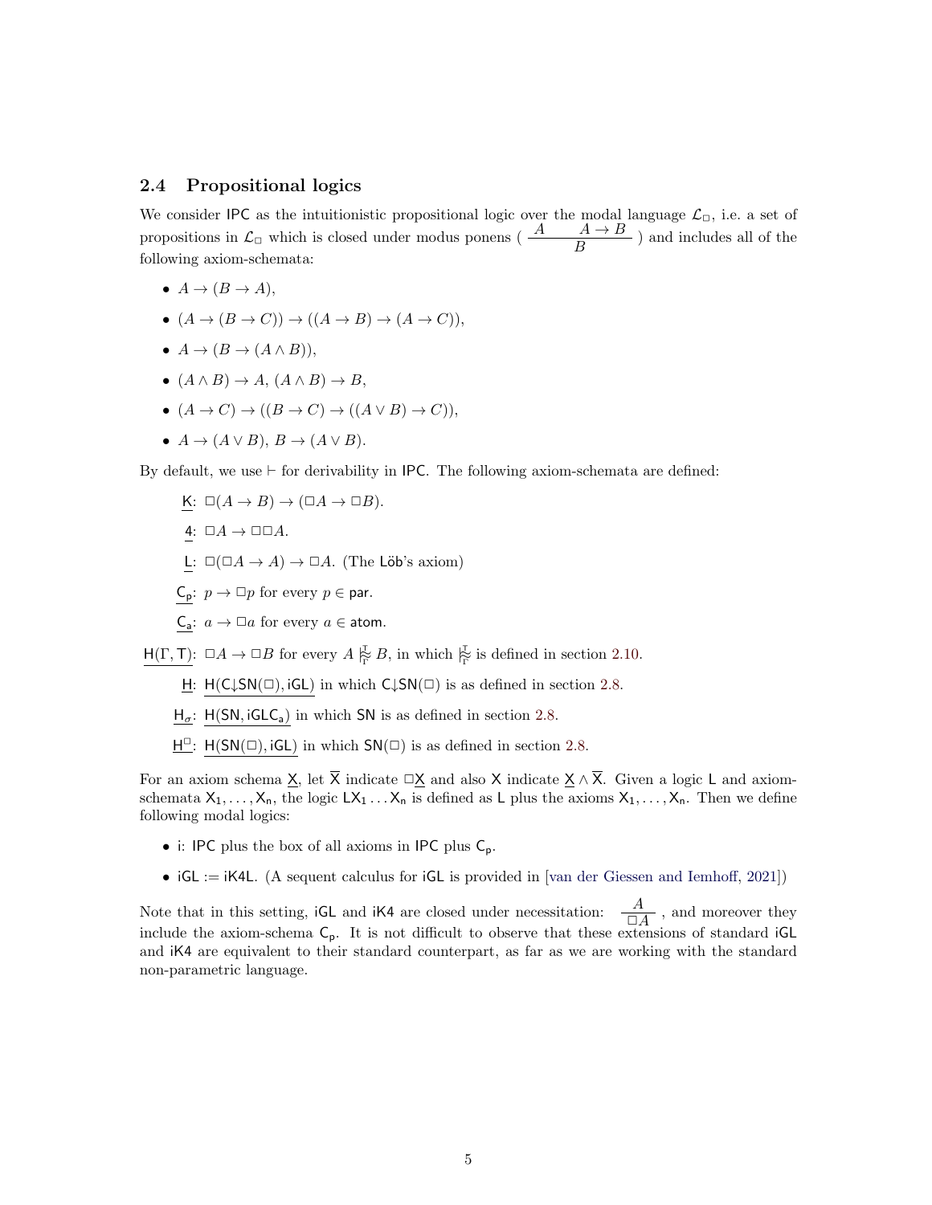### 2.4 Propositional logics

We consider IPC as the intuitionistic propositional logic over the modal language $\mathcal{L}_\Box$, i.e. a set of propositions in $\mathcal{L}_\Box$ which is closed under modus ponens ( $\dfrac{A \quad A \to B}{B}$ ) and includes all of the following axiom-schemata:

- $A \to (B \to A)$,
- $(A \to (B \to C)) \to ((A \to B) \to (A \to C))$,
- $A \to (B \to (A \wedge B))$,
- $(A \wedge B) \to A$, $(A \wedge B) \to B$,
- $(A \to C) \to ((B \to C) \to ((A \vee B) \to C))$,
- $A \to (A \vee B)$, $B \to (A \vee B)$.

By default, we use $\vdash$ for derivability in IPC. The following axiom-schemata are defined:

$\underline{\mathsf{K}}$: $\Box(A \to B) \to (\Box A \to \Box B)$.

$\underline{\mathsf{4}}$: $\Box A \to \Box\Box A$.

$\underline{\mathsf{L}}$: $\Box(\Box A \to A) \to \Box A$. (The Löb's axiom)

$\underline{\mathsf{C_p}}$: $p \to \Box p$ for every $p \in \mathsf{par}$.

$\underline{\mathsf{C_a}}$: $a \to \Box a$ for every $a \in \mathsf{atom}$.

$\underline{\mathsf{H}(\Gamma, \mathsf{T})}$: $\Box A \to \Box B$ for every $A \mathrel{\substack{\mathsf{T}\\ \approx \\ \Gamma}} B$, in which $\mathrel{\substack{\mathsf{T}\\ \approx \\ \Gamma}}$ is defined in section 2.10.

$\underline{\mathsf{H}}$: $\underline{\mathsf{H}(\mathsf{C}{\downarrow}\mathsf{SN}(\Box), \mathsf{iGL})}$ in which $\mathsf{C}{\downarrow}\mathsf{SN}(\Box)$ is as defined in section 2.8.

$\underline{\mathsf{H}_\sigma}$: $\underline{\mathsf{H}(\mathsf{SN}, \mathsf{iGLC_a})}$ in which SN is as defined in section 2.8.

$\underline{\mathsf{H}^\Box}$: $\underline{\mathsf{H}(\mathsf{SN}(\Box), \mathsf{iGL})}$ in which $\mathsf{SN}(\Box)$ is as defined in section 2.8.

For an axiom schema $\underline{\mathsf{X}}$, let $\overline{\mathsf{X}}$ indicate $\Box\underline{\mathsf{X}}$ and also $\mathsf{X}$ indicate $\underline{\mathsf{X}} \wedge \overline{\mathsf{X}}$. Given a logic L and axiom-schemata $\mathsf{X_1}, \ldots, \mathsf{X_n}$, the logic $\mathsf{LX_1} \ldots \mathsf{X_n}$ is defined as L plus the axioms $\mathsf{X_1}, \ldots, \mathsf{X_n}$. Then we define following modal logics:

- i: IPC plus the box of all axioms in IPC plus $\mathsf{C_p}$.
- iGL := iK4L. (A sequent calculus for iGL is provided in [van der Giessen and Iemhoff, 2021])

Note that in this setting, iGL and iK4 are closed under necessitation: $\dfrac{A}{\Box A}$ , and moreover they include the axiom-schema $\mathsf{C_p}$. It is not difficult to observe that these extensions of standard iGL and iK4 are equivalent to their standard counterpart, as far as we are working with the standard non-parametric language.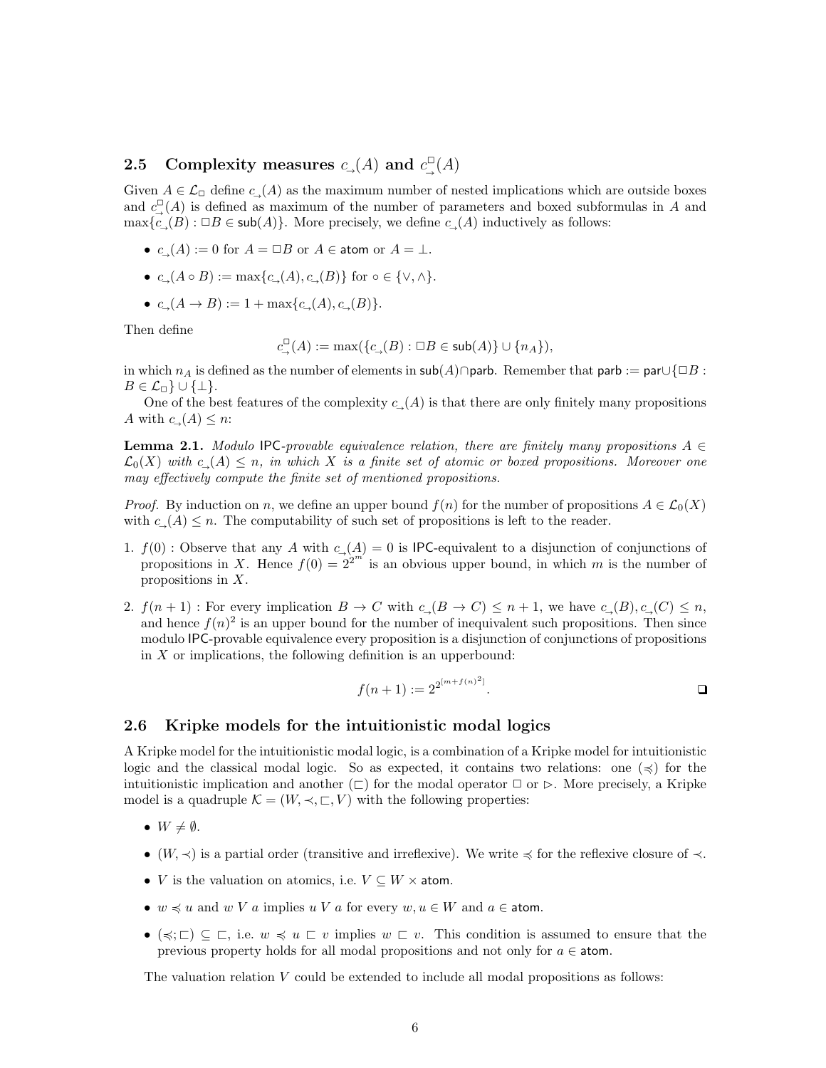### 2.5 Complexity measures $c_{\to}(A)$ and $c_{\to}^{\Box}(A)$

Given $A \in \mathcal{L}_{\Box}$ define $c_{\to}(A)$ as the maximum number of nested implications which are outside boxes and $c_{\to}^{\Box}(A)$ is defined as maximum of the number of parameters and boxed subformulas in $A$ and $\max\{c_{\to}(B) : \Box B \in \mathsf{sub}(A)\}$. More precisely, we define $c_{\to}(A)$ inductively as follows:

- $c_{\to}(A) := 0$ for $A = \Box B$ or $A \in \mathsf{atom}$ or $A = \bot$.
- $c_{\to}(A \circ B) := \max\{c_{\to}(A), c_{\to}(B)\}$ for $\circ \in \{\vee, \wedge\}$.
- $c_{\to}(A \to B) := 1 + \max\{c_{\to}(A), c_{\to}(B)\}$.

Then define

$$c_{\to}^{\Box}(A) := \max(\{c_{\to}(B) : \Box B \in \mathsf{sub}(A)\} \cup \{n_A\}),$$

in which $n_A$ is defined as the number of elements in $\mathsf{sub}(A) \cap \mathsf{parb}$. Remember that $\mathsf{parb} := \mathsf{par} \cup \{\Box B : B \in \mathcal{L}_{\Box}\} \cup \{\bot\}$.

One of the best features of the complexity $c_{\to}(A)$ is that there are only finitely many propositions $A$ with $c_{\to}(A) \leq n$:

**Lemma 2.1.** *Modulo* IPC*-provable equivalence relation, there are finitely many propositions $A \in \mathcal{L}_0(X)$ with $c_{\to}(A) \leq n$, in which $X$ is a finite set of atomic or boxed propositions. Moreover one may effectively compute the finite set of mentioned propositions.*

*Proof.* By induction on $n$, we define an upper bound $f(n)$ for the number of propositions $A \in \mathcal{L}_0(X)$ with $c_{\to}(A) \leq n$. The computability of such set of propositions is left to the reader.

1. $f(0)$ : Observe that any $A$ with $c_{\to}(A) = 0$ is IPC-equivalent to a disjunction of conjunctions of propositions in $X$. Hence $f(0) = 2^{2^m}$ is an obvious upper bound, in which $m$ is the number of propositions in $X$.

2. $f(n+1)$ : For every implication $B \to C$ with $c_{\to}(B \to C) \leq n+1$, we have $c_{\to}(B), c_{\to}(C) \leq n$, and hence $f(n)^2$ is an upper bound for the number of inequivalent such propositions. Then since modulo IPC-provable equivalence every proposition is a disjunction of conjunctions of propositions in $X$ or implications, the following definition is an upperbound:

$$f(n+1) := 2^{2^{[m+f(n)^2]}}.$$

❑

### 2.6 Kripke models for the intuitionistic modal logics

A Kripke model for the intuitionistic modal logic, is a combination of a Kripke model for intuitionistic logic and the classical modal logic. So as expected, it contains two relations: one ($\preccurlyeq$) for the intuitionistic implication and another ($\sqsubset$) for the modal operator $\Box$ or $\rhd$. More precisely, a Kripke model is a quadruple $\mathcal{K} = (W, \prec, \sqsubset, V)$ with the following properties:

- $W \neq \emptyset$.
- $(W, \prec)$ is a partial order (transitive and irreflexive). We write $\preccurlyeq$ for the reflexive closure of $\prec$.
- $V$ is the valuation on atomics, i.e. $V \subseteq W \times \mathsf{atom}$.
- $w \preccurlyeq u$ and $w \; V \; a$ implies $u \; V \; a$ for every $w, u \in W$ and $a \in \mathsf{atom}$.
- $(\preccurlyeq; \sqsubset) \subseteq \sqsubset$, i.e. $w \preccurlyeq u \sqsubset v$ implies $w \sqsubset v$. This condition is assumed to ensure that the previous property holds for all modal propositions and not only for $a \in \mathsf{atom}$.

The valuation relation $V$ could be extended to include all modal propositions as follows: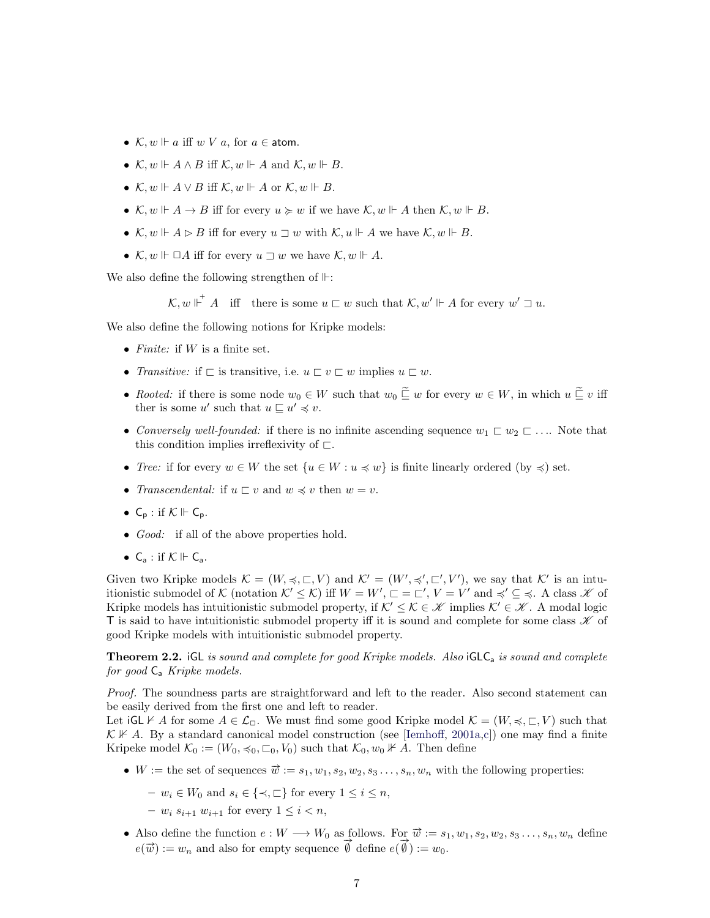- $\mathcal{K}, w \Vdash a$ iff $w\ V\ a$, for $a \in \mathsf{atom}$.
- $\mathcal{K}, w \Vdash A \wedge B$ iff $\mathcal{K}, w \Vdash A$ and $\mathcal{K}, w \Vdash B$.
- $\mathcal{K}, w \Vdash A \vee B$ iff $\mathcal{K}, w \Vdash A$ or $\mathcal{K}, w \Vdash B$.
- $\mathcal{K}, w \Vdash A \to B$ iff for every $u \succcurlyeq w$ if we have $\mathcal{K}, w \Vdash A$ then $\mathcal{K}, w \Vdash B$.
- $\mathcal{K}, w \Vdash A \rhd B$ iff for every $u \sqsupset w$ with $\mathcal{K}, u \Vdash A$ we have $\mathcal{K}, w \Vdash B$.
- $\mathcal{K}, w \Vdash \Box A$ iff for every $u \sqsupset w$ we have $\mathcal{K}, w \Vdash A$.

We also define the following strengthen of $\Vdash$:

$$\mathcal{K}, w \Vdash^{+} A \quad \text{iff} \quad \text{there is some } u \sqsubset w \text{ such that } \mathcal{K}, w' \Vdash A \text{ for every } w' \sqsupset u.$$

We also define the following notions for Kripke models:

- *Finite:* if $W$ is a finite set.
- *Transitive:* if $\sqsubset$ is transitive, i.e. $u \sqsubset v \sqsubset w$ implies $u \sqsubset w$.
- *Rooted:* if there is some node $w_0 \in W$ such that $w_0 \mathrel{\widetilde{\sqsubseteq}} w$ for every $w \in W$, in which $u \mathrel{\widetilde{\sqsubseteq}} v$ iff ther is some $u'$ such that $u \sqsubseteq u' \preccurlyeq v$.
- *Conversely well-founded:* if there is no infinite ascending sequence $w_1 \sqsubset w_2 \sqsubset \ldots$. Note that this condition implies irreflexivity of $\sqsubset$.
- *Tree:* if for every $w \in W$ the set $\{u \in W : u \preccurlyeq w\}$ is finite linearly ordered (by $\preccurlyeq$) set.
- *Transcendental:* if $u \sqsubset v$ and $w \preccurlyeq v$ then $w = v$.
- $\mathsf{C_p}$ : if $\mathcal{K} \Vdash \mathsf{C_p}$.
- *Good:* if all of the above properties hold.
- $\mathsf{C_a}$ : if $\mathcal{K} \Vdash \mathsf{C_a}$.

Given two Kripke models $\mathcal{K} = (W, \preccurlyeq, \sqsubset, V)$ and $\mathcal{K}' = (W', \preccurlyeq', \sqsubset', V')$, we say that $\mathcal{K}'$ is an intuitionistic submodel of $\mathcal{K}$ (notation $\mathcal{K}' \leq \mathcal{K}$) iff $W = W'$, $\sqsubset = \sqsubset'$, $V = V'$ and $\preccurlyeq' \subseteq \preccurlyeq$. A class $\mathscr{K}$ of Kripke models has intuitionistic submodel property, if $\mathcal{K}' \leq \mathcal{K} \in \mathscr{K}$ implies $\mathcal{K}' \in \mathscr{K}$. A modal logic $\mathsf{T}$ is said to have intuitionistic submodel property iff it is sound and complete for some class $\mathscr{K}$ of good Kripke models with intuitionistic submodel property.

**Theorem 2.2.** *$\mathsf{iGL}$ is sound and complete for good Kripke models. Also $\mathsf{iGLC_a}$ is sound and complete for good $\mathsf{C_a}$ Kripke models.*

*Proof.* The soundness parts are straightforward and left to the reader. Also second statement can be easily derived from the first one and left to reader.
Let $\mathsf{iGL} \nvdash A$ for some $A \in \mathcal{L}_\Box$. We must find some good Kripke model $\mathcal{K} = (W, \preccurlyeq, \sqsubset, V)$ such that $\mathcal{K} \nVdash A$. By a standard canonical model construction (see [Iemhoff, 2001a,c]) one may find a finite Kripeke model $\mathcal{K}_0 := (W_0, \preccurlyeq_0, \sqsubset_0, V_0)$ such that $\mathcal{K}_0, w_0 \nVdash A$. Then define

- $W :=$ the set of sequences $\vec{w} := s_1, w_1, s_2, w_2, s_3 \ldots, s_n, w_n$ with the following properties:
  - $w_i \in W_0$ and $s_i \in \{\prec, \sqsubset\}$ for every $1 \leq i \leq n$,
  - $w_i\ s_{i+1}\ w_{i+1}$ for every $1 \leq i < n$,
- Also define the function $e : W \longrightarrow W_0$ as follows. For $\vec{w} := s_1, w_1, s_2, w_2, s_3 \ldots, s_n, w_n$ define $e(\vec{w}) := w_n$ and also for empty sequence $\vec{\emptyset}$ define $e(\vec{\emptyset}) := w_0$.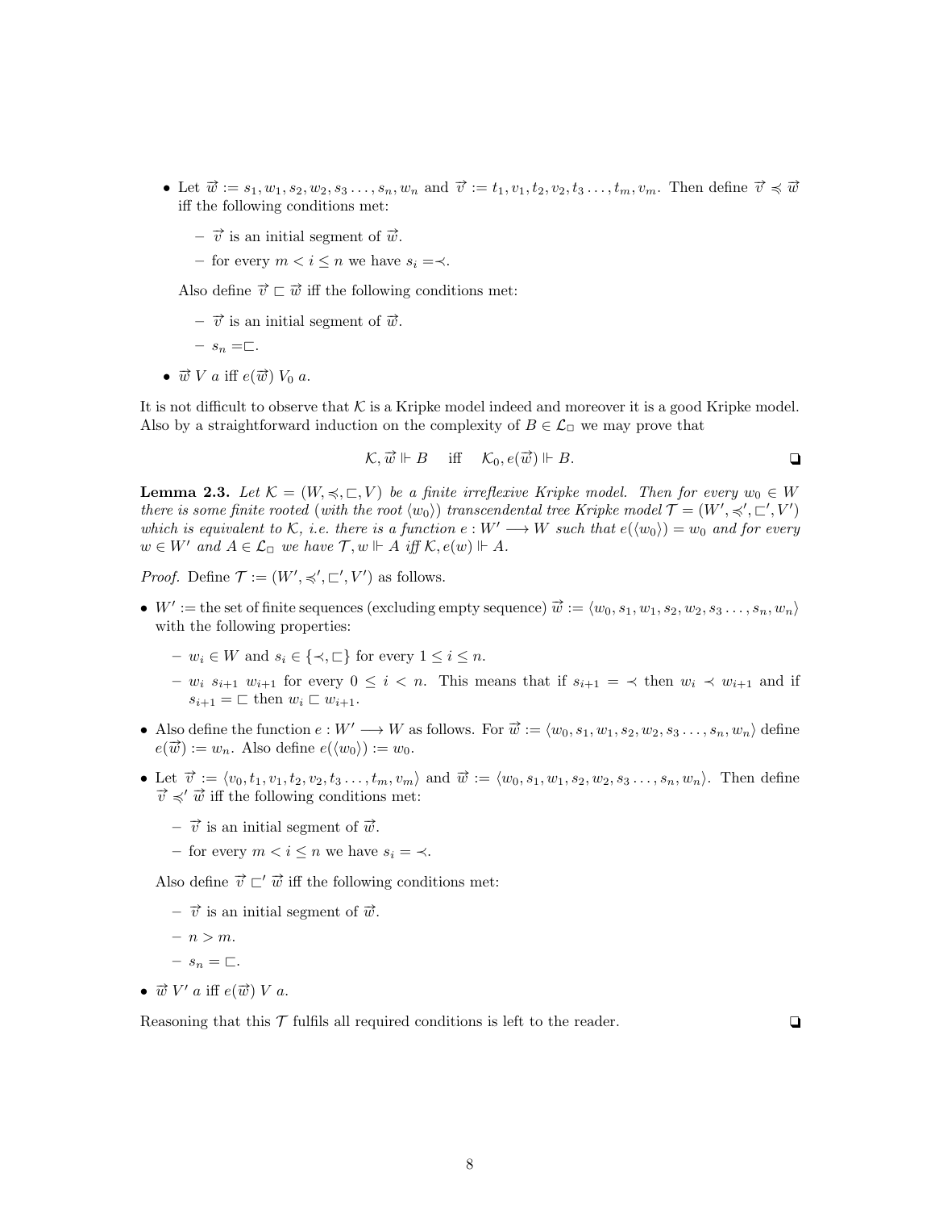- Let $\vec{w} := s_1, w_1, s_2, w_2, s_3 \ldots, s_n, w_n$ and $\vec{v} := t_1, v_1, t_2, v_2, t_3 \ldots, t_m, v_m$. Then define $\vec{v} \preccurlyeq \vec{w}$ iff the following conditions met:
  - $\vec{v}$ is an initial segment of $\vec{w}$.
  - for every $m < i \leq n$ we have $s_i = \prec$.

  Also define $\vec{v} \sqsubset \vec{w}$ iff the following conditions met:
  - $\vec{v}$ is an initial segment of $\vec{w}$.
  - $s_n = \sqsubset$.
- $\vec{w}\ V\ a$ iff $e(\vec{w})\ V_0\ a$.

It is not difficult to observe that $\mathcal{K}$ is a Kripke model indeed and moreover it is a good Kripke model. Also by a straightforward induction on the complexity of $B \in \mathcal{L}_\Box$ we may prove that

$$\mathcal{K}, \vec{w} \Vdash B \quad \text{iff} \quad \mathcal{K}_0, e(\vec{w}) \Vdash B.$$

❏

**Lemma 2.3.** *Let $\mathcal{K} = (W, \preccurlyeq, \sqsubset, V)$ be a finite irreflexive Kripke model. Then for every $w_0 \in W$ there is some finite rooted (with the root $\langle w_0 \rangle$) transcendental tree Kripke model $\mathcal{T} = (W', \preccurlyeq', \sqsubset', V')$ which is equivalent to $\mathcal{K}$, i.e. there is a function $e : W' \longrightarrow W$ such that $e(\langle w_0 \rangle) = w_0$ and for every $w \in W'$ and $A \in \mathcal{L}_\Box$ we have $\mathcal{T}, w \Vdash A$ iff $\mathcal{K}, e(w) \Vdash A$.*

*Proof.* Define $\mathcal{T} := (W', \preccurlyeq', \sqsubset', V')$ as follows.

- $W' :=$ the set of finite sequences (excluding empty sequence) $\vec{w} := \langle w_0, s_1, w_1, s_2, w_2, s_3 \ldots, s_n, w_n \rangle$ with the following properties:
  - $w_i \in W$ and $s_i \in \{\prec, \sqsubset\}$ for every $1 \leq i \leq n$.
  - $w_i\ s_{i+1}\ w_{i+1}$ for every $0 \leq i < n$. This means that if $s_{i+1} = \prec$ then $w_i \prec w_{i+1}$ and if $s_{i+1} = \sqsubset$ then $w_i \sqsubset w_{i+1}$.
- Also define the function $e : W' \longrightarrow W$ as follows. For $\vec{w} := \langle w_0, s_1, w_1, s_2, w_2, s_3 \ldots, s_n, w_n \rangle$ define $e(\vec{w}) := w_n$. Also define $e(\langle w_0 \rangle) := w_0$.
- Let $\vec{v} := \langle v_0, t_1, v_1, t_2, v_2, t_3 \ldots, t_m, v_m \rangle$ and $\vec{w} := \langle w_0, s_1, w_1, s_2, w_2, s_3 \ldots, s_n, w_n \rangle$. Then define $\vec{v} \preccurlyeq' \vec{w}$ iff the following conditions met:
  - $\vec{v}$ is an initial segment of $\vec{w}$.
  - for every $m < i \leq n$ we have $s_i = \prec$.

  Also define $\vec{v} \sqsubset' \vec{w}$ iff the following conditions met:
  - $\vec{v}$ is an initial segment of $\vec{w}$.
  - $n > m$.
  - $s_n = \sqsubset$.
- $\vec{w}\ V'\ a$ iff $e(\vec{w})\ V\ a$.

Reasoning that this $\mathcal{T}$ fulfils all required conditions is left to the reader. ❏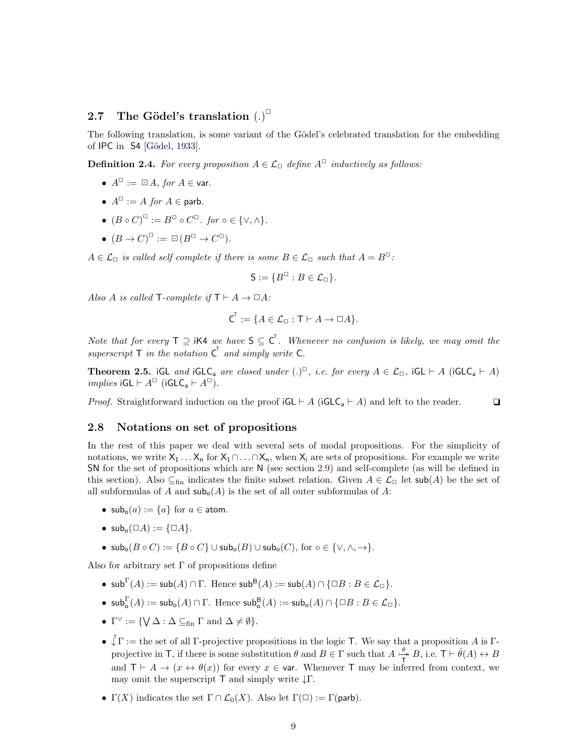### 2.7 The Gödel's translation $(.)^{\Box}$

The following translation, is some variant of the Gödel's celebrated translation for the embedding of IPC in S4 [Gödel, 1933].

**Definition 2.4.** *For every proposition $A \in \mathcal{L}_{\Box}$ define $A^{\Box}$ inductively as follows:*

- $A^{\Box} := \boxdot A$, *for $A \in$ var.*
- $A^{\Box} := A$ *for $A \in$ parb.*
- $(B \circ C)^{\Box} := B^{\Box} \circ C^{\Box}$. *for $\circ \in \{\vee, \wedge\}$.*
- $(B \to C)^{\Box} := \boxdot(B^{\Box} \to C^{\Box})$.

*$A \in \mathcal{L}_{\Box}$ is called self complete if there is some $B \in \mathcal{L}_{\Box}$ such that $A = B^{\Box}$:*

$$\mathsf{S} := \{B^{\Box} : B \in \mathcal{L}_{\Box}\}.$$

*Also $A$ is called $\mathsf{T}$-complete if $\mathsf{T} \vdash A \to \Box A$:*

$$\mathsf{C}^{\mathsf{T}} := \{A \in \mathcal{L}_{\Box} : \mathsf{T} \vdash A \to \Box A\}.$$

*Note that for every $\mathsf{T} \supseteq \mathsf{iK4}$ we have $\mathsf{S} \subseteq \mathsf{C}^{\mathsf{T}}$. Whenever no confusion is likely, we may omit the superscript $\mathsf{T}$ in the notation $\mathsf{C}^{\mathsf{T}}$ and simply write $\mathsf{C}$.*

**Theorem 2.5.** *$\mathsf{iGL}$ and $\mathsf{iGLC_a}$ are closed under $(.)^{\Box}$, i.e. for every $A \in \mathcal{L}_{\Box}$, $\mathsf{iGL} \vdash A$ ($\mathsf{iGLC_a} \vdash A$) implies $\mathsf{iGL} \vdash A^{\Box}$ ($\mathsf{iGLC_a} \vdash A^{\Box}$).*

*Proof.* Straightforward induction on the proof $\mathsf{iGL} \vdash A$ ($\mathsf{iGLC_a} \vdash A$) and left to the reader. ❑

### 2.8 Notations on set of propositions

In the rest of this paper we deal with several sets of modal propositions. For the simplicity of notations, we write $\mathsf{X_1} \ldots \mathsf{X_n}$ for $\mathsf{X_1} \cap \ldots \cap \mathsf{X_n}$, when $\mathsf{X_i}$ are sets of propositions. For example we write $\mathsf{SN}$ for the set of propositions which are $\mathsf{N}$ (see section 2.9) and self-complete (as will be defined in this section). Also $\subseteq_{\text{fin}}$ indicates the finite subset relation. Given $A \in \mathcal{L}_{\Box}$ let $\mathsf{sub}(A)$ be the set of all subformulas of $A$ and $\mathsf{sub_o}(A)$ is the set of all outer subformulas of $A$:

- $\mathsf{sub_o}(a) := \{a\}$ for $a \in$ atom.
- $\mathsf{sub_o}(\Box A) := \{\Box A\}$.
- $\mathsf{sub_o}(B \circ C) := \{B \circ C\} \cup \mathsf{sub_o}(B) \cup \mathsf{sub_o}(C)$, for $\circ \in \{\vee, \wedge, \to\}$.

Also for arbitrary set $\Gamma$ of propositions define

- $\mathsf{sub}^{\Gamma}(A) := \mathsf{sub}(A) \cap \Gamma$. Hence $\mathsf{sub}^{\mathsf{B}}(A) := \mathsf{sub}(A) \cap \{\Box B : B \in \mathcal{L}_{\Box}\}$.
- $\mathsf{sub}^{\Gamma}_{\mathsf{o}}(A) := \mathsf{sub_o}(A) \cap \Gamma$. Hence $\mathsf{sub}^{\mathsf{B}}_{\mathsf{o}}(A) := \mathsf{sub_o}(A) \cap \{\Box B : B \in \mathcal{L}_{\Box}\}$.
- $\Gamma^{\vee} := \{\bigvee \Delta : \Delta \subseteq_{\text{fin}} \Gamma \text{ and } \Delta \neq \emptyset\}$.
- $\downarrow^{\mathsf{T}}\Gamma :=$ the set of all $\Gamma$-projective propositions in the logic $\mathsf{T}$. We say that a proposition $A$ is $\Gamma$-projective in $\mathsf{T}$, if there is some substitution $\theta$ and $B \in \Gamma$ such that $A \overset{\theta}{\underset{\mathsf{T}}{\rightarrowtail}} B$, i.e. $\mathsf{T} \vdash \hat{\theta}(A) \leftrightarrow B$ and $\mathsf{T} \vdash A \to (x \leftrightarrow \theta(x))$ for every $x \in$ var. Whenever $\mathsf{T}$ may be inferred from context, we may omit the superscript $\mathsf{T}$ and simply write $\downarrow\Gamma$.
- $\Gamma(X)$ indicates the set $\Gamma \cap \mathcal{L}_0(X)$. Also let $\Gamma(\Box) := \Gamma(\mathsf{parb})$.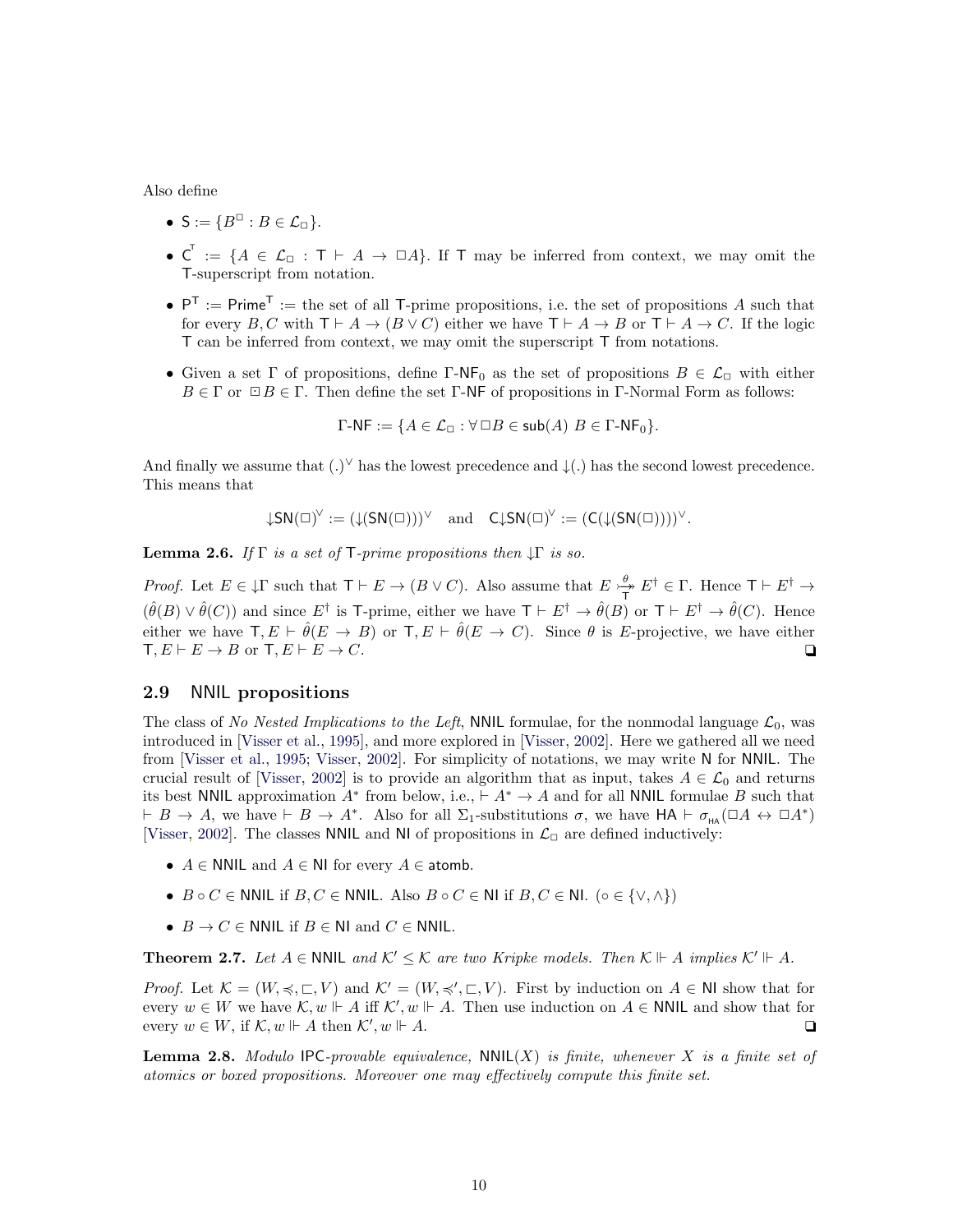Also define

- $\mathsf{S} := \{B^{\Box} : B \in \mathcal{L}_{\Box}\}$.
- $\mathsf{C}^{\mathsf{T}} := \{A \in \mathcal{L}_{\Box} : \mathsf{T} \vdash A \to \Box A\}$. If $\mathsf{T}$ may be inferred from context, we may omit the $\mathsf{T}$-superscript from notation.
- $\mathsf{P}^{\mathsf{T}} := \mathsf{Prime}^{\mathsf{T}} :=$ the set of all $\mathsf{T}$-prime propositions, i.e. the set of propositions $A$ such that for every $B, C$ with $\mathsf{T} \vdash A \to (B \vee C)$ either we have $\mathsf{T} \vdash A \to B$ or $\mathsf{T} \vdash A \to C$. If the logic $\mathsf{T}$ can be inferred from context, we may omit the superscript $\mathsf{T}$ from notations.
- Given a set $\Gamma$ of propositions, define $\Gamma\text{-}\mathsf{NF}_0$ as the set of propositions $B \in \mathcal{L}_{\Box}$ with either $B \in \Gamma$ or $\boxdot B \in \Gamma$. Then define the set $\Gamma\text{-}\mathsf{NF}$ of propositions in $\Gamma$-Normal Form as follows:

$$\Gamma\text{-}\mathsf{NF} := \{A \in \mathcal{L}_{\Box} : \forall \Box B \in \mathsf{sub}(A)\ B \in \Gamma\text{-}\mathsf{NF}_0\}.$$

And finally we assume that $(.)^{\vee}$ has the lowest precedence and $\downarrow(.)$ has the second lowest precedence. This means that

$$\downarrow\mathsf{SN}(\Box)^{\vee} := (\downarrow(\mathsf{SN}(\Box)))^{\vee} \quad \text{and} \quad \mathsf{C}\downarrow\mathsf{SN}(\Box)^{\vee} := (\mathsf{C}(\downarrow(\mathsf{SN}(\Box))))^{\vee}.$$

**Lemma 2.6.** *If $\Gamma$ is a set of $\mathsf{T}$-prime propositions then $\downarrow\Gamma$ is so.*

*Proof.* Let $E \in \downarrow\Gamma$ such that $\mathsf{T} \vdash E \to (B \vee C)$. Also assume that $E \overset{\theta}{\underset{\mathsf{T}}{\rightarrowtail}} E^{\dagger} \in \Gamma$. Hence $\mathsf{T} \vdash E^{\dagger} \to (\hat{\theta}(B) \vee \hat{\theta}(C))$ and since $E^{\dagger}$ is $\mathsf{T}$-prime, either we have $\mathsf{T} \vdash E^{\dagger} \to \hat{\theta}(B)$ or $\mathsf{T} \vdash E^{\dagger} \to \hat{\theta}(C)$. Hence either we have $\mathsf{T}, E \vdash \hat{\theta}(E \to B)$ or $\mathsf{T}, E \vdash \hat{\theta}(E \to C)$. Since $\theta$ is $E$-projective, we have either $\mathsf{T}, E \vdash E \to B$ or $\mathsf{T}, E \vdash E \to C$. ❏

## 2.9 NNIL propositions

The class of *No Nested Implications to the Left*, $\mathsf{NNIL}$ formulae, for the nonmodal language $\mathcal{L}_0$, was introduced in [Visser et al., 1995], and more explored in [Visser, 2002]. Here we gathered all we need from [Visser et al., 1995; Visser, 2002]. For simplicity of notations, we may write $\mathsf{N}$ for $\mathsf{NNIL}$. The crucial result of [Visser, 2002] is to provide an algorithm that as input, takes $A \in \mathcal{L}_0$ and returns its best $\mathsf{NNIL}$ approximation $A^*$ from below, i.e., $\vdash A^* \to A$ and for all $\mathsf{NNIL}$ formulae $B$ such that $\vdash B \to A$, we have $\vdash B \to A^*$. Also for all $\Sigma_1$-substitutions $\sigma$, we have $\mathsf{HA} \vdash \sigma_{_{\mathsf{HA}}}(\Box A \leftrightarrow \Box A^*)$ [Visser, 2002]. The classes $\mathsf{NNIL}$ and $\mathsf{NI}$ of propositions in $\mathcal{L}_{\Box}$ are defined inductively:

- $A \in \mathsf{NNIL}$ and $A \in \mathsf{NI}$ for every $A \in \mathsf{atomb}$.
- $B \circ C \in \mathsf{NNIL}$ if $B, C \in \mathsf{NNIL}$. Also $B \circ C \in \mathsf{NI}$ if $B, C \in \mathsf{NI}$. ($\circ \in \{\vee, \wedge\}$)
- $B \to C \in \mathsf{NNIL}$ if $B \in \mathsf{NI}$ and $C \in \mathsf{NNIL}$.

**Theorem 2.7.** *Let $A \in \mathsf{NNIL}$ and $\mathcal{K}' \leq \mathcal{K}$ are two Kripke models. Then $\mathcal{K} \Vdash A$ implies $\mathcal{K}' \Vdash A$.*

*Proof.* Let $\mathcal{K} = (W, \preccurlyeq, \sqsubset, V)$ and $\mathcal{K}' = (W, \preccurlyeq', \sqsubset, V)$. First by induction on $A \in \mathsf{NI}$ show that for every $w \in W$ we have $\mathcal{K}, w \Vdash A$ iff $\mathcal{K}', w \Vdash A$. Then use induction on $A \in \mathsf{NNIL}$ and show that for every $w \in W$, if $\mathcal{K}, w \Vdash A$ then $\mathcal{K}', w \Vdash A$. ❏

**Lemma 2.8.** *Modulo $\mathsf{IPC}$-provable equivalence, $\mathsf{NNIL}(X)$ is finite, whenever $X$ is a finite set of atomics or boxed propositions. Moreover one may effectively compute this finite set.*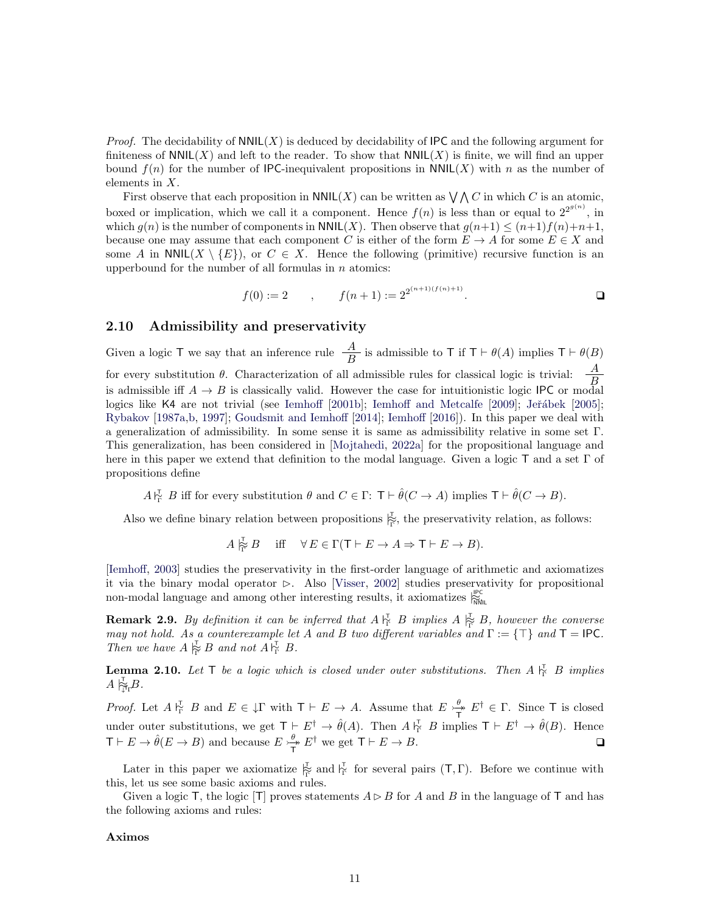*Proof.* The decidability of $\mathsf{NNIL}(X)$ is deduced by decidability of $\mathsf{IPC}$ and the following argument for finiteness of $\mathsf{NNIL}(X)$ and left to the reader. To show that $\mathsf{NNIL}(X)$ is finite, we will find an upper bound $f(n)$ for the number of $\mathsf{IPC}$-inequivalent propositions in $\mathsf{NNIL}(X)$ with $n$ as the number of elements in $X$.

First observe that each proposition in $\mathsf{NNIL}(X)$ can be written as $\bigvee\bigwedge C$ in which $C$ is an atomic, boxed or implication, which we call it a component. Hence $f(n)$ is less than or equal to $2^{2^{g(n)}}$, in which $g(n)$ is the number of components in $\mathsf{NNIL}(X)$. Then observe that $g(n+1) \leq (n+1)f(n)+n+1$, because one may assume that each component $C$ is either of the form $E \to A$ for some $E \in X$ and some $A$ in $\mathsf{NNIL}(X \setminus \{E\})$, or $C \in X$. Hence the following (primitive) recursive function is an upperbound for the number of all formulas in $n$ atomics:

$$f(0) := 2 \qquad , \qquad f(n+1) := 2^{2^{(n+1)(f(n)+1)}}.$$

❏

## 2.10 Admissibility and preservativity

Given a logic $\mathsf{T}$ we say that an inference rule $\dfrac{A}{B}$ is admissible to $\mathsf{T}$ if $\mathsf{T} \vdash \theta(A)$ implies $\mathsf{T} \vdash \theta(B)$ for every substitution $\theta$. Characterization of all admissible rules for classical logic is trivial: $\dfrac{A}{B}$ is admissible iff $A \to B$ is classically valid. However the case for intuitionistic logic $\mathsf{IPC}$ or modal logics like $\mathsf{K4}$ are not trivial (see Iemhoff [2001b]; Iemhoff and Metcalfe [2009]; Jeřábek [2005]; Rybakov [1987a,b, 1997]; Goudsmit and Iemhoff [2014]; Iemhoff [2016]). In this paper we deal with a generalization of admissibility. In some sense it is same as admissibility relative in some set $\Gamma$. This generalization, has been considered in [Mojtahedi, 2022a] for the propositional language and here in this paper we extend that definition to the modal language. Given a logic $\mathsf{T}$ and a set $\Gamma$ of propositions define

$$A \mathrel{|\!\sim}^{\mathsf{T}}_{\Gamma} B \text{ iff for every substitution } \theta \text{ and } C \in \Gamma\text{: } \mathsf{T} \vdash \hat{\theta}(C \to A) \text{ implies } \mathsf{T} \vdash \hat{\theta}(C \to B).$$

Also we define binary relation between propositions $\mathrel{|\!\approx}^{\mathsf{T}}_{\Gamma}$, the preservativity relation, as follows:

$$A \mathrel{|\!\approx}^{\mathsf{T}}_{\Gamma} B \quad \text{iff} \quad \forall E \in \Gamma(\mathsf{T} \vdash E \to A \Rightarrow \mathsf{T} \vdash E \to B).$$

[Iemhoff, 2003] studies the preservativity in the first-order language of arithmetic and axiomatizes it via the binary modal operator $\rhd$. Also [Visser, 2002] studies preservativity for propositional non-modal language and among other interesting results, it axiomatizes $\mathrel{|\!\approx}^{\mathsf{IPC}}_{\mathsf{NNIL}}$

**Remark 2.9.** *By definition it can be inferred that $A \mathrel{|\!\sim}^{\mathsf{T}}_{\Gamma} B$ implies $A \mathrel{|\!\approx}^{\mathsf{T}}_{\Gamma} B$, however the converse may not hold. As a counterexample let $A$ and $B$ two different variables and $\Gamma := \{\top\}$ and $\mathsf{T} = \mathsf{IPC}$. Then we have $A \mathrel{|\!\approx}^{\mathsf{T}}_{\Gamma} B$ and not $A \mathrel{|\!\sim}^{\mathsf{T}}_{\Gamma} B$.*

**Lemma 2.10.** *Let $\mathsf{T}$ be a logic which is closed under outer substitutions. Then $A \mathrel{|\!\sim}^{\mathsf{T}}_{\Gamma} B$ implies $A \mathrel{|\!\approx}^{\mathsf{T}}_{\downarrow\Gamma} B$.*

*Proof.* Let $A \mathrel{|\!\sim}^{\mathsf{T}}_{\Gamma} B$ and $E \in \downarrow\!\Gamma$ with $\mathsf{T} \vdash E \to A$. Assume that $E \overset{\theta}{\underset{\mathsf{T}}{\rightarrowtail}} E^\dagger \in \Gamma$. Since $\mathsf{T}$ is closed under outer substitutions, we get $\mathsf{T} \vdash E^\dagger \to \hat{\theta}(A)$. Then $A \mathrel{|\!\sim}^{\mathsf{T}}_{\Gamma} B$ implies $\mathsf{T} \vdash E^\dagger \to \hat{\theta}(B)$. Hence $\mathsf{T} \vdash E \to \hat{\theta}(E \to B)$ and because $E \overset{\theta}{\underset{\mathsf{T}}{\rightarrowtail}} E^\dagger$ we get $\mathsf{T} \vdash E \to B$. ❏

Later in this paper we axiomatize $\mathrel{|\!\approx}^{\mathsf{T}}_{\Gamma}$ and $\mathrel{|\!\sim}^{\mathsf{T}}_{\Gamma}$ for several pairs $(\mathsf{T}, \Gamma)$. Before we continue with this, let us see some basic axioms and rules.

Given a logic $\mathsf{T}$, the logic $[\mathsf{T}]$ proves statements $A \rhd B$ for $A$ and $B$ in the language of $\mathsf{T}$ and has the following axioms and rules:

**Aximos**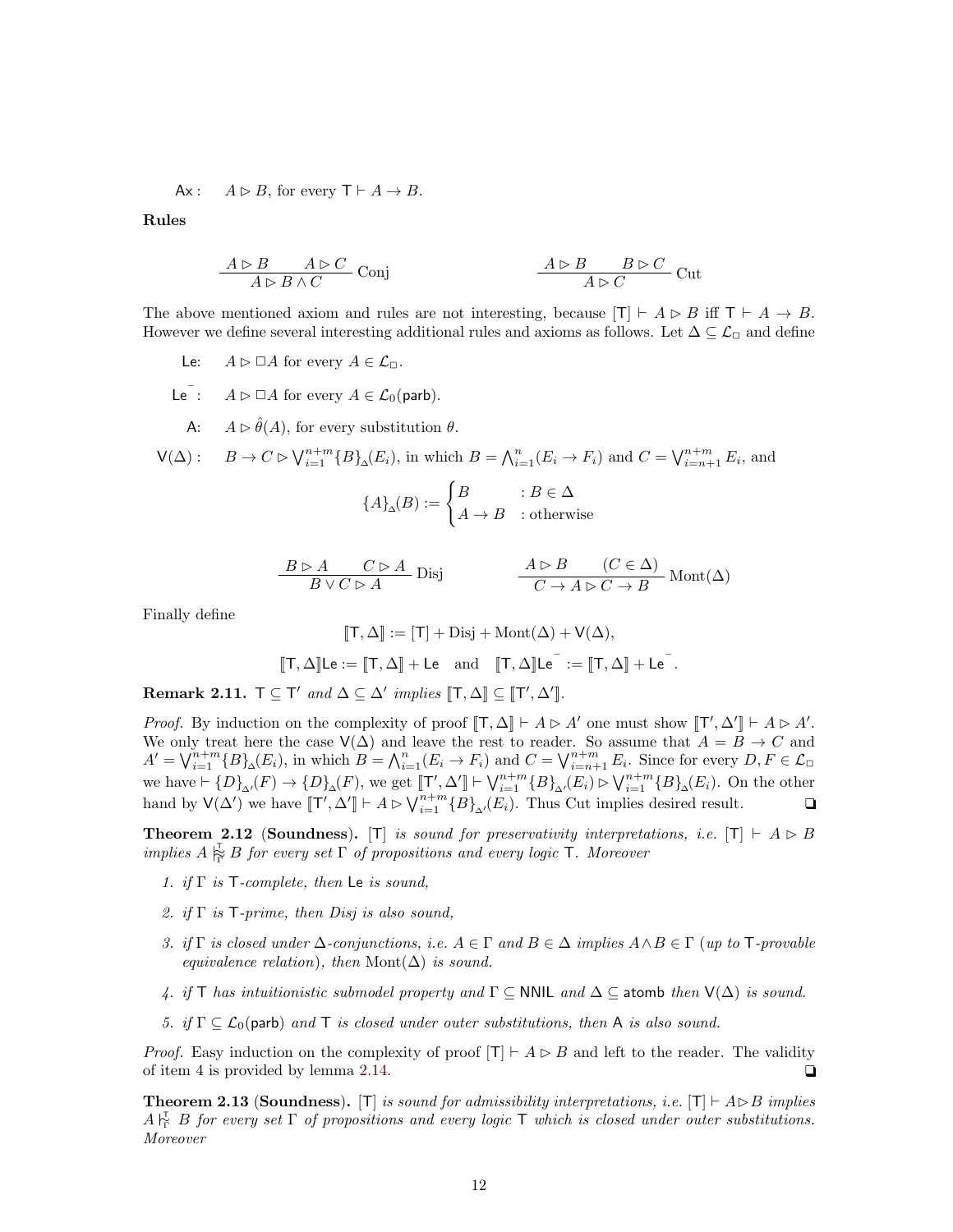Ax : $A \rhd B$, for every $\mathsf{T} \vdash A \to B$.

**Rules**

$$\frac{A \rhd B \qquad A \rhd C}{A \rhd B \wedge C}\ \text{Conj} \qquad\qquad \frac{A \rhd B \qquad B \rhd C}{A \rhd C}\ \text{Cut}$$

The above mentioned axiom and rules are not interesting, because $[\mathsf{T}] \vdash A \rhd B$ iff $\mathsf{T} \vdash A \to B$. However we define several interesting additional rules and axioms as follows. Let $\Delta \subseteq \mathcal{L}_\Box$ and define

Le: $A \rhd \Box A$ for every $A \in \mathcal{L}_\Box$.

$\mathsf{Le}^-$: $A \rhd \Box A$ for every $A \in \mathcal{L}_0(\mathsf{parb})$.

A: $A \rhd \hat{\theta}(A)$, for every substitution $\theta$.

$\mathsf{V}(\Delta)$: $B \to C \rhd \bigvee_{i=1}^{n+m} \{B\}_\Delta(E_i)$, in which $B = \bigwedge_{i=1}^{n}(E_i \to F_i)$ and $C = \bigvee_{i=n+1}^{n+m} E_i$, and

$$\{A\}_\Delta(B) := \begin{cases} B & : B \in \Delta \\ A \to B & : \text{otherwise} \end{cases}$$

$$\frac{B \rhd A \qquad C \rhd A}{B \vee C \rhd A}\ \text{Disj} \qquad\qquad \frac{A \rhd B \qquad (C \in \Delta)}{C \to A \rhd C \to B}\ \text{Mont}(\Delta)$$

Finally define

$$[\![\mathsf{T}, \Delta]\!] := [\mathsf{T}] + \text{Disj} + \text{Mont}(\Delta) + \mathsf{V}(\Delta),$$

$$[\![\mathsf{T}, \Delta]\!]\mathsf{Le} := [\![\mathsf{T}, \Delta]\!] + \mathsf{Le} \quad \text{and} \quad [\![\mathsf{T}, \Delta]\!]\mathsf{Le}^- := [\![\mathsf{T}, \Delta]\!] + \mathsf{Le}^-.$$

**Remark 2.11.** *$\mathsf{T} \subseteq \mathsf{T}'$ and $\Delta \subseteq \Delta'$ implies $[\![\mathsf{T}, \Delta]\!] \subseteq [\![\mathsf{T}', \Delta']\!]$.*

*Proof.* By induction on the complexity of proof $[\![\mathsf{T}, \Delta]\!] \vdash A \rhd A'$ one must show $[\![\mathsf{T}', \Delta']\!] \vdash A \rhd A'$. We only treat here the case $\mathsf{V}(\Delta)$ and leave the rest to reader. So assume that $A = B \to C$ and $A' = \bigvee_{i=1}^{n+m} \{B\}_\Delta(E_i)$, in which $B = \bigwedge_{i=1}^{n}(E_i \to F_i)$ and $C = \bigvee_{i=n+1}^{n+m} E_i$. Since for every $D, F \in \mathcal{L}_\Box$ we have $\vdash \{D\}_{\Delta'}(F) \to \{D\}_\Delta(F)$, we get $[\![\mathsf{T}', \Delta']\!] \vdash \bigvee_{i=1}^{n+m} \{B\}_{\Delta'}(E_i) \rhd \bigvee_{i=1}^{n+m} \{B\}_\Delta(E_i)$. On the other hand by $\mathsf{V}(\Delta')$ we have $[\![\mathsf{T}', \Delta']\!] \vdash A \rhd \bigvee_{i=1}^{n+m} \{B\}_{\Delta'}(E_i)$. Thus Cut implies desired result. ❏

**Theorem 2.12 (Soundness).** *$[\mathsf{T}]$ is sound for preservativity interpretations, i.e. $[\mathsf{T}] \vdash A \rhd B$ implies $A \mathrel{|\!\!\!\approx^{\mathsf{T}}_{\Gamma}} B$ for every set $\Gamma$ of propositions and every logic $\mathsf{T}$. Moreover*

1. *if $\Gamma$ is $\mathsf{T}$-complete, then $\mathsf{Le}$ is sound,*
2. *if $\Gamma$ is $\mathsf{T}$-prime, then Disj is also sound,*
3. *if $\Gamma$ is closed under $\Delta$-conjunctions, i.e. $A \in \Gamma$ and $B \in \Delta$ implies $A \wedge B \in \Gamma$ (up to $\mathsf{T}$-provable equivalence relation), then $\text{Mont}(\Delta)$ is sound.*
4. *if $\mathsf{T}$ has intuitionistic submodel property and $\Gamma \subseteq \mathsf{NNIL}$ and $\Delta \subseteq \mathsf{atomb}$ then $\mathsf{V}(\Delta)$ is sound.*
5. *if $\Gamma \subseteq \mathcal{L}_0(\mathsf{parb})$ and $\mathsf{T}$ is closed under outer substitutions, then $\mathsf{A}$ is also sound.*

*Proof.* Easy induction on the complexity of proof $[\mathsf{T}] \vdash A \rhd B$ and left to the reader. The validity of item 4 is provided by lemma 2.14. ❏

**Theorem 2.13 (Soundness).** *$[\mathsf{T}]$ is sound for admissibility interpretations, i.e. $[\mathsf{T}] \vdash A \rhd B$ implies $A \mathrel{|\!\!\sim^{\mathsf{T}}_{\Gamma}} B$ for every set $\Gamma$ of propositions and every logic $\mathsf{T}$ which is closed under outer substitutions. Moreover*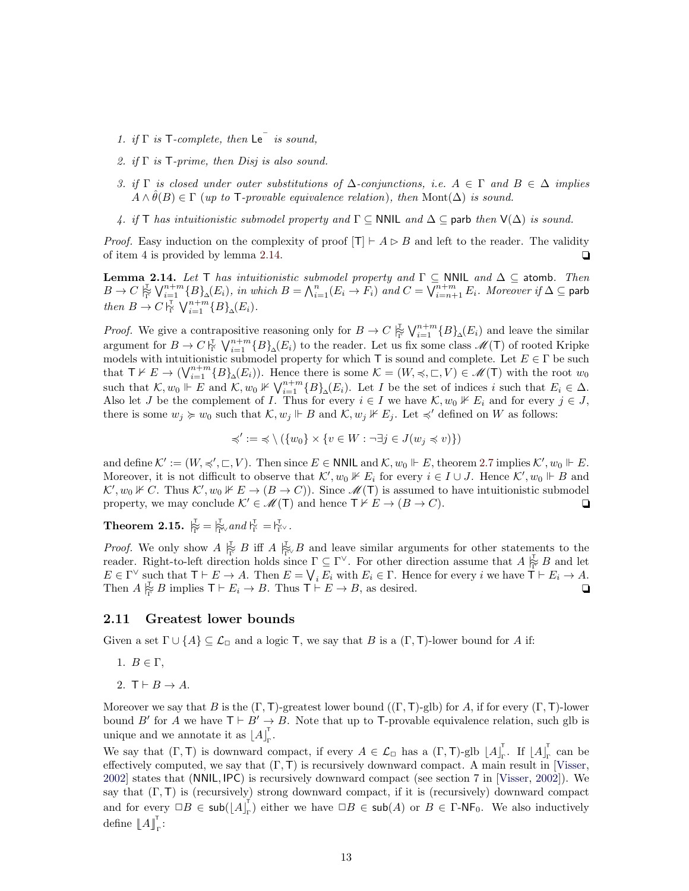1. *if $\Gamma$ is $\mathsf{T}$-complete, then $\mathsf{Le}^{-}$ is sound,*
2. *if $\Gamma$ is $\mathsf{T}$-prime, then Disj is also sound.*
3. *if $\Gamma$ is closed under outer substitutions of $\Delta$-conjunctions, i.e. $A \in \Gamma$ and $B \in \Delta$ implies $A \wedge \hat{\theta}(B) \in \Gamma$ (up to $\mathsf{T}$-provable equivalence relation), then $\mathrm{Mont}(\Delta)$ is sound.*
4. *if $\mathsf{T}$ has intuitionistic submodel property and $\Gamma \subseteq \mathsf{NNIL}$ and $\Delta \subseteq \mathsf{parb}$ then $\mathsf{V}(\Delta)$ is sound.*

*Proof.* Easy induction on the complexity of proof $[\mathsf{T}] \vdash A \rhd B$ and left to the reader. The validity of item 4 is provided by lemma 2.14. ❏

**Lemma 2.14.** *Let $\mathsf{T}$ has intuitionistic submodel property and $\Gamma \subseteq \mathsf{NNIL}$ and $\Delta \subseteq \mathsf{atomb}$. Then $B \to C \mathrel{|\!\!\approx^{\mathsf{T}}_{\Gamma}} \bigvee_{i=1}^{n+m} \{B\}_{\Delta}(E_i)$, in which $B = \bigwedge_{i=1}^{n}(E_i \to F_i)$ and $C = \bigvee_{i=n+1}^{n+m} E_i$. Moreover if $\Delta \subseteq \mathsf{parb}$ then $B \to C \mathrel{|\!\!\sim^{\mathsf{T}}_{\Gamma}} \bigvee_{i=1}^{n+m} \{B\}_{\Delta}(E_i)$.*

*Proof.* We give a contrapositive reasoning only for $B \to C \mathrel{|\!\!\approx^{\mathsf{T}}_{\Gamma}} \bigvee_{i=1}^{n+m} \{B\}_{\Delta}(E_i)$ and leave the similar argument for $B \to C \mathrel{|\!\!\sim^{\mathsf{T}}_{\Gamma}} \bigvee_{i=1}^{n+m} \{B\}_{\Delta}(E_i)$ to the reader. Let us fix some class $\mathscr{M}(\mathsf{T})$ of rooted Kripke models with intuitionistic submodel property for which $\mathsf{T}$ is sound and complete. Let $E \in \Gamma$ be such that $\mathsf{T} \nvdash E \to (\bigvee_{i=1}^{n+m} \{B\}_{\Delta}(E_i))$. Hence there is some $\mathcal{K} = (W, \preccurlyeq, \sqsubset, V) \in \mathscr{M}(\mathsf{T})$ with the root $w_0$ such that $\mathcal{K}, w_0 \Vdash E$ and $\mathcal{K}, w_0 \nVdash \bigvee_{i=1}^{n+m} \{B\}_{\Delta}(E_i)$. Let $I$ be the set of indices $i$ such that $E_i \in \Delta$. Also let $J$ be the complement of $I$. Thus for every $i \in I$ we have $\mathcal{K}, w_0 \nVdash E_i$ and for every $j \in J$, there is some $w_j \succcurlyeq w_0$ such that $\mathcal{K}, w_j \Vdash B$ and $\mathcal{K}, w_j \nVdash E_j$. Let $\preccurlyeq'$ defined on $W$ as follows:

$$\preccurlyeq' := \preccurlyeq \setminus (\{w_0\} \times \{v \in W : \neg \exists j \in J (w_j \preccurlyeq v)\})$$

and define $\mathcal{K}' := (W, \preccurlyeq', \sqsubset, V)$. Then since $E \in \mathsf{NNIL}$ and $\mathcal{K}, w_0 \Vdash E$, theorem 2.7 implies $\mathcal{K}', w_0 \Vdash E$. Moreover, it is not difficult to observe that $\mathcal{K}', w_0 \nVdash E_i$ for every $i \in I \cup J$. Hence $\mathcal{K}', w_0 \Vdash B$ and $\mathcal{K}', w_0 \nVdash C$. Thus $\mathcal{K}', w_0 \nVdash E \to (B \to C)$). Since $\mathscr{M}(\mathsf{T})$ is assumed to have intuitionistic submodel property, we may conclude $\mathcal{K}' \in \mathscr{M}(\mathsf{T})$ and hence $\mathsf{T} \nvdash E \to (B \to C)$. ❏

**Theorem 2.15.** $\mathrel{|\!\!\approx^{\mathsf{T}}_{\Gamma}} = \mathrel{|\!\!\approx^{\mathsf{T}}_{\Gamma^{\vee}}}$ *and* $\mathrel{|\!\!\sim^{\mathsf{T}}_{\Gamma}} = \mathrel{|\!\!\sim^{\mathsf{T}}_{\Gamma^{\vee}}}$.

*Proof.* We only show $A \mathrel{|\!\!\approx^{\mathsf{T}}_{\Gamma}} B$ iff $A \mathrel{|\!\!\approx^{\mathsf{T}}_{\Gamma^{\vee}}} B$ and leave similar arguments for other statements to the reader. Right-to-left direction holds since $\Gamma \subseteq \Gamma^{\vee}$. For other direction assume that $A \mathrel{|\!\!\approx^{\mathsf{T}}_{\Gamma}} B$ and let $E \in \Gamma^{\vee}$ such that $\mathsf{T} \vdash E \to A$. Then $E = \bigvee_i E_i$ with $E_i \in \Gamma$. Hence for every $i$ we have $\mathsf{T} \vdash E_i \to A$. Then $A \mathrel{|\!\!\approx^{\mathsf{T}}_{\Gamma}} B$ implies $\mathsf{T} \vdash E_i \to B$. Thus $\mathsf{T} \vdash E \to B$, as desired. ❏

## 2.11 Greatest lower bounds

Given a set $\Gamma \cup \{A\} \subseteq \mathcal{L}_{\Box}$ and a logic $\mathsf{T}$, we say that $B$ is a $(\Gamma, \mathsf{T})$-lower bound for $A$ if:

1. $B \in \Gamma$,
2. $\mathsf{T} \vdash B \to A$.

Moreover we say that $B$ is the $(\Gamma, \mathsf{T})$-greatest lower bound ($(\Gamma, \mathsf{T})$-glb) for $A$, if for every $(\Gamma, \mathsf{T})$-lower bound $B'$ for $A$ we have $\mathsf{T} \vdash B' \to B$. Note that up to $\mathsf{T}$-provable equivalence relation, such glb is unique and we annotate it as $\lfloor A \rfloor^{\mathsf{T}}_{\Gamma}$.

We say that $(\Gamma, \mathsf{T})$ is downward compact, if every $A \in \mathcal{L}_{\Box}$ has a $(\Gamma, \mathsf{T})$-glb $\lfloor A \rfloor^{\mathsf{T}}_{\Gamma}$. If $\lfloor A \rfloor^{\mathsf{T}}_{\Gamma}$ can be effectively computed, we say that $(\Gamma, \mathsf{T})$ is recursively downward compact. A main result in [Visser, 2002] states that $(\mathsf{NNIL}, \mathsf{IPC})$ is recursively downward compact (see section 7 in [Visser, 2002]). We say that $(\Gamma, \mathsf{T})$ is (recursively) strong downward compact, if it is (recursively) downward compact and for every $\Box B \in \mathsf{sub}(\lfloor A \rfloor^{\mathsf{T}}_{\Gamma})$ either we have $\Box B \in \mathsf{sub}(A)$ or $B \in \Gamma\text{-}\mathsf{NF}_0$. We also inductively define $\llbracket A \rrbracket^{\mathsf{T}}_{\Gamma}$: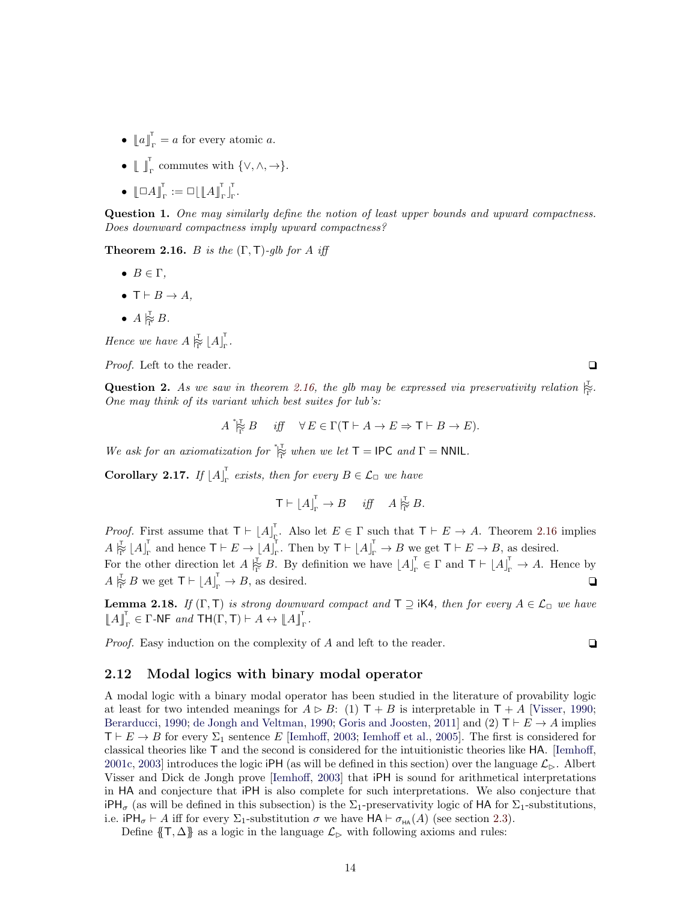- $\llbracket a \rrbracket^{\mathsf{T}}_{\Gamma} = a$ for every atomic $a$.
- $\llbracket \ \rrbracket^{\mathsf{T}}_{\Gamma}$ commutes with $\{\vee, \wedge, \to\}$.
- $\llbracket \Box A \rrbracket^{\mathsf{T}}_{\Gamma} := \Box \lfloor \llbracket A \rrbracket^{\mathsf{T}}_{\Gamma} \rfloor^{\mathsf{T}}_{\Gamma}$.

**Question 1.** *One may similarly define the notion of least upper bounds and upward compactness. Does downward compactness imply upward compactness?*

**Theorem 2.16.** *$B$ is the $(\Gamma, \mathsf{T})$-glb for $A$ iff*

- *$B \in \Gamma$,*
- *$\mathsf{T} \vdash B \to A$,*
- *$A \mathrel{|\!\!\!\approx^{\mathsf{T}}_{\Gamma}} B$.*

*Hence we have $A \mathrel{|\!\!\!\approx^{\mathsf{T}}_{\Gamma}} \lfloor A \rfloor^{\mathsf{T}}_{\Gamma}$.*

*Proof.* Left to the reader. ❑

**Question 2.** *As we saw in theorem 2.16, the glb may be expressed via preservativity relation $\mathrel{|\!\!\!\approx^{\mathsf{T}}_{\Gamma}}$. One may think of its variant which best suites for lub's:*

$$A \mathrel{{}^{*}|\!\!\!\approx^{\mathsf{T}}_{\Gamma}} B \quad \textit{iff} \quad \forall E \in \Gamma(\mathsf{T} \vdash A \to E \Rightarrow \mathsf{T} \vdash B \to E).$$

*We ask for an axiomatization for $\mathrel{{}^{*}|\!\!\!\approx^{\mathsf{T}}_{\Gamma}}$ when we let $\mathsf{T} = \mathsf{IPC}$ and $\Gamma = \mathsf{NNIL}$.*

**Corollary 2.17.** *If $\lfloor A \rfloor^{\mathsf{T}}_{\Gamma}$ exists, then for every $B \in \mathcal{L}_{\Box}$ we have*

$$\mathsf{T} \vdash \lfloor A \rfloor^{\mathsf{T}}_{\Gamma} \to B \quad \textit{iff} \quad A \mathrel{|\!\!\!\approx^{\mathsf{T}}_{\Gamma}} B.$$

*Proof.* First assume that $\mathsf{T} \vdash \lfloor A \rfloor^{\mathsf{T}}_{\Gamma}$. Also let $E \in \Gamma$ such that $\mathsf{T} \vdash E \to A$. Theorem 2.16 implies $A \mathrel{|\!\!\!\approx^{\mathsf{T}}_{\Gamma}} \lfloor A \rfloor^{\mathsf{T}}_{\Gamma}$ and hence $\mathsf{T} \vdash E \to \lfloor A \rfloor^{\mathsf{T}}_{\Gamma}$. Then by $\mathsf{T} \vdash \lfloor A \rfloor^{\mathsf{T}}_{\Gamma} \to B$ we get $\mathsf{T} \vdash E \to B$, as desired.
For the other direction let $A \mathrel{|\!\!\!\approx^{\mathsf{T}}_{\Gamma}} B$. By definition we have $\lfloor A \rfloor^{\mathsf{T}}_{\Gamma} \in \Gamma$ and $\mathsf{T} \vdash \lfloor A \rfloor^{\mathsf{T}}_{\Gamma} \to A$. Hence by $A \mathrel{|\!\!\!\approx^{\mathsf{T}}_{\Gamma}} B$ we get $\mathsf{T} \vdash \lfloor A \rfloor^{\mathsf{T}}_{\Gamma} \to B$, as desired. ❑

**Lemma 2.18.** *If $(\Gamma, \mathsf{T})$ is strong downward compact and $\mathsf{T} \supseteq \mathsf{iK4}$, then for every $A \in \mathcal{L}_{\Box}$ we have $\llbracket A \rrbracket^{\mathsf{T}}_{\Gamma} \in \Gamma\text{-}\mathsf{NF}$ and $\mathsf{TH}(\Gamma, \mathsf{T}) \vdash A \leftrightarrow \llbracket A \rrbracket^{\mathsf{T}}_{\Gamma}$.*

*Proof.* Easy induction on the complexity of $A$ and left to the reader. ❑

### 2.12 Modal logics with binary modal operator

A modal logic with a binary modal operator has been studied in the literature of provability logic at least for two intended meanings for $A \rhd B$: (1) $\mathsf{T} + B$ is interpretable in $\mathsf{T} + A$ [Visser, 1990; Berarducci, 1990; de Jongh and Veltman, 1990; Goris and Joosten, 2011] and (2) $\mathsf{T} \vdash E \to A$ implies $\mathsf{T} \vdash E \to B$ for every $\Sigma_1$ sentence $E$ [Iemhoff, 2003; Iemhoff et al., 2005]. The first is considered for classical theories like $\mathsf{T}$ and the second is considered for the intuitionistic theories like $\mathsf{HA}$. [Iemhoff, 2001c, 2003] introduces the logic $\mathsf{iPH}$ (as will be defined in this section) over the language $\mathcal{L}_{\rhd}$. Albert Visser and Dick de Jongh prove [Iemhoff, 2003] that $\mathsf{iPH}$ is sound for arithmetical interpretations in $\mathsf{HA}$ and conjecture that $\mathsf{iPH}$ is also complete for such interpretations. We also conjecture that $\mathsf{iPH}_{\sigma}$ (as will be defined in this subsection) is the $\Sigma_1$-preservativity logic of $\mathsf{HA}$ for $\Sigma_1$-substitutions, i.e. $\mathsf{iPH}_{\sigma} \vdash A$ iff for every $\Sigma_1$-substitution $\sigma$ we have $\mathsf{HA} \vdash \sigma_{\mathsf{HA}}(A)$ (see section 2.3).

Define $\{\!\{\mathsf{T}, \Delta\}\!\}$ as a logic in the language $\mathcal{L}_{\rhd}$ with following axioms and rules: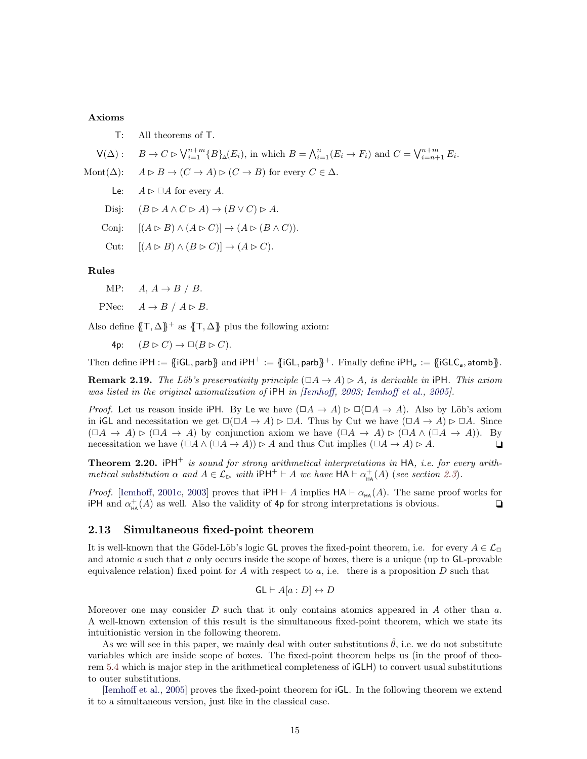**Axioms**

T: All theorems of $\mathsf{T}$.

$\mathsf{V}(\Delta)$ : $B \to C \rhd \bigvee_{i=1}^{n+m} \{B\}_{\Delta}(E_i)$, in which $B = \bigwedge_{i=1}^{n}(E_i \to F_i)$ and $C = \bigvee_{i=n+1}^{n+m} E_i$.

Mont($\Delta$): $A \rhd B \to (C \to A) \rhd (C \to B)$ for every $C \in \Delta$.

Le: $A \rhd \Box A$ for every $A$.

Disj: $(B \rhd A \wedge C \rhd A) \to (B \vee C) \rhd A$.

Conj: $[(A \rhd B) \wedge (A \rhd C)] \to (A \rhd (B \wedge C))$.

Cut: $[(A \rhd B) \wedge (B \rhd C)] \to (A \rhd C)$.

**Rules**

MP: $A,\ A \to B\ /\ B$.

PNec: $A \to B\ /\ A \rhd B$.

Also define $\{\!\{\mathsf{T}, \Delta\}\!\}^+$ as $\{\!\{\mathsf{T}, \Delta\}\!\}$ plus the following axiom:

4p: $(B \rhd C) \to \Box(B \rhd C)$.

Then define $\mathsf{iPH} := \{\!\{\mathsf{iGL}, \mathsf{parb}\}\!\}$ and $\mathsf{iPH}^+ := \{\!\{\mathsf{iGL}, \mathsf{parb}\}\!\}^+$. Finally define $\mathsf{iPH}_\sigma := \{\!\{\mathsf{iGLC_a}, \mathsf{atomb}\}\!\}$.

**Remark 2.19.** *The Löb's preservativity principle* $(\Box A \to A) \rhd A$*, is derivable in* $\mathsf{iPH}$*. This axiom was listed in the original axiomatization of* $\mathsf{iPH}$ *in [Iemhoff, 2003; Iemhoff et al., 2005].*

*Proof.* Let us reason inside $\mathsf{iPH}$. By Le we have $(\Box A \to A) \rhd \Box(\Box A \to A)$. Also by Löb's axiom in $\mathsf{iGL}$ and necessitation we get $\Box(\Box A \to A) \rhd \Box A$. Thus by Cut we have $(\Box A \to A) \rhd \Box A$. Since $(\Box A \to A) \rhd (\Box A \to A)$ by conjunction axiom we have $(\Box A \to A) \rhd (\Box A \wedge (\Box A \to A))$. By necessitation we have $(\Box A \wedge (\Box A \to A)) \rhd A$ and thus Cut implies $(\Box A \to A) \rhd A$. ❑

**Theorem 2.20.** $\mathsf{iPH}^+$ *is sound for strong arithmetical interpretations in* $\mathsf{HA}$*, i.e. for every arithmetical substitution* $\alpha$ *and* $A \in \mathcal{L}_\rhd$ *with* $\mathsf{iPH}^+ \vdash A$ *we have* $\mathsf{HA} \vdash \alpha^+_{\mathsf{HA}}(A)$ *(see section 2.3).*

*Proof.* [Iemhoff, 2001c, 2003] proves that $\mathsf{iPH} \vdash A$ implies $\mathsf{HA} \vdash \alpha_{\mathsf{HA}}(A)$. The same proof works for $\mathsf{iPH}$ and $\alpha^+_{\mathsf{HA}}(A)$ as well. Also the validity of 4p for strong interpretations is obvious. ❑

## 2.13 Simultaneous fixed-point theorem

It is well-known that the Gödel-Löb's logic $\mathsf{GL}$ proves the fixed-point theorem, i.e. for every $A \in \mathcal{L}_\Box$ and atomic $a$ such that $a$ only occurs inside the scope of boxes, there is a unique (up to $\mathsf{GL}$-provable equivalence relation) fixed point for $A$ with respect to $a$, i.e. there is a proposition $D$ such that

$$\mathsf{GL} \vdash A[a : D] \leftrightarrow D$$

Moreover one may consider $D$ such that it only contains atomics appeared in $A$ other than $a$. A well-known extension of this result is the simultaneous fixed-point theorem, which we state its intuitionistic version in the following theorem.

As we will see in this paper, we mainly deal with outer substitutions $\hat{\theta}$, i.e. we do not substitute variables which are inside scope of boxes. The fixed-point theorem helps us (in the proof of theorem 5.4 which is major step in the arithmetical completeness of $\mathsf{iGLH}$) to convert usual substitutions to outer substitutions.

[Iemhoff et al., 2005] proves the fixed-point theorem for $\mathsf{iGL}$. In the following theorem we extend it to a simultaneous version, just like in the classical case.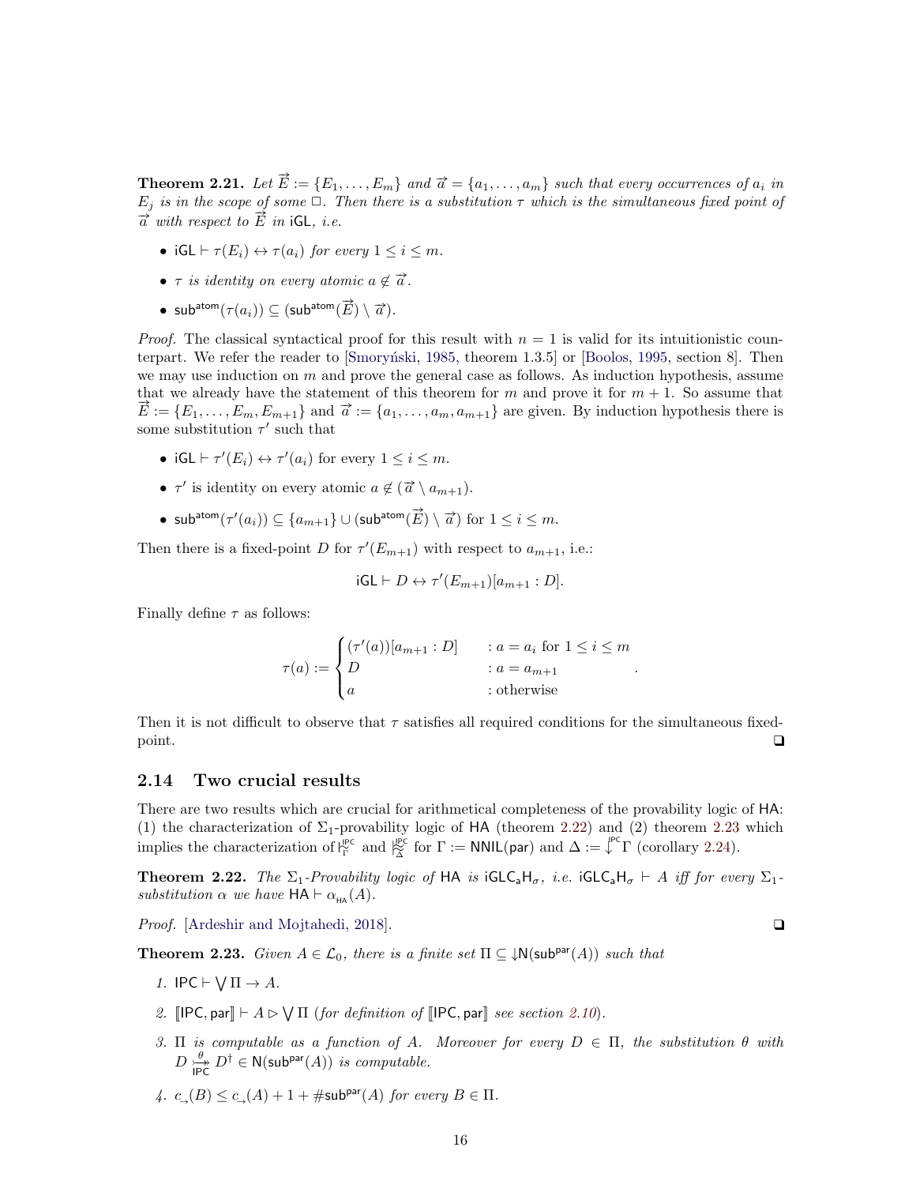**Theorem 2.21.** *Let $\overrightarrow{E} := \{E_1, \ldots, E_m\}$ and $\overrightarrow{a} = \{a_1, \ldots, a_m\}$ such that every occurrences of $a_i$ in $E_j$ is in the scope of some $\Box$. Then there is a substitution $\tau$ which is the simultaneous fixed point of $\overrightarrow{a}$ with respect to $\overrightarrow{E}$ in* $\mathsf{iGL}$*, i.e.*

- $\mathsf{iGL} \vdash \tau(E_i) \leftrightarrow \tau(a_i)$ *for every* $1 \leq i \leq m$.
- $\tau$ *is identity on every atomic* $a \notin \overrightarrow{a}$.
- $\mathsf{sub}^{\mathsf{atom}}(\tau(a_i)) \subseteq (\mathsf{sub}^{\mathsf{atom}}(\overrightarrow{E}) \setminus \overrightarrow{a})$.

*Proof.* The classical syntactical proof for this result with $n = 1$ is valid for its intuitionistic counterpart. We refer the reader to [Smoryński, 1985, theorem 1.3.5] or [Boolos, 1995, section 8]. Then we may use induction on $m$ and prove the general case as follows. As induction hypothesis, assume that we already have the statement of this theorem for $m$ and prove it for $m + 1$. So assume that $\overrightarrow{E} := \{E_1, \ldots, E_m, E_{m+1}\}$ and $\overrightarrow{a} := \{a_1, \ldots, a_m, a_{m+1}\}$ are given. By induction hypothesis there is some substitution $\tau'$ such that

- $\mathsf{iGL} \vdash \tau'(E_i) \leftrightarrow \tau'(a_i)$ for every $1 \leq i \leq m$.
- $\tau'$ is identity on every atomic $a \notin (\overrightarrow{a} \setminus a_{m+1})$.
- $\mathsf{sub}^{\mathsf{atom}}(\tau'(a_i)) \subseteq \{a_{m+1}\} \cup (\mathsf{sub}^{\mathsf{atom}}(\overrightarrow{E}) \setminus \overrightarrow{a})$ for $1 \leq i \leq m$.

Then there is a fixed-point $D$ for $\tau'(E_{m+1})$ with respect to $a_{m+1}$, i.e.:

$$\mathsf{iGL} \vdash D \leftrightarrow \tau'(E_{m+1})[a_{m+1} : D].$$

Finally define $\tau$ as follows:

$$\tau(a) := \begin{cases} (\tau'(a))[a_{m+1} : D] & : a = a_i \text{ for } 1 \leq i \leq m \\ D & : a = a_{m+1} \\ a & : \text{otherwise} \end{cases}.$$

Then it is not difficult to observe that $\tau$ satisfies all required conditions for the simultaneous fixed-point. ❑

### 2.14 Two crucial results

There are two results which are crucial for arithmetical completeness of the provability logic of $\mathsf{HA}$: (1) the characterization of $\Sigma_1$-provability logic of $\mathsf{HA}$ (theorem 2.22) and (2) theorem 2.23 which implies the characterization of $\mathrel{|\!\!\sim}^{\mathsf{IPC}}_{\Gamma}$ and $\mathrel{|\!\!\approx}^{\mathsf{IPC}}_{\Delta}$ for $\Gamma := \mathsf{NNIL}(\mathsf{par})$ and $\Delta := \downarrow^{\mathsf{IPC}}\Gamma$ (corollary 2.24).

**Theorem 2.22.** *The $\Sigma_1$-Provability logic of* $\mathsf{HA}$ *is* $\mathsf{iGLC_aH_\sigma}$*, i.e.* $\mathsf{iGLC_aH_\sigma} \vdash A$ *iff for every $\Sigma_1$-substitution $\alpha$ we have* $\mathsf{HA} \vdash \alpha_{\mathsf{HA}}(A)$.

*Proof.* [Ardeshir and Mojtahedi, 2018]. ❑

**Theorem 2.23.** *Given $A \in \mathcal{L}_0$, there is a finite set $\Pi \subseteq \downarrow\!\mathsf{N}(\mathsf{sub}^{\mathsf{par}}(A))$ such that*

1. $\mathsf{IPC} \vdash \bigvee \Pi \to A$.
2. $[\![\mathsf{IPC}, \mathsf{par}]\!] \vdash A \rhd \bigvee \Pi$ *(for definition of* $[\![\mathsf{IPC}, \mathsf{par}]\!]$ *see section 2.10).*
3. *$\Pi$ is computable as a function of $A$. Moreover for every $D \in \Pi$, the substitution $\theta$ with $D \overset{\theta}{\underset{\mathsf{IPC}}{\rightarrowtail\!\!\!\!\twoheadrightarrow}} D^\dagger \in \mathsf{N}(\mathsf{sub}^{\mathsf{par}}(A))$ is computable.*
4. $c_{\to}(B) \leq c_{\to}(A) + 1 + \#\mathsf{sub}^{\mathsf{par}}(A)$ *for every* $B \in \Pi$.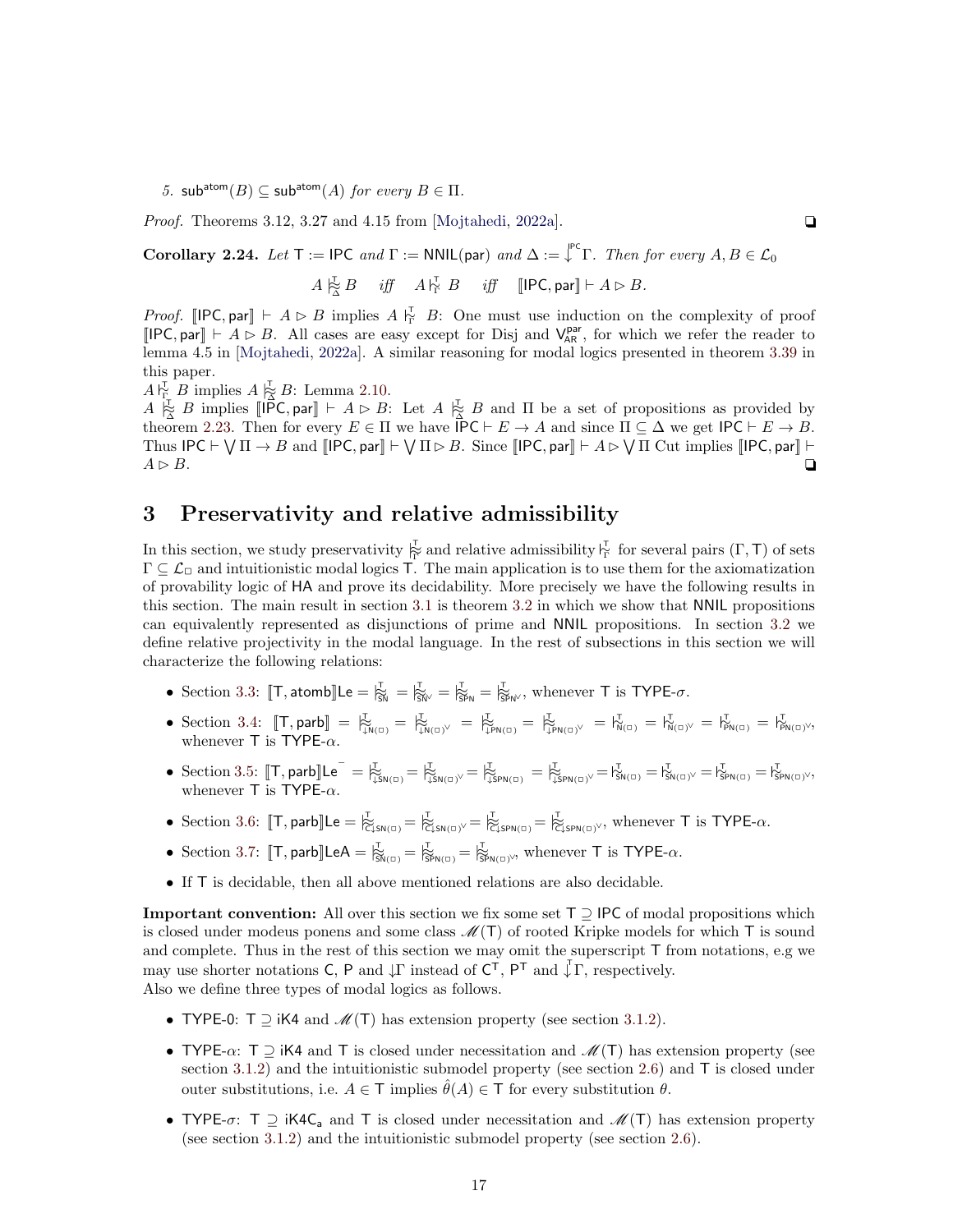5. $\mathsf{sub}^{\mathsf{atom}}(B) \subseteq \mathsf{sub}^{\mathsf{atom}}(A)$ *for every* $B \in \Pi$.

*Proof.* Theorems 3.12, 3.27 and 4.15 from [Mojtahedi, 2022a]. ❑

**Corollary 2.24.** *Let* $\mathsf{T} := \mathsf{IPC}$ *and* $\Gamma := \mathsf{NNIL}(\mathsf{par})$ *and* $\Delta := \overset{\mathsf{IPC}}{\downarrow}\Gamma$*. Then for every* $A, B \in \mathcal{L}_0$

$$A \mathrel{\substack{\mathsf{T}\\ \approx\\ \Delta}} B \quad \textit{iff} \quad A \mathrel{|\!\sim^{\mathsf{T}}_{\Gamma}} B \quad \textit{iff} \quad [\![\mathsf{IPC}, \mathsf{par}]\!] \vdash A \rhd B.$$

*Proof.* $[\![\mathsf{IPC}, \mathsf{par}]\!] \vdash A \rhd B$ implies $A \mathrel{|\!\sim^{\mathsf{T}}_{\Gamma}} B$: One must use induction on the complexity of proof $[\![\mathsf{IPC}, \mathsf{par}]\!] \vdash A \rhd B$. All cases are easy except for Disj and $\mathsf{V}^{\mathsf{par}}_{\mathsf{AR}}$, for which we refer the reader to lemma 4.5 in [Mojtahedi, 2022a]. A similar reasoning for modal logics presented in theorem 3.39 in this paper.
$A \mathrel{|\!\sim^{\mathsf{T}}_{\Gamma}} B$ implies $A \mathrel{\substack{\mathsf{T}\\ \approx\\ \Delta}} B$: Lemma 2.10.
$A \mathrel{\substack{\mathsf{T}\\ \approx\\ \Delta}} B$ implies $[\![\mathsf{IPC}, \mathsf{par}]\!] \vdash A \rhd B$: Let $A \mathrel{\substack{\mathsf{T}\\ \approx\\ \Delta}} B$ and $\Pi$ be a set of propositions as provided by theorem 2.23. Then for every $E \in \Pi$ we have $\mathsf{IPC} \vdash E \to A$ and since $\Pi \subseteq \Delta$ we get $\mathsf{IPC} \vdash E \to B$. Thus $\mathsf{IPC} \vdash \bigvee \Pi \to B$ and $[\![\mathsf{IPC}, \mathsf{par}]\!] \vdash \bigvee \Pi \rhd B$. Since $[\![\mathsf{IPC}, \mathsf{par}]\!] \vdash A \rhd \bigvee \Pi$ Cut implies $[\![\mathsf{IPC}, \mathsf{par}]\!] \vdash A \rhd B$. ❑

# 3 Preservativity and relative admissibility

In this section, we study preservativity $\mathrel{\substack{\mathsf{T}\\ \approx\\ \Gamma}}$ and relative admissibility $\mathrel{|\!\sim^{\mathsf{T}}_{\Gamma}}$ for several pairs $(\Gamma, \mathsf{T})$ of sets $\Gamma \subseteq \mathcal{L}_\Box$ and intuitionistic modal logics $\mathsf{T}$. The main application is to use them for the axiomatization of provability logic of $\mathsf{HA}$ and prove its decidability. More precisely we have the following results in this section. The main result in section 3.1 is theorem 3.2 in which we show that $\mathsf{NNIL}$ propositions can equivalently represented as disjunctions of prime and $\mathsf{NNIL}$ propositions. In section 3.2 we define relative projectivity in the modal language. In the rest of subsections in this section we will characterize the following relations:

- Section 3.3: $[\![\mathsf{T}, \mathsf{atomb}]\!]\mathsf{Le} = \mathrel{\substack{\mathsf{T}\\ \approx\\ \mathsf{SN}}} = \mathrel{\substack{\mathsf{T}\\ \approx\\ \mathsf{SN}^\vee}} = \mathrel{\substack{\mathsf{T}\\ \approx\\ \mathsf{SPN}}} = \mathrel{\substack{\mathsf{T}\\ \approx\\ \mathsf{SPN}^\vee}}$, whenever $\mathsf{T}$ is $\mathsf{TYPE}$-$\sigma$.
- Section 3.4: $[\![\mathsf{T}, \mathsf{parb}]\!] = \mathrel{\substack{\mathsf{T}\\ \approx\\ \downarrow\mathsf{N}(\Box)}} = \mathrel{\substack{\mathsf{T}\\ \approx\\ \downarrow\mathsf{N}(\Box)^\vee}} = \mathrel{\substack{\mathsf{T}\\ \approx\\ \downarrow\mathsf{PN}(\Box)}} = \mathrel{\substack{\mathsf{T}\\ \approx\\ \downarrow\mathsf{PN}(\Box)^\vee}} = \mathrel{|\!\sim^{\mathsf{T}}_{\mathsf{N}(\Box)}} = \mathrel{|\!\sim^{\mathsf{T}}_{\mathsf{N}(\Box)^\vee}} = \mathrel{|\!\sim^{\mathsf{T}}_{\mathsf{PN}(\Box)}} = \mathrel{|\!\sim^{\mathsf{T}}_{\mathsf{PN}(\Box)^\vee}}$, whenever $\mathsf{T}$ is $\mathsf{TYPE}$-$\alpha$.
- Section 3.5: $[\![\mathsf{T}, \mathsf{parb}]\!]\mathsf{Le}^- = \mathrel{\substack{\mathsf{T}\\ \approx\\ \downarrow\mathsf{SN}(\Box)}} = \mathrel{\substack{\mathsf{T}\\ \approx\\ \downarrow\mathsf{SN}(\Box)^\vee}} = \mathrel{\substack{\mathsf{T}\\ \approx\\ \downarrow\mathsf{SPN}(\Box)}} = \mathrel{\substack{\mathsf{T}\\ \approx\\ \downarrow\mathsf{SPN}(\Box)^\vee}} = \mathrel{|\!\sim^{\mathsf{T}}_{\mathsf{SN}(\Box)}} = \mathrel{|\!\sim^{\mathsf{T}}_{\mathsf{SN}(\Box)^\vee}} = \mathrel{|\!\sim^{\mathsf{T}}_{\mathsf{SPN}(\Box)}} = \mathrel{|\!\sim^{\mathsf{T}}_{\mathsf{SPN}(\Box)^\vee}}$, whenever $\mathsf{T}$ is $\mathsf{TYPE}$-$\alpha$.
- Section 3.6: $[\![\mathsf{T}, \mathsf{parb}]\!]\mathsf{Le} = \mathrel{\substack{\mathsf{T}\\ \approx\\ \mathsf{C}\downarrow\mathsf{SN}(\Box)}} = \mathrel{\substack{\mathsf{T}\\ \approx\\ \mathsf{C}\downarrow\mathsf{SN}(\Box)^\vee}} = \mathrel{\substack{\mathsf{T}\\ \approx\\ \mathsf{C}\downarrow\mathsf{SPN}(\Box)}} = \mathrel{\substack{\mathsf{T}\\ \approx\\ \mathsf{C}\downarrow\mathsf{SPN}(\Box)^\vee}}$, whenever $\mathsf{T}$ is $\mathsf{TYPE}$-$\alpha$.
- Section 3.7: $[\![\mathsf{T}, \mathsf{parb}]\!]\mathsf{LeA} = \mathrel{|\!\sim^{\mathsf{T}}_{\overline{\mathsf{SN}}(\Box)}} = \mathrel{|\!\sim^{\mathsf{T}}_{\overline{\mathsf{SPN}}(\Box)}} = \mathrel{|\!\sim^{\mathsf{T}}_{\overline{\mathsf{SPN}}(\Box)^\vee}}$, whenever $\mathsf{T}$ is $\mathsf{TYPE}$-$\alpha$.
- If $\mathsf{T}$ is decidable, then all above mentioned relations are also decidable.

**Important convention:** All over this section we fix some set $\mathsf{T} \supseteq \mathsf{IPC}$ of modal propositions which is closed under modeus ponens and some class $\mathscr{M}(\mathsf{T})$ of rooted Kripke models for which $\mathsf{T}$ is sound and complete. Thus in the rest of this section we may omit the superscript $\mathsf{T}$ from notations, e.g we may use shorter notations $\mathsf{C}$, $\mathsf{P}$ and $\downarrow\Gamma$ instead of $\mathsf{C}^{\mathsf{T}}$, $\mathsf{P}^{\mathsf{T}}$ and $\overset{\mathsf{T}}{\downarrow}\Gamma$, respectively.
Also we define three types of modal logics as follows.

- $\mathsf{TYPE}$-$0$: $\mathsf{T} \supseteq \mathsf{iK4}$ and $\mathscr{M}(\mathsf{T})$ has extension property (see section 3.1.2).
- $\mathsf{TYPE}$-$\alpha$: $\mathsf{T} \supseteq \mathsf{iK4}$ and $\mathsf{T}$ is closed under necessitation and $\mathscr{M}(\mathsf{T})$ has extension property (see section 3.1.2) and the intuitionistic submodel property (see section 2.6) and $\mathsf{T}$ is closed under outer substitutions, i.e. $A \in \mathsf{T}$ implies $\hat{\theta}(A) \in \mathsf{T}$ for every substitution $\theta$.
- $\mathsf{TYPE}$-$\sigma$: $\mathsf{T} \supseteq \mathsf{iK4C_a}$ and $\mathsf{T}$ is closed under necessitation and $\mathscr{M}(\mathsf{T})$ has extension property (see section 3.1.2) and the intuitionistic submodel property (see section 2.6).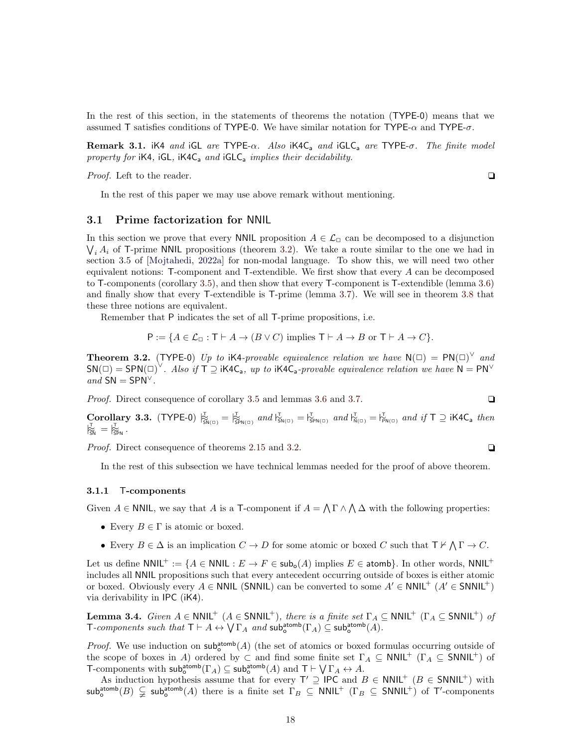In the rest of this section, in the statements of theorems the notation (TYPE-0) means that we assumed T satisfies conditions of TYPE-0. We have similar notation for TYPE-$\alpha$ and TYPE-$\sigma$.

**Remark 3.1.** *iK4 and iGL are TYPE-$\alpha$. Also $\mathsf{iK4C_a}$ and $\mathsf{iGLC_a}$ are TYPE-$\sigma$. The finite model property for iK4, iGL, $\mathsf{iK4C_a}$ and $\mathsf{iGLC_a}$ implies their decidability.*

*Proof.* Left to the reader. ❏

In the rest of this paper we may use above remark without mentioning.

## 3.1 Prime factorization for NNIL

In this section we prove that every NNIL proposition $A \in \mathcal{L}_\Box$ can be decomposed to a disjunction $\bigvee_i A_i$ of T-prime NNIL propositions (theorem 3.2). We take a route similar to the one we had in section 3.5 of [Mojtahedi, 2022a] for non-modal language. To show this, we will need two other equivalent notions: T-component and T-extendible. We first show that every $A$ can be decomposed to T-components (corollary 3.5), and then show that every T-component is T-extendible (lemma 3.6) and finally show that every T-extendible is T-prime (lemma 3.7). We will see in theorem 3.8 that these three notions are equivalent.

Remember that P indicates the set of all T-prime propositions, i.e.

$$\mathsf{P} := \{A \in \mathcal{L}_\Box : \mathsf{T} \vdash A \to (B \vee C) \text{ implies } \mathsf{T} \vdash A \to B \text{ or } \mathsf{T} \vdash A \to C\}.$$

**Theorem 3.2.** (TYPE-0) *Up to iK4-provable equivalence relation we have $\mathsf{N}(\Box) = \mathsf{PN}(\Box)^\vee$ and $\mathsf{SN}(\Box) = \mathsf{SPN}(\Box)^\vee$. Also if $\mathsf{T} \supseteq \mathsf{iK4C_a}$, up to $\mathsf{iK4C_a}$-provable equivalence relation we have $\mathsf{N} = \mathsf{PN}^\vee$ and $\mathsf{SN} = \mathsf{SPN}^\vee$.*

*Proof.* Direct consequence of corollary 3.5 and lemmas 3.6 and 3.7. ❏

**Corollary 3.3.** (TYPE-0) $\mathrel{|\!\!\approx}^{\mathsf{T}}_{\mathsf{SN}(\Box)} = \mathrel{|\!\!\approx}^{\mathsf{T}}_{\mathsf{SPN}(\Box)}$ *and* $\mathrel{|\!\!\sim}^{\mathsf{T}}_{\mathsf{SN}(\Box)} = \mathrel{|\!\!\sim}^{\mathsf{T}}_{\mathsf{SPN}(\Box)}$ *and* $\mathrel{|\!\!\sim}^{\mathsf{T}}_{\mathsf{N}(\Box)} = \mathrel{|\!\!\sim}^{\mathsf{T}}_{\mathsf{PN}(\Box)}$ *and if* $\mathsf{T} \supseteq \mathsf{iK4C_a}$ *then* $\mathrel{|\!\!\approx}^{\mathsf{T}}_{\mathsf{SN}} = \mathrel{|\!\!\approx}^{\mathsf{T}}_{\mathsf{SPN}}$.

*Proof.* Direct consequence of theorems 2.15 and 3.2. ❏

In the rest of this subsection we have technical lemmas needed for the proof of above theorem.

### 3.1.1 T-components

Given $A \in \mathsf{NNIL}$, we say that $A$ is a T-component if $A = \bigwedge \Gamma \wedge \bigwedge \Delta$ with the following properties:

- Every $B \in \Gamma$ is atomic or boxed.
- Every $B \in \Delta$ is an implication $C \to D$ for some atomic or boxed $C$ such that $\mathsf{T} \nvdash \bigwedge \Gamma \to C$.

Let us define $\mathsf{NNIL}^+ := \{A \in \mathsf{NNIL} : E \to F \in \mathsf{sub_o}(A) \text{ implies } E \in \mathsf{atomb}\}$. In other words, $\mathsf{NNIL}^+$ includes all NNIL propositions such that every antecedent occurring outside of boxes is either atomic or boxed. Obviously every $A \in \mathsf{NNIL}$ (SNNIL) can be converted to some $A' \in \mathsf{NNIL}^+$ ($A' \in \mathsf{SNNIL}^+$) via derivability in IPC (iK4).

**Lemma 3.4.** *Given $A \in \mathsf{NNIL}^+$ ($A \in \mathsf{SNNIL}^+$), there is a finite set $\Gamma_A \subseteq \mathsf{NNIL}^+$ ($\Gamma_A \subseteq \mathsf{SNNIL}^+$) of T-components such that $\mathsf{T} \vdash A \leftrightarrow \bigvee \Gamma_A$ and $\mathsf{sub_o^{atomb}}(\Gamma_A) \subseteq \mathsf{sub_o^{atomb}}(A)$.*

*Proof.* We use induction on $\mathsf{sub_o^{atomb}}(A)$ (the set of atomics or boxed formulas occurring outside of the scope of boxes in $A$) ordered by $\subset$ and find some finite set $\Gamma_A \subseteq \mathsf{NNIL}^+$ ($\Gamma_A \subseteq \mathsf{SNNIL}^+$) of T-components with $\mathsf{sub_o^{atomb}}(\Gamma_A) \subseteq \mathsf{sub_o^{atomb}}(A)$ and $\mathsf{T} \vdash \bigvee \Gamma_A \leftrightarrow A$.

As induction hypothesis assume that for every $\mathsf{T}' \supseteq \mathsf{IPC}$ and $B \in \mathsf{NNIL}^+$ ($B \in \mathsf{SNNIL}^+$) with $\mathsf{sub_o^{atomb}}(B) \subsetneqq \mathsf{sub_o^{atomb}}(A)$ there is a finite set $\Gamma_B \subseteq \mathsf{NNIL}^+$ ($\Gamma_B \subseteq \mathsf{SNNIL}^+$) of $\mathsf{T}'$-components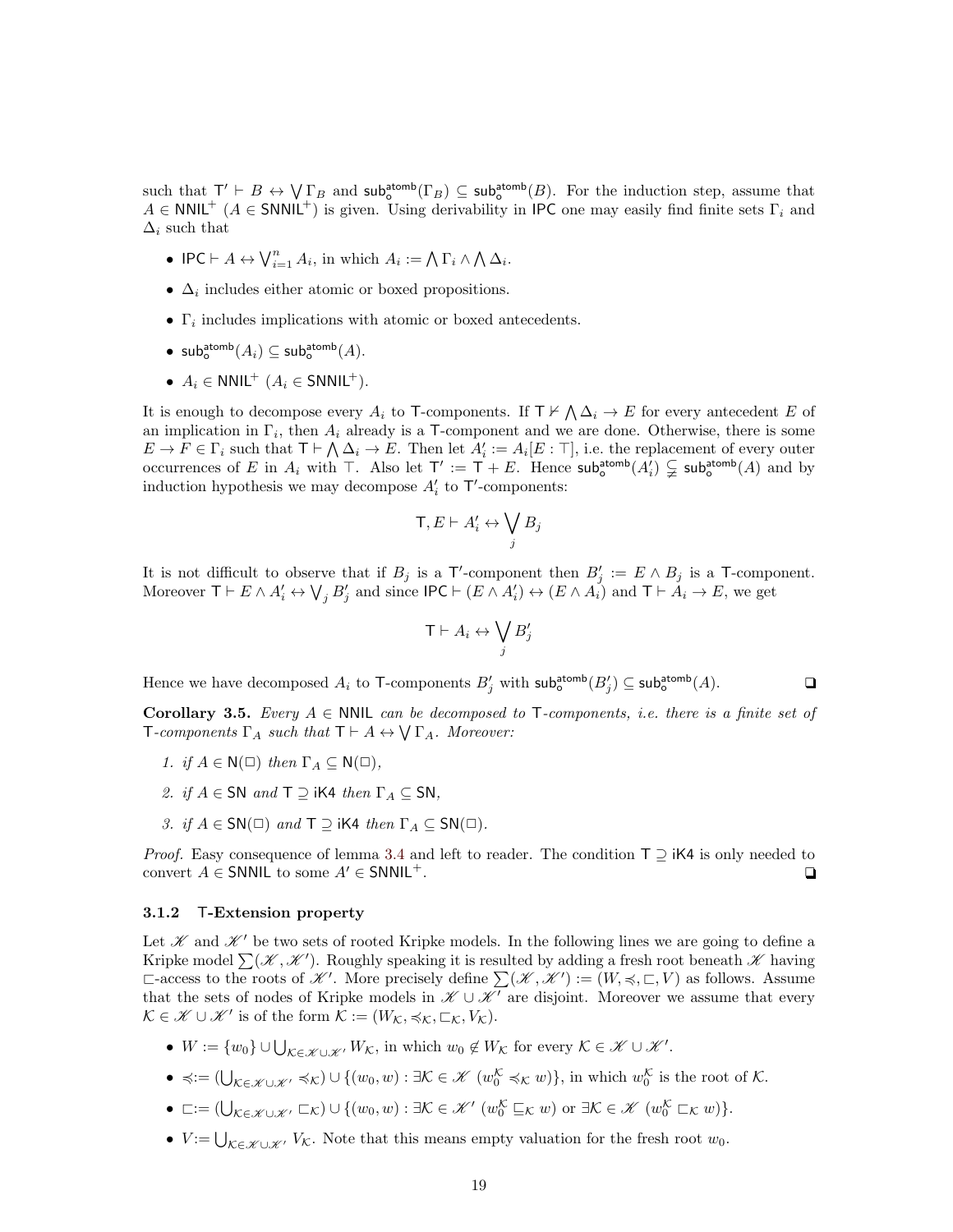such that $\mathsf{T}' \vdash B \leftrightarrow \bigvee \Gamma_B$ and $\mathsf{sub}^{\mathsf{atomb}}_{\mathsf{o}}(\Gamma_B) \subseteq \mathsf{sub}^{\mathsf{atomb}}_{\mathsf{o}}(B)$. For the induction step, assume that $A \in \mathsf{NNIL}^+$ ($A \in \mathsf{SNNIL}^+$) is given. Using derivability in IPC one may easily find finite sets $\Gamma_i$ and $\Delta_i$ such that

- $\mathsf{IPC} \vdash A \leftrightarrow \bigvee_{i=1}^n A_i$, in which $A_i := \bigwedge \Gamma_i \wedge \bigwedge \Delta_i$.
- $\Delta_i$ includes either atomic or boxed propositions.
- $\Gamma_i$ includes implications with atomic or boxed antecedents.
- $\mathsf{sub}^{\mathsf{atomb}}_{\mathsf{o}}(A_i) \subseteq \mathsf{sub}^{\mathsf{atomb}}_{\mathsf{o}}(A)$.
- $A_i \in \mathsf{NNIL}^+$ ($A_i \in \mathsf{SNNIL}^+$).

It is enough to decompose every $A_i$ to T-components. If $\mathsf{T} \nvdash \bigwedge \Delta_i \to E$ for every antecedent $E$ of an implication in $\Gamma_i$, then $A_i$ already is a T-component and we are done. Otherwise, there is some $E \to F \in \Gamma_i$ such that $\mathsf{T} \vdash \bigwedge \Delta_i \to E$. Then let $A'_i := A_i[E : \top]$, i.e. the replacement of every outer occurrences of $E$ in $A_i$ with $\top$. Also let $\mathsf{T}' := \mathsf{T} + E$. Hence $\mathsf{sub}^{\mathsf{atomb}}_{\mathsf{o}}(A'_i) \subsetneq \mathsf{sub}^{\mathsf{atomb}}_{\mathsf{o}}(A)$ and by induction hypothesis we may decompose $A'_i$ to $\mathsf{T}'$-components:

$$\mathsf{T}, E \vdash A'_i \leftrightarrow \bigvee_j B_j$$

It is not difficult to observe that if $B_j$ is a $\mathsf{T}'$-component then $B'_j := E \wedge B_j$ is a T-component. Moreover $\mathsf{T} \vdash E \wedge A'_i \leftrightarrow \bigvee_j B'_j$ and since $\mathsf{IPC} \vdash (E \wedge A'_i) \leftrightarrow (E \wedge A_i)$ and $\mathsf{T} \vdash A_i \to E$, we get

$$\mathsf{T} \vdash A_i \leftrightarrow \bigvee_j B'_j$$

Hence we have decomposed $A_i$ to T-components $B'_j$ with $\mathsf{sub}^{\mathsf{atomb}}_{\mathsf{o}}(B'_j) \subseteq \mathsf{sub}^{\mathsf{atomb}}_{\mathsf{o}}(A)$. ❑

**Corollary 3.5.** *Every $A \in \mathsf{NNIL}$ can be decomposed to* T*-components, i.e. there is a finite set of* T*-components $\Gamma_A$ such that $\mathsf{T} \vdash A \leftrightarrow \bigvee \Gamma_A$. Moreover:*

1. *if $A \in \mathsf{N}(\Box)$ then $\Gamma_A \subseteq \mathsf{N}(\Box)$,*
2. *if $A \in \mathsf{SN}$ and $\mathsf{T} \supseteq \mathsf{iK4}$ then $\Gamma_A \subseteq \mathsf{SN}$,*
3. *if $A \in \mathsf{SN}(\Box)$ and $\mathsf{T} \supseteq \mathsf{iK4}$ then $\Gamma_A \subseteq \mathsf{SN}(\Box)$.*

*Proof.* Easy consequence of lemma 3.4 and left to reader. The condition $\mathsf{T} \supseteq \mathsf{iK4}$ is only needed to convert $A \in \mathsf{SNNIL}$ to some $A' \in \mathsf{SNNIL}^+$. ❑

#### 3.1.2 T-Extension property

Let $\mathscr{K}$ and $\mathscr{K}'$ be two sets of rooted Kripke models. In the following lines we are going to define a Kripke model $\sum(\mathscr{K}, \mathscr{K}')$. Roughly speaking it is resulted by adding a fresh root beneath $\mathscr{K}$ having $\sqsubset$-access to the roots of $\mathscr{K}'$. More precisely define $\sum(\mathscr{K}, \mathscr{K}') := (W, \preccurlyeq, \sqsubset, V)$ as follows. Assume that the sets of nodes of Kripke models in $\mathscr{K} \cup \mathscr{K}'$ are disjoint. Moreover we assume that every $\mathcal{K} \in \mathscr{K} \cup \mathscr{K}'$ is of the form $\mathcal{K} := (W_\mathcal{K}, \preccurlyeq_\mathcal{K}, \sqsubset_\mathcal{K}, V_\mathcal{K})$.

- $W := \{w_0\} \cup \bigcup_{\mathcal{K} \in \mathscr{K} \cup \mathscr{K}'} W_\mathcal{K}$, in which $w_0 \notin W_\mathcal{K}$ for every $\mathcal{K} \in \mathscr{K} \cup \mathscr{K}'$.
- $\preccurlyeq := (\bigcup_{\mathcal{K} \in \mathscr{K} \cup \mathscr{K}'} \preccurlyeq_\mathcal{K}) \cup \{(w_0, w) : \exists \mathcal{K} \in \mathscr{K}\ (w_0^\mathcal{K} \preccurlyeq_\mathcal{K} w)\}$, in which $w_0^\mathcal{K}$ is the root of $\mathcal{K}$.
- $\sqsubset := (\bigcup_{\mathcal{K} \in \mathscr{K} \cup \mathscr{K}'} \sqsubset_\mathcal{K}) \cup \{(w_0, w) : \exists \mathcal{K} \in \mathscr{K}'\ (w_0^\mathcal{K} \sqsubseteq_\mathcal{K} w) \text{ or } \exists \mathcal{K} \in \mathscr{K}\ (w_0^\mathcal{K} \sqsubset_\mathcal{K} w)\}$.
- $V := \bigcup_{\mathcal{K} \in \mathscr{K} \cup \mathscr{K}'} V_\mathcal{K}$. Note that this means empty valuation for the fresh root $w_0$.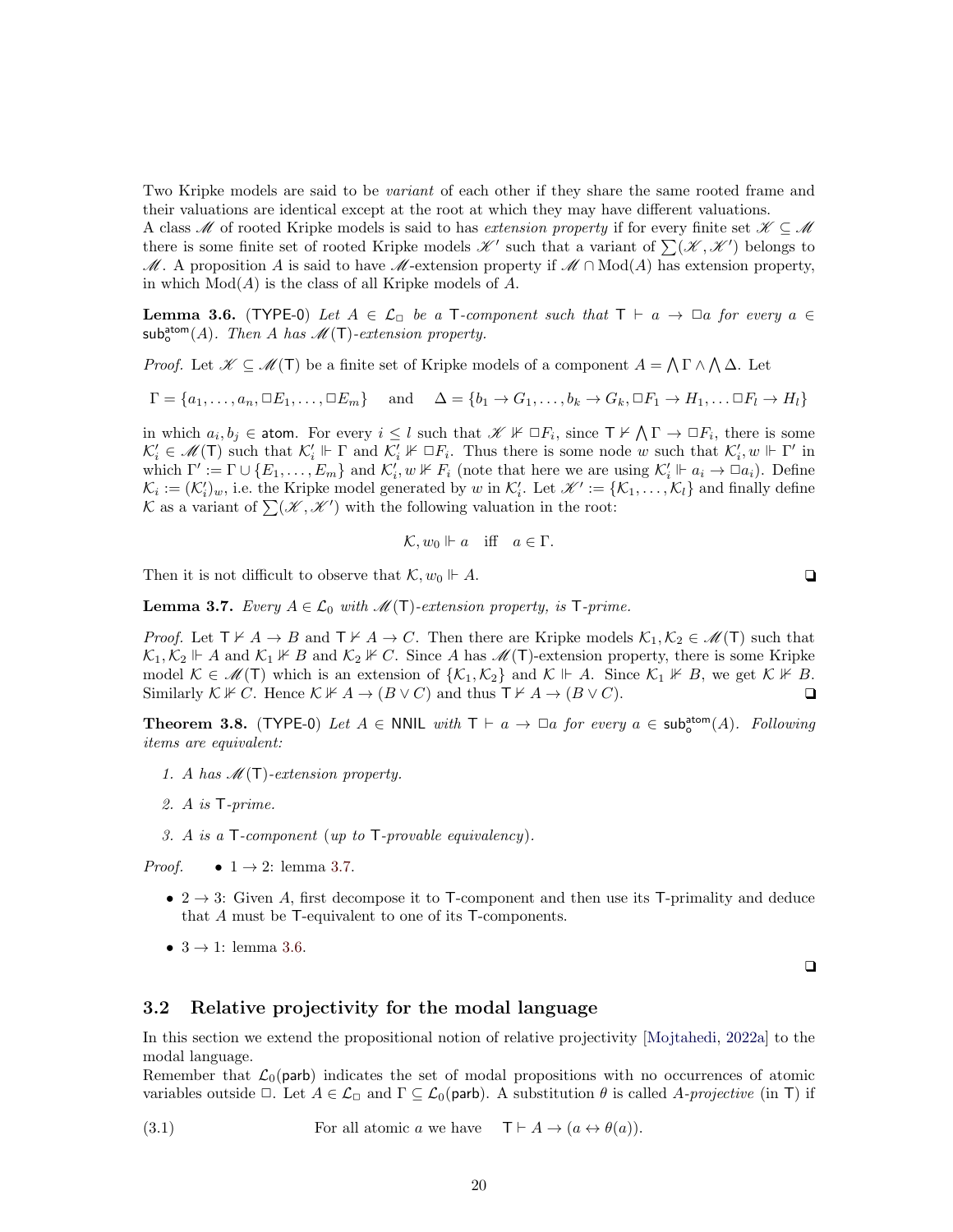Two Kripke models are said to be *variant* of each other if they share the same rooted frame and their valuations are identical except at the root at which they may have different valuations.
A class $\mathscr{M}$ of rooted Kripke models is said to has *extension property* if for every finite set $\mathscr{K} \subseteq \mathscr{M}$ there is some finite set of rooted Kripke models $\mathscr{K}'$ such that a variant of $\sum(\mathscr{K}, \mathscr{K}')$ belongs to $\mathscr{M}$. A proposition $A$ is said to have $\mathscr{M}$-extension property if $\mathscr{M} \cap \mathrm{Mod}(A)$ has extension property, in which $\mathrm{Mod}(A)$ is the class of all Kripke models of $A$.

**Lemma 3.6.** (TYPE-0) *Let $A \in \mathcal{L}_\Box$ be a $\mathsf{T}$-component such that $\mathsf{T} \vdash a \to \Box a$ for every $a \in \mathsf{sub}^{\mathsf{atom}}_{\mathsf{o}}(A)$. Then $A$ has $\mathscr{M}(\mathsf{T})$-extension property.*

*Proof.* Let $\mathscr{K} \subseteq \mathscr{M}(\mathsf{T})$ be a finite set of Kripke models of a component $A = \bigwedge \Gamma \wedge \bigwedge \Delta$. Let

$$\Gamma = \{a_1, \ldots, a_n, \Box E_1, \ldots, \Box E_m\} \quad \text{and} \quad \Delta = \{b_1 \to G_1, \ldots, b_k \to G_k, \Box F_1 \to H_1, \ldots \Box F_l \to H_l\}$$

in which $a_i, b_j \in \mathsf{atom}$. For every $i \leq l$ such that $\mathscr{K} \nVdash \Box F_i$, since $\mathsf{T} \nvdash \bigwedge \Gamma \to \Box F_i$, there is some $\mathcal{K}'_i \in \mathscr{M}(\mathsf{T})$ such that $\mathcal{K}'_i \Vdash \Gamma$ and $\mathcal{K}'_i \nVdash \Box F_i$. Thus there is some node $w$ such that $\mathcal{K}'_i, w \Vdash \Gamma'$ in which $\Gamma' := \Gamma \cup \{E_1, \ldots, E_m\}$ and $\mathcal{K}'_i, w \nVdash F_i$ (note that here we are using $\mathcal{K}'_i \Vdash a_i \to \Box a_i$). Define $\mathcal{K}_i := (\mathcal{K}'_i)_w$, i.e. the Kripke model generated by $w$ in $\mathcal{K}'_i$. Let $\mathscr{K}' := \{\mathcal{K}_1, \ldots, \mathcal{K}_l\}$ and finally define $\mathcal{K}$ as a variant of $\sum(\mathscr{K}, \mathscr{K}')$ with the following valuation in the root:

$$\mathcal{K}, w_0 \Vdash a \quad \text{iff} \quad a \in \Gamma.$$

Then it is not difficult to observe that $\mathcal{K}, w_0 \Vdash A$. ❑

**Lemma 3.7.** *Every $A \in \mathcal{L}_0$ with $\mathscr{M}(\mathsf{T})$-extension property, is $\mathsf{T}$-prime.*

*Proof.* Let $\mathsf{T} \nvdash A \to B$ and $\mathsf{T} \nvdash A \to C$. Then there are Kripke models $\mathcal{K}_1, \mathcal{K}_2 \in \mathscr{M}(\mathsf{T})$ such that $\mathcal{K}_1, \mathcal{K}_2 \Vdash A$ and $\mathcal{K}_1 \nVdash B$ and $\mathcal{K}_2 \nVdash C$. Since $A$ has $\mathscr{M}(\mathsf{T})$-extension property, there is some Kripke model $\mathcal{K} \in \mathscr{M}(\mathsf{T})$ which is an extension of $\{\mathcal{K}_1, \mathcal{K}_2\}$ and $\mathcal{K} \Vdash A$. Since $\mathcal{K}_1 \nVdash B$, we get $\mathcal{K} \nVdash B$. Similarly $\mathcal{K} \nVdash C$. Hence $\mathcal{K} \nVdash A \to (B \vee C)$ and thus $\mathsf{T} \nvdash A \to (B \vee C)$. ❑

**Theorem 3.8.** (TYPE-0) *Let $A \in \mathsf{NNIL}$ with $\mathsf{T} \vdash a \to \Box a$ for every $a \in \mathsf{sub}^{\mathsf{atom}}_{\mathsf{o}}(A)$. Following items are equivalent:*

1. *$A$ has $\mathscr{M}(\mathsf{T})$-extension property.*
2. *$A$ is $\mathsf{T}$-prime.*
3. *$A$ is a $\mathsf{T}$-component (up to $\mathsf{T}$-provable equivalency).*

*Proof.*
- $1 \to 2$: lemma 3.7.
- $2 \to 3$: Given $A$, first decompose it to $\mathsf{T}$-component and then use its $\mathsf{T}$-primality and deduce that $A$ must be $\mathsf{T}$-equivalent to one of its $\mathsf{T}$-components.
- $3 \to 1$: lemma 3.6.

❑

## 3.2 Relative projectivity for the modal language

In this section we extend the propositional notion of relative projectivity [Mojtahedi, 2022a] to the modal language.
Remember that $\mathcal{L}_0(\mathsf{parb})$ indicates the set of modal propositions with no occurrences of atomic variables outside $\Box$. Let $A \in \mathcal{L}_\Box$ and $\Gamma \subseteq \mathcal{L}_0(\mathsf{parb})$. A substitution $\theta$ is called *$A$-projective* (in $\mathsf{T}$) if

$$\text{(3.1)} \qquad \text{For all atomic } a \text{ we have} \quad \mathsf{T} \vdash A \to (a \leftrightarrow \theta(a)).$$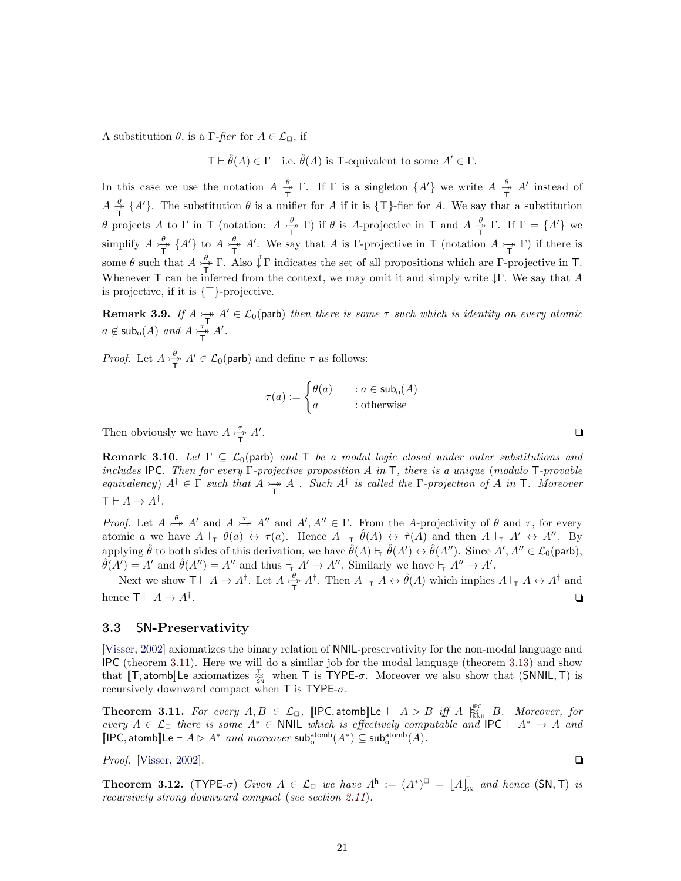A substitution $\theta$, is a $\Gamma$-*fier* for $A \in \mathcal{L}_\Box$, if

$$\mathsf{T} \vdash \hat{\theta}(A) \in \Gamma \quad \text{i.e. } \hat{\theta}(A) \text{ is } \mathsf{T}\text{-equivalent to some } A' \in \Gamma.$$

In this case we use the notation $A \overset{\theta}{\underset{\mathsf{T}}{\twoheadrightarrow}} \Gamma$. If $\Gamma$ is a singleton $\{A'\}$ we write $A \overset{\theta}{\underset{\mathsf{T}}{\twoheadrightarrow}} A'$ instead of $A \overset{\theta}{\underset{\mathsf{T}}{\twoheadrightarrow}} \{A'\}$. The substitution $\theta$ is a unifier for $A$ if it is $\{\top\}$-fier for $A$. We say that a substitution $\theta$ projects $A$ to $\Gamma$ in $\mathsf{T}$ (notation: $A \overset{\theta}{\underset{\mathsf{T}}{\rightarrowtail\!\!\!\!\twoheadrightarrow}} \Gamma$) if $\theta$ is $A$-projective in $\mathsf{T}$ and $A \overset{\theta}{\underset{\mathsf{T}}{\twoheadrightarrow}} \Gamma$. If $\Gamma = \{A'\}$ we simplify $A \overset{\theta}{\underset{\mathsf{T}}{\rightarrowtail\!\!\!\!\twoheadrightarrow}} \{A'\}$ to $A \overset{\theta}{\underset{\mathsf{T}}{\rightarrowtail\!\!\!\!\twoheadrightarrow}} A'$. We say that $A$ is $\Gamma$-projective in $\mathsf{T}$ (notation $A \underset{\mathsf{T}}{\rightarrowtail\!\!\!\!\twoheadrightarrow} \Gamma$) if there is some $\theta$ such that $A \overset{\theta}{\underset{\mathsf{T}}{\rightarrowtail\!\!\!\!\twoheadrightarrow}} \Gamma$. Also $\downarrow^{\mathsf{T}}\!\Gamma$ indicates the set of all propositions which are $\Gamma$-projective in $\mathsf{T}$. Whenever $\mathsf{T}$ can be inferred from the context, we may omit it and simply write $\downarrow\!\Gamma$. We say that $A$ is projective, if it is $\{\top\}$-projective.

**Remark 3.9.** *If $A \underset{\mathsf{T}}{\rightarrowtail\!\!\!\!\twoheadrightarrow} A' \in \mathcal{L}_0(\mathsf{parb})$ then there is some $\tau$ such which is identity on every atomic $a \notin \mathsf{sub_o}(A)$ and $A \overset{\tau}{\underset{\mathsf{T}}{\rightarrowtail\!\!\!\!\twoheadrightarrow}} A'$.*

*Proof.* Let $A \overset{\theta}{\underset{\mathsf{T}}{\rightarrowtail\!\!\!\!\twoheadrightarrow}} A' \in \mathcal{L}_0(\mathsf{parb})$ and define $\tau$ as follows:

$$\tau(a) := \begin{cases} \theta(a) & : a \in \mathsf{sub_o}(A) \\ a & : \text{otherwise} \end{cases}$$

Then obviously we have $A \overset{\tau}{\underset{\mathsf{T}}{\rightarrowtail\!\!\!\!\twoheadrightarrow}} A'$. ❑

**Remark 3.10.** *Let $\Gamma \subseteq \mathcal{L}_0(\mathsf{parb})$ and $\mathsf{T}$ be a modal logic closed under outer substitutions and includes $\mathsf{IPC}$. Then for every $\Gamma$-projective proposition $A$ in $\mathsf{T}$, there is a unique (modulo $\mathsf{T}$-provable equivalency) $A^\dagger \in \Gamma$ such that $A \underset{\mathsf{T}}{\rightarrowtail\!\!\!\!\twoheadrightarrow} A^\dagger$. Such $A^\dagger$ is called the $\Gamma$-projection of $A$ in $\mathsf{T}$. Moreover $\mathsf{T} \vdash A \to A^\dagger$.*

*Proof.* Let $A \overset{\theta}{\rightarrowtail\!\!\!\!\twoheadrightarrow} A'$ and $A \overset{\tau}{\rightarrowtail\!\!\!\!\twoheadrightarrow} A''$ and $A', A'' \in \Gamma$. From the $A$-projectivity of $\theta$ and $\tau$, for every atomic $a$ we have $A \vdash_{\mathsf{T}} \theta(a) \leftrightarrow \tau(a)$. Hence $A \vdash_{\mathsf{T}} \hat{\theta}(A) \leftrightarrow \hat{\tau}(A)$ and then $A \vdash_{\mathsf{T}} A' \leftrightarrow A''$. By applying $\hat{\theta}$ to both sides of this derivation, we have $\hat{\theta}(A) \vdash_{\mathsf{T}} \hat{\theta}(A') \leftrightarrow \hat{\theta}(A'')$. Since $A', A'' \in \mathcal{L}_0(\mathsf{parb})$, $\hat{\theta}(A') = A'$ and $\hat{\theta}(A'') = A''$ and thus $\vdash_{\mathsf{T}} A' \to A''$. Similarly we have $\vdash_{\mathsf{T}} A'' \to A'$.

Next we show $\mathsf{T} \vdash A \to A^\dagger$. Let $A \overset{\theta}{\underset{\mathsf{T}}{\rightarrowtail\!\!\!\!\twoheadrightarrow}} A^\dagger$. Then $A \vdash_{\mathsf{T}} A \leftrightarrow \hat{\theta}(A)$ which implies $A \vdash_{\mathsf{T}} A \leftrightarrow A^\dagger$ and hence $\mathsf{T} \vdash A \to A^\dagger$. ❑

### 3.3 SN-Preservativity

[Visser, 2002] axiomatizes the binary relation of NNIL-preservativity for the non-modal language and IPC (theorem 3.11). Here we will do a similar job for the modal language (theorem 3.13) and show that $[\![\mathsf{T}, \mathsf{atomb}]\!]\mathsf{Le}$ axiomatizes $\overset{\mathsf{T}}{\underset{\mathsf{SN}}{\approx}}$ when $\mathsf{T}$ is TYPE-$\sigma$. Moreover we also show that $(\mathsf{SNNIL}, \mathsf{T})$ is recursively downward compact when $\mathsf{T}$ is TYPE-$\sigma$.

**Theorem 3.11.** *For every $A, B \in \mathcal{L}_\Box$, $[\![\mathsf{IPC}, \mathsf{atomb}]\!]\mathsf{Le} \vdash A \rhd B$ iff $A \overset{\mathsf{IPC}}{\underset{\mathsf{NNIL}}{\approx}} B$. Moreover, for every $A \in \mathcal{L}_\Box$ there is some $A^* \in \mathsf{NNIL}$ which is effectively computable and $\mathsf{IPC} \vdash A^* \to A$ and $[\![\mathsf{IPC}, \mathsf{atomb}]\!]\mathsf{Le} \vdash A \rhd A^*$ and moreover $\mathsf{sub_o^{atomb}}(A^*) \subseteq \mathsf{sub_o^{atomb}}(A)$.*

*Proof.* [Visser, 2002]. ❑

**Theorem 3.12.** (TYPE-$\sigma$) *Given $A \in \mathcal{L}_\Box$ we have $A^{\mathsf{h}} := (A^*)^\Box = \lfloor A \rfloor_{\mathsf{SN}}^{\mathsf{T}}$ and hence $(\mathsf{SN}, \mathsf{T})$ is recursively strong downward compact (see section 2.11).*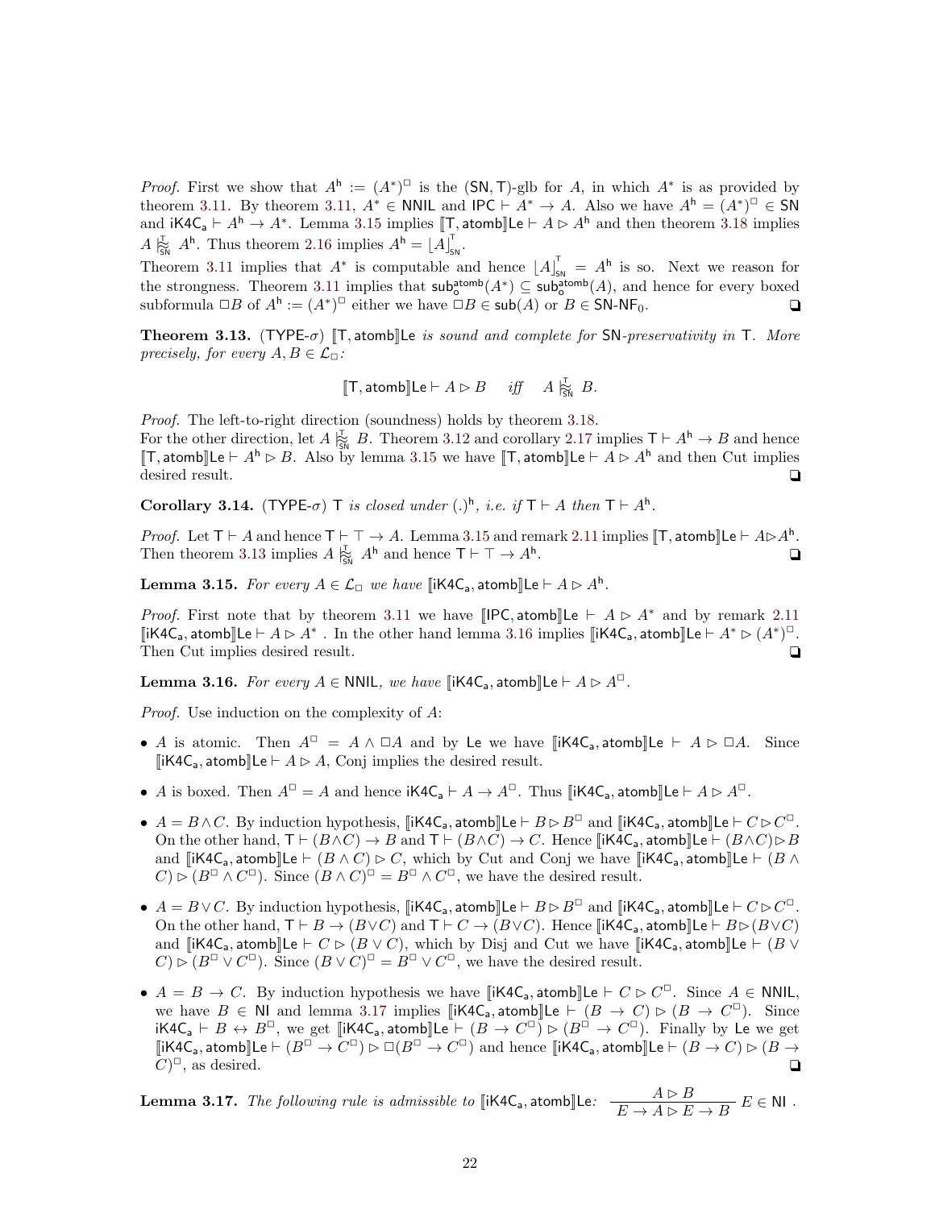*Proof.* First we show that $A^{\mathsf{h}} := (A^*)^{\Box}$ is the $(\mathsf{SN},\mathsf{T})$-glb for $A$, in which $A^*$ is as provided by theorem 3.11. By theorem 3.11, $A^* \in \mathsf{NNIL}$ and $\mathsf{IPC} \vdash A^* \to A$. Also we have $A^{\mathsf{h}} = (A^*)^{\Box} \in \mathsf{SN}$ and $\mathsf{iK4C_a} \vdash A^{\mathsf{h}} \to A^*$. Lemma 3.15 implies $[\![\mathsf{T},\mathsf{atomb}]\!]\mathsf{Le} \vdash A \rhd A^{\mathsf{h}}$ and then theorem 3.18 implies $A \mathrel{|\!\!\approx^{\mathsf{T}}_{\mathsf{SN}}} A^{\mathsf{h}}$. Thus theorem 2.16 implies $A^{\mathsf{h}} = \lfloor A \rfloor^{\mathsf{T}}_{\mathsf{SN}}$.

Theorem 3.11 implies that $A^*$ is computable and hence $\lfloor A \rfloor^{\mathsf{T}}_{\mathsf{SN}} = A^{\mathsf{h}}$ is so. Next we reason for the strongness. Theorem 3.11 implies that $\mathsf{sub}^{\mathsf{atomb}}_{\mathsf{o}}(A^*) \subseteq \mathsf{sub}^{\mathsf{atomb}}_{\mathsf{o}}(A)$, and hence for every boxed subformula $\Box B$ of $A^{\mathsf{h}} := (A^*)^{\Box}$ either we have $\Box B \in \mathsf{sub}(A)$ or $B \in \mathsf{SN}\text{-}\mathsf{NF}_0$. ❑

**Theorem 3.13.** (TYPE-$\sigma$) *$[\![\mathsf{T},\mathsf{atomb}]\!]\mathsf{Le}$ is sound and complete for $\mathsf{SN}$-preservativity in $\mathsf{T}$. More precisely, for every $A, B \in \mathcal{L}_{\Box}$:*

$$[\![\mathsf{T},\mathsf{atomb}]\!]\mathsf{Le} \vdash A \rhd B \quad \textit{iff} \quad A \mathrel{|\!\!\approx^{\mathsf{T}}_{\mathsf{SN}}} B.$$

*Proof.* The left-to-right direction (soundness) holds by theorem 3.18.
For the other direction, let $A \mathrel{|\!\!\approx^{\mathsf{T}}_{\mathsf{SN}}} B$. Theorem 3.12 and corollary 2.17 implies $\mathsf{T} \vdash A^{\mathsf{h}} \to B$ and hence $[\![\mathsf{T},\mathsf{atomb}]\!]\mathsf{Le} \vdash A^{\mathsf{h}} \rhd B$. Also by lemma 3.15 we have $[\![\mathsf{T},\mathsf{atomb}]\!]\mathsf{Le} \vdash A \rhd A^{\mathsf{h}}$ and then Cut implies desired result. ❑

**Corollary 3.14.** (TYPE-$\sigma$) *$\mathsf{T}$ is closed under $(.)^{\mathsf{h}}$, i.e. if $\mathsf{T} \vdash A$ then $\mathsf{T} \vdash A^{\mathsf{h}}$.*

*Proof.* Let $\mathsf{T} \vdash A$ and hence $\mathsf{T} \vdash \top \to A$. Lemma 3.15 and remark 2.11 implies $[\![\mathsf{T},\mathsf{atomb}]\!]\mathsf{Le} \vdash A \rhd A^{\mathsf{h}}$. Then theorem 3.13 implies $A \mathrel{|\!\!\approx^{\mathsf{T}}_{\mathsf{SN}}} A^{\mathsf{h}}$ and hence $\mathsf{T} \vdash \top \to A^{\mathsf{h}}$. ❑

**Lemma 3.15.** *For every $A \in \mathcal{L}_{\Box}$ we have $[\![\mathsf{iK4C_a},\mathsf{atomb}]\!]\mathsf{Le} \vdash A \rhd A^{\mathsf{h}}$.*

*Proof.* First note that by theorem 3.11 we have $[\![\mathsf{IPC},\mathsf{atomb}]\!]\mathsf{Le} \vdash A \rhd A^*$ and by remark 2.11 $[\![\mathsf{iK4C_a},\mathsf{atomb}]\!]\mathsf{Le} \vdash A \rhd A^*$ . In the other hand lemma 3.16 implies $[\![\mathsf{iK4C_a},\mathsf{atomb}]\!]\mathsf{Le} \vdash A^* \rhd (A^*)^{\Box}$. Then Cut implies desired result. ❑

**Lemma 3.16.** *For every $A \in \mathsf{NNIL}$, we have $[\![\mathsf{iK4C_a},\mathsf{atomb}]\!]\mathsf{Le} \vdash A \rhd A^{\Box}$.*

*Proof.* Use induction on the complexity of $A$:

- $A$ is atomic. Then $A^{\Box} = A \wedge \Box A$ and by $\mathsf{Le}$ we have $[\![\mathsf{iK4C_a},\mathsf{atomb}]\!]\mathsf{Le} \vdash A \rhd \Box A$. Since $[\![\mathsf{iK4C_a},\mathsf{atomb}]\!]\mathsf{Le} \vdash A \rhd A$, Conj implies the desired result.
- $A$ is boxed. Then $A^{\Box} = A$ and hence $\mathsf{iK4C_a} \vdash A \to A^{\Box}$. Thus $[\![\mathsf{iK4C_a},\mathsf{atomb}]\!]\mathsf{Le} \vdash A \rhd A^{\Box}$.
- $A = B \wedge C$. By induction hypothesis, $[\![\mathsf{iK4C_a},\mathsf{atomb}]\!]\mathsf{Le} \vdash B \rhd B^{\Box}$ and $[\![\mathsf{iK4C_a},\mathsf{atomb}]\!]\mathsf{Le} \vdash C \rhd C^{\Box}$. On the other hand, $\mathsf{T} \vdash (B \wedge C) \to B$ and $\mathsf{T} \vdash (B \wedge C) \to C$. Hence $[\![\mathsf{iK4C_a},\mathsf{atomb}]\!]\mathsf{Le} \vdash (B \wedge C) \rhd B$ and $[\![\mathsf{iK4C_a},\mathsf{atomb}]\!]\mathsf{Le} \vdash (B \wedge C) \rhd C$, which by Cut and Conj we have $[\![\mathsf{iK4C_a},\mathsf{atomb}]\!]\mathsf{Le} \vdash (B \wedge C) \rhd (B^{\Box} \wedge C^{\Box})$. Since $(B \wedge C)^{\Box} = B^{\Box} \wedge C^{\Box}$, we have the desired result.
- $A = B \vee C$. By induction hypothesis, $[\![\mathsf{iK4C_a},\mathsf{atomb}]\!]\mathsf{Le} \vdash B \rhd B^{\Box}$ and $[\![\mathsf{iK4C_a},\mathsf{atomb}]\!]\mathsf{Le} \vdash C \rhd C^{\Box}$. On the other hand, $\mathsf{T} \vdash B \to (B \vee C)$ and $\mathsf{T} \vdash C \to (B \vee C)$. Hence $[\![\mathsf{iK4C_a},\mathsf{atomb}]\!]\mathsf{Le} \vdash B \rhd (B \vee C)$ and $[\![\mathsf{iK4C_a},\mathsf{atomb}]\!]\mathsf{Le} \vdash C \rhd (B \vee C)$, which by Disj and Cut we have $[\![\mathsf{iK4C_a},\mathsf{atomb}]\!]\mathsf{Le} \vdash (B \vee C) \rhd (B^{\Box} \vee C^{\Box})$. Since $(B \vee C)^{\Box} = B^{\Box} \vee C^{\Box}$, we have the desired result.
- $A = B \to C$. By induction hypothesis we have $[\![\mathsf{iK4C_a},\mathsf{atomb}]\!]\mathsf{Le} \vdash C \rhd C^{\Box}$. Since $A \in \mathsf{NNIL}$, we have $B \in \mathsf{NI}$ and lemma 3.17 implies $[\![\mathsf{iK4C_a},\mathsf{atomb}]\!]\mathsf{Le} \vdash (B \to C) \rhd (B \to C^{\Box})$. Since $\mathsf{iK4C_a} \vdash B \leftrightarrow B^{\Box}$, we get $[\![\mathsf{iK4C_a},\mathsf{atomb}]\!]\mathsf{Le} \vdash (B \to C^{\Box}) \rhd (B^{\Box} \to C^{\Box})$. Finally by $\mathsf{Le}$ we get $[\![\mathsf{iK4C_a},\mathsf{atomb}]\!]\mathsf{Le} \vdash (B^{\Box} \to C^{\Box}) \rhd \Box(B^{\Box} \to C^{\Box})$ and hence $[\![\mathsf{iK4C_a},\mathsf{atomb}]\!]\mathsf{Le} \vdash (B \to C) \rhd (B \to C)^{\Box}$, as desired. ❑

**Lemma 3.17.** *The following rule is admissible to $[\![\mathsf{iK4C_a},\mathsf{atomb}]\!]\mathsf{Le}$:* $\dfrac{A \rhd B}{E \to A \rhd E \to B}\ E \in \mathsf{NI}$ .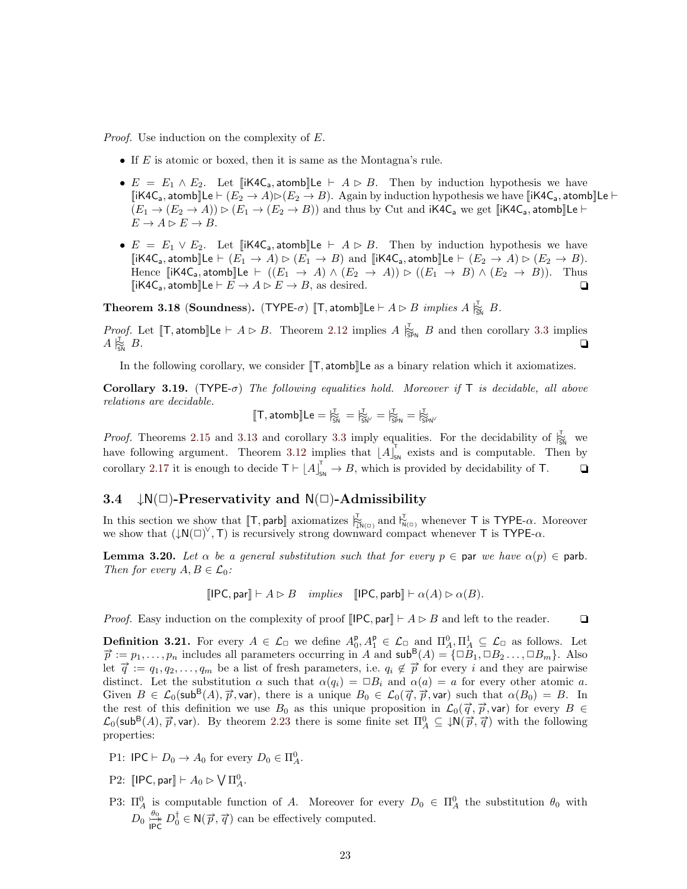*Proof.* Use induction on the complexity of $E$.

- If $E$ is atomic or boxed, then it is same as the Montagna's rule.
- $E = E_1 \wedge E_2$. Let $[\![\mathsf{iK4C_a}, \mathsf{atomb}]\!]\mathsf{Le} \vdash A \rhd B$. Then by induction hypothesis we have $[\![\mathsf{iK4C_a}, \mathsf{atomb}]\!]\mathsf{Le} \vdash (E_2 \to A) \rhd (E_2 \to B)$. Again by induction hypothesis we have $[\![\mathsf{iK4C_a}, \mathsf{atomb}]\!]\mathsf{Le} \vdash (E_1 \to (E_2 \to A)) \rhd (E_1 \to (E_2 \to B))$ and thus by Cut and $\mathsf{iK4C_a}$ we get $[\![\mathsf{iK4C_a}, \mathsf{atomb}]\!]\mathsf{Le} \vdash E \to A \rhd E \to B$.
- $E = E_1 \vee E_2$. Let $[\![\mathsf{iK4C_a}, \mathsf{atomb}]\!]\mathsf{Le} \vdash A \rhd B$. Then by induction hypothesis we have $[\![\mathsf{iK4C_a}, \mathsf{atomb}]\!]\mathsf{Le} \vdash (E_1 \to A) \rhd (E_1 \to B)$ and $[\![\mathsf{iK4C_a}, \mathsf{atomb}]\!]\mathsf{Le} \vdash (E_2 \to A) \rhd (E_2 \to B)$. Hence $[\![\mathsf{iK4C_a}, \mathsf{atomb}]\!]\mathsf{Le} \vdash ((E_1 \to A) \wedge (E_2 \to A)) \rhd ((E_1 \to B) \wedge (E_2 \to B))$. Thus $[\![\mathsf{iK4C_a}, \mathsf{atomb}]\!]\mathsf{Le} \vdash E \to A \rhd E \to B$, as desired. ❑

**Theorem 3.18 (Soundness).** ($\mathsf{TYPE}$-$\sigma$) *$[\![\mathsf{T}, \mathsf{atomb}]\!]\mathsf{Le} \vdash A \rhd B$ implies $A \mathrel{|\!\!\approx^{\mathsf{T}}_{\mathsf{SN}}} B$.*

*Proof.* Let $[\![\mathsf{T}, \mathsf{atomb}]\!]\mathsf{Le} \vdash A \rhd B$. Theorem 2.12 implies $A \mathrel{|\!\!\approx^{\mathsf{T}}_{\mathsf{SPN}}} B$ and then corollary 3.3 implies $A \mathrel{|\!\!\approx^{\mathsf{T}}_{\mathsf{SN}}} B$. ❑

In the following corollary, we consider $[\![\mathsf{T}, \mathsf{atomb}]\!]\mathsf{Le}$ as a binary relation which it axiomatizes.

**Corollary 3.19.** ($\mathsf{TYPE}$-$\sigma$) *The following equalities hold. Moreover if $\mathsf{T}$ is decidable, all above relations are decidable.*

$$[\![\mathsf{T}, \mathsf{atomb}]\!]\mathsf{Le} = \mathrel{|\!\!\approx^{\mathsf{T}}_{\mathsf{SN}}} = \mathrel{|\!\!\approx^{\mathsf{T}}_{\mathsf{SN}^\vee}} = \mathrel{|\!\!\approx^{\mathsf{T}}_{\mathsf{SPN}}} = \mathrel{|\!\!\approx^{\mathsf{T}}_{\mathsf{SPN}^\vee}}$$

*Proof.* Theorems 2.15 and 3.13 and corollary 3.3 imply equalities. For the decidability of $\mathrel{|\!\!\approx^{\mathsf{T}}_{\mathsf{SN}}}$ we have following argument. Theorem 3.12 implies that $\lfloor A \rfloor^{\mathsf{T}}_{\mathsf{SN}}$ exists and is computable. Then by corollary 2.17 it is enough to decide $\mathsf{T} \vdash \lfloor A \rfloor^{\mathsf{T}}_{\mathsf{SN}} \to B$, which is provided by decidability of $\mathsf{T}$. ❑

### 3.4 $\downarrow\mathsf{N}(\Box)$-Preservativity and $\mathsf{N}(\Box)$-Admissibility

In this section we show that $[\![\mathsf{T}, \mathsf{parb}]\!]$ axiomatizes $\mathrel{|\!\!\approx^{\mathsf{T}}_{\downarrow\mathsf{N}(\Box)}}$ and $\mathrel{|\!\!\sim^{\mathsf{T}}_{\mathsf{N}(\Box)}}$ whenever $\mathsf{T}$ is $\mathsf{TYPE}$-$\alpha$. Moreover we show that $(\downarrow\mathsf{N}(\Box)^\vee, \mathsf{T})$ is recursively strong downward compact whenever $\mathsf{T}$ is $\mathsf{TYPE}$-$\alpha$.

**Lemma 3.20.** *Let $\alpha$ be a general substitution such that for every $p \in \mathsf{par}$ we have $\alpha(p) \in \mathsf{parb}$. Then for every $A, B \in \mathcal{L}_0$:*

$$[\![\mathsf{IPC}, \mathsf{par}]\!] \vdash A \rhd B \quad \textit{implies} \quad [\![\mathsf{IPC}, \mathsf{parb}]\!] \vdash \alpha(A) \rhd \alpha(B).$$

*Proof.* Easy induction on the complexity of proof $[\![\mathsf{IPC}, \mathsf{par}]\!] \vdash A \rhd B$ and left to the reader. ❑

**Definition 3.21.** For every $A \in \mathcal{L}_\Box$ we define $A^{\mathsf{p}}_0, A^{\mathsf{p}}_1 \in \mathcal{L}_\Box$ and $\Pi^0_A, \Pi^1_A \subseteq \mathcal{L}_\Box$ as follows. Let $\vec{p} := p_1, \ldots, p_n$ includes all parameters occurring in $A$ and $\mathsf{sub}^{\mathsf{B}}(A) = \{\Box B_1, \Box B_2 \ldots, \Box B_m\}$. Also let $\vec{q} := q_1, q_2, \ldots, q_m$ be a list of fresh parameters, i.e. $q_i \notin \vec{p}$ for every $i$ and they are pairwise distinct. Let the substitution $\alpha$ such that $\alpha(q_i) = \Box B_i$ and $\alpha(a) = a$ for every other atomic $a$. Given $B \in \mathcal{L}_0(\mathsf{sub}^{\mathsf{B}}(A), \vec{p}, \mathsf{var})$, there is a unique $B_0 \in \mathcal{L}_0(\vec{q}, \vec{p}, \mathsf{var})$ such that $\alpha(B_0) = B$. In the rest of this definition we use $B_0$ as this unique proposition in $\mathcal{L}_0(\vec{q}, \vec{p}, \mathsf{var})$ for every $B \in \mathcal{L}_0(\mathsf{sub}^{\mathsf{B}}(A), \vec{p}, \mathsf{var})$. By theorem 2.23 there is some finite set $\Pi^0_A \subseteq \downarrow\mathsf{N}(\vec{p}, \vec{q})$ with the following properties:

P1: $\mathsf{IPC} \vdash D_0 \to A_0$ for every $D_0 \in \Pi^0_A$.

P2: $[\![\mathsf{IPC}, \mathsf{par}]\!] \vdash A_0 \rhd \bigvee \Pi^0_A$.

P3: $\Pi^0_A$ is computable function of $A$. Moreover for every $D_0 \in \Pi^0_A$ the substitution $\theta_0$ with $D_0 \overset{\theta_0}{\underset{\mathsf{IPC}}{\rightarrowtail}} D_0^\dagger \in \mathsf{N}(\vec{p}, \vec{q})$ can be effectively computed.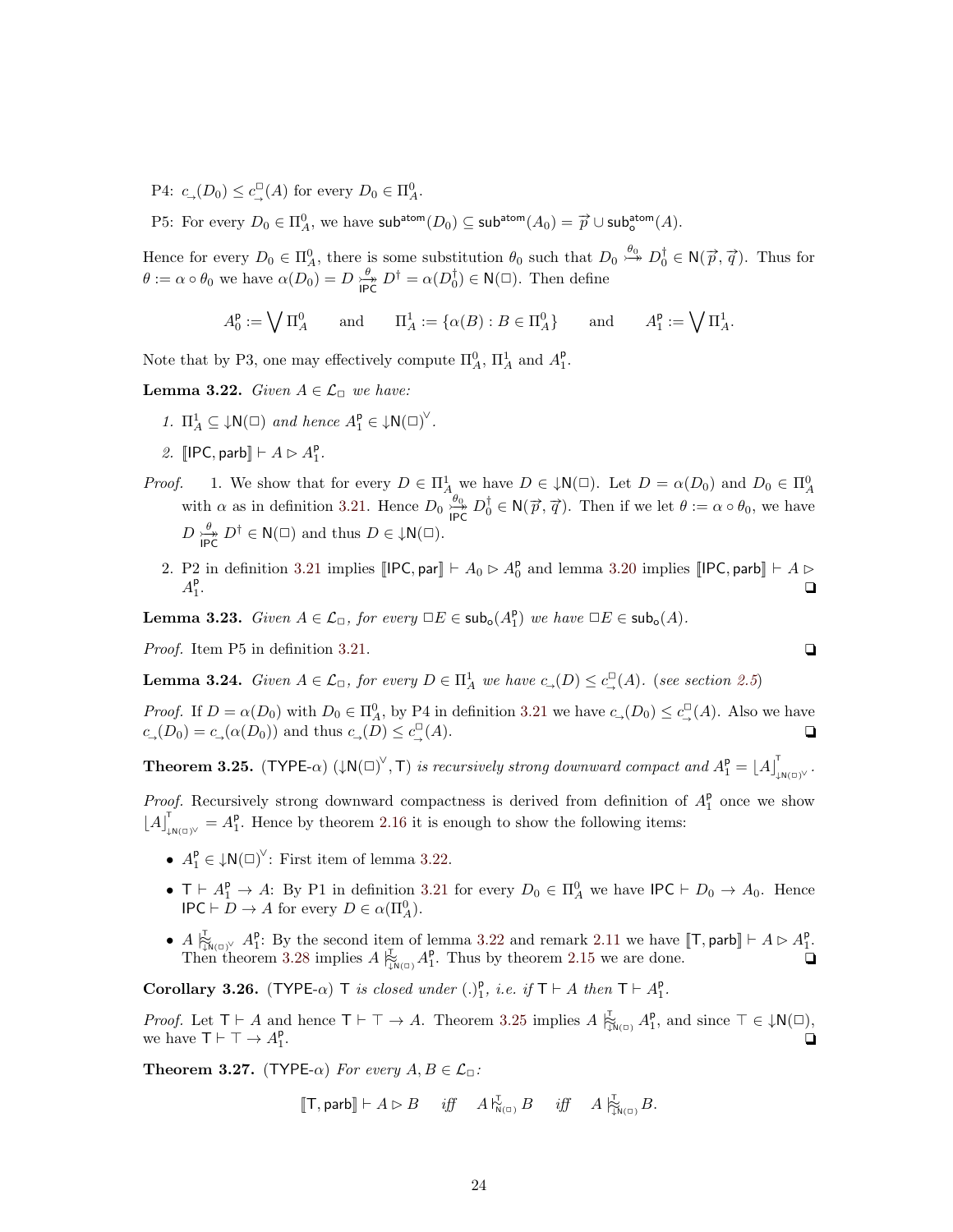P4: $c_{\rightarrow}(D_0) \leq c^{\Box}_{\rightarrow}(A)$ for every $D_0 \in \Pi^0_A$.

P5: For every $D_0 \in \Pi^0_A$, we have $\mathsf{sub}^{\mathsf{atom}}(D_0) \subseteq \mathsf{sub}^{\mathsf{atom}}(A_0) = \vec{p} \cup \mathsf{sub}^{\mathsf{atom}}_{\mathsf{o}}(A)$.

Hence for every $D_0 \in \Pi^0_A$, there is some substitution $\theta_0$ such that $D_0 \overset{\theta_0}{\rightarrowtail} D_0^\dagger \in \mathsf{N}(\vec{p}, \vec{q})$. Thus for $\theta := \alpha \circ \theta_0$ we have $\alpha(D_0) = D \underset{\mathsf{IPC}}{\overset{\theta}{\rightarrowtail}} D^\dagger = \alpha(D_0^\dagger) \in \mathsf{N}(\Box)$. Then define

$$A_0^{\mathsf{p}} := \bigvee \Pi^0_A \qquad \text{and} \qquad \Pi^1_A := \{\alpha(B) : B \in \Pi^0_A\} \qquad \text{and} \qquad A_1^{\mathsf{p}} := \bigvee \Pi^1_A.$$

Note that by P3, one may effectively compute $\Pi^0_A$, $\Pi^1_A$ and $A^{\mathsf{p}}_1$.

**Lemma 3.22.** *Given $A \in \mathcal{L}_\Box$ we have:*

1. $\Pi^1_A \subseteq {\downarrow}\mathsf{N}(\Box)$ *and hence* $A^{\mathsf{p}}_1 \in {\downarrow}\mathsf{N}(\Box)^{\vee}$.
2. $[\![\mathsf{IPC}, \mathsf{parb}]\!] \vdash A \rhd A^{\mathsf{p}}_1$.

*Proof.* 1. We show that for every $D \in \Pi^1_A$ we have $D \in {\downarrow}\mathsf{N}(\Box)$. Let $D = \alpha(D_0)$ and $D_0 \in \Pi^0_A$ with $\alpha$ as in definition 3.21. Hence $D_0 \underset{\mathsf{IPC}}{\overset{\theta_0}{\rightarrowtail}} D_0^\dagger \in \mathsf{N}(\vec{p}, \vec{q})$. Then if we let $\theta := \alpha \circ \theta_0$, we have $D \underset{\mathsf{IPC}}{\overset{\theta}{\rightarrowtail}} D^\dagger \in \mathsf{N}(\Box)$ and thus $D \in {\downarrow}\mathsf{N}(\Box)$.

2. P2 in definition 3.21 implies $[\![\mathsf{IPC}, \mathsf{par}]\!] \vdash A_0 \rhd A^{\mathsf{p}}_0$ and lemma 3.20 implies $[\![\mathsf{IPC}, \mathsf{parb}]\!] \vdash A \rhd A^{\mathsf{p}}_1$. ❑

**Lemma 3.23.** *Given $A \in \mathcal{L}_\Box$, for every $\Box E \in \mathsf{sub}_{\mathsf{o}}(A^{\mathsf{p}}_1)$ we have $\Box E \in \mathsf{sub}_{\mathsf{o}}(A)$.*

*Proof.* Item P5 in definition 3.21. ❑

**Lemma 3.24.** *Given $A \in \mathcal{L}_\Box$, for every $D \in \Pi^1_A$ we have $c_{\rightarrow}(D) \leq c^{\Box}_{\rightarrow}(A)$. (see section 2.5)*

*Proof.* If $D = \alpha(D_0)$ with $D_0 \in \Pi^0_A$, by P4 in definition 3.21 we have $c_{\rightarrow}(D_0) \leq c^{\Box}_{\rightarrow}(A)$. Also we have $c_{\rightarrow}(D_0) = c_{\rightarrow}(\alpha(D_0))$ and thus $c_{\rightarrow}(D) \leq c^{\Box}_{\rightarrow}(A)$. ❑

**Theorem 3.25.** (TYPE-$\alpha$) $({\downarrow}\mathsf{N}(\Box)^{\vee}, \mathsf{T})$ *is recursively strong downward compact and* $A^{\mathsf{p}}_1 = \lfloor A \rfloor^{\mathsf{T}}_{{\downarrow}\mathsf{N}(\Box)^{\vee}}$.

*Proof.* Recursively strong downward compactness is derived from definition of $A^{\mathsf{p}}_1$ once we show $\lfloor A \rfloor^{\mathsf{T}}_{{\downarrow}\mathsf{N}(\Box)^{\vee}} = A^{\mathsf{p}}_1$. Hence by theorem 2.16 it is enough to show the following items:

- $A^{\mathsf{p}}_1 \in {\downarrow}\mathsf{N}(\Box)^{\vee}$: First item of lemma 3.22.
- $\mathsf{T} \vdash A^{\mathsf{p}}_1 \rightarrow A$: By P1 in definition 3.21 for every $D_0 \in \Pi^0_A$ we have $\mathsf{IPC} \vdash D_0 \rightarrow A_0$. Hence $\mathsf{IPC} \vdash D \rightarrow A$ for every $D \in \alpha(\Pi^0_A)$.
- $A \mathrel{|\!\!\approx^{\mathsf{T}}_{{\downarrow}\mathsf{N}(\Box)^{\vee}}} A^{\mathsf{p}}_1$: By the second item of lemma 3.22 and remark 2.11 we have $[\![\mathsf{T}, \mathsf{parb}]\!] \vdash A \rhd A^{\mathsf{p}}_1$. Then theorem 3.28 implies $A \mathrel{|\!\!\approx^{\mathsf{T}}_{{\downarrow}\mathsf{N}(\Box)}} A^{\mathsf{p}}_1$. Thus by theorem 2.15 we are done. ❑

**Corollary 3.26.** (TYPE-$\alpha$) $\mathsf{T}$ *is closed under* $(.)^{\mathsf{p}}_1$, *i.e. if* $\mathsf{T} \vdash A$ *then* $\mathsf{T} \vdash A^{\mathsf{p}}_1$.

*Proof.* Let $\mathsf{T} \vdash A$ and hence $\mathsf{T} \vdash \top \rightarrow A$. Theorem 3.25 implies $A \mathrel{|\!\!\approx^{\mathsf{T}}_{{\downarrow}\mathsf{N}(\Box)}} A^{\mathsf{p}}_1$, and since $\top \in {\downarrow}\mathsf{N}(\Box)$, we have $\mathsf{T} \vdash \top \rightarrow A^{\mathsf{p}}_1$. ❑

**Theorem 3.27.** (TYPE-$\alpha$) *For every $A, B \in \mathcal{L}_\Box$:*

$$[\![\mathsf{T}, \mathsf{parb}]\!] \vdash A \rhd B \quad \textit{iff} \quad A \mathrel{|\!\!\sim^{\mathsf{T}}_{\mathsf{N}(\Box)}} B \quad \textit{iff} \quad A \mathrel{|\!\!\approx^{\mathsf{T}}_{{\downarrow}\mathsf{N}(\Box)}} B.$$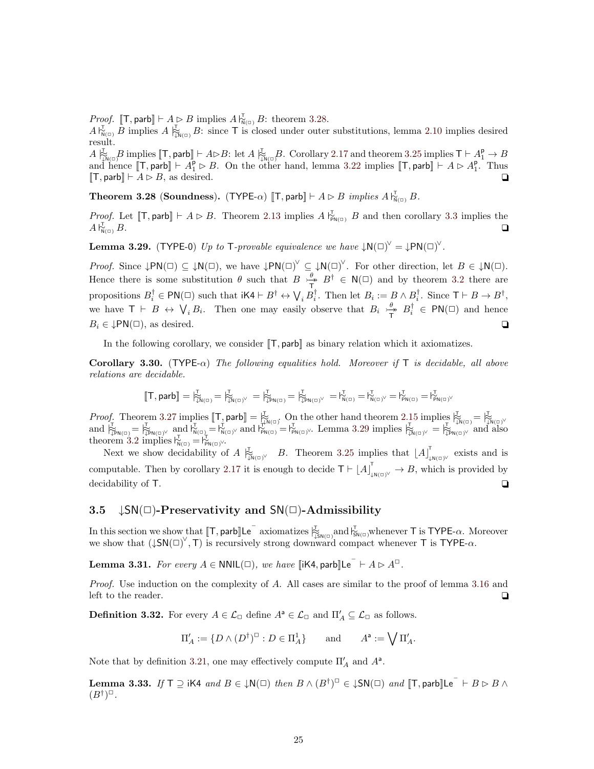*Proof.* $[\![\mathsf{T},\mathsf{parb}]\!]\vdash A\rhd B$ implies $A\,\vdash^{\mathsf{T}}_{\mathsf{N}(\Box)}\,B$: theorem 3.28.
$A\vdash^{\mathsf{T}}_{\mathsf{N}(\Box)} B$ implies $A\,\approx^{\mathsf{T}}_{\downarrow\mathsf{N}(\Box)}\,B$: since $\mathsf{T}$ is closed under outer substitutions, lemma 2.10 implies desired result.
$A\,\approx^{\mathsf{T}}_{\downarrow\mathsf{N}(\Box)}B$ implies $[\![\mathsf{T},\mathsf{parb}]\!]\vdash A\rhd B$: let $A\,\approx^{\mathsf{T}}_{\downarrow\mathsf{N}(\Box)}B$. Corollary 2.17 and theorem 3.25 implies $\mathsf{T}\vdash A^{\mathsf{p}}_1\to B$ and hence $[\![\mathsf{T},\mathsf{parb}]\!]\vdash A^{\mathsf{p}}_1\rhd B$. On the other hand, lemma 3.22 implies $[\![\mathsf{T},\mathsf{parb}]\!]\vdash A\rhd A^{\mathsf{p}}_1$. Thus $[\![\mathsf{T},\mathsf{parb}]\!]\vdash A\rhd B$, as desired. ❏

**Theorem 3.28 (Soundness).** ($\mathsf{TYPE}$-$\alpha$) *$[\![\mathsf{T},\mathsf{parb}]\!]\vdash A\rhd B$ implies $A\vdash^{\mathsf{T}}_{\mathsf{N}(\Box)} B$.*

*Proof.* Let $[\![\mathsf{T},\mathsf{parb}]\!]\vdash A\rhd B$. Theorem 2.13 implies $A\vdash^{\mathsf{T}}_{\mathsf{PN}(\Box)} B$ and then corollary 3.3 implies the $A\vdash^{\mathsf{T}}_{\mathsf{N}(\Box)} B$. ❏

**Lemma 3.29.** ($\mathsf{TYPE}$-0) *Up to $\mathsf{T}$-provable equivalence we have $\downarrow\mathsf{N}(\Box)^{\vee}=\downarrow\mathsf{PN}(\Box)^{\vee}$.*

*Proof.* Since $\downarrow\mathsf{PN}(\Box)\subseteq\downarrow\mathsf{N}(\Box)$, we have $\downarrow\mathsf{PN}(\Box)^{\vee}\subseteq\downarrow\mathsf{N}(\Box)^{\vee}$. For other direction, let $B\in\downarrow\mathsf{N}(\Box)$. Hence there is some substitution $\theta$ such that $B\overset{\theta}{\underset{\mathsf{T}}{\rightarrowtail}}B^{\dagger}\in\mathsf{N}(\Box)$ and by theorem 3.2 there are propositions $B^{\dagger}_i\in\mathsf{PN}(\Box)$ such that $\mathsf{iK4}\vdash B^{\dagger}\leftrightarrow\bigvee_i B^{\dagger}_i$. Then let $B_i:=B\wedge B^{\dagger}_i$. Since $\mathsf{T}\vdash B\to B^{\dagger}$, we have $\mathsf{T}\vdash B\leftrightarrow\bigvee_i B_i$. Then one may easily observe that $B_i\overset{\theta}{\underset{\mathsf{T}}{\rightarrowtail}}B^{\dagger}_i\in\mathsf{PN}(\Box)$ and hence $B_i\in\downarrow\mathsf{PN}(\Box)$, as desired. ❏

In the following corollary, we consider $[\![\mathsf{T},\mathsf{parb}]\!]$ as binary relation which it axiomatizes.

**Corollary 3.30.** ($\mathsf{TYPE}$-$\alpha$) *The following equalities hold. Moreover if $\mathsf{T}$ is decidable, all above relations are decidable.*

$$[\![\mathsf{T},\mathsf{parb}]\!]=\approx^{\mathsf{T}}_{\downarrow\mathsf{N}(\Box)}=\approx^{\mathsf{T}}_{\downarrow\mathsf{N}(\Box)^{\vee}}=\approx^{\mathsf{T}}_{\downarrow\mathsf{PN}(\Box)}=\approx^{\mathsf{T}}_{\downarrow\mathsf{PN}(\Box)^{\vee}}=\vdash^{\mathsf{T}}_{\mathsf{N}(\Box)}=\vdash^{\mathsf{T}}_{\mathsf{N}(\Box)^{\vee}}=\vdash^{\mathsf{T}}_{\mathsf{PN}(\Box)}=\vdash^{\mathsf{T}}_{\mathsf{PN}(\Box)^{\vee}}$$

*Proof.* Theorem 3.27 implies $[\![\mathsf{T},\mathsf{parb}]\!]=\approx^{\mathsf{T}}_{\downarrow\mathsf{N}(\Box)}$. On the other hand theorem 2.15 implies $\approx^{\mathsf{T}}_{\downarrow\mathsf{N}(\Box)}=\approx^{\mathsf{T}}_{\downarrow\mathsf{N}(\Box)^{\vee}}$ and $\approx^{\mathsf{T}}_{\downarrow\mathsf{PN}(\Box)}=\approx^{\mathsf{T}}_{\downarrow\mathsf{PN}(\Box)^{\vee}}$ and $\vdash^{\mathsf{T}}_{\mathsf{N}(\Box)}=\vdash^{\mathsf{T}}_{\mathsf{N}(\Box)^{\vee}}$ and $\vdash^{\mathsf{T}}_{\mathsf{PN}(\Box)}=\vdash^{\mathsf{T}}_{\mathsf{PN}(\Box)^{\vee}}$. Lemma 3.29 implies $\approx^{\mathsf{T}}_{\downarrow\mathsf{N}(\Box)^{\vee}}=\approx^{\mathsf{T}}_{\downarrow\mathsf{PN}(\Box)^{\vee}}$ and also theorem 3.2 implies $\vdash^{\mathsf{T}}_{\mathsf{N}(\Box)}=\vdash^{\mathsf{T}}_{\mathsf{PN}(\Box)^{\vee}}$.

Next we show decidability of $A\approx^{\mathsf{T}}_{\downarrow\mathsf{N}(\Box)^{\vee}}B$. Theorem 3.25 implies that $\lfloor A\rfloor^{\mathsf{T}}_{\downarrow\mathsf{N}(\Box)^{\vee}}$ exists and is computable. Then by corollary 2.17 it is enough to decide $\mathsf{T}\vdash\lfloor A\rfloor^{\mathsf{T}}_{\downarrow\mathsf{N}(\Box)^{\vee}}\to B$, which is provided by decidability of $\mathsf{T}$. ❏

## 3.5 $\downarrow\mathsf{SN}(\Box)$-Preservativity and $\mathsf{SN}(\Box)$-Admissibility

In this section we show that $[\![\mathsf{T},\mathsf{parb}]\!]\mathsf{Le}^{-}$ axiomatizes $\approx^{\mathsf{T}}_{\downarrow\mathsf{SN}(\Box)}$ and $\vdash^{\mathsf{T}}_{\mathsf{SN}(\Box)}$ whenever $\mathsf{T}$ is $\mathsf{TYPE}$-$\alpha$. Moreover we show that $(\downarrow\mathsf{SN}(\Box)^{\vee},\mathsf{T})$ is recursively strong downward compact whenever $\mathsf{T}$ is $\mathsf{TYPE}$-$\alpha$.

**Lemma 3.31.** *For every $A\in\mathsf{NNIL}(\Box)$, we have $[\![\mathsf{iK4},\mathsf{parb}]\!]\mathsf{Le}^{-}\vdash A\rhd A^{\Box}$.*

*Proof.* Use induction on the complexity of $A$. All cases are similar to the proof of lemma 3.16 and left to the reader. ❏

**Definition 3.32.** For every $A\in\mathcal{L}_{\Box}$ define $A^{\mathsf{a}}\in\mathcal{L}_{\Box}$ and $\Pi'_A\subseteq\mathcal{L}_{\Box}$ as follows.

$$\Pi'_A:=\{D\wedge(D^{\dagger})^{\Box}:D\in\Pi^1_A\}\qquad\text{and}\qquad A^{\mathsf{a}}:=\bigvee\Pi'_A.$$

Note that by definition 3.21, one may effectively compute $\Pi'_A$ and $A^{\mathsf{a}}$.

**Lemma 3.33.** *If $\mathsf{T}\supseteq\mathsf{iK4}$ and $B\in\downarrow\mathsf{N}(\Box)$ then $B\wedge(B^{\dagger})^{\Box}\in\downarrow\mathsf{SN}(\Box)$ and $[\![\mathsf{T},\mathsf{parb}]\!]\mathsf{Le}^{-}\vdash B\rhd B\wedge(B^{\dagger})^{\Box}$.*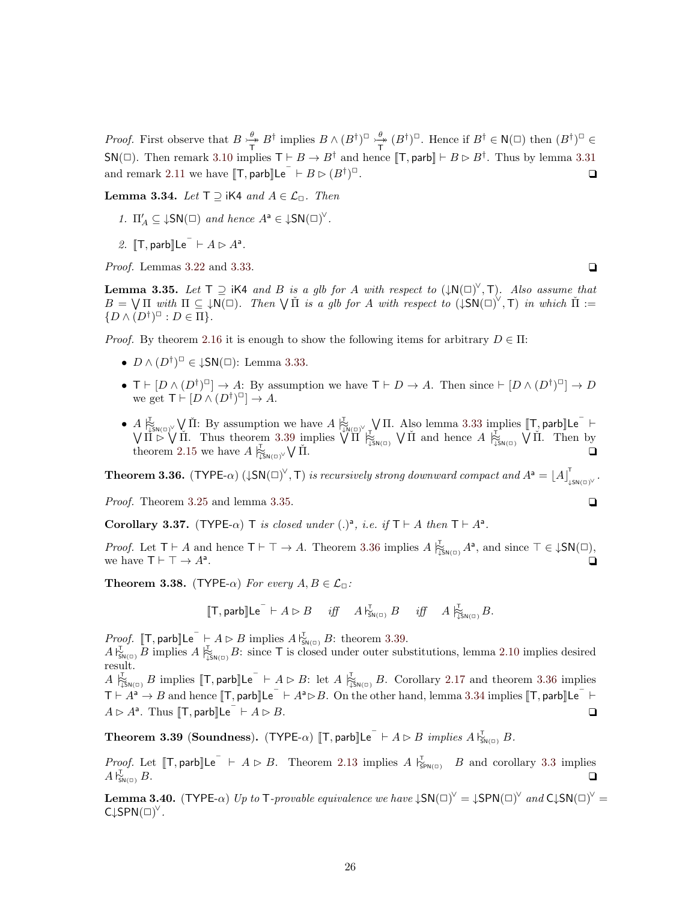*Proof.* First observe that $B \overset{\theta}{\underset{\mathsf{T}}{\rightarrowtail\!\!\!\twoheadrightarrow}} B^\dagger$ implies $B \wedge (B^\dagger)^\Box \overset{\theta}{\underset{\mathsf{T}}{\rightarrowtail\!\!\!\twoheadrightarrow}} (B^\dagger)^\Box$. Hence if $B^\dagger \in \mathsf{N}(\Box)$ then $(B^\dagger)^\Box \in \mathsf{SN}(\Box)$. Then remark 3.10 implies $\mathsf{T} \vdash B \to B^\dagger$ and hence $[\![\mathsf{T}, \mathsf{parb}]\!] \vdash B \rhd B^\dagger$. Thus by lemma 3.31 and remark 2.11 we have $[\![\mathsf{T}, \mathsf{parb}]\!]\mathsf{Le}^- \vdash B \rhd (B^\dagger)^\Box$. ❑

**Lemma 3.34.** *Let* $\mathsf{T} \supseteq \mathsf{iK4}$ *and* $A \in \mathcal{L}_\Box$. *Then*

1. $\Pi'_A \subseteq {\downarrow}\mathsf{SN}(\Box)$ *and hence* $A^{\mathsf{a}} \in {\downarrow}\mathsf{SN}(\Box)^\vee$.
2. $[\![\mathsf{T}, \mathsf{parb}]\!]\mathsf{Le}^- \vdash A \rhd A^{\mathsf{a}}$.

*Proof.* Lemmas 3.22 and 3.33. ❑

**Lemma 3.35.** *Let* $\mathsf{T} \supseteq \mathsf{iK4}$ *and* $B$ *is a glb for* $A$ *with respect to* $({\downarrow}\mathsf{N}(\Box)^\vee, \mathsf{T})$. *Also assume that* $B = \bigvee \Pi$ *with* $\Pi \subseteq {\downarrow}\mathsf{N}(\Box)$. *Then* $\bigvee \check{\Pi}$ *is a glb for* $A$ *with respect to* $({\downarrow}\mathsf{SN}(\Box)^\vee, \mathsf{T})$ *in which* $\check{\Pi} := \{D \wedge (D^\dagger)^\Box : D \in \Pi\}$.

*Proof.* By theorem 2.16 it is enough to show the following items for arbitrary $D \in \Pi$:

- $D \wedge (D^\dagger)^\Box \in {\downarrow}\mathsf{SN}(\Box)$: Lemma 3.33.
- $\mathsf{T} \vdash [D \wedge (D^\dagger)^\Box] \to A$: By assumption we have $\mathsf{T} \vdash D \to A$. Then since $\vdash [D \wedge (D^\dagger)^\Box] \to D$ we get $\mathsf{T} \vdash [D \wedge (D^\dagger)^\Box] \to A$.
- $A \mathrel{|\!\!\approx^{\mathsf{T}}_{{\downarrow}\mathsf{SN}(\Box)^\vee}} \bigvee \check{\Pi}$: By assumption we have $A \mathrel{|\!\!\approx^{\mathsf{T}}_{{\downarrow}\mathsf{N}(\Box)^\vee}} \bigvee \Pi$. Also lemma 3.33 implies $[\![\mathsf{T}, \mathsf{parb}]\!]\mathsf{Le}^- \vdash \bigvee \Pi \rhd \bigvee \check{\Pi}$. Thus theorem 3.39 implies $\bigvee \Pi \mathrel{|\!\!\approx^{\mathsf{T}}_{{\downarrow}\mathsf{SN}(\Box)}} \bigvee \check{\Pi}$ and hence $A \mathrel{|\!\!\approx^{\mathsf{T}}_{{\downarrow}\mathsf{SN}(\Box)}} \bigvee \check{\Pi}$. Then by theorem 2.15 we have $A \mathrel{|\!\!\approx^{\mathsf{T}}_{{\downarrow}\mathsf{SN}(\Box)^\vee}} \bigvee \check{\Pi}$. ❑

**Theorem 3.36.** $(\mathsf{TYPE}\text{-}\alpha)$ $({\downarrow}\mathsf{SN}(\Box)^\vee, \mathsf{T})$ *is recursively strong downward compact and* $A^{\mathsf{a}} = \lfloor A \rfloor^{\mathsf{T}}_{{\downarrow}\mathsf{SN}(\Box)^\vee}$.

*Proof.* Theorem 3.25 and lemma 3.35. ❑

**Corollary 3.37.** $(\mathsf{TYPE}\text{-}\alpha)$ $\mathsf{T}$ *is closed under* $(.)^{\mathsf{a}}$, *i.e. if* $\mathsf{T} \vdash A$ *then* $\mathsf{T} \vdash A^{\mathsf{a}}$.

*Proof.* Let $\mathsf{T} \vdash A$ and hence $\mathsf{T} \vdash \top \to A$. Theorem 3.36 implies $A \mathrel{|\!\!\approx^{\mathsf{T}}_{{\downarrow}\mathsf{SN}(\Box)}} A^{\mathsf{a}}$, and since $\top \in {\downarrow}\mathsf{SN}(\Box)$, we have $\mathsf{T} \vdash \top \to A^{\mathsf{a}}$. ❑

**Theorem 3.38.** $(\mathsf{TYPE}\text{-}\alpha)$ *For every* $A, B \in \mathcal{L}_\Box$:

$$[\![\mathsf{T}, \mathsf{parb}]\!]\mathsf{Le}^- \vdash A \rhd B \quad \textit{iff} \quad A \mathrel{|\!\!\sim^{\mathsf{T}}_{\mathsf{SN}(\Box)}} B \quad \textit{iff} \quad A \mathrel{|\!\!\approx^{\mathsf{T}}_{{\downarrow}\mathsf{SN}(\Box)}} B.$$

*Proof.* $[\![\mathsf{T}, \mathsf{parb}]\!]\mathsf{Le}^- \vdash A \rhd B$ implies $A \mathrel{|\!\!\sim^{\mathsf{T}}_{\mathsf{SN}(\Box)}} B$: theorem 3.39.
$A \mathrel{|\!\!\sim^{\mathsf{T}}_{\mathsf{SN}(\Box)}} B$ implies $A \mathrel{|\!\!\approx^{\mathsf{T}}_{{\downarrow}\mathsf{SN}(\Box)}} B$: since $\mathsf{T}$ is closed under outer substitutions, lemma 2.10 implies desired result.
$A \mathrel{|\!\!\approx^{\mathsf{T}}_{{\downarrow}\mathsf{SN}(\Box)}} B$ implies $[\![\mathsf{T}, \mathsf{parb}]\!]\mathsf{Le}^- \vdash A \rhd B$: let $A \mathrel{|\!\!\approx^{\mathsf{T}}_{{\downarrow}\mathsf{SN}(\Box)}} B$. Corollary 2.17 and theorem 3.36 implies $\mathsf{T} \vdash A^{\mathsf{a}} \to B$ and hence $[\![\mathsf{T}, \mathsf{parb}]\!]\mathsf{Le}^- \vdash A^{\mathsf{a}} \rhd B$. On the other hand, lemma 3.34 implies $[\![\mathsf{T}, \mathsf{parb}]\!]\mathsf{Le}^- \vdash A \rhd A^{\mathsf{a}}$. Thus $[\![\mathsf{T}, \mathsf{parb}]\!]\mathsf{Le}^- \vdash A \rhd B$. ❑

**Theorem 3.39 (Soundness).** $(\mathsf{TYPE}\text{-}\alpha)$ $[\![\mathsf{T}, \mathsf{parb}]\!]\mathsf{Le}^- \vdash A \rhd B$ *implies* $A \mathrel{|\!\!\sim^{\mathsf{T}}_{\mathsf{SN}(\Box)}} B$.

*Proof.* Let $[\![\mathsf{T}, \mathsf{parb}]\!]\mathsf{Le}^- \vdash A \rhd B$. Theorem 2.13 implies $A \mathrel{|\!\!\sim^{\mathsf{T}}_{\mathsf{SPN}(\Box)}} B$ and corollary 3.3 implies $A \mathrel{|\!\!\sim^{\mathsf{T}}_{\mathsf{SN}(\Box)}} B$. ❑

**Lemma 3.40.** $(\mathsf{TYPE}\text{-}\alpha)$ *Up to* $\mathsf{T}$*-provable equivalence we have* ${\downarrow}\mathsf{SN}(\Box)^\vee = {\downarrow}\mathsf{SPN}(\Box)^\vee$ *and* $\mathsf{C}{\downarrow}\mathsf{SN}(\Box)^\vee = \mathsf{C}{\downarrow}\mathsf{SPN}(\Box)^\vee$.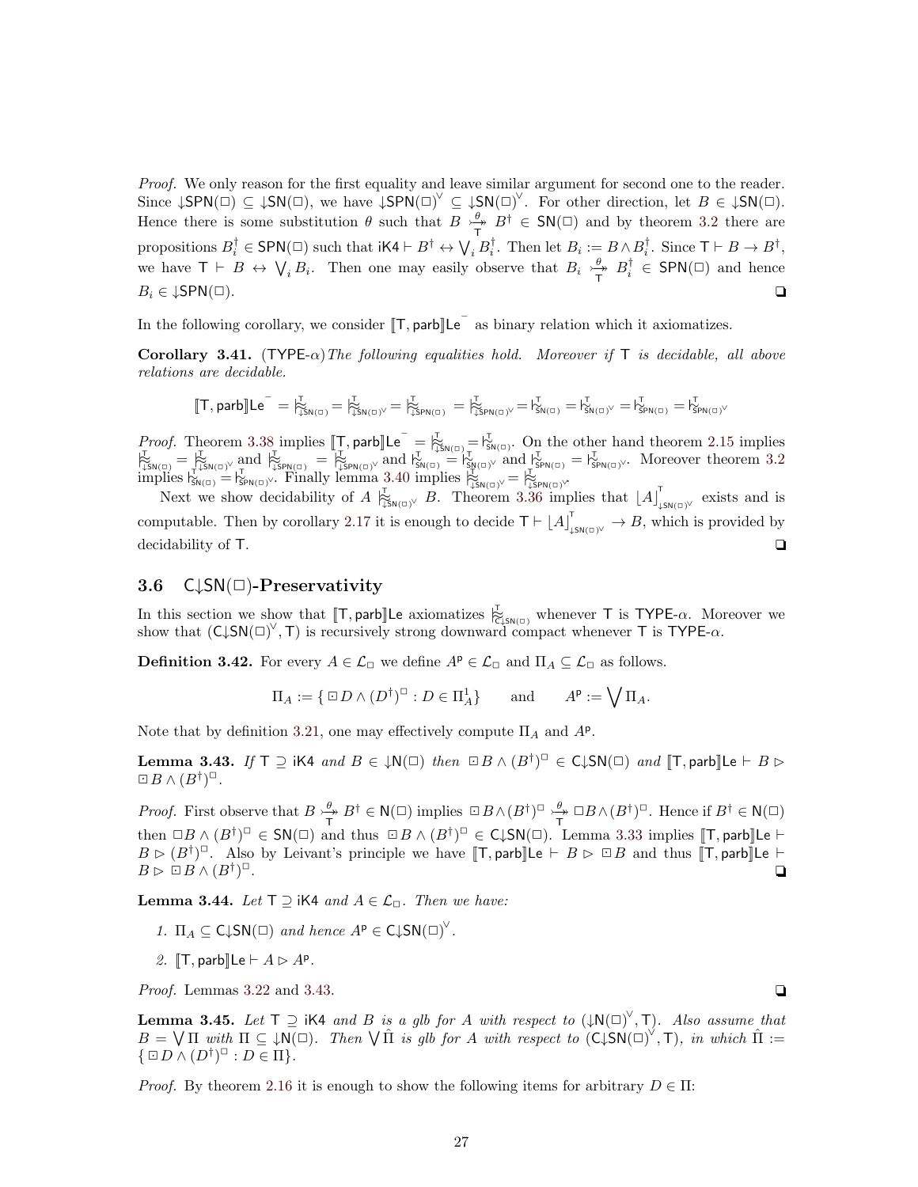*Proof.* We only reason for the first equality and leave similar argument for second one to the reader. Since $\downarrow\mathsf{SPN}(\Box) \subseteq \downarrow\mathsf{SN}(\Box)$, we have $\downarrow\mathsf{SPN}(\Box)^{\vee} \subseteq \downarrow\mathsf{SN}(\Box)^{\vee}$. For other direction, let $B \in \downarrow\mathsf{SN}(\Box)$. Hence there is some substitution $\theta$ such that $B \overset{\theta}{\underset{\mathsf{T}}{\rightarrowtail}} B^{\dagger} \in \mathsf{SN}(\Box)$ and by theorem 3.2 there are propositions $B_i^{\dagger} \in \mathsf{SPN}(\Box)$ such that $\mathsf{iK4} \vdash B^{\dagger} \leftrightarrow \bigvee_i B_i^{\dagger}$. Then let $B_i := B \wedge B_i^{\dagger}$. Since $\mathsf{T} \vdash B \to B^{\dagger}$, we have $\mathsf{T} \vdash B \leftrightarrow \bigvee_i B_i$. Then one may easily observe that $B_i \overset{\theta}{\underset{\mathsf{T}}{\rightarrowtail}} B_i^{\dagger} \in \mathsf{SPN}(\Box)$ and hence $B_i \in \downarrow\mathsf{SPN}(\Box)$. ❑

In the following corollary, we consider $[\![\mathsf{T}, \mathsf{parb}]\!]\mathsf{Le}^{-}$ as binary relation which it axiomatizes.

**Corollary 3.41.** (TYPE-$\alpha$)*The following equalities hold. Moreover if* $\mathsf{T}$ *is decidable, all above relations are decidable.*

$$[\![\mathsf{T}, \mathsf{parb}]\!]\mathsf{Le}^{-} = \mathrel{|\!\!\approx}^{\mathsf{T}}_{\downarrow\mathsf{SN}(\Box)} = \mathrel{|\!\!\approx}^{\mathsf{T}}_{\downarrow\mathsf{SN}(\Box)^{\vee}} = \mathrel{|\!\!\approx}^{\mathsf{T}}_{\downarrow\mathsf{SPN}(\Box)} = \mathrel{|\!\!\approx}^{\mathsf{T}}_{\downarrow\mathsf{SPN}(\Box)^{\vee}} = \mathrel{|\!\!\sim}^{\mathsf{T}}_{\mathsf{SN}(\Box)} = \mathrel{|\!\!\sim}^{\mathsf{T}}_{\mathsf{SN}(\Box)^{\vee}} = \mathrel{|\!\!\sim}^{\mathsf{T}}_{\mathsf{SPN}(\Box)} = \mathrel{|\!\!\sim}^{\mathsf{T}}_{\mathsf{SPN}(\Box)^{\vee}}$$

*Proof.* Theorem 3.38 implies $[\![\mathsf{T}, \mathsf{parb}]\!]\mathsf{Le}^{-} = \mathrel{|\!\!\approx}^{\mathsf{T}}_{\downarrow\mathsf{SN}(\Box)} = \mathrel{|\!\!\sim}^{\mathsf{T}}_{\mathsf{SN}(\Box)}$. On the other hand theorem 2.15 implies $\mathrel{|\!\!\approx}^{\mathsf{T}}_{\downarrow\mathsf{SN}(\Box)} = \mathrel{|\!\!\approx}^{\mathsf{T}}_{\downarrow\mathsf{SN}(\Box)^{\vee}}$ and $\mathrel{|\!\!\approx}^{\mathsf{T}}_{\downarrow\mathsf{SPN}(\Box)} = \mathrel{|\!\!\approx}^{\mathsf{T}}_{\downarrow\mathsf{SPN}(\Box)^{\vee}}$ and $\mathrel{|\!\!\sim}^{\mathsf{T}}_{\mathsf{SN}(\Box)} = \mathrel{|\!\!\sim}^{\mathsf{T}}_{\mathsf{SN}(\Box)^{\vee}}$ and $\mathrel{|\!\!\sim}^{\mathsf{T}}_{\mathsf{SPN}(\Box)} = \mathrel{|\!\!\sim}^{\mathsf{T}}_{\mathsf{SPN}(\Box)^{\vee}}$. Moreover theorem 3.2 implies $\mathrel{|\!\!\sim}^{\mathsf{T}}_{\mathsf{SN}(\Box)} = \mathrel{|\!\!\sim}^{\mathsf{T}}_{\mathsf{SPN}(\Box)^{\vee}}$. Finally lemma 3.40 implies $\mathrel{|\!\!\approx}^{\mathsf{T}}_{\downarrow\mathsf{SN}(\Box)^{\vee}} = \mathrel{|\!\!\approx}^{\mathsf{T}}_{\downarrow\mathsf{SPN}(\Box)^{\vee}}$.

Next we show decidability of $A \mathrel{|\!\!\approx}^{\mathsf{T}}_{\downarrow\mathsf{SN}(\Box)^{\vee}} B$. Theorem 3.36 implies that $\lfloor A \rfloor^{\mathsf{T}}_{\downarrow\mathsf{SN}(\Box)^{\vee}}$ exists and is computable. Then by corollary 2.17 it is enough to decide $\mathsf{T} \vdash \lfloor A \rfloor^{\mathsf{T}}_{\downarrow\mathsf{SN}(\Box)^{\vee}} \to B$, which is provided by decidability of $\mathsf{T}$. ❑

### 3.6 C↓SN(□)-Preservativity

In this section we show that $[\![\mathsf{T}, \mathsf{parb}]\!]\mathsf{Le}$ axiomatizes $\mathrel{|\!\!\approx}^{\mathsf{T}}_{\mathsf{C}\downarrow\mathsf{SN}(\Box)}$ whenever $\mathsf{T}$ is TYPE-$\alpha$. Moreover we show that $(\mathsf{C}\downarrow\mathsf{SN}(\Box)^{\vee}, \mathsf{T})$ is recursively strong downward compact whenever $\mathsf{T}$ is TYPE-$\alpha$.

**Definition 3.42.** For every $A \in \mathcal{L}_{\Box}$ we define $A^{\mathsf{p}} \in \mathcal{L}_{\Box}$ and $\Pi_A \subseteq \mathcal{L}_{\Box}$ as follows.

$$\Pi_A := \{\boxdot D \wedge (D^{\dagger})^{\Box} : D \in \Pi^1_A\} \qquad \text{and} \qquad A^{\mathsf{p}} := \bigvee \Pi_A.$$

Note that by definition 3.21, one may effectively compute $\Pi_A$ and $A^{\mathsf{p}}$.

**Lemma 3.43.** *If* $\mathsf{T} \supseteq \mathsf{iK4}$ *and* $B \in \downarrow\mathsf{N}(\Box)$ *then* $\boxdot B \wedge (B^{\dagger})^{\Box} \in \mathsf{C}\downarrow\mathsf{SN}(\Box)$ *and* $[\![\mathsf{T}, \mathsf{parb}]\!]\mathsf{Le} \vdash B \rhd \boxdot B \wedge (B^{\dagger})^{\Box}$.

*Proof.* First observe that $B \overset{\theta}{\underset{\mathsf{T}}{\rightarrowtail}} B^{\dagger} \in \mathsf{N}(\Box)$ implies $\boxdot B \wedge (B^{\dagger})^{\Box} \overset{\theta}{\underset{\mathsf{T}}{\rightarrowtail}} \Box B \wedge (B^{\dagger})^{\Box}$. Hence if $B^{\dagger} \in \mathsf{N}(\Box)$ then $\Box B \wedge (B^{\dagger})^{\Box} \in \mathsf{SN}(\Box)$ and thus $\boxdot B \wedge (B^{\dagger})^{\Box} \in \mathsf{C}\downarrow\mathsf{SN}(\Box)$. Lemma 3.33 implies $[\![\mathsf{T}, \mathsf{parb}]\!]\mathsf{Le} \vdash B \rhd (B^{\dagger})^{\Box}$. Also by Leivant's principle we have $[\![\mathsf{T}, \mathsf{parb}]\!]\mathsf{Le} \vdash B \rhd \boxdot B$ and thus $[\![\mathsf{T}, \mathsf{parb}]\!]\mathsf{Le} \vdash B \rhd \boxdot B \wedge (B^{\dagger})^{\Box}$. ❑

**Lemma 3.44.** *Let* $\mathsf{T} \supseteq \mathsf{iK4}$ *and* $A \in \mathcal{L}_{\Box}$. *Then we have:*

1. $\Pi_A \subseteq \mathsf{C}\downarrow\mathsf{SN}(\Box)$ *and hence* $A^{\mathsf{p}} \in \mathsf{C}\downarrow\mathsf{SN}(\Box)^{\vee}$.
2. $[\![\mathsf{T}, \mathsf{parb}]\!]\mathsf{Le} \vdash A \rhd A^{\mathsf{p}}$.

*Proof.* Lemmas 3.22 and 3.43. ❑

**Lemma 3.45.** *Let* $\mathsf{T} \supseteq \mathsf{iK4}$ *and* $B$ *is a glb for* $A$ *with respect to* $(\downarrow\mathsf{N}(\Box)^{\vee}, \mathsf{T})$. *Also assume that* $B = \bigvee \Pi$ *with* $\Pi \subseteq \downarrow\mathsf{N}(\Box)$. *Then* $\bigvee \hat{\Pi}$ *is glb for* $A$ *with respect to* $(\mathsf{C}\downarrow\mathsf{SN}(\Box)^{\vee}, \mathsf{T})$, *in which* $\hat{\Pi} := \{\boxdot D \wedge (D^{\dagger})^{\Box} : D \in \Pi\}$.

*Proof.* By theorem 2.16 it is enough to show the following items for arbitrary $D \in \Pi$: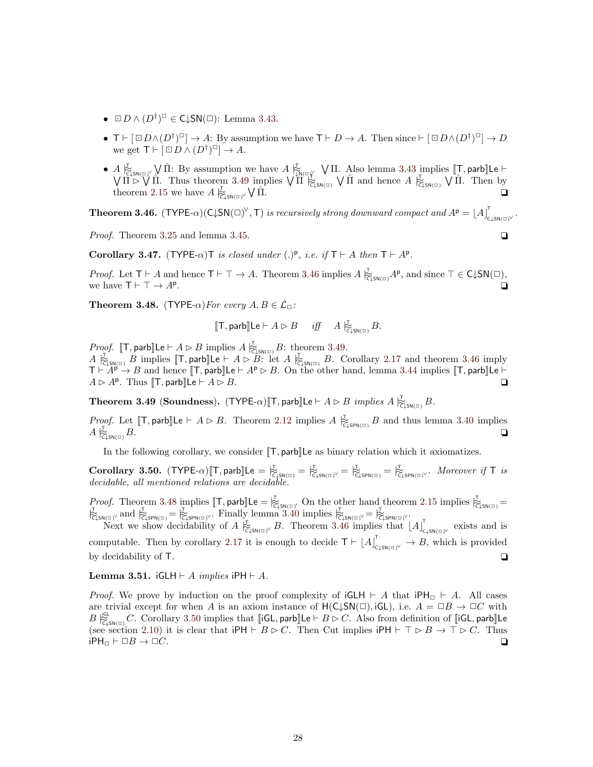- $\boxdot D \wedge (D^\dagger)^\Box \in \mathsf{C{\downarrow}SN}(\Box)$: Lemma 3.43.
- $\mathsf{T} \vdash [\boxdot D \wedge (D^\dagger)^\Box] \to A$: By assumption we have $\mathsf{T} \vdash D \to A$. Then since $\vdash [\boxdot D \wedge (D^\dagger)^\Box] \to D$ we get $\mathsf{T} \vdash [\boxdot D \wedge (D^\dagger)^\Box] \to A$.
- $A \mathrel{|\!\!\approx^{\mathsf{T}}_{\mathsf{C{\downarrow}SN}(\Box)^\vee}} \bigvee \hat{\Pi}$: By assumption we have $A \mathrel{|\!\!\approx^{\mathsf{T}}_{\mathsf{{\downarrow}N}(\Box)^\vee}} \bigvee \Pi$. Also lemma 3.43 implies $[\![\mathsf{T}, \mathsf{parb}]\!]\mathsf{Le} \vdash \bigvee \Pi \rhd \bigvee \hat{\Pi}$. Thus theorem 3.49 implies $\bigvee \Pi \mathrel{|\!\!\approx^{\mathsf{T}}_{\mathsf{C{\downarrow}SN}(\Box)}} \bigvee \hat{\Pi}$ and hence $A \mathrel{|\!\!\approx^{\mathsf{T}}_{\mathsf{C{\downarrow}SN}(\Box)}} \bigvee \hat{\Pi}$. Then by theorem 2.15 we have $A \mathrel{|\!\!\approx^{\mathsf{T}}_{\mathsf{C{\downarrow}SN}(\Box)^\vee}} \bigvee \hat{\Pi}$. ❑

**Theorem 3.46.** (TYPE-$\alpha$)$(\mathsf{C{\downarrow}SN}(\Box)^\vee, \mathsf{T})$ *is recursively strong downward compact and* $A^{\mathsf{p}} = \lfloor A \rfloor^{\mathsf{T}}_{\mathsf{C{\downarrow}SN}(\Box)^\vee}$.

*Proof.* Theorem 3.25 and lemma 3.45. ❑

**Corollary 3.47.** (TYPE-$\alpha$)$\mathsf{T}$ *is closed under* $(.)^{\mathsf{p}}$, *i.e. if* $\mathsf{T} \vdash A$ *then* $\mathsf{T} \vdash A^{\mathsf{p}}$.

*Proof.* Let $\mathsf{T} \vdash A$ and hence $\mathsf{T} \vdash \top \to A$. Theorem 3.46 implies $A \mathrel{|\!\!\approx^{\mathsf{T}}_{\mathsf{C{\downarrow}SN}(\Box)}} A^{\mathsf{p}}$, and since $\top \in \mathsf{C{\downarrow}SN}(\Box)$, we have $\mathsf{T} \vdash \top \to A^{\mathsf{p}}$. ❑

**Theorem 3.48.** (TYPE-$\alpha$)*For every* $A, B \in \mathcal{L}_\Box$:

$$[\![\mathsf{T}, \mathsf{parb}]\!]\mathsf{Le} \vdash A \rhd B \quad \textit{iff} \quad A \mathrel{|\!\!\approx^{\mathsf{T}}_{\mathsf{C{\downarrow}SN}(\Box)}} B.$$

*Proof.* $[\![\mathsf{T}, \mathsf{parb}]\!]\mathsf{Le} \vdash A \rhd B$ implies $A \mathrel{|\!\!\approx^{\mathsf{T}}_{\mathsf{C{\downarrow}SN}(\Box)}} B$: theorem 3.49.
$A \mathrel{|\!\!\approx^{\mathsf{T}}_{\mathsf{C{\downarrow}SN}(\Box)}} B$ implies $[\![\mathsf{T}, \mathsf{parb}]\!]\mathsf{Le} \vdash A \rhd B$: let $A \mathrel{|\!\!\approx^{\mathsf{T}}_{\mathsf{C{\downarrow}SN}(\Box)}} B$. Corollary 2.17 and theorem 3.46 imply $\mathsf{T} \vdash A^{\mathsf{p}} \to B$ and hence $[\![\mathsf{T}, \mathsf{parb}]\!]\mathsf{Le} \vdash A^{\mathsf{p}} \rhd B$. On the other hand, lemma 3.44 implies $[\![\mathsf{T}, \mathsf{parb}]\!]\mathsf{Le} \vdash A \rhd A^{\mathsf{p}}$. Thus $[\![\mathsf{T}, \mathsf{parb}]\!]\mathsf{Le} \vdash A \rhd B$. ❑

**Theorem 3.49 (Soundness).** (TYPE-$\alpha$)$[\![\mathsf{T}, \mathsf{parb}]\!]\mathsf{Le} \vdash A \rhd B$ *implies* $A \mathrel{|\!\!\approx^{\mathsf{T}}_{\mathsf{C{\downarrow}SN}(\Box)}} B$.

*Proof.* Let $[\![\mathsf{T}, \mathsf{parb}]\!]\mathsf{Le} \vdash A \rhd B$. Theorem 2.12 implies $A \mathrel{|\!\!\approx^{\mathsf{T}}_{\mathsf{C{\downarrow}SPN}(\Box)}} B$ and thus lemma 3.40 implies $A \mathrel{|\!\!\approx^{\mathsf{T}}_{\mathsf{C{\downarrow}SN}(\Box)}} B$. ❑

In the following corollary, we consider $[\![\mathsf{T}, \mathsf{parb}]\!]\mathsf{Le}$ as binary relation which it axiomatizes.

**Corollary 3.50.** (TYPE-$\alpha$)$[\![\mathsf{T}, \mathsf{parb}]\!]\mathsf{Le} = \mathrel{|\!\!\approx^{\mathsf{T}}_{\mathsf{C{\downarrow}SN}(\Box)}} = \mathrel{|\!\!\approx^{\mathsf{T}}_{\mathsf{C{\downarrow}SN}(\Box)^\vee}} = \mathrel{|\!\!\approx^{\mathsf{T}}_{\mathsf{C{\downarrow}SPN}(\Box)}} = \mathrel{|\!\!\approx^{\mathsf{T}}_{\mathsf{C{\downarrow}SPN}(\Box)^\vee}}$. *Moreover if* $\mathsf{T}$ *is decidable, all mentioned relations are decidable.*

*Proof.* Theorem 3.48 implies $[\![\mathsf{T}, \mathsf{parb}]\!]\mathsf{Le} = \mathrel{|\!\!\approx^{\mathsf{T}}_{\mathsf{C{\downarrow}SN}(\Box)}}$. On the other hand theorem 2.15 implies $\mathrel{|\!\!\approx^{\mathsf{T}}_{\mathsf{C{\downarrow}SN}(\Box)}} = \mathrel{|\!\!\approx^{\mathsf{T}}_{\mathsf{C{\downarrow}SN}(\Box)^\vee}}$ and $\mathrel{|\!\!\approx^{\mathsf{T}}_{\mathsf{C{\downarrow}SPN}(\Box)}} = \mathrel{|\!\!\approx^{\mathsf{T}}_{\mathsf{C{\downarrow}SPN}(\Box)^\vee}}$. Finally lemma 3.40 implies $\mathrel{|\!\!\approx^{\mathsf{T}}_{\mathsf{C{\downarrow}SN}(\Box)^\vee}} = \mathrel{|\!\!\approx^{\mathsf{T}}_{\mathsf{C{\downarrow}SPN}(\Box)^\vee}}$.

Next we show decidability of $A \mathrel{|\!\!\approx^{\mathsf{T}}_{\mathsf{C{\downarrow}SN}(\Box)^\vee}} B$. Theorem 3.46 implies that $\lfloor A \rfloor^{\mathsf{T}}_{\mathsf{C{\downarrow}SN}(\Box)^\vee}$ exists and is computable. Then by corollary 2.17 it is enough to decide $\mathsf{T} \vdash \lfloor A \rfloor^{\mathsf{T}}_{\mathsf{C{\downarrow}SN}(\Box)^\vee} \to B$, which is provided by decidability of $\mathsf{T}$. ❑

**Lemma 3.51.** $\mathsf{iGLH} \vdash A$ *implies* $\mathsf{iPH} \vdash A$.

*Proof.* We prove by induction on the proof complexity of $\mathsf{iGLH} \vdash A$ that $\mathsf{iPH}_\Box \vdash A$. All cases are trivial except for when $A$ is an axiom instance of $\mathsf{H}(\mathsf{C{\downarrow}SN}(\Box), \mathsf{iGL})$, i.e. $A = \Box B \to \Box C$ with $B \mathrel{|\!\!\approx^{\mathsf{iGL}}_{\mathsf{C{\downarrow}SN}(\Box)}} C$. Corollary 3.50 implies that $[\![\mathsf{iGL}, \mathsf{parb}]\!]\mathsf{Le} \vdash B \rhd C$. Also from definition of $[\![\mathsf{iGL}, \mathsf{parb}]\!]\mathsf{Le}$ (see section 2.10) it is clear that $\mathsf{iPH} \vdash B \rhd C$. Then Cut implies $\mathsf{iPH} \vdash \top \rhd B \to \top \rhd C$. Thus $\mathsf{iPH}_\Box \vdash \Box B \to \Box C$. ❑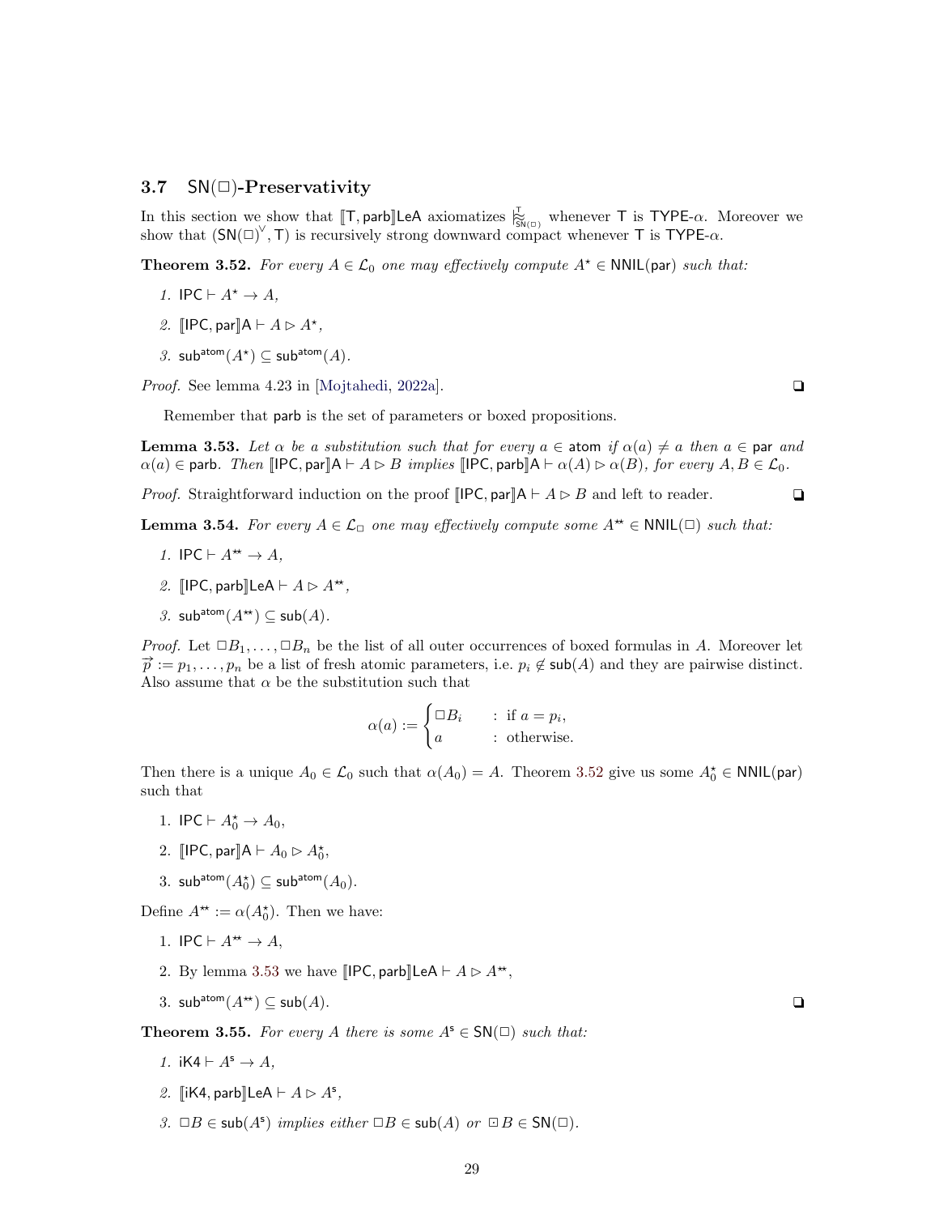### 3.7 $\mathsf{SN}(\Box)$-Preservativity

In this section we show that $[\![\mathsf{T}, \mathsf{parb}]\!]\mathsf{LeA}$ axiomatizes $\mid\!\approx^{\mathsf{T}}_{\mathsf{SN}(\Box)}$ whenever $\mathsf{T}$ is $\mathsf{TYPE}$-$\alpha$. Moreover we show that $(\mathsf{SN}(\Box)^{\vee}, \mathsf{T})$ is recursively strong downward compact whenever $\mathsf{T}$ is $\mathsf{TYPE}$-$\alpha$.

**Theorem 3.52.** *For every $A \in \mathcal{L}_0$ one may effectively compute $A^\star \in \mathsf{NNIL}(\mathsf{par})$ such that:*

1. $\mathsf{IPC} \vdash A^\star \to A$,
2. $[\![\mathsf{IPC}, \mathsf{par}]\!]\mathsf{A} \vdash A \rhd A^\star$,
3. $\mathsf{sub}^{\mathsf{atom}}(A^\star) \subseteq \mathsf{sub}^{\mathsf{atom}}(A)$.

*Proof.* See lemma 4.23 in [Mojtahedi, 2022a]. ❑

Remember that $\mathsf{parb}$ is the set of parameters or boxed propositions.

**Lemma 3.53.** *Let $\alpha$ be a substitution such that for every $a \in \mathsf{atom}$ if $\alpha(a) \neq a$ then $a \in \mathsf{par}$ and $\alpha(a) \in \mathsf{parb}$. Then $[\![\mathsf{IPC}, \mathsf{par}]\!]\mathsf{A} \vdash A \rhd B$ implies $[\![\mathsf{IPC}, \mathsf{parb}]\!]\mathsf{A} \vdash \alpha(A) \rhd \alpha(B)$, for every $A, B \in \mathcal{L}_0$.*

*Proof.* Straightforward induction on the proof $[\![\mathsf{IPC}, \mathsf{par}]\!]\mathsf{A} \vdash A \rhd B$ and left to reader. ❑

**Lemma 3.54.** *For every $A \in \mathcal{L}_\Box$ one may effectively compute some $A^{\star\star} \in \mathsf{NNIL}(\Box)$ such that:*

1. $\mathsf{IPC} \vdash A^{\star\star} \to A$,
2. $[\![\mathsf{IPC}, \mathsf{parb}]\!]\mathsf{LeA} \vdash A \rhd A^{\star\star}$,
3. $\mathsf{sub}^{\mathsf{atom}}(A^{\star\star}) \subseteq \mathsf{sub}(A)$.

*Proof.* Let $\Box B_1, \ldots, \Box B_n$ be the list of all outer occurrences of boxed formulas in $A$. Moreover let $\vec{p} := p_1, \ldots, p_n$ be a list of fresh atomic parameters, i.e. $p_i \notin \mathsf{sub}(A)$ and they are pairwise distinct. Also assume that $\alpha$ be the substitution such that

$$\alpha(a) := \begin{cases} \Box B_i & : \text{ if } a = p_i, \\ a & : \text{ otherwise.} \end{cases}$$

Then there is a unique $A_0 \in \mathcal{L}_0$ such that $\alpha(A_0) = A$. Theorem 3.52 give us some $A_0^\star \in \mathsf{NNIL}(\mathsf{par})$ such that

1. $\mathsf{IPC} \vdash A_0^\star \to A_0$,
2. $[\![\mathsf{IPC}, \mathsf{par}]\!]\mathsf{A} \vdash A_0 \rhd A_0^\star$,
3. $\mathsf{sub}^{\mathsf{atom}}(A_0^\star) \subseteq \mathsf{sub}^{\mathsf{atom}}(A_0)$.

Define $A^{\star\star} := \alpha(A_0^\star)$. Then we have:

1. $\mathsf{IPC} \vdash A^{\star\star} \to A$,
2. By lemma 3.53 we have $[\![\mathsf{IPC}, \mathsf{parb}]\!]\mathsf{LeA} \vdash A \rhd A^{\star\star}$,
3. $\mathsf{sub}^{\mathsf{atom}}(A^{\star\star}) \subseteq \mathsf{sub}(A)$. ❑

**Theorem 3.55.** *For every $A$ there is some $A^{\mathsf{s}} \in \mathsf{SN}(\Box)$ such that:*

1. $\mathsf{iK4} \vdash A^{\mathsf{s}} \to A$,
2. $[\![\mathsf{iK4}, \mathsf{parb}]\!]\mathsf{LeA} \vdash A \rhd A^{\mathsf{s}}$,
3. $\Box B \in \mathsf{sub}(A^{\mathsf{s}})$ *implies either* $\Box B \in \mathsf{sub}(A)$ *or* $\boxdot B \in \mathsf{SN}(\Box)$.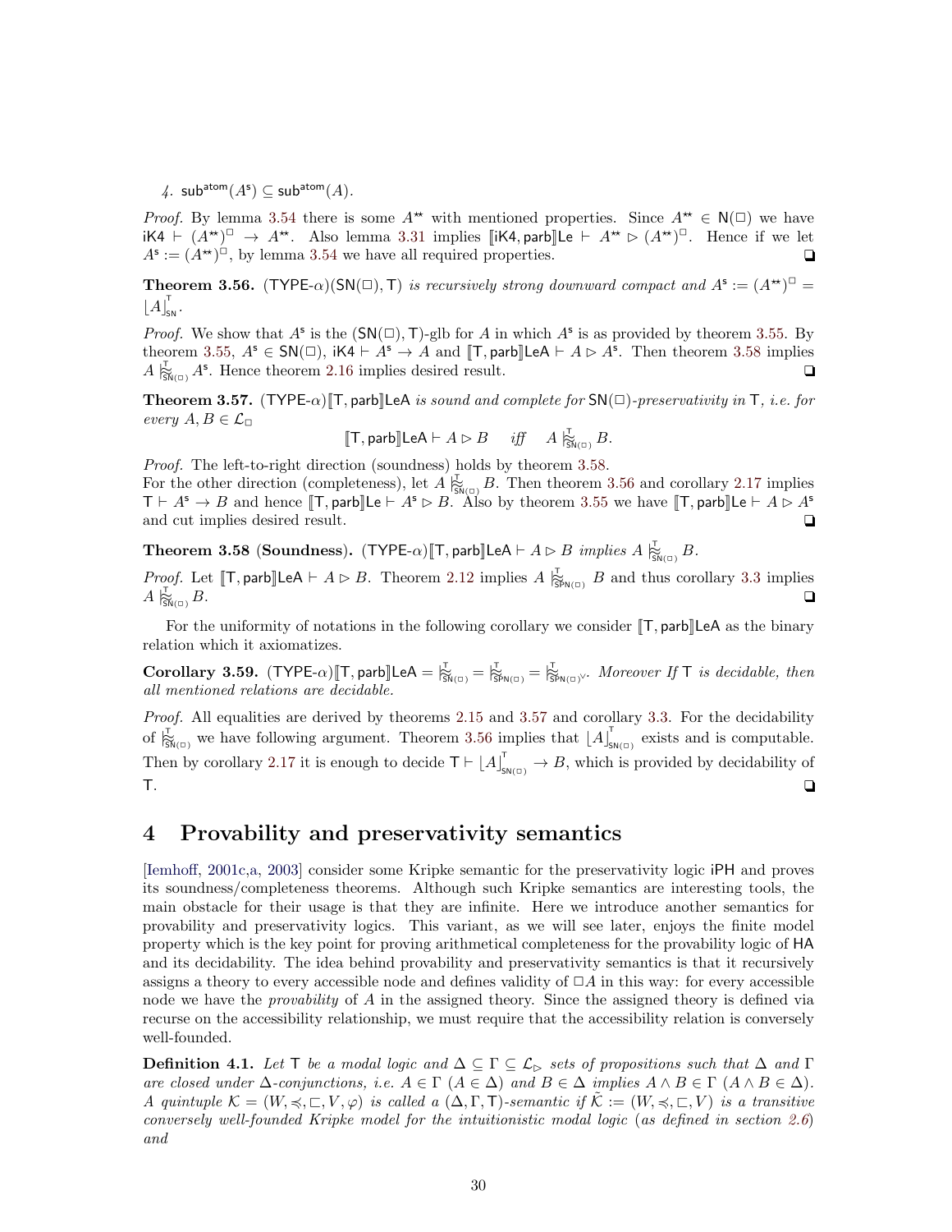4. $\mathsf{sub}^{\mathsf{atom}}(A^{\mathsf{s}}) \subseteq \mathsf{sub}^{\mathsf{atom}}(A)$.

*Proof.* By lemma 3.54 there is some $A^{\star\star}$ with mentioned properties. Since $A^{\star\star} \in \mathsf{N}(\Box)$ we have $\mathsf{iK4} \vdash (A^{\star\star})^{\Box} \to A^{\star\star}$. Also lemma 3.31 implies $[\![\mathsf{iK4}, \mathsf{parb}]\!]\mathsf{Le} \vdash A^{\star\star} \rhd (A^{\star\star})^{\Box}$. Hence if we let $A^{\mathsf{s}} := (A^{\star\star})^{\Box}$, by lemma 3.54 we have all required properties. ❑

**Theorem 3.56.** (TYPE-$\alpha$)$(\mathsf{SN}(\Box), \mathsf{T})$ *is recursively strong downward compact and* $A^{\mathsf{s}} := (A^{\star\star})^{\Box} = \lfloor A \rfloor^{\mathsf{T}}_{\mathsf{SN}}$.

*Proof.* We show that $A^{\mathsf{s}}$ is the $(\mathsf{SN}(\Box), \mathsf{T})$-glb for $A$ in which $A^{\mathsf{s}}$ is as provided by theorem 3.55. By theorem 3.55, $A^{\mathsf{s}} \in \mathsf{SN}(\Box)$, $\mathsf{iK4} \vdash A^{\mathsf{s}} \to A$ and $[\![\mathsf{T}, \mathsf{parb}]\!]\mathsf{LeA} \vdash A \rhd A^{\mathsf{s}}$. Then theorem 3.58 implies $A \mathrel{|\!\!\approx^{\mathsf{T}}_{\mathsf{SN}(\Box)}} A^{\mathsf{s}}$. Hence theorem 2.16 implies desired result. ❑

**Theorem 3.57.** (TYPE-$\alpha$)$[\![\mathsf{T}, \mathsf{parb}]\!]\mathsf{LeA}$ *is sound and complete for* $\mathsf{SN}(\Box)$*-preservativity in* $\mathsf{T}$*, i.e. for every* $A, B \in \mathcal{L}_{\Box}$

$$[\![\mathsf{T}, \mathsf{parb}]\!]\mathsf{LeA} \vdash A \rhd B \quad \textit{iff} \quad A \mathrel{|\!\!\approx^{\mathsf{T}}_{\mathsf{SN}(\Box)}} B.$$

*Proof.* The left-to-right direction (soundness) holds by theorem 3.58.
For the other direction (completeness), let $A \mathrel{|\!\!\approx^{\mathsf{T}}_{\mathsf{SN}(\Box)}} B$. Then theorem 3.56 and corollary 2.17 implies $\mathsf{T} \vdash A^{\mathsf{s}} \to B$ and hence $[\![\mathsf{T}, \mathsf{parb}]\!]\mathsf{Le} \vdash A^{\mathsf{s}} \rhd B$. Also by theorem 3.55 we have $[\![\mathsf{T}, \mathsf{parb}]\!]\mathsf{Le} \vdash A \rhd A^{\mathsf{s}}$ and cut implies desired result. ❑

**Theorem 3.58 (Soundness).** (TYPE-$\alpha$)$[\![\mathsf{T}, \mathsf{parb}]\!]\mathsf{LeA} \vdash A \rhd B$ *implies* $A \mathrel{|\!\!\approx^{\mathsf{T}}_{\mathsf{SN}(\Box)}} B$.

*Proof.* Let $[\![\mathsf{T}, \mathsf{parb}]\!]\mathsf{LeA} \vdash A \rhd B$. Theorem 2.12 implies $A \mathrel{|\!\!\approx^{\mathsf{T}}_{\mathsf{SPN}(\Box)}} B$ and thus corollary 3.3 implies $A \mathrel{|\!\!\approx^{\mathsf{T}}_{\mathsf{SN}(\Box)}} B$. ❑

For the uniformity of notations in the following corollary we consider $[\![\mathsf{T}, \mathsf{parb}]\!]\mathsf{LeA}$ as the binary relation which it axiomatizes.

**Corollary 3.59.** (TYPE-$\alpha$)$[\![\mathsf{T}, \mathsf{parb}]\!]\mathsf{LeA} = \mathrel{|\!\!\approx^{\mathsf{T}}_{\mathsf{SN}(\Box)}} = \mathrel{|\!\!\approx^{\mathsf{T}}_{\mathsf{SPN}(\Box)}} = \mathrel{|\!\!\approx^{\mathsf{T}}_{\mathsf{SPN}(\Box)^{\vee}}}$. *Moreover If* $\mathsf{T}$ *is decidable, then all mentioned relations are decidable.*

*Proof.* All equalities are derived by theorems 2.15 and 3.57 and corollary 3.3. For the decidability of $\mathrel{|\!\!\approx^{\mathsf{T}}_{\mathsf{SN}(\Box)}}$ we have following argument. Theorem 3.56 implies that $\lfloor A \rfloor^{\mathsf{T}}_{\mathsf{SN}(\Box)}$ exists and is computable. Then by corollary 2.17 it is enough to decide $\mathsf{T} \vdash \lfloor A \rfloor^{\mathsf{T}}_{\mathsf{SN}(\Box)} \to B$, which is provided by decidability of $\mathsf{T}$. ❑

# 4 Provability and preservativity semantics

[Iemhoff, 2001c,a, 2003] consider some Kripke semantic for the preservativity logic iPH and proves its soundness/completeness theorems. Although such Kripke semantics are interesting tools, the main obstacle for their usage is that they are infinite. Here we introduce another semantics for provability and preservativity logics. This variant, as we will see later, enjoys the finite model property which is the key point for proving arithmetical completeness for the provability logic of HA and its decidability. The idea behind provability and preservativity semantics is that it recursively assigns a theory to every accessible node and defines validity of $\Box A$ in this way: for every accessible node we have the *provability* of $A$ in the assigned theory. Since the assigned theory is defined via recurse on the accessibility relationship, we must require that the accessibility relation is conversely well-founded.

**Definition 4.1.** *Let* $\mathsf{T}$ *be a modal logic and* $\Delta \subseteq \Gamma \subseteq \mathcal{L}_{\rhd}$ *sets of propositions such that* $\Delta$ *and* $\Gamma$ *are closed under* $\Delta$*-conjunctions, i.e.* $A \in \Gamma$ $(A \in \Delta)$ *and* $B \in \Delta$ *implies* $A \wedge B \in \Gamma$ $(A \wedge B \in \Delta)$. *A quintuple* $\mathcal{K} = (W, \preccurlyeq, \sqsubset, V, \varphi)$ *is called a* $(\Delta, \Gamma, \mathsf{T})$*-semantic if* $\bar{\mathcal{K}} := (W, \preccurlyeq, \sqsubset, V)$ *is a transitive conversely well-founded Kripke model for the intuitionistic modal logic (as defined in section 2.6) and*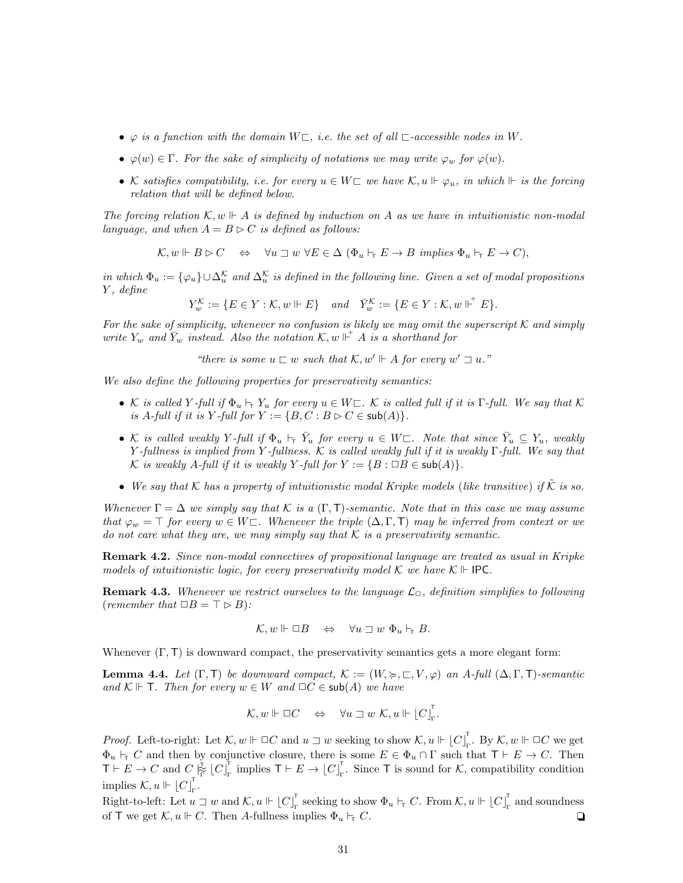- *$\varphi$ is a function with the domain $W\sqsubset$, i.e. the set of all $\sqsubset$-accessible nodes in $W$.*
- *$\varphi(w) \in \Gamma$. For the sake of simplicity of notations we may write $\varphi_w$ for $\varphi(w)$.*
- *$\mathcal{K}$ satisfies compatibility, i.e. for every $u \in W\sqsubset$ we have $\mathcal{K}, u \Vdash \varphi_u$, in which $\Vdash$ is the forcing relation that will be defined below.*

*The forcing relation $\mathcal{K}, w \Vdash A$ is defined by induction on $A$ as we have in intuitionistic non-modal language, and when $A = B \rhd C$ is defined as follows:*

$$\mathcal{K}, w \Vdash B \rhd C \quad \Leftrightarrow \quad \forall u \sqsupset w \ \forall E \in \Delta \ (\Phi_u \vdash_{\mathsf{T}} E \to B \ \textit{implies} \ \Phi_u \vdash_{\mathsf{T}} E \to C),$$

*in which $\Phi_u := \{\varphi_u\} \cup \Delta_u^{\mathcal{K}}$ and $\Delta_u^{\mathcal{K}}$ is defined in the following line. Given a set of modal propositions $Y$, define*

$$Y_w^{\mathcal{K}} := \{E \in Y : \mathcal{K}, w \Vdash E\} \quad \textit{and} \quad \bar{Y}_w^{\mathcal{K}} := \{E \in Y : \mathcal{K}, w \Vdash^{+} E\}.$$

*For the sake of simplicity, whenever no confusion is likely we may omit the superscript $\mathcal{K}$ and simply write $Y_w$ and $\bar{Y}_w$ instead. Also the notation $\mathcal{K}, w \Vdash^{+} A$ is a shorthand for*

*"there is some $u \sqsubset w$ such that $\mathcal{K}, w' \Vdash A$ for every $w' \sqsupset u$."*

*We also define the following properties for preservativity semantics:*

- *$\mathcal{K}$ is called $Y$-full if $\Phi_u \vdash_{\mathsf{T}} Y_u$ for every $u \in W\sqsubset$. $\mathcal{K}$ is called full if it is $\Gamma$-full. We say that $\mathcal{K}$ is $A$-full if it is $Y$-full for $Y := \{B, C : B \rhd C \in \mathsf{sub}(A)\}$.*
- *$\mathcal{K}$ is called weakly $Y$-full if $\Phi_u \vdash_{\mathsf{T}} \bar{Y}_u$ for every $u \in W\sqsubset$. Note that since $\bar{Y}_u \subseteq Y_u$, weakly $Y$-fullness is implied from $Y$-fullness. $\mathcal{K}$ is called weakly full if it is weakly $\Gamma$-full. We say that $\mathcal{K}$ is weakly $A$-full if it is weakly $Y$-full for $Y := \{B : \Box B \in \mathsf{sub}(A)\}$.*
- *We say that $\mathcal{K}$ has a property of intuitionistic modal Kripke models (like transitive) if $\tilde{\mathcal{K}}$ is so.*

*Whenever $\Gamma = \Delta$ we simply say that $\mathcal{K}$ is a $(\Gamma, \mathsf{T})$-semantic. Note that in this case we may assume that $\varphi_w = \top$ for every $w \in W\sqsubset$. Whenever the triple $(\Delta, \Gamma, \mathsf{T})$ may be inferred from context or we do not care what they are, we may simply say that $\mathcal{K}$ is a preservativity semantic.*

**Remark 4.2.** *Since non-modal connectives of propositional language are treated as usual in Kripke models of intuitionistic logic, for every preservativity model $\mathcal{K}$ we have $\mathcal{K} \Vdash \mathsf{IPC}$.*

**Remark 4.3.** *Whenever we restrict ourselves to the language $\mathcal{L}_\Box$, definition simplifies to following (remember that $\Box B = \top \rhd B$):*

$$\mathcal{K}, w \Vdash \Box B \quad \Leftrightarrow \quad \forall u \sqsupset w \ \Phi_u \vdash_{\mathsf{T}} B.$$

Whenever $(\Gamma, \mathsf{T})$ is downward compact, the preservativity semantics gets a more elegant form:

**Lemma 4.4.** *Let $(\Gamma, \mathsf{T})$ be downward compact, $\mathcal{K} := (W, \succcurlyeq, \sqsubset, V, \varphi)$ an $A$-full $(\Delta, \Gamma, \mathsf{T})$-semantic and $\mathcal{K} \Vdash \mathsf{T}$. Then for every $w \in W$ and $\Box C \in \mathsf{sub}(A)$ we have*

$$\mathcal{K}, w \Vdash \Box C \quad \Leftrightarrow \quad \forall u \sqsupset w \ \mathcal{K}, u \Vdash \lfloor C \rfloor_{\Gamma}^{\mathsf{T}}.$$

*Proof.* Left-to-right: Let $\mathcal{K}, w \Vdash \Box C$ and $u \sqsupset w$ seeking to show $\mathcal{K}, u \Vdash \lfloor C \rfloor_{\Gamma}^{\mathsf{T}}$. By $\mathcal{K}, w \Vdash \Box C$ we get $\Phi_u \vdash_{\mathsf{T}} C$ and then by conjunctive closure, there is some $E \in \Phi_u \cap \Gamma$ such that $\mathsf{T} \vdash E \to C$. Then $\mathsf{T} \vdash E \to C$ and $C \approx_{\Gamma}^{\mathsf{T}} \lfloor C \rfloor_{\Gamma}^{\mathsf{T}}$ implies $\mathsf{T} \vdash E \to \lfloor C \rfloor_{\Gamma}^{\mathsf{T}}$. Since $\mathsf{T}$ is sound for $\mathcal{K}$, compatibility condition implies $\mathcal{K}, u \Vdash \lfloor C \rfloor_{\Gamma}^{\mathsf{T}}$.

Right-to-left: Let $u \sqsupset w$ and $\mathcal{K}, u \Vdash \lfloor C \rfloor_{\Gamma}^{\mathsf{T}}$ seeking to show $\Phi_u \vdash_{\mathsf{T}} C$. From $\mathcal{K}, u \Vdash \lfloor C \rfloor_{\Gamma}^{\mathsf{T}}$ and soundness of $\mathsf{T}$ we get $\mathcal{K}, u \Vdash C$. Then $A$-fullness implies $\Phi_u \vdash_{\mathsf{T}} C$. ❑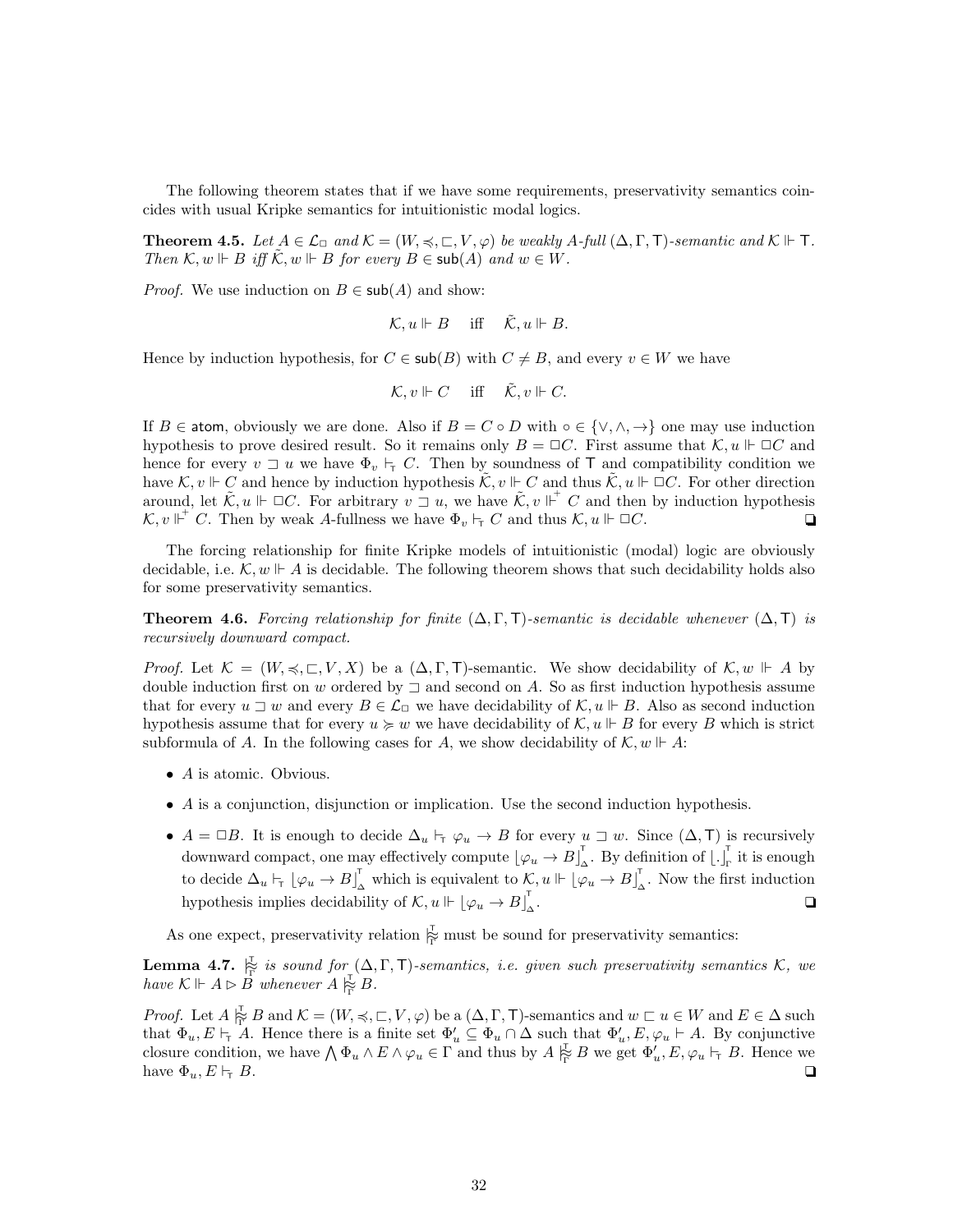The following theorem states that if we have some requirements, preservativity semantics coincides with usual Kripke semantics for intuitionistic modal logics.

**Theorem 4.5.** *Let $A \in \mathcal{L}_\Box$ and $\mathcal{K} = (W, \preccurlyeq, \sqsubset, V, \varphi)$ be weakly $A$-full $(\Delta, \Gamma, \mathsf{T})$-semantic and $\mathcal{K} \Vdash \mathsf{T}$. Then $\mathcal{K}, w \Vdash B$ iff $\tilde{\mathcal{K}}, w \Vdash B$ for every $B \in \mathsf{sub}(A)$ and $w \in W$.*

*Proof.* We use induction on $B \in \mathsf{sub}(A)$ and show:

$$\mathcal{K}, u \Vdash B \quad \text{iff} \quad \tilde{\mathcal{K}}, u \Vdash B.$$

Hence by induction hypothesis, for $C \in \mathsf{sub}(B)$ with $C \neq B$, and every $v \in W$ we have

$$\mathcal{K}, v \Vdash C \quad \text{iff} \quad \tilde{\mathcal{K}}, v \Vdash C.$$

If $B \in \mathsf{atom}$, obviously we are done. Also if $B = C \circ D$ with $\circ \in \{\vee, \wedge, \to\}$ one may use induction hypothesis to prove desired result. So it remains only $B = \Box C$. First assume that $\mathcal{K}, u \Vdash \Box C$ and hence for every $v \sqsupset u$ we have $\Phi_v \vdash_{\mathsf{T}} C$. Then by soundness of $\mathsf{T}$ and compatibility condition we have $\mathcal{K}, v \Vdash C$ and hence by induction hypothesis $\tilde{\mathcal{K}}, v \Vdash C$ and thus $\tilde{\mathcal{K}}, u \Vdash \Box C$. For other direction around, let $\tilde{\mathcal{K}}, u \Vdash \Box C$. For arbitrary $v \sqsupset u$, we have $\tilde{\mathcal{K}}, v \Vdash^{+} C$ and then by induction hypothesis $\mathcal{K}, v \Vdash^{+} C$. Then by weak $A$-fullness we have $\Phi_v \vdash_{\mathsf{T}} C$ and thus $\mathcal{K}, u \Vdash \Box C$. ❑

The forcing relationship for finite Kripke models of intuitionistic (modal) logic are obviously decidable, i.e. $\mathcal{K}, w \Vdash A$ is decidable. The following theorem shows that such decidability holds also for some preservativity semantics.

**Theorem 4.6.** *Forcing relationship for finite $(\Delta, \Gamma, \mathsf{T})$-semantic is decidable whenever $(\Delta, \mathsf{T})$ is recursively downward compact.*

*Proof.* Let $\mathcal{K} = (W, \preccurlyeq, \sqsubset, V, X)$ be a $(\Delta, \Gamma, \mathsf{T})$-semantic. We show decidability of $\mathcal{K}, w \Vdash A$ by double induction first on $w$ ordered by $\sqsupset$ and second on $A$. So as first induction hypothesis assume that for every $u \sqsupset w$ and every $B \in \mathcal{L}_\Box$ we have decidability of $\mathcal{K}, u \Vdash B$. Also as second induction hypothesis assume that for every $u \succcurlyeq w$ we have decidability of $\mathcal{K}, u \Vdash B$ for every $B$ which is strict subformula of $A$. In the following cases for $A$, we show decidability of $\mathcal{K}, w \Vdash A$:

- $A$ is atomic. Obvious.
- $A$ is a conjunction, disjunction or implication. Use the second induction hypothesis.
- $A = \Box B$. It is enough to decide $\Delta_u \vdash_{\mathsf{T}} \varphi_u \to B$ for every $u \sqsupset w$. Since $(\Delta, \mathsf{T})$ is recursively downward compact, one may effectively compute $\lfloor \varphi_u \to B \rfloor_{\Delta}^{\mathsf{T}}$. By definition of $\lfloor . \rfloor_{\Gamma}^{\mathsf{T}}$ it is enough to decide $\Delta_u \vdash_{\mathsf{T}} \lfloor \varphi_u \to B \rfloor_{\Delta}^{\mathsf{T}}$ which is equivalent to $\mathcal{K}, u \Vdash \lfloor \varphi_u \to B \rfloor_{\Delta}^{\mathsf{T}}$. Now the first induction hypothesis implies decidability of $\mathcal{K}, u \Vdash \lfloor \varphi_u \to B \rfloor_{\Delta}^{\mathsf{T}}$. ❑

As one expect, preservativity relation $\mathrel{|\!\!\!\approx}_{\Gamma}^{\mathsf{T}}$ must be sound for preservativity semantics:

**Lemma 4.7.** *$\mathrel{|\!\!\!\approx}_{\Gamma}^{\mathsf{T}}$ is sound for $(\Delta, \Gamma, \mathsf{T})$-semantics, i.e. given such preservativity semantics $\mathcal{K}$, we have $\mathcal{K} \Vdash A \rhd B$ whenever $A \mathrel{|\!\!\!\approx}_{\Gamma}^{\mathsf{T}} B$.*

*Proof.* Let $A \mathrel{|\!\!\!\approx}_{\Gamma}^{\mathsf{T}} B$ and $\mathcal{K} = (W, \preccurlyeq, \sqsubset, V, \varphi)$ be a $(\Delta, \Gamma, \mathsf{T})$-semantics and $w \sqsubset u \in W$ and $E \in \Delta$ such that $\Phi_u, E \vdash_{\mathsf{T}} A$. Hence there is a finite set $\Phi'_u \subseteq \Phi_u \cap \Delta$ such that $\Phi'_u, E, \varphi_u \vdash A$. By conjunctive closure condition, we have $\bigwedge \Phi_u \wedge E \wedge \varphi_u \in \Gamma$ and thus by $A \mathrel{|\!\!\!\approx}_{\Gamma}^{\mathsf{T}} B$ we get $\Phi'_u, E, \varphi_u \vdash_{\mathsf{T}} B$. Hence we have $\Phi_u, E \vdash_{\mathsf{T}} B$. ❑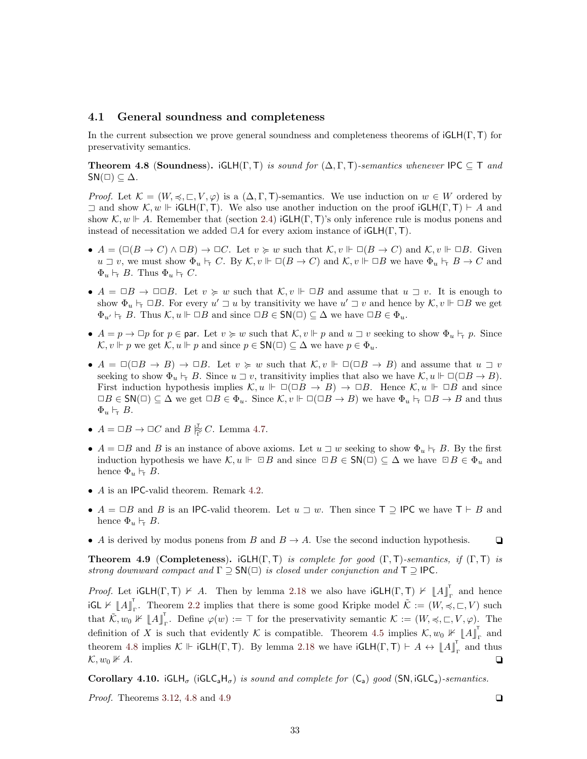### 4.1 General soundness and completeness

In the current subsection we prove general soundness and completeness theorems of $\mathsf{iGLH}(\Gamma,\mathsf{T})$ for preservativity semantics.

**Theorem 4.8** (**Soundness**). *$\mathsf{iGLH}(\Gamma,\mathsf{T})$ is sound for $(\Delta,\Gamma,\mathsf{T})$-semantics whenever $\mathsf{IPC}\subseteq\mathsf{T}$ and $\mathsf{SN}(\Box)\subseteq\Delta$.*

*Proof.* Let $\mathcal{K}=(W,\preccurlyeq,\sqsubset,V,\varphi)$ is a $(\Delta,\Gamma,\mathsf{T})$-semantics. We use induction on $w\in W$ ordered by $\sqsupset$ and show $\mathcal{K},w\Vdash\mathsf{iGLH}(\Gamma,\mathsf{T})$. We also use another induction on the proof $\mathsf{iGLH}(\Gamma,\mathsf{T})\vdash A$ and show $\mathcal{K},w\Vdash A$. Remember that (section 2.4) $\mathsf{iGLH}(\Gamma,\mathsf{T})$'s only inference rule is modus ponens and instead of necessitation we added $\Box A$ for every axiom instance of $\mathsf{iGLH}(\Gamma,\mathsf{T})$.

- $A=(\Box(B\to C)\wedge\Box B)\to\Box C$. Let $v\succcurlyeq w$ such that $\mathcal{K},v\Vdash\Box(B\to C)$ and $\mathcal{K},v\Vdash\Box B$. Given $u\sqsupset v$, we must show $\Phi_u\vdash_{\mathsf{T}} C$. By $\mathcal{K},v\Vdash\Box(B\to C)$ and $\mathcal{K},v\Vdash\Box B$ we have $\Phi_u\vdash_{\mathsf{T}} B\to C$ and $\Phi_u\vdash_{\mathsf{T}} B$. Thus $\Phi_u\vdash_{\mathsf{T}} C$.
- $A=\Box B\to\Box\Box B$. Let $v\succcurlyeq w$ such that $\mathcal{K},v\Vdash\Box B$ and assume that $u\sqsupset v$. It is enough to show $\Phi_u\vdash_{\mathsf{T}}\Box B$. For every $u'\sqsupset u$ by transitivity we have $u'\sqsupset v$ and hence by $\mathcal{K},v\Vdash\Box B$ we get $\Phi_{u'}\vdash_{\mathsf{T}} B$. Thus $\mathcal{K},u\Vdash\Box B$ and since $\Box B\in\mathsf{SN}(\Box)\subseteq\Delta$ we have $\Box B\in\Phi_u$.
- $A=p\to\Box p$ for $p\in\mathsf{par}$. Let $v\succcurlyeq w$ such that $\mathcal{K},v\Vdash p$ and $u\sqsupset v$ seeking to show $\Phi_u\vdash_{\mathsf{T}} p$. Since $\mathcal{K},v\Vdash p$ we get $\mathcal{K},u\Vdash p$ and since $p\in\mathsf{SN}(\Box)\subseteq\Delta$ we have $p\in\Phi_u$.
- $A=\Box(\Box B\to B)\to\Box B$. Let $v\succcurlyeq w$ such that $\mathcal{K},v\Vdash\Box(\Box B\to B)$ and assume that $u\sqsupset v$ seeking to show $\Phi_u\vdash_{\mathsf{T}} B$. Since $u\sqsupset v$, transitivity implies that also we have $\mathcal{K},u\Vdash\Box(\Box B\to B)$. First induction hypothesis implies $\mathcal{K},u\Vdash\Box(\Box B\to B)\to\Box B$. Hence $\mathcal{K},u\Vdash\Box B$ and since $\Box B\in\mathsf{SN}(\Box)\subseteq\Delta$ we get $\Box B\in\Phi_u$. Since $\mathcal{K},v\Vdash\Box(\Box B\to B)$ we have $\Phi_u\vdash_{\mathsf{T}}\Box B\to B$ and thus $\Phi_u\vdash_{\mathsf{T}} B$.
- $A=\Box B\to\Box C$ and $B\mathrel{\substack{\mathsf{T}\\ \approx\\ \Gamma}} C$. Lemma 4.7.
- $A=\Box B$ and $B$ is an instance of above axioms. Let $u\sqsupset w$ seeking to show $\Phi_u\vdash_{\mathsf{T}} B$. By the first induction hypothesis we have $\mathcal{K},u\Vdash\boxdot B$ and since $\boxdot B\in\mathsf{SN}(\Box)\subseteq\Delta$ we have $\boxdot B\in\Phi_u$ and hence $\Phi_u\vdash_{\mathsf{T}} B$.
- $A$ is an $\mathsf{IPC}$-valid theorem. Remark 4.2.
- $A=\Box B$ and $B$ is an $\mathsf{IPC}$-valid theorem. Let $u\sqsupset w$. Then since $\mathsf{T}\supseteq\mathsf{IPC}$ we have $\mathsf{T}\vdash B$ and hence $\Phi_u\vdash_{\mathsf{T}} B$.
- $A$ is derived by modus ponens from $B$ and $B\to A$. Use the second induction hypothesis. ❑

**Theorem 4.9** (**Completeness**). *$\mathsf{iGLH}(\Gamma,\mathsf{T})$ is complete for good $(\Gamma,\mathsf{T})$-semantics, if $(\Gamma,\mathsf{T})$ is strong downward compact and $\Gamma\supseteq\mathsf{SN}(\Box)$ is closed under conjunction and $\mathsf{T}\supseteq\mathsf{IPC}$.*

*Proof.* Let $\mathsf{iGLH}(\Gamma,\mathsf{T})\nvdash A$. Then by lemma 2.18 we also have $\mathsf{iGLH}(\Gamma,\mathsf{T})\nvdash\llbracket A\rrbracket_\Gamma^\mathsf{T}$ and hence $\mathsf{iGL}\nvdash\llbracket A\rrbracket_\Gamma^\mathsf{T}$. Theorem 2.2 implies that there is some good Kripke model $\tilde{\mathcal{K}}:=(W,\preccurlyeq,\sqsubset,V)$ such that $\tilde{\mathcal{K}},w_0\nVdash\llbracket A\rrbracket_\Gamma^\mathsf{T}$. Define $\varphi(w):=\top$ for the preservativity semantic $\mathcal{K}:=(W,\preccurlyeq,\sqsubset,V,\varphi)$. The definition of $X$ is such that evidently $\mathcal{K}$ is compatible. Theorem 4.5 implies $\mathcal{K},w_0\nVdash\llbracket A\rrbracket_\Gamma^\mathsf{T}$ and theorem 4.8 implies $\mathcal{K}\Vdash\mathsf{iGLH}(\Gamma,\mathsf{T})$. By lemma 2.18 we have $\mathsf{iGLH}(\Gamma,\mathsf{T})\vdash A\leftrightarrow\llbracket A\rrbracket_\Gamma^\mathsf{T}$ and thus $\mathcal{K},w_0\nVdash A$. ❑

**Corollary 4.10.** *$\mathsf{iGLH}_\sigma$ ($\mathsf{iGLC_aH}_\sigma$) is sound and complete for ($\mathsf{C_a}$) good $(\mathsf{SN},\mathsf{iGLC_a})$-semantics.*

*Proof.* Theorems 3.12, 4.8 and 4.9 ❑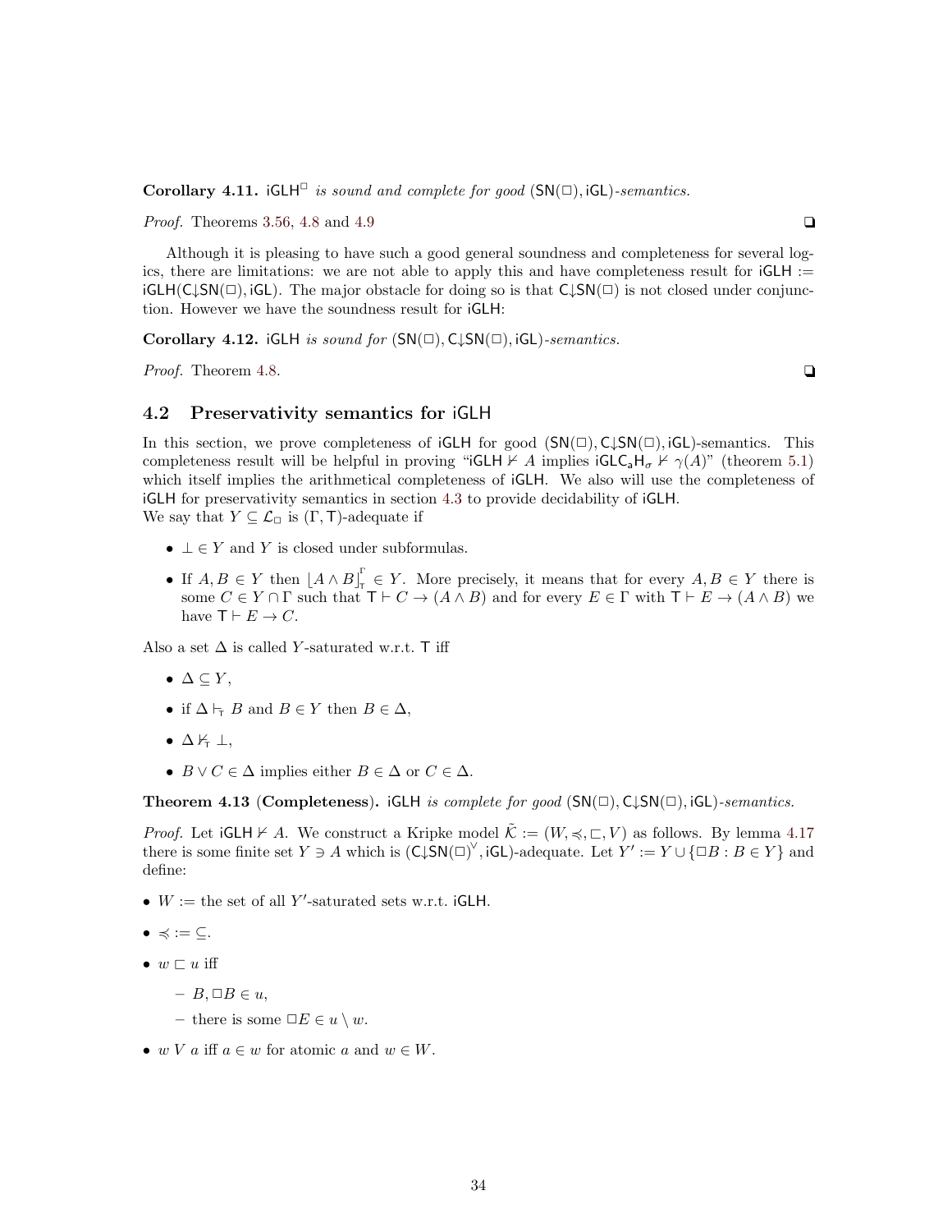**Corollary 4.11.** $\mathsf{iGLH}^{\Box}$ *is sound and complete for good* $(\mathsf{SN}(\Box), \mathsf{iGL})$*-semantics.*

*Proof.* Theorems 3.56, 4.8 and 4.9 ❏

Although it is pleasing to have such a good general soundness and completeness for several logics, there are limitations: we are not able to apply this and have completeness result for $\mathsf{iGLH} := \mathsf{iGLH}(\mathsf{C{\downarrow}SN}(\Box), \mathsf{iGL})$. The major obstacle for doing so is that $\mathsf{C{\downarrow}SN}(\Box)$ is not closed under conjunction. However we have the soundness result for $\mathsf{iGLH}$:

**Corollary 4.12.** $\mathsf{iGLH}$ *is sound for* $(\mathsf{SN}(\Box), \mathsf{C{\downarrow}SN}(\Box), \mathsf{iGL})$*-semantics.*

*Proof.* Theorem 4.8. ❏

## 4.2 Preservativity semantics for iGLH

In this section, we prove completeness of $\mathsf{iGLH}$ for good $(\mathsf{SN}(\Box), \mathsf{C{\downarrow}SN}(\Box), \mathsf{iGL})$-semantics. This completeness result will be helpful in proving "$\mathsf{iGLH} \nvdash A$ implies $\mathsf{iGLC_aH}_\sigma \nvdash \gamma(A)$" (theorem 5.1) which itself implies the arithmetical completeness of $\mathsf{iGLH}$. We also will use the completeness of $\mathsf{iGLH}$ for preservativity semantics in section 4.3 to provide decidability of $\mathsf{iGLH}$.
We say that $Y \subseteq \mathcal{L}_\Box$ is $(\Gamma, \mathsf{T})$-adequate if

- $\bot \in Y$ and $Y$ is closed under subformulas.
- If $A, B \in Y$ then $\lfloor A \wedge B \rfloor_{\mathsf{T}}^{\Gamma} \in Y$. More precisely, it means that for every $A, B \in Y$ there is some $C \in Y \cap \Gamma$ such that $\mathsf{T} \vdash C \to (A \wedge B)$ and for every $E \in \Gamma$ with $\mathsf{T} \vdash E \to (A \wedge B)$ we have $\mathsf{T} \vdash E \to C$.

Also a set $\Delta$ is called $Y$-saturated w.r.t. $\mathsf{T}$ iff

- $\Delta \subseteq Y$,
- if $\Delta \vdash_{\mathsf{T}} B$ and $B \in Y$ then $B \in \Delta$,
- $\Delta \nvdash_{\mathsf{T}} \bot$,
- $B \vee C \in \Delta$ implies either $B \in \Delta$ or $C \in \Delta$.

**Theorem 4.13 (Completeness).** $\mathsf{iGLH}$ *is complete for good* $(\mathsf{SN}(\Box), \mathsf{C{\downarrow}SN}(\Box), \mathsf{iGL})$*-semantics.*

*Proof.* Let $\mathsf{iGLH} \nvdash A$. We construct a Kripke model $\tilde{\mathcal{K}} := (W, \preccurlyeq, \sqsubset, V)$ as follows. By lemma 4.17 there is some finite set $Y \ni A$ which is $(\mathsf{C{\downarrow}SN}(\Box)^{\vee}, \mathsf{iGL})$-adequate. Let $Y' := Y \cup \{\Box B : B \in Y\}$ and define:

- $W :=$ the set of all $Y'$-saturated sets w.r.t. $\mathsf{iGLH}$.
- $\preccurlyeq := \subseteq$.
- $w \sqsubset u$ iff
  - $B, \Box B \in u$,
  - there is some $\Box E \in u \setminus w$.
- $w \, V \, a$ iff $a \in w$ for atomic $a$ and $w \in W$.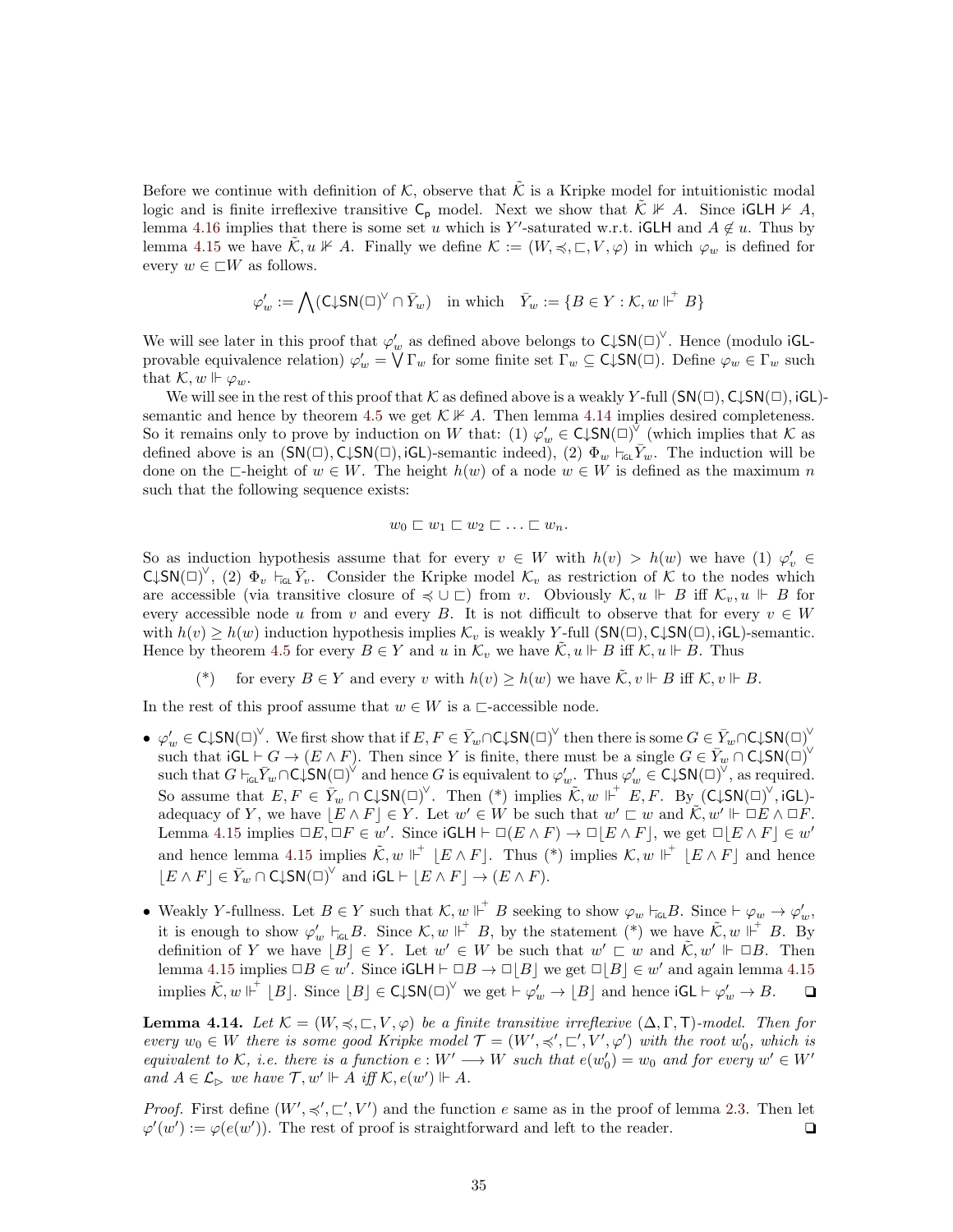Before we continue with definition of $\mathcal{K}$, observe that $\tilde{\mathcal{K}}$ is a Kripke model for intuitionistic modal logic and is finite irreflexive transitive $\mathsf{C_p}$ model. Next we show that $\tilde{\mathcal{K}} \nVdash A$. Since $\mathsf{iGLH} \nvdash A$, lemma 4.16 implies that there is some set $u$ which is $Y'$-saturated w.r.t. $\mathsf{iGLH}$ and $A \notin u$. Thus by lemma 4.15 we have $\tilde{\mathcal{K}}, u \nVdash A$. Finally we define $\mathcal{K} := (W, \preccurlyeq, \sqsubset, V, \varphi)$ in which $\varphi_w$ is defined for every $w \in \sqsubset W$ as follows.

$$\varphi'_w := \bigwedge (\mathsf{C{\downarrow}SN}(\Box)^\vee \cap \bar{Y}_w) \quad \text{in which} \quad \bar{Y}_w := \{B \in Y : \mathcal{K}, w \Vdash^+ B\}$$

We will see later in this proof that $\varphi'_w$ as defined above belongs to $\mathsf{C{\downarrow}SN}(\Box)^\vee$. Hence (modulo $\mathsf{iGL}$-provable equivalence relation) $\varphi'_w = \bigvee \Gamma_w$ for some finite set $\Gamma_w \subseteq \mathsf{C{\downarrow}SN}(\Box)$. Define $\varphi_w \in \Gamma_w$ such that $\mathcal{K}, w \Vdash \varphi_w$.

We will see in the rest of this proof that $\mathcal{K}$ as defined above is a weakly $Y$-full $(\mathsf{SN}(\Box), \mathsf{C{\downarrow}SN}(\Box), \mathsf{iGL})$-semantic and hence by theorem 4.5 we get $\mathcal{K} \nVdash A$. Then lemma 4.14 implies desired completeness. So it remains only to prove by induction on $W$ that: (1) $\varphi'_w \in \mathsf{C{\downarrow}SN}(\Box)^\vee$ (which implies that $\mathcal{K}$ as defined above is an $(\mathsf{SN}(\Box), \mathsf{C{\downarrow}SN}(\Box), \mathsf{iGL})$-semantic indeed), (2) $\Phi_w \vdash_{\mathsf{iGL}} \bar{Y}_w$. The induction will be done on the $\sqsubset$-height of $w \in W$. The height $h(w)$ of a node $w \in W$ is defined as the maximum $n$ such that the following sequence exists:

$$w_0 \sqsubset w_1 \sqsubset w_2 \sqsubset \ldots \sqsubset w_n.$$

So as induction hypothesis assume that for every $v \in W$ with $h(v) > h(w)$ we have (1) $\varphi'_v \in \mathsf{C{\downarrow}SN}(\Box)^\vee$, (2) $\Phi_v \vdash_{\mathsf{iGL}} \bar{Y}_v$. Consider the Kripke model $\mathcal{K}_v$ as restriction of $\mathcal{K}$ to the nodes which are accessible (via transitive closure of $\preccurlyeq \cup \sqsubset$) from $v$. Obviously $\mathcal{K}, u \Vdash B$ iff $\mathcal{K}_v, u \Vdash B$ for every accessible node $u$ from $v$ and every $B$. It is not difficult to observe that for every $v \in W$ with $h(v) \geq h(w)$ induction hypothesis implies $\mathcal{K}_v$ is weakly $Y$-full $(\mathsf{SN}(\Box), \mathsf{C{\downarrow}SN}(\Box), \mathsf{iGL})$-semantic. Hence by theorem 4.5 for every $B \in Y$ and $u$ in $\mathcal{K}_v$ we have $\tilde{\mathcal{K}}, u \Vdash B$ iff $\mathcal{K}, u \Vdash B$. Thus

(*) for every $B \in Y$ and every $v$ with $h(v) \geq h(w)$ we have $\tilde{\mathcal{K}}, v \Vdash B$ iff $\mathcal{K}, v \Vdash B$.

In the rest of this proof assume that $w \in W$ is a $\sqsubset$-accessible node.

- $\varphi'_w \in \mathsf{C{\downarrow}SN}(\Box)^\vee$. We first show that if $E, F \in \bar{Y}_w \cap \mathsf{C{\downarrow}SN}(\Box)^\vee$ then there is some $G \in \bar{Y}_w \cap \mathsf{C{\downarrow}SN}(\Box)^\vee$ such that $\mathsf{iGL} \vdash G \to (E \wedge F)$. Then since $Y$ is finite, there must be a single $G \in \bar{Y}_w \cap \mathsf{C{\downarrow}SN}(\Box)^\vee$ such that $G \vdash_{\mathsf{iGL}} \bar{Y}_w \cap \mathsf{C{\downarrow}SN}(\Box)^\vee$ and hence $G$ is equivalent to $\varphi'_w$. Thus $\varphi'_w \in \mathsf{C{\downarrow}SN}(\Box)^\vee$, as required. So assume that $E, F \in \bar{Y}_w \cap \mathsf{C{\downarrow}SN}(\Box)^\vee$. Then (*) implies $\tilde{\mathcal{K}}, w \Vdash^+ E, F$. By $(\mathsf{C{\downarrow}SN}(\Box)^\vee, \mathsf{iGL})$-adequacy of $Y$, we have $\lfloor E \wedge F \rfloor \in Y$. Let $w' \in W$ be such that $w' \sqsubset w$ and $\tilde{\mathcal{K}}, w' \Vdash \Box E \wedge \Box F$. Lemma 4.15 implies $\Box E, \Box F \in w'$. Since $\mathsf{iGLH} \vdash \Box(E \wedge F) \to \Box \lfloor E \wedge F \rfloor$, we get $\Box \lfloor E \wedge F \rfloor \in w'$ and hence lemma 4.15 implies $\tilde{\mathcal{K}}, w \Vdash^+ \lfloor E \wedge F \rfloor$. Thus (*) implies $\mathcal{K}, w \Vdash^+ \lfloor E \wedge F \rfloor$ and hence $\lfloor E \wedge F \rfloor \in \bar{Y}_w \cap \mathsf{C{\downarrow}SN}(\Box)^\vee$ and $\mathsf{iGL} \vdash \lfloor E \wedge F \rfloor \to (E \wedge F)$.

- Weakly $Y$-fullness. Let $B \in Y$ such that $\mathcal{K}, w \Vdash^+ B$ seeking to show $\varphi_w \vdash_{\mathsf{iGL}} B$. Since $\vdash \varphi_w \to \varphi'_w$, it is enough to show $\varphi'_w \vdash_{\mathsf{iGL}} B$. Since $\mathcal{K}, w \Vdash^+ B$, by the statement (*) we have $\tilde{\mathcal{K}}, w \Vdash^+ B$. By definition of $Y$ we have $\lfloor B \rfloor \in Y$. Let $w' \in W$ be such that $w' \sqsubset w$ and $\tilde{\mathcal{K}}, w' \Vdash \Box B$. Then lemma 4.15 implies $\Box B \in w'$. Since $\mathsf{iGLH} \vdash \Box B \to \Box \lfloor B \rfloor$ we get $\Box \lfloor B \rfloor \in w'$ and again lemma 4.15 implies $\tilde{\mathcal{K}}, w \Vdash^+ \lfloor B \rfloor$. Since $\lfloor B \rfloor \in \mathsf{C{\downarrow}SN}(\Box)^\vee$ we get $\vdash \varphi'_w \to \lfloor B \rfloor$ and hence $\mathsf{iGL} \vdash \varphi'_w \to B$. ❑

**Lemma 4.14.** *Let $\mathcal{K} = (W, \preccurlyeq, \sqsubset, V, \varphi)$ be a finite transitive irreflexive $(\Delta, \Gamma, \mathsf{T})$-model. Then for every $w_0 \in W$ there is some good Kripke model $\mathcal{T} = (W', \preccurlyeq', \sqsubset', V', \varphi')$ with the root $w'_0$, which is equivalent to $\mathcal{K}$, i.e. there is a function $e : W' \longrightarrow W$ such that $e(w'_0) = w_0$ and for every $w' \in W'$ and $A \in \mathcal{L}_\rhd$ we have $\mathcal{T}, w' \Vdash A$ iff $\mathcal{K}, e(w') \Vdash A$.*

*Proof.* First define $(W', \preccurlyeq', \sqsubset', V')$ and the function $e$ same as in the proof of lemma 2.3. Then let $\varphi'(w') := \varphi(e(w'))$. The rest of proof is straightforward and left to the reader. ❑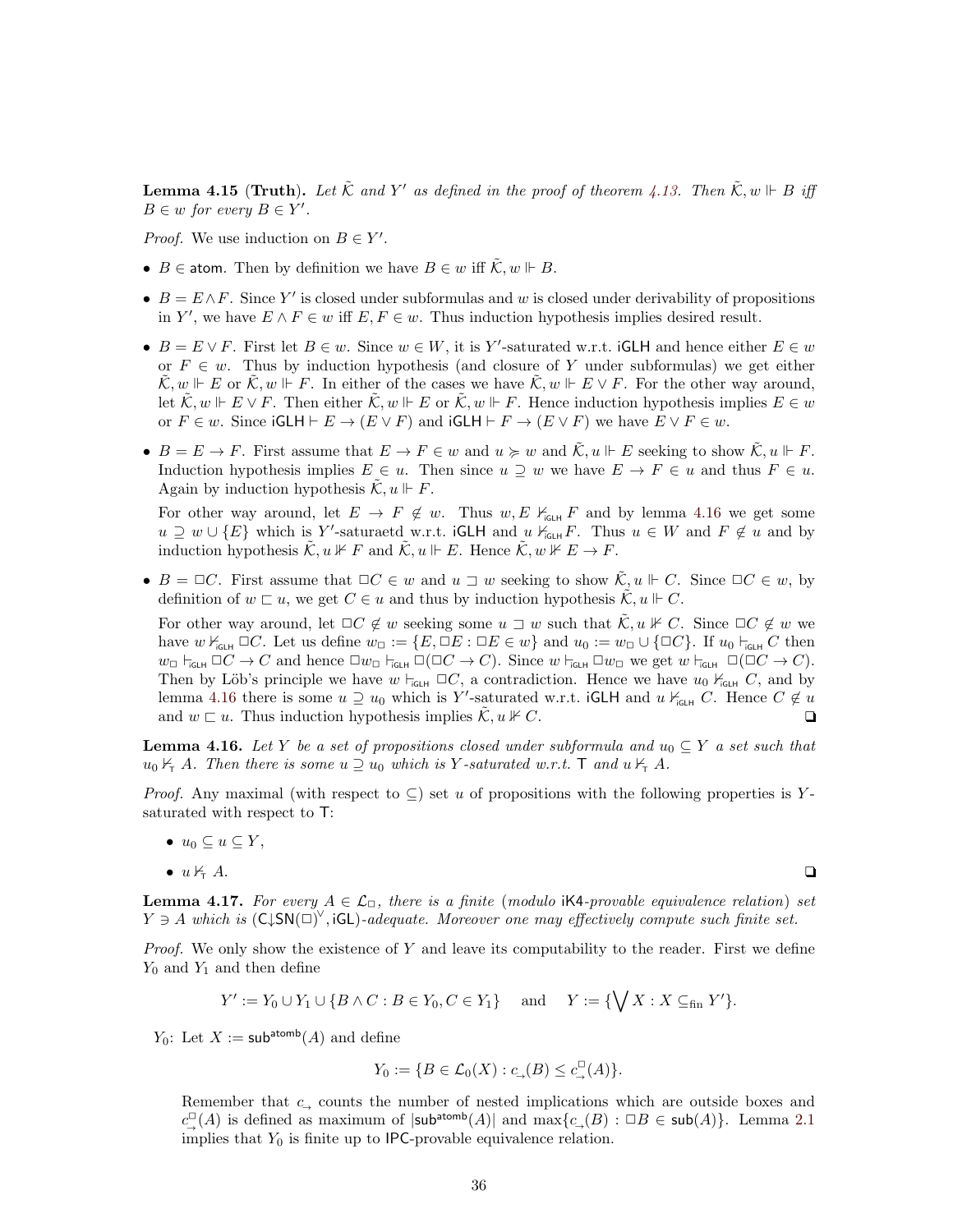**Lemma 4.15** (**Truth**). *Let $\tilde{\mathcal{K}}$ and $Y'$ as defined in the proof of theorem 4.13. Then $\tilde{\mathcal{K}}, w \Vdash B$ iff $B \in w$ for every $B \in Y'$.*

*Proof.* We use induction on $B \in Y'$.

- $B \in \mathsf{atom}$. Then by definition we have $B \in w$ iff $\tilde{\mathcal{K}}, w \Vdash B$.
- $B = E \wedge F$. Since $Y'$ is closed under subformulas and $w$ is closed under derivability of propositions in $Y'$, we have $E \wedge F \in w$ iff $E, F \in w$. Thus induction hypothesis implies desired result.
- $B = E \vee F$. First let $B \in w$. Since $w \in W$, it is $Y'$-saturated w.r.t. $\mathsf{iGLH}$ and hence either $E \in w$ or $F \in w$. Thus by induction hypothesis (and closure of $Y$ under subformulas) we get either $\tilde{\mathcal{K}}, w \Vdash E$ or $\tilde{\mathcal{K}}, w \Vdash F$. In either of the cases we have $\tilde{\mathcal{K}}, w \Vdash E \vee F$. For the other way around, let $\tilde{\mathcal{K}}, w \Vdash E \vee F$. Then either $\tilde{\mathcal{K}}, w \Vdash E$ or $\tilde{\mathcal{K}}, w \Vdash F$. Hence induction hypothesis implies $E \in w$ or $F \in w$. Since $\mathsf{iGLH} \vdash E \to (E \vee F)$ and $\mathsf{iGLH} \vdash F \to (E \vee F)$ we have $E \vee F \in w$.
- $B = E \to F$. First assume that $E \to F \in w$ and $u \succcurlyeq w$ and $\tilde{\mathcal{K}}, u \Vdash E$ seeking to show $\tilde{\mathcal{K}}, u \Vdash F$. Induction hypothesis implies $E \in u$. Then since $u \supseteq w$ we have $E \to F \in u$ and thus $F \in u$. Again by induction hypothesis $\tilde{\mathcal{K}}, u \Vdash F$.

  For other way around, let $E \to F \notin w$. Thus $w, E \nvdash_{\mathsf{iGLH}} F$ and by lemma 4.16 we get some $u \supseteq w \cup \{E\}$ which is $Y'$-saturaetd w.r.t. $\mathsf{iGLH}$ and $u \nvdash_{\mathsf{iGLH}} F$. Thus $u \in W$ and $F \notin u$ and by induction hypothesis $\tilde{\mathcal{K}}, u \nVdash F$ and $\tilde{\mathcal{K}}, u \Vdash E$. Hence $\tilde{\mathcal{K}}, w \nVdash E \to F$.
- $B = \Box C$. First assume that $\Box C \in w$ and $u \sqsupset w$ seeking to show $\tilde{\mathcal{K}}, u \Vdash C$. Since $\Box C \in w$, by definition of $w \sqsubset u$, we get $C \in u$ and thus by induction hypothesis $\tilde{\mathcal{K}}, u \Vdash C$.

  For other way around, let $\Box C \notin w$ seeking some $u \sqsupset w$ such that $\tilde{\mathcal{K}}, u \nVdash C$. Since $\Box C \notin w$ we have $w \nvdash_{\mathsf{iGLH}} \Box C$. Let us define $w_\Box := \{E, \Box E : \Box E \in w\}$ and $u_0 := w_\Box \cup \{\Box C\}$. If $u_0 \vdash_{\mathsf{iGLH}} C$ then $w_\Box \vdash_{\mathsf{iGLH}} \Box C \to C$ and hence $\Box w_\Box \vdash_{\mathsf{iGLH}} \Box(\Box C \to C)$. Since $w \vdash_{\mathsf{iGLH}} \Box w_\Box$ we get $w \vdash_{\mathsf{iGLH}} \Box(\Box C \to C)$. Then by Löb's principle we have $w \vdash_{\mathsf{iGLH}} \Box C$, a contradiction. Hence we have $u_0 \nvdash_{\mathsf{iGLH}} C$, and by lemma 4.16 there is some $u \supseteq u_0$ which is $Y'$-saturated w.r.t. $\mathsf{iGLH}$ and $u \nvdash_{\mathsf{iGLH}} C$. Hence $C \notin u$ and $w \sqsubset u$. Thus induction hypothesis implies $\tilde{\mathcal{K}}, u \nVdash C$. ❑

**Lemma 4.16.** *Let $Y$ be a set of propositions closed under subformula and $u_0 \subseteq Y$ a set such that $u_0 \nvdash_{\mathsf{T}} A$. Then there is some $u \supseteq u_0$ which is $Y$-saturated w.r.t. $\mathsf{T}$ and $u \nvdash_{\mathsf{T}} A$.*

*Proof.* Any maximal (with respect to $\subseteq$) set $u$ of propositions with the following properties is $Y$-saturated with respect to $\mathsf{T}$:

- $u_0 \subseteq u \subseteq Y$,
- $u \nvdash_{\mathsf{T}} A$. ❑

**Lemma 4.17.** *For every $A \in \mathcal{L}_\Box$, there is a finite (modulo $\mathsf{iK4}$-provable equivalence relation) set $Y \ni A$ which is $(\mathsf{C{\downarrow}SN}(\Box)^\vee, \mathsf{iGL})$-adequate. Moreover one may effectively compute such finite set.*

*Proof.* We only show the existence of $Y$ and leave its computability to the reader. First we define $Y_0$ and $Y_1$ and then define

$$Y' := Y_0 \cup Y_1 \cup \{B \wedge C : B \in Y_0, C \in Y_1\} \quad \text{and} \quad Y := \{\bigvee X : X \subseteq_{\text{fin}} Y'\}.$$

$Y_0$: Let $X := \mathsf{sub}^{\mathsf{atomb}}(A)$ and define

$$Y_0 := \{B \in \mathcal{L}_0(X) : c_\to(B) \leq c_\to^\Box(A)\}.$$

Remember that $c_\to$ counts the number of nested implications which are outside boxes and $c_\to^\Box(A)$ is defined as maximum of $|\mathsf{sub}^{\mathsf{atomb}}(A)|$ and $\max\{c_\to(B) : \Box B \in \mathsf{sub}(A)\}$. Lemma 2.1 implies that $Y_0$ is finite up to $\mathsf{IPC}$-provable equivalence relation.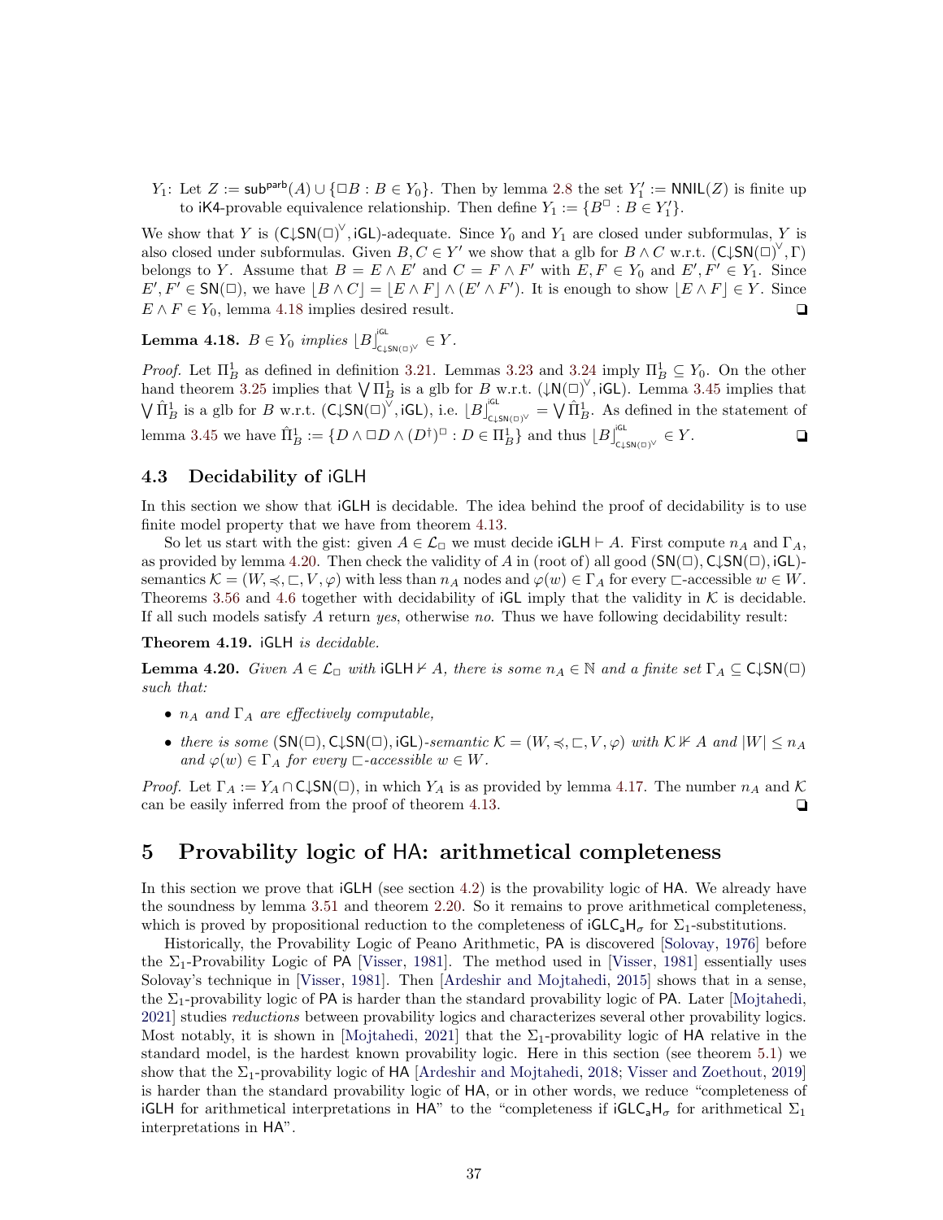$Y_1$: Let $Z := \mathsf{sub}^{\mathsf{parb}}(A) \cup \{\Box B : B \in Y_0\}$. Then by lemma 2.8 the set $Y_1' := \mathsf{NNIL}(Z)$ is finite up to $\mathsf{iK4}$-provable equivalence relationship. Then define $Y_1 := \{B^\Box : B \in Y_1'\}$.

We show that $Y$ is $(\mathsf{C{\downarrow}SN}(\Box)^\vee, \mathsf{iGL})$-adequate. Since $Y_0$ and $Y_1$ are closed under subformulas, $Y$ is also closed under subformulas. Given $B, C \in Y'$ we show that a glb for $B \wedge C$ w.r.t. $(\mathsf{C{\downarrow}SN}(\Box)^\vee, \Gamma)$ belongs to $Y$. Assume that $B = E \wedge E'$ and $C = F \wedge F'$ with $E, F \in Y_0$ and $E', F' \in Y_1$. Since $E', F' \in \mathsf{SN}(\Box)$, we have $\lfloor B \wedge C \rfloor = \lfloor E \wedge F \rfloor \wedge (E' \wedge F')$. It is enough to show $\lfloor E \wedge F \rfloor \in Y$. Since $E \wedge F \in Y_0$, lemma 4.18 implies desired result. ❑

**Lemma 4.18.** *$B \in Y_0$ implies $\lfloor B \rfloor^{\mathsf{iGL}}_{\mathsf{C{\downarrow}SN}(\Box)^\vee} \in Y$.*

*Proof.* Let $\Pi^1_B$ as defined in definition 3.21. Lemmas 3.23 and 3.24 imply $\Pi^1_B \subseteq Y_0$. On the other hand theorem 3.25 implies that $\bigvee \Pi^1_B$ is a glb for $B$ w.r.t. $({\downarrow}\mathsf{N}(\Box)^\vee, \mathsf{iGL})$. Lemma 3.45 implies that $\bigvee \hat{\Pi}^1_B$ is a glb for $B$ w.r.t. $(\mathsf{C{\downarrow}SN}(\Box)^\vee, \mathsf{iGL})$, i.e. $\lfloor B \rfloor^{\mathsf{iGL}}_{\mathsf{C{\downarrow}SN}(\Box)^\vee} = \bigvee \hat{\Pi}^1_B$. As defined in the statement of lemma 3.45 we have $\hat{\Pi}^1_B := \{D \wedge \Box D \wedge (D^\dagger)^\Box : D \in \Pi^1_B\}$ and thus $\lfloor B \rfloor^{\mathsf{iGL}}_{\mathsf{C{\downarrow}SN}(\Box)^\vee} \in Y$. ❑

### 4.3 Decidability of iGLH

In this section we show that $\mathsf{iGLH}$ is decidable. The idea behind the proof of decidability is to use finite model property that we have from theorem 4.13.

So let us start with the gist: given $A \in \mathcal{L}_\Box$ we must decide $\mathsf{iGLH} \vdash A$. First compute $n_A$ and $\Gamma_A$, as provided by lemma 4.20. Then check the validity of $A$ in (root of) all good $(\mathsf{SN}(\Box), \mathsf{C{\downarrow}SN}(\Box), \mathsf{iGL})$-semantics $\mathcal{K} = (W, \preccurlyeq, \sqsubset, V, \varphi)$ with less than $n_A$ nodes and $\varphi(w) \in \Gamma_A$ for every $\sqsubset$-accessible $w \in W$. Theorems 3.56 and 4.6 together with decidability of $\mathsf{iGL}$ imply that the validity in $\mathcal{K}$ is decidable. If all such models satisfy $A$ return *yes*, otherwise *no*. Thus we have following decidability result:

**Theorem 4.19.** *$\mathsf{iGLH}$ is decidable.*

**Lemma 4.20.** *Given $A \in \mathcal{L}_\Box$ with $\mathsf{iGLH} \nvdash A$, there is some $n_A \in \mathbb{N}$ and a finite set $\Gamma_A \subseteq \mathsf{C{\downarrow}SN}(\Box)$ such that:*

- *$n_A$ and $\Gamma_A$ are effectively computable,*
- *there is some $(\mathsf{SN}(\Box), \mathsf{C{\downarrow}SN}(\Box), \mathsf{iGL})$-semantic $\mathcal{K} = (W, \preccurlyeq, \sqsubset, V, \varphi)$ with $\mathcal{K} \nVdash A$ and $|W| \leq n_A$ and $\varphi(w) \in \Gamma_A$ for every $\sqsubset$-accessible $w \in W$.*

*Proof.* Let $\Gamma_A := Y_A \cap \mathsf{C{\downarrow}SN}(\Box)$, in which $Y_A$ is as provided by lemma 4.17. The number $n_A$ and $\mathcal{K}$ can be easily inferred from the proof of theorem 4.13. ❑

## 5 Provability logic of HA: arithmetical completeness

In this section we prove that $\mathsf{iGLH}$ (see section 4.2) is the provability logic of $\mathsf{HA}$. We already have the soundness by lemma 3.51 and theorem 2.20. So it remains to prove arithmetical completeness, which is proved by propositional reduction to the completeness of $\mathsf{iGLC_aH}_\sigma$ for $\Sigma_1$-substitutions.

Historically, the Provability Logic of Peano Arithmetic, $\mathsf{PA}$ is discovered [Solovay, 1976] before the $\Sigma_1$-Provability Logic of $\mathsf{PA}$ [Visser, 1981]. The method used in [Visser, 1981] essentially uses Solovay's technique in [Visser, 1981]. Then [Ardeshir and Mojtahedi, 2015] shows that in a sense, the $\Sigma_1$-provability logic of $\mathsf{PA}$ is harder than the standard provability logic of $\mathsf{PA}$. Later [Mojtahedi, 2021] studies *reductions* between provability logics and characterizes several other provability logics. Most notably, it is shown in [Mojtahedi, 2021] that the $\Sigma_1$-provability logic of $\mathsf{HA}$ relative in the standard model, is the hardest known provability logic. Here in this section (see theorem 5.1) we show that the $\Sigma_1$-provability logic of $\mathsf{HA}$ [Ardeshir and Mojtahedi, 2018; Visser and Zoethout, 2019] is harder than the standard provability logic of $\mathsf{HA}$, or in other words, we reduce "completeness of $\mathsf{iGLH}$ for arithmetical interpretations in $\mathsf{HA}$" to the "completeness if $\mathsf{iGLC_aH}_\sigma$ for arithmetical $\Sigma_1$ interpretations in $\mathsf{HA}$".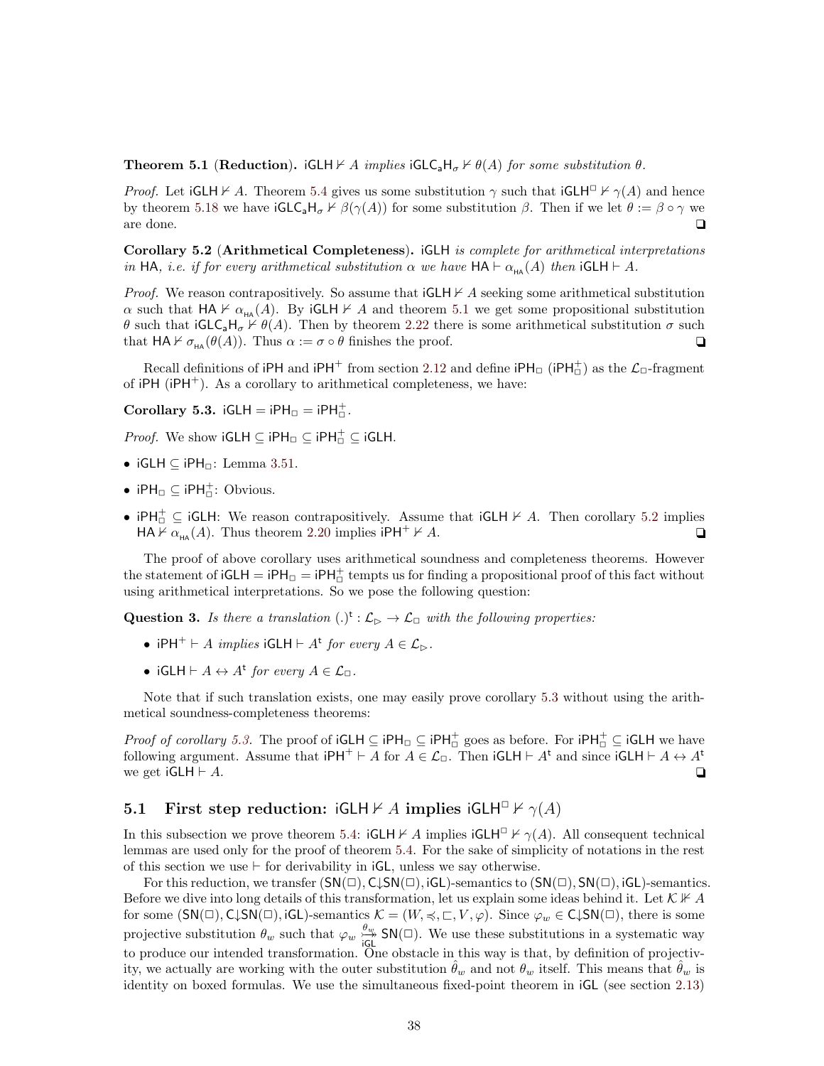**Theorem 5.1** (**Reduction**). $\mathsf{iGLH} \nvdash A$ *implies* $\mathsf{iGLC_aH}_\sigma \nvdash \theta(A)$ *for some substitution* $\theta$.

*Proof.* Let $\mathsf{iGLH} \nvdash A$. Theorem 5.4 gives us some substitution $\gamma$ such that $\mathsf{iGLH}^\Box \nvdash \gamma(A)$ and hence by theorem 5.18 we have $\mathsf{iGLC_aH}_\sigma \nvdash \beta(\gamma(A))$ for some substitution $\beta$. Then if we let $\theta := \beta \circ \gamma$ we are done. ❑

**Corollary 5.2** (**Arithmetical Completeness**). $\mathsf{iGLH}$ *is complete for arithmetical interpretations in* $\mathsf{HA}$, *i.e. if for every arithmetical substitution* $\alpha$ *we have* $\mathsf{HA} \vdash \alpha_{_{\mathsf{HA}}}(A)$ *then* $\mathsf{iGLH} \vdash A$.

*Proof.* We reason contrapositively. So assume that $\mathsf{iGLH} \nvdash A$ seeking some arithmetical substitution $\alpha$ such that $\mathsf{HA} \nvdash \alpha_{_{\mathsf{HA}}}(A)$. By $\mathsf{iGLH} \nvdash A$ and theorem 5.1 we get some propositional substitution $\theta$ such that $\mathsf{iGLC_aH}_\sigma \nvdash \theta(A)$. Then by theorem 2.22 there is some arithmetical substitution $\sigma$ such that $\mathsf{HA} \nvdash \sigma_{_{\mathsf{HA}}}(\theta(A))$. Thus $\alpha := \sigma \circ \theta$ finishes the proof. ❑

Recall definitions of $\mathsf{iPH}$ and $\mathsf{iPH}^+$ from section 2.12 and define $\mathsf{iPH}_\Box$ ($\mathsf{iPH}^+_\Box$) as the $\mathcal{L}_\Box$-fragment of $\mathsf{iPH}$ ($\mathsf{iPH}^+$). As a corollary to arithmetical completeness, we have:

**Corollary 5.3.** $\mathsf{iGLH} = \mathsf{iPH}_\Box = \mathsf{iPH}^+_\Box$.

*Proof.* We show $\mathsf{iGLH} \subseteq \mathsf{iPH}_\Box \subseteq \mathsf{iPH}^+_\Box \subseteq \mathsf{iGLH}$.

- $\mathsf{iGLH} \subseteq \mathsf{iPH}_\Box$: Lemma 3.51.
- $\mathsf{iPH}_\Box \subseteq \mathsf{iPH}^+_\Box$: Obvious.
- $\mathsf{iPH}^+_\Box \subseteq \mathsf{iGLH}$: We reason contrapositively. Assume that $\mathsf{iGLH} \nvdash A$. Then corollary 5.2 implies $\mathsf{HA} \nvdash \alpha_{_{\mathsf{HA}}}(A)$. Thus theorem 2.20 implies $\mathsf{iPH}^+ \nvdash A$. ❑

The proof of above corollary uses arithmetical soundness and completeness theorems. However the statement of $\mathsf{iGLH} = \mathsf{iPH}_\Box = \mathsf{iPH}^+_\Box$ tempts us for finding a propositional proof of this fact without using arithmetical interpretations. So we pose the following question:

**Question 3.** *Is there a translation* $(.)^{\mathsf{t}} : \mathcal{L}_\rhd \to \mathcal{L}_\Box$ *with the following properties:*

- $\mathsf{iPH}^+ \vdash A$ *implies* $\mathsf{iGLH} \vdash A^{\mathsf{t}}$ *for every* $A \in \mathcal{L}_\rhd$.
- $\mathsf{iGLH} \vdash A \leftrightarrow A^{\mathsf{t}}$ *for every* $A \in \mathcal{L}_\Box$.

Note that if such translation exists, one may easily prove corollary 5.3 without using the arithmetical soundness-completeness theorems:

*Proof of corollary 5.3.* The proof of $\mathsf{iGLH} \subseteq \mathsf{iPH}_\Box \subseteq \mathsf{iPH}^+_\Box$ goes as before. For $\mathsf{iPH}^+_\Box \subseteq \mathsf{iGLH}$ we have following argument. Assume that $\mathsf{iPH}^+ \vdash A$ for $A \in \mathcal{L}_\Box$. Then $\mathsf{iGLH} \vdash A^{\mathsf{t}}$ and since $\mathsf{iGLH} \vdash A \leftrightarrow A^{\mathsf{t}}$ we get $\mathsf{iGLH} \vdash A$. ❑

## 5.1 First step reduction: $\mathsf{iGLH} \nvdash A$ implies $\mathsf{iGLH}^\Box \nvdash \gamma(A)$

In this subsection we prove theorem 5.4: $\mathsf{iGLH} \nvdash A$ implies $\mathsf{iGLH}^\Box \nvdash \gamma(A)$. All consequent technical lemmas are used only for the proof of theorem 5.4. For the sake of simplicity of notations in the rest of this section we use $\vdash$ for derivability in $\mathsf{iGL}$, unless we say otherwise.

For this reduction, we transfer $(\mathsf{SN}(\Box), \mathsf{C}{\downarrow}\mathsf{SN}(\Box), \mathsf{iGL})$-semantics to $(\mathsf{SN}(\Box), \mathsf{SN}(\Box), \mathsf{iGL})$-semantics. Before we dive into long details of this transformation, let us explain some ideas behind it. Let $\mathcal{K} \nVdash A$ for some $(\mathsf{SN}(\Box), \mathsf{C}{\downarrow}\mathsf{SN}(\Box), \mathsf{iGL})$-semantics $\mathcal{K} = (W, \preccurlyeq, \sqsubset, V, \varphi)$. Since $\varphi_w \in \mathsf{C}{\downarrow}\mathsf{SN}(\Box)$, there is some projective substitution $\theta_w$ such that $\varphi_w \overset{\theta_w}{\underset{\mathsf{iGL}}{\twoheadrightarrow}} \mathsf{SN}(\Box)$. We use these substitutions in a systematic way to produce our intended transformation. One obstacle in this way is that, by definition of projectivity, we actually are working with the outer substitution $\hat{\theta}_w$ and not $\theta_w$ itself. This means that $\hat{\theta}_w$ is identity on boxed formulas. We use the simultaneous fixed-point theorem in $\mathsf{iGL}$ (see section 2.13)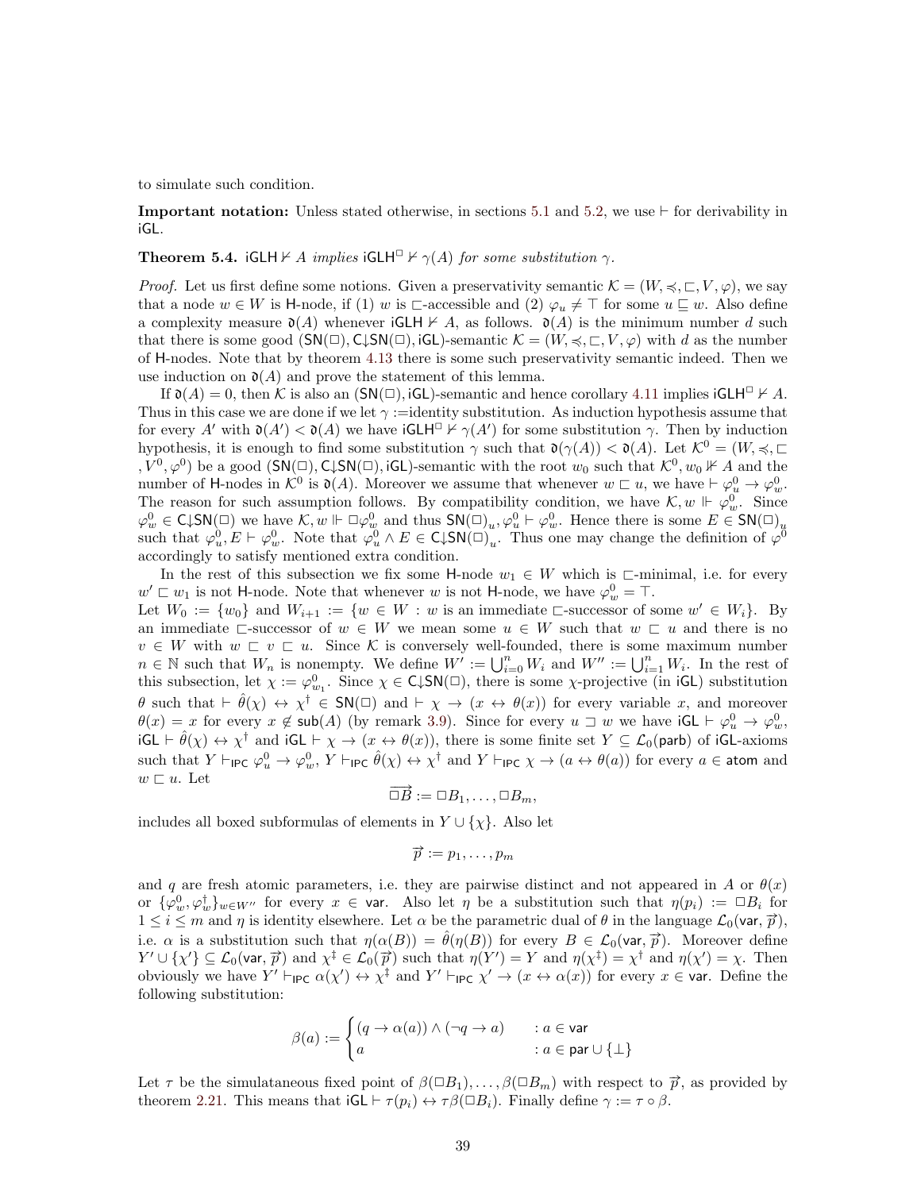to simulate such condition.

**Important notation:** Unless stated otherwise, in sections 5.1 and 5.2, we use $\vdash$ for derivability in $\mathsf{iGL}$.

**Theorem 5.4.** *$\mathsf{iGLH} \nvdash A$ implies $\mathsf{iGLH}^{\Box} \nvdash \gamma(A)$ for some substitution $\gamma$.*

*Proof.* Let us first define some notions. Given a preservativity semantic $\mathcal{K} = (W, \preccurlyeq, \sqsubset, V, \varphi)$, we say that a node $w \in W$ is $\mathsf{H}$-node, if (1) $w$ is $\sqsubset$-accessible and (2) $\varphi_u \neq \top$ for some $u \sqsubseteq w$. Also define a complexity measure $\mathfrak{d}(A)$ whenever $\mathsf{iGLH} \nvdash A$, as follows. $\mathfrak{d}(A)$ is the minimum number $d$ such that there is some good $(\mathsf{SN}(\Box), \mathsf{C}{\downarrow}\mathsf{SN}(\Box), \mathsf{iGL})$-semantic $\mathcal{K} = (W, \preccurlyeq, \sqsubset, V, \varphi)$ with $d$ as the number of $\mathsf{H}$-nodes. Note that by theorem 4.13 there is some such preservativity semantic indeed. Then we use induction on $\mathfrak{d}(A)$ and prove the statement of this lemma.

If $\mathfrak{d}(A) = 0$, then $\mathcal{K}$ is also an $(\mathsf{SN}(\Box), \mathsf{iGL})$-semantic and hence corollary 4.11 implies $\mathsf{iGLH}^{\Box} \nvdash A$. Thus in this case we are done if we let $\gamma :=$identity substitution. As induction hypothesis assume that for every $A'$ with $\mathfrak{d}(A') < \mathfrak{d}(A)$ we have $\mathsf{iGLH}^{\Box} \nvdash \gamma(A')$ for some substitution $\gamma$. Then by induction hypothesis, it is enough to find some substitution $\gamma$ such that $\mathfrak{d}(\gamma(A)) < \mathfrak{d}(A)$. Let $\mathcal{K}^0 = (W, \preccurlyeq, \sqsubset, V^0, \varphi^0)$ be a good $(\mathsf{SN}(\Box), \mathsf{C}{\downarrow}\mathsf{SN}(\Box), \mathsf{iGL})$-semantic with the root $w_0$ such that $\mathcal{K}^0, w_0 \nVdash A$ and the number of $\mathsf{H}$-nodes in $\mathcal{K}^0$ is $\mathfrak{d}(A)$. Moreover we assume that whenever $w \sqsubset u$, we have $\vdash \varphi^0_u \to \varphi^0_w$. The reason for such assumption follows. By compatibility condition, we have $\mathcal{K}, w \Vdash \varphi^0_w$. Since $\varphi^0_w \in \mathsf{C}{\downarrow}\mathsf{SN}(\Box)$ we have $\mathcal{K}, w \Vdash \Box\varphi^0_w$ and thus $\mathsf{SN}(\Box)_u, \varphi^0_u \vdash \varphi^0_w$. Hence there is some $E \in \mathsf{SN}(\Box)_u$ such that $\varphi^0_u, E \vdash \varphi^0_w$. Note that $\varphi^0_u \wedge E \in \mathsf{C}{\downarrow}\mathsf{SN}(\Box)_u$. Thus one may change the definition of $\varphi^0$ accordingly to satisfy mentioned extra condition.

In the rest of this subsection we fix some $\mathsf{H}$-node $w_1 \in W$ which is $\sqsubset$-minimal, i.e. for every $w' \sqsubset w_1$ is not $\mathsf{H}$-node. Note that whenever $w$ is not $\mathsf{H}$-node, we have $\varphi^0_w = \top$.

Let $W_0 := \{w_0\}$ and $W_{i+1} := \{w \in W : w \text{ is an immediate } \sqsubset\text{-successor of some } w' \in W_i\}$. By an immediate $\sqsubset$-successor of $w \in W$ we mean some $u \in W$ such that $w \sqsubset u$ and there is no $v \in W$ with $w \sqsubset v \sqsubset u$. Since $\mathcal{K}$ is conversely well-founded, there is some maximum number $n \in \mathbb{N}$ such that $W_n$ is nonempty. We define $W' := \bigcup_{i=0}^{n} W_i$ and $W'' := \bigcup_{i=1}^{n} W_i$. In the rest of this subsection, let $\chi := \varphi^0_{w_1}$. Since $\chi \in \mathsf{C}{\downarrow}\mathsf{SN}(\Box)$, there is some $\chi$-projective (in $\mathsf{iGL}$) substitution $\theta$ such that $\vdash \hat{\theta}(\chi) \leftrightarrow \chi^{\dagger} \in \mathsf{SN}(\Box)$ and $\vdash \chi \to (x \leftrightarrow \theta(x))$ for every variable $x$, and moreover $\theta(x) = x$ for every $x \notin \mathsf{sub}(A)$ (by remark 3.9). Since for every $u \sqsupset w$ we have $\mathsf{iGL} \vdash \varphi^0_u \to \varphi^0_w$, $\mathsf{iGL} \vdash \hat{\theta}(\chi) \leftrightarrow \chi^{\dagger}$ and $\mathsf{iGL} \vdash \chi \to (x \leftrightarrow \theta(x))$, there is some finite set $Y \subseteq \mathcal{L}_0(\mathsf{parb})$ of $\mathsf{iGL}$-axioms such that $Y \vdash_{\mathsf{IPC}} \varphi^0_u \to \varphi^0_w$, $Y \vdash_{\mathsf{IPC}} \hat{\theta}(\chi) \leftrightarrow \chi^{\dagger}$ and $Y \vdash_{\mathsf{IPC}} \chi \to (a \leftrightarrow \theta(a))$ for every $a \in \mathsf{atom}$ and $w \sqsubset u$. Let

$$\overrightarrow{\Box B} := \Box B_1, \ldots, \Box B_m,$$

includes all boxed subformulas of elements in $Y \cup \{\chi\}$. Also let

$$\vec{p} := p_1, \ldots, p_m$$

and $q$ are fresh atomic parameters, i.e. they are pairwise distinct and not appeared in $A$ or $\theta(x)$ or $\{\varphi^0_w, \varphi^{\dagger}_w\}_{w \in W''}$ for every $x \in \mathsf{var}$. Also let $\eta$ be a substitution such that $\eta(p_i) := \Box B_i$ for $1 \leq i \leq m$ and $\eta$ is identity elsewhere. Let $\alpha$ be the parametric dual of $\theta$ in the language $\mathcal{L}_0(\mathsf{var}, \vec{p})$, i.e. $\alpha$ is a substitution such that $\eta(\alpha(B)) = \hat{\theta}(\eta(B))$ for every $B \in \mathcal{L}_0(\mathsf{var}, \vec{p})$. Moreover define $Y' \cup \{\chi'\} \subseteq \mathcal{L}_0(\mathsf{var}, \vec{p})$ and $\chi^{\ddagger} \in \mathcal{L}_0(\vec{p})$ such that $\eta(Y') = Y$ and $\eta(\chi^{\ddagger}) = \chi^{\dagger}$ and $\eta(\chi') = \chi$. Then obviously we have $Y' \vdash_{\mathsf{IPC}} \alpha(\chi') \leftrightarrow \chi^{\ddagger}$ and $Y' \vdash_{\mathsf{IPC}} \chi' \to (x \leftrightarrow \alpha(x))$ for every $x \in \mathsf{var}$. Define the following substitution:

$$\beta(a) := \begin{cases} (q \to \alpha(a)) \wedge (\neg q \to a) & : a \in \mathsf{var} \\ a & : a \in \mathsf{par} \cup \{\bot\} \end{cases}$$

Let $\tau$ be the simulataneous fixed point of $\beta(\Box B_1), \ldots, \beta(\Box B_m)$ with respect to $\vec{p}$, as provided by theorem 2.21. This means that $\mathsf{iGL} \vdash \tau(p_i) \leftrightarrow \tau\beta(\Box B_i)$. Finally define $\gamma := \tau \circ \beta$.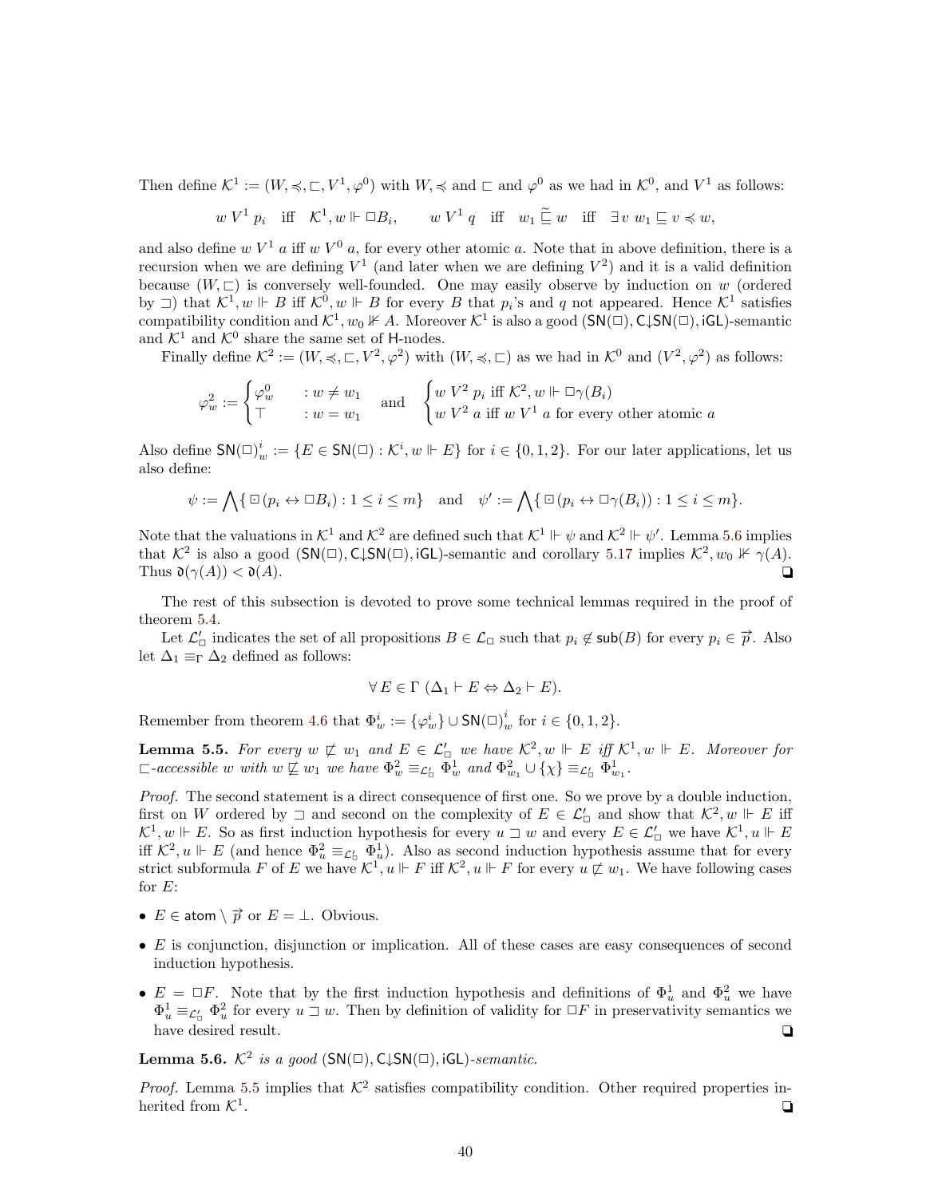Then define $\mathcal{K}^1 := (W, \preccurlyeq, \sqsubset, V^1, \varphi^0)$ with $W, \preccurlyeq$ and $\sqsubset$ and $\varphi^0$ as we had in $\mathcal{K}^0$, and $V^1$ as follows:

$$w\ V^1\ p_i \quad \text{iff} \quad \mathcal{K}^1, w \Vdash \Box B_i, \qquad w\ V^1\ q \quad \text{iff} \quad w_1 \mathrel{\widetilde{\sqsubseteq}} w \quad \text{iff} \quad \exists\, v\ w_1 \sqsubseteq v \preccurlyeq w,$$

and also define $w\ V^1\ a$ iff $w\ V^0\ a$, for every other atomic $a$. Note that in above definition, there is a recursion when we are defining $V^1$ (and later when we are defining $V^2$) and it is a valid definition because $(W, \sqsubset)$ is conversely well-founded. One may easily observe by induction on $w$ (ordered by $\sqsupset$) that $\mathcal{K}^1, w \Vdash B$ iff $\mathcal{K}^0, w \Vdash B$ for every $B$ that $p_i$'s and $q$ not appeared. Hence $\mathcal{K}^1$ satisfies compatibility condition and $\mathcal{K}^1, w_0 \nVdash A$. Moreover $\mathcal{K}^1$ is also a good $(\mathsf{SN}(\Box), \mathsf{C}{\downarrow}\mathsf{SN}(\Box), \mathsf{iGL})$-semantic and $\mathcal{K}^1$ and $\mathcal{K}^0$ share the same set of $\mathsf{H}$-nodes.

Finally define $\mathcal{K}^2 := (W, \preccurlyeq, \sqsubset, V^2, \varphi^2)$ with $(W, \preccurlyeq, \sqsubset)$ as we had in $\mathcal{K}^0$ and $(V^2, \varphi^2)$ as follows:

$$\varphi^2_w := \begin{cases} \varphi^0_w & : w \neq w_1 \\ \top & : w = w_1 \end{cases} \quad \text{and} \quad \begin{cases} w\ V^2\ p_i \text{ iff } \mathcal{K}^2, w \Vdash \Box\gamma(B_i) \\ w\ V^2\ a \text{ iff } w\ V^1\ a \text{ for every other atomic } a \end{cases}$$

Also define $\mathsf{SN}(\Box)^i_w := \{E \in \mathsf{SN}(\Box) : \mathcal{K}^i, w \Vdash E\}$ for $i \in \{0,1,2\}$. For our later applications, let us also define:

$$\psi := \bigwedge\{\boxdot(p_i \leftrightarrow \Box B_i) : 1 \le i \le m\} \quad \text{and} \quad \psi' := \bigwedge\{\boxdot(p_i \leftrightarrow \Box\gamma(B_i)) : 1 \le i \le m\}.$$

Note that the valuations in $\mathcal{K}^1$ and $\mathcal{K}^2$ are defined such that $\mathcal{K}^1 \Vdash \psi$ and $\mathcal{K}^2 \Vdash \psi'$. Lemma 5.6 implies that $\mathcal{K}^2$ is also a good $(\mathsf{SN}(\Box), \mathsf{C}{\downarrow}\mathsf{SN}(\Box), \mathsf{iGL})$-semantic and corollary 5.17 implies $\mathcal{K}^2, w_0 \nVdash \gamma(A)$. Thus $\mathfrak{d}(\gamma(A)) < \mathfrak{d}(A)$. ❑

The rest of this subsection is devoted to prove some technical lemmas required in the proof of theorem 5.4.

Let $\mathcal{L}'_\Box$ indicates the set of all propositions $B \in \mathcal{L}_\Box$ such that $p_i \notin \mathsf{sub}(B)$ for every $p_i \in \vec{p}$. Also let $\Delta_1 \equiv_\Gamma \Delta_2$ defined as follows:

$$\forall\, E \in \Gamma\ (\Delta_1 \vdash E \Leftrightarrow \Delta_2 \vdash E).$$

Remember from theorem 4.6 that $\Phi^i_w := \{\varphi^i_w\} \cup \mathsf{SN}(\Box)^i_w$ for $i \in \{0,1,2\}$.

**Lemma 5.5.** *For every $w \not\sqsubset w_1$ and $E \in \mathcal{L}'_\Box$ we have $\mathcal{K}^2, w \Vdash E$ iff $\mathcal{K}^1, w \Vdash E$. Moreover for $\sqsubset$-accessible $w$ with $w \not\sqsubseteq w_1$ we have $\Phi^2_w \equiv_{\mathcal{L}'_\Box} \Phi^1_w$ and $\Phi^2_{w_1} \cup \{\chi\} \equiv_{\mathcal{L}'_\Box} \Phi^1_{w_1}$.*

*Proof.* The second statement is a direct consequence of first one. So we prove by a double induction, first on $W$ ordered by $\sqsupset$ and second on the complexity of $E \in \mathcal{L}'_\Box$ and show that $\mathcal{K}^2, w \Vdash E$ iff $\mathcal{K}^1, w \Vdash E$. So as first induction hypothesis for every $u \sqsupset w$ and every $E \in \mathcal{L}'_\Box$ we have $\mathcal{K}^1, u \Vdash E$ iff $\mathcal{K}^2, u \Vdash E$ (and hence $\Phi^2_u \equiv_{\mathcal{L}'_\Box} \Phi^1_u$). Also as second induction hypothesis assume that for every strict subformula $F$ of $E$ we have $\mathcal{K}^1, u \Vdash F$ iff $\mathcal{K}^2, u \Vdash F$ for every $u \not\sqsubset w_1$. We have following cases for $E$:

- $E \in \mathsf{atom} \setminus \vec{p}$ or $E = \bot$. Obvious.
- $E$ is conjunction, disjunction or implication. All of these cases are easy consequences of second induction hypothesis.
- $E = \Box F$. Note that by the first induction hypothesis and definitions of $\Phi^1_u$ and $\Phi^2_u$ we have $\Phi^1_u \equiv_{\mathcal{L}'_\Box} \Phi^2_u$ for every $u \sqsupset w$. Then by definition of validity for $\Box F$ in preservativity semantics we have desired result. ❑

**Lemma 5.6.** *$\mathcal{K}^2$ is a good $(\mathsf{SN}(\Box), \mathsf{C}{\downarrow}\mathsf{SN}(\Box), \mathsf{iGL})$-semantic.*

*Proof.* Lemma 5.5 implies that $\mathcal{K}^2$ satisfies compatibility condition. Other required properties inherited from $\mathcal{K}^1$. ❑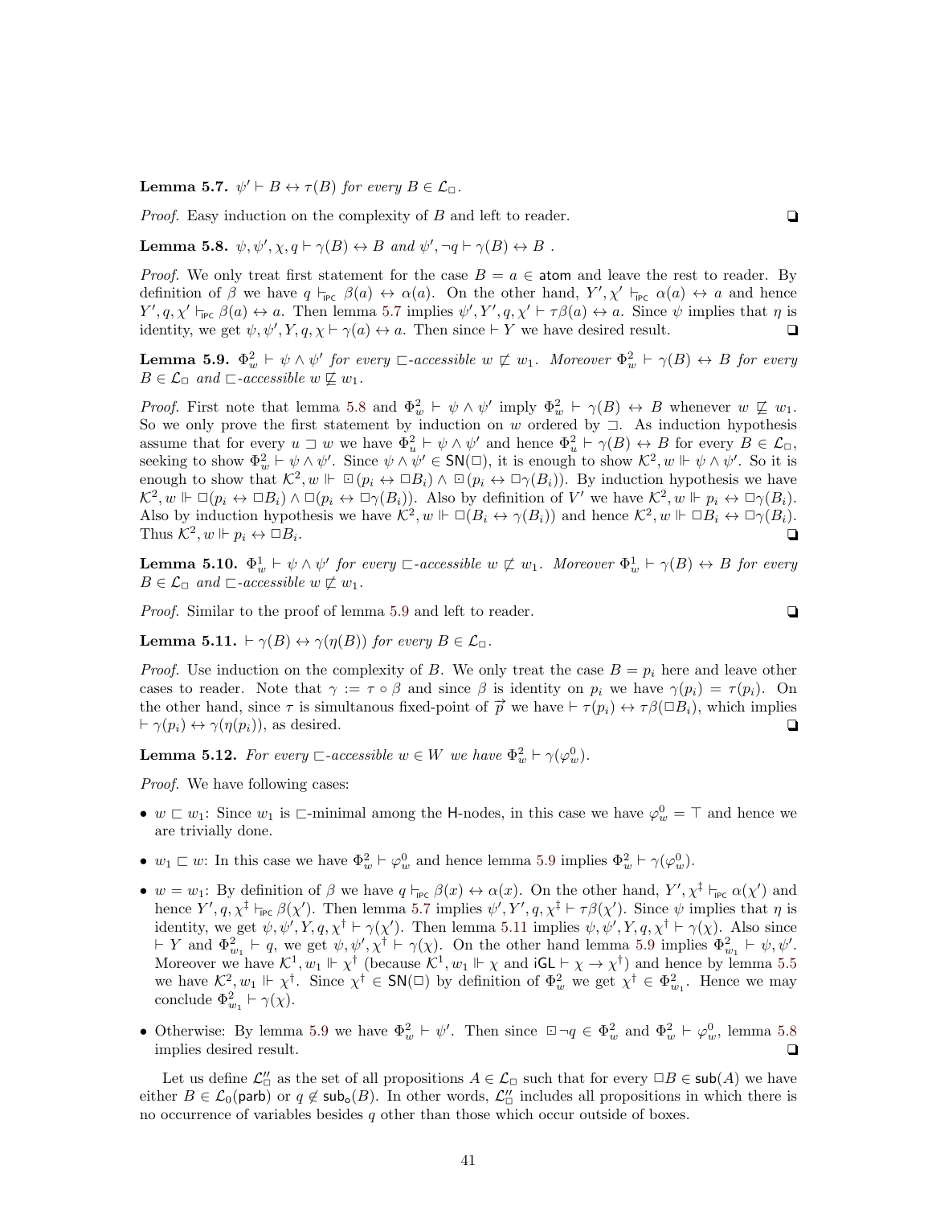**Lemma 5.7.** *$\psi' \vdash B \leftrightarrow \tau(B)$ for every $B \in \mathcal{L}_\Box$.*

*Proof.* Easy induction on the complexity of $B$ and left to reader. ❑

**Lemma 5.8.** *$\psi, \psi', \chi, q \vdash \gamma(B) \leftrightarrow B$ and $\psi', \neg q \vdash \gamma(B) \leftrightarrow B$ .*

*Proof.* We only treat first statement for the case $B = a \in \mathsf{atom}$ and leave the rest to reader. By definition of $\beta$ we have $q \vdash_{\mathsf{IPC}} \beta(a) \leftrightarrow \alpha(a)$. On the other hand, $Y', \chi' \vdash_{\mathsf{IPC}} \alpha(a) \leftrightarrow a$ and hence $Y', q, \chi' \vdash_{\mathsf{IPC}} \beta(a) \leftrightarrow a$. Then lemma 5.7 implies $\psi', Y', q, \chi' \vdash \tau\beta(a) \leftrightarrow a$. Since $\psi$ implies that $\eta$ is identity, we get $\psi, \psi', Y, q, \chi \vdash \gamma(a) \leftrightarrow a$. Then since $\vdash Y$ we have desired result. ❑

**Lemma 5.9.** *$\Phi^2_w \vdash \psi \wedge \psi'$ for every $\sqsubset$-accessible $w \not\sqsubset w_1$. Moreover $\Phi^2_w \vdash \gamma(B) \leftrightarrow B$ for every $B \in \mathcal{L}_\Box$ and $\sqsubset$-accessible $w \not\sqsubseteq w_1$.*

*Proof.* First note that lemma 5.8 and $\Phi^2_w \vdash \psi \wedge \psi'$ imply $\Phi^2_w \vdash \gamma(B) \leftrightarrow B$ whenever $w \not\sqsubseteq w_1$. So we only prove the first statement by induction on $w$ ordered by $\sqsupset$. As induction hypothesis assume that for every $u \sqsupset w$ we have $\Phi^2_u \vdash \psi \wedge \psi'$ and hence $\Phi^2_u \vdash \gamma(B) \leftrightarrow B$ for every $B \in \mathcal{L}_\Box$, seeking to show $\Phi^2_w \vdash \psi \wedge \psi'$. Since $\psi \wedge \psi' \in \mathsf{SN}(\Box)$, it is enough to show $\mathcal{K}^2, w \Vdash \psi \wedge \psi'$. So it is enough to show that $\mathcal{K}^2, w \Vdash \boxdot(p_i \leftrightarrow \Box B_i) \wedge \boxdot(p_i \leftrightarrow \Box\gamma(B_i))$. By induction hypothesis we have $\mathcal{K}^2, w \Vdash \Box(p_i \leftrightarrow \Box B_i) \wedge \Box(p_i \leftrightarrow \Box\gamma(B_i))$. Also by definition of $V'$ we have $\mathcal{K}^2, w \Vdash p_i \leftrightarrow \Box\gamma(B_i)$. Also by induction hypothesis we have $\mathcal{K}^2, w \Vdash \Box(B_i \leftrightarrow \gamma(B_i))$ and hence $\mathcal{K}^2, w \Vdash \Box B_i \leftrightarrow \Box\gamma(B_i)$. Thus $\mathcal{K}^2, w \Vdash p_i \leftrightarrow \Box B_i$. ❑

**Lemma 5.10.** *$\Phi^1_w \vdash \psi \wedge \psi'$ for every $\sqsubset$-accessible $w \not\sqsubset w_1$. Moreover $\Phi^1_w \vdash \gamma(B) \leftrightarrow B$ for every $B \in \mathcal{L}_\Box$ and $\sqsubset$-accessible $w \not\sqsubset w_1$.*

*Proof.* Similar to the proof of lemma 5.9 and left to reader. ❑

**Lemma 5.11.** *$\vdash \gamma(B) \leftrightarrow \gamma(\eta(B))$ for every $B \in \mathcal{L}_\Box$.*

*Proof.* Use induction on the complexity of $B$. We only treat the case $B = p_i$ here and leave other cases to reader. Note that $\gamma := \tau \circ \beta$ and since $\beta$ is identity on $p_i$ we have $\gamma(p_i) = \tau(p_i)$. On the other hand, since $\tau$ is simultanous fixed-point of $\vec{p}$ we have $\vdash \tau(p_i) \leftrightarrow \tau\beta(\Box B_i)$, which implies $\vdash \gamma(p_i) \leftrightarrow \gamma(\eta(p_i))$, as desired. ❑

**Lemma 5.12.** *For every $\sqsubset$-accessible $w \in W$ we have $\Phi^2_w \vdash \gamma(\varphi^0_w)$.*

*Proof.* We have following cases:

- $w \sqsubset w_1$: Since $w_1$ is $\sqsubset$-minimal among the $\mathsf{H}$-nodes, in this case we have $\varphi^0_w = \top$ and hence we are trivially done.
- $w_1 \sqsubset w$: In this case we have $\Phi^2_w \vdash \varphi^0_w$ and hence lemma 5.9 implies $\Phi^2_w \vdash \gamma(\varphi^0_w)$.
- $w = w_1$: By definition of $\beta$ we have $q \vdash_{\mathsf{IPC}} \beta(x) \leftrightarrow \alpha(x)$. On the other hand, $Y', \chi^\ddagger \vdash_{\mathsf{IPC}} \alpha(\chi')$ and hence $Y', q, \chi^\ddagger \vdash_{\mathsf{IPC}} \beta(\chi')$. Then lemma 5.7 implies $\psi', Y', q, \chi^\ddagger \vdash \tau\beta(\chi')$. Since $\psi$ implies that $\eta$ is identity, we get $\psi, \psi', Y, q, \chi^\dagger \vdash \gamma(\chi')$. Then lemma 5.11 implies $\psi, \psi', Y, q, \chi^\dagger \vdash \gamma(\chi)$. Also since $\vdash Y$ and $\Phi^2_{w_1} \vdash q$, we get $\psi, \psi', \chi^\dagger \vdash \gamma(\chi)$. On the other hand lemma 5.9 implies $\Phi^2_{w_1} \vdash \psi, \psi'$. Moreover we have $\mathcal{K}^1, w_1 \Vdash \chi^\dagger$ (because $\mathcal{K}^1, w_1 \Vdash \chi$ and $\mathsf{iGL} \vdash \chi \to \chi^\dagger$) and hence by lemma 5.5 we have $\mathcal{K}^2, w_1 \Vdash \chi^\dagger$. Since $\chi^\dagger \in \mathsf{SN}(\Box)$ by definition of $\Phi^2_w$ we get $\chi^\dagger \in \Phi^2_{w_1}$. Hence we may conclude $\Phi^2_{w_1} \vdash \gamma(\chi)$.
- Otherwise: By lemma 5.9 we have $\Phi^2_w \vdash \psi'$. Then since $\boxdot\neg q \in \Phi^2_w$ and $\Phi^2_w \vdash \varphi^0_w$, lemma 5.8 implies desired result. ❑

Let us define $\mathcal{L}''_\Box$ as the set of all propositions $A \in \mathcal{L}_\Box$ such that for every $\Box B \in \mathsf{sub}(A)$ we have either $B \in \mathcal{L}_0(\mathsf{parb})$ or $q \notin \mathsf{sub_o}(B)$. In other words, $\mathcal{L}''_\Box$ includes all propositions in which there is no occurrence of variables besides $q$ other than those which occur outside of boxes.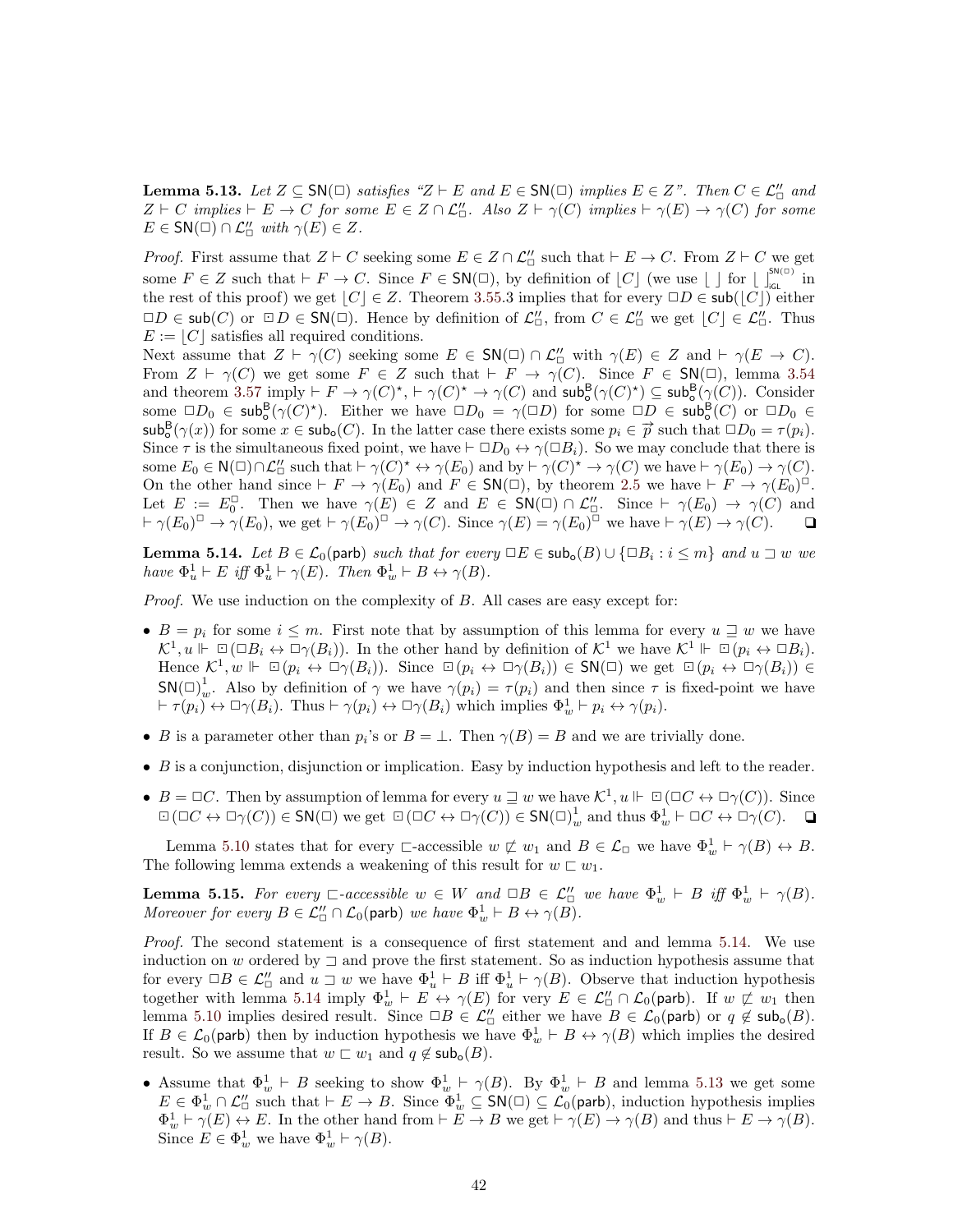**Lemma 5.13.** *Let $Z \subseteq \mathsf{SN}(\Box)$ satisfies "$Z \vdash E$ and $E \in \mathsf{SN}(\Box)$ implies $E \in Z$". Then $C \in \mathcal{L}''_\Box$ and $Z \vdash C$ implies $\vdash E \to C$ for some $E \in Z \cap \mathcal{L}''_\Box$. Also $Z \vdash \gamma(C)$ implies $\vdash \gamma(E) \to \gamma(C)$ for some $E \in \mathsf{SN}(\Box) \cap \mathcal{L}''_\Box$ with $\gamma(E) \in Z$.*

*Proof.* First assume that $Z \vdash C$ seeking some $E \in Z \cap \mathcal{L}''_\Box$ such that $\vdash E \to C$. From $Z \vdash C$ we get some $F \in Z$ such that $\vdash F \to C$. Since $F \in \mathsf{SN}(\Box)$, by definition of $\lfloor C \rfloor$ (we use $\lfloor\ \rfloor$ for $\lfloor\ \rfloor^{\mathsf{SN}(\Box)}_{\mathsf{iGL}}$ in the rest of this proof) we get $\lfloor C \rfloor \in Z$. Theorem 3.55.3 implies that for every $\Box D \in \mathsf{sub}(\lfloor C \rfloor)$ either $\Box D \in \mathsf{sub}(C)$ or $\boxdot D \in \mathsf{SN}(\Box)$. Hence by definition of $\mathcal{L}''_\Box$, from $C \in \mathcal{L}''_\Box$ we get $\lfloor C \rfloor \in \mathcal{L}''_\Box$. Thus $E := \lfloor C \rfloor$ satisfies all required conditions.
Next assume that $Z \vdash \gamma(C)$ seeking some $E \in \mathsf{SN}(\Box) \cap \mathcal{L}''_\Box$ with $\gamma(E) \in Z$ and $\vdash \gamma(E \to C)$. From $Z \vdash \gamma(C)$ we get some $F \in Z$ such that $\vdash F \to \gamma(C)$. Since $F \in \mathsf{SN}(\Box)$, lemma 3.54 and theorem 3.57 imply $\vdash F \to \gamma(C)^\star$, $\vdash \gamma(C)^\star \to \gamma(C)$ and $\mathsf{sub}^{\mathsf{B}}_{\mathsf{o}}(\gamma(C)^\star) \subseteq \mathsf{sub}^{\mathsf{B}}_{\mathsf{o}}(\gamma(C))$. Consider some $\Box D_0 \in \mathsf{sub}^{\mathsf{B}}_{\mathsf{o}}(\gamma(C)^\star)$. Either we have $\Box D_0 = \gamma(\Box D)$ for some $\Box D \in \mathsf{sub}^{\mathsf{B}}_{\mathsf{o}}(C)$ or $\Box D_0 \in \mathsf{sub}^{\mathsf{B}}_{\mathsf{o}}(\gamma(x))$ for some $x \in \mathsf{sub}_{\mathsf{o}}(C)$. In the latter case there exists some $p_i \in \vec{p}$ such that $\Box D_0 = \tau(p_i)$. Since $\tau$ is the simultaneous fixed point, we have $\vdash \Box D_0 \leftrightarrow \gamma(\Box B_i)$. So we may conclude that there is some $E_0 \in \mathsf{N}(\Box) \cap \mathcal{L}''_\Box$ such that $\vdash \gamma(C)^\star \leftrightarrow \gamma(E_0)$ and by $\vdash \gamma(C)^\star \to \gamma(C)$ we have $\vdash \gamma(E_0) \to \gamma(C)$. On the other hand since $\vdash F \to \gamma(E_0)$ and $F \in \mathsf{SN}(\Box)$, by theorem 2.5 we have $\vdash F \to \gamma(E_0)^\Box$. Let $E := E_0^\Box$. Then we have $\gamma(E) \in Z$ and $E \in \mathsf{SN}(\Box) \cap \mathcal{L}''_\Box$. Since $\vdash \gamma(E_0) \to \gamma(C)$ and $\vdash \gamma(E_0)^\Box \to \gamma(E_0)$, we get $\vdash \gamma(E_0)^\Box \to \gamma(C)$. Since $\gamma(E) = \gamma(E_0)^\Box$ we have $\vdash \gamma(E) \to \gamma(C)$. ❏

**Lemma 5.14.** *Let $B \in \mathcal{L}_0(\mathsf{parb})$ such that for every $\Box E \in \mathsf{sub}_{\mathsf{o}}(B) \cup \{\Box B_i : i \leq m\}$ and $u \sqsupset w$ we have $\Phi^1_u \vdash E$ iff $\Phi^1_u \vdash \gamma(E)$. Then $\Phi^1_w \vdash B \leftrightarrow \gamma(B)$.*

*Proof.* We use induction on the complexity of $B$. All cases are easy except for:

- $B = p_i$ for some $i \leq m$. First note that by assumption of this lemma for every $u \sqsupseteq w$ we have $\mathcal{K}^1, u \Vdash \boxdot(\Box B_i \leftrightarrow \Box\gamma(B_i))$. In the other hand by definition of $\mathcal{K}^1$ we have $\mathcal{K}^1 \Vdash \boxdot(p_i \leftrightarrow \Box B_i)$. Hence $\mathcal{K}^1, w \Vdash \boxdot(p_i \leftrightarrow \Box\gamma(B_i))$. Since $\boxdot(p_i \leftrightarrow \Box\gamma(B_i)) \in \mathsf{SN}(\Box)$ we get $\boxdot(p_i \leftrightarrow \Box\gamma(B_i)) \in \mathsf{SN}(\Box)^1_w$. Also by definition of $\gamma$ we have $\gamma(p_i) = \tau(p_i)$ and then since $\tau$ is fixed-point we have $\vdash \tau(p_i) \leftrightarrow \Box\gamma(B_i)$. Thus $\vdash \gamma(p_i) \leftrightarrow \Box\gamma(B_i)$ which implies $\Phi^1_w \vdash p_i \leftrightarrow \gamma(p_i)$.
- $B$ is a parameter other than $p_i$'s or $B = \bot$. Then $\gamma(B) = B$ and we are trivially done.
- $B$ is a conjunction, disjunction or implication. Easy by induction hypothesis and left to the reader.
- $B = \Box C$. Then by assumption of lemma for every $u \sqsupseteq w$ we have $\mathcal{K}^1, u \Vdash \boxdot(\Box C \leftrightarrow \Box\gamma(C))$. Since $\boxdot(\Box C \leftrightarrow \Box\gamma(C)) \in \mathsf{SN}(\Box)$ we get $\boxdot(\Box C \leftrightarrow \Box\gamma(C)) \in \mathsf{SN}(\Box)^1_w$ and thus $\Phi^1_w \vdash \Box C \leftrightarrow \Box\gamma(C)$. ❏

Lemma 5.10 states that for every $\sqsubset$-accessible $w \not\sqsubset w_1$ and $B \in \mathcal{L}_\Box$ we have $\Phi^1_w \vdash \gamma(B) \leftrightarrow B$. The following lemma extends a weakening of this result for $w \sqsubset w_1$.

**Lemma 5.15.** *For every $\sqsubset$-accessible $w \in W$ and $\Box B \in \mathcal{L}''_\Box$ we have $\Phi^1_w \vdash B$ iff $\Phi^1_w \vdash \gamma(B)$. Moreover for every $B \in \mathcal{L}''_\Box \cap \mathcal{L}_0(\mathsf{parb})$ we have $\Phi^1_w \vdash B \leftrightarrow \gamma(B)$.*

*Proof.* The second statement is a consequence of first statement and and lemma 5.14. We use induction on $w$ ordered by $\sqsupset$ and prove the first statement. So as induction hypothesis assume that for every $\Box B \in \mathcal{L}''_\Box$ and $u \sqsupset w$ we have $\Phi^1_u \vdash B$ iff $\Phi^1_u \vdash \gamma(B)$. Observe that induction hypothesis together with lemma 5.14 imply $\Phi^1_w \vdash E \leftrightarrow \gamma(E)$ for very $E \in \mathcal{L}''_\Box \cap \mathcal{L}_0(\mathsf{parb})$. If $w \not\sqsubset w_1$ then lemma 5.10 implies desired result. Since $\Box B \in \mathcal{L}''_\Box$ either we have $B \in \mathcal{L}_0(\mathsf{parb})$ or $q \notin \mathsf{sub}_{\mathsf{o}}(B)$. If $B \in \mathcal{L}_0(\mathsf{parb})$ then by induction hypothesis we have $\Phi^1_w \vdash B \leftrightarrow \gamma(B)$ which implies the desired result. So we assume that $w \sqsubset w_1$ and $q \notin \mathsf{sub}_{\mathsf{o}}(B)$.

- Assume that $\Phi^1_w \vdash B$ seeking to show $\Phi^1_w \vdash \gamma(B)$. By $\Phi^1_w \vdash B$ and lemma 5.13 we get some $E \in \Phi^1_w \cap \mathcal{L}''_\Box$ such that $\vdash E \to B$. Since $\Phi^1_w \subseteq \mathsf{SN}(\Box) \subseteq \mathcal{L}_0(\mathsf{parb})$, induction hypothesis implies $\Phi^1_w \vdash \gamma(E) \leftrightarrow E$. In the other hand from $\vdash E \to B$ we get $\vdash \gamma(E) \to \gamma(B)$ and thus $\vdash E \to \gamma(B)$. Since $E \in \Phi^1_w$ we have $\Phi^1_w \vdash \gamma(B)$.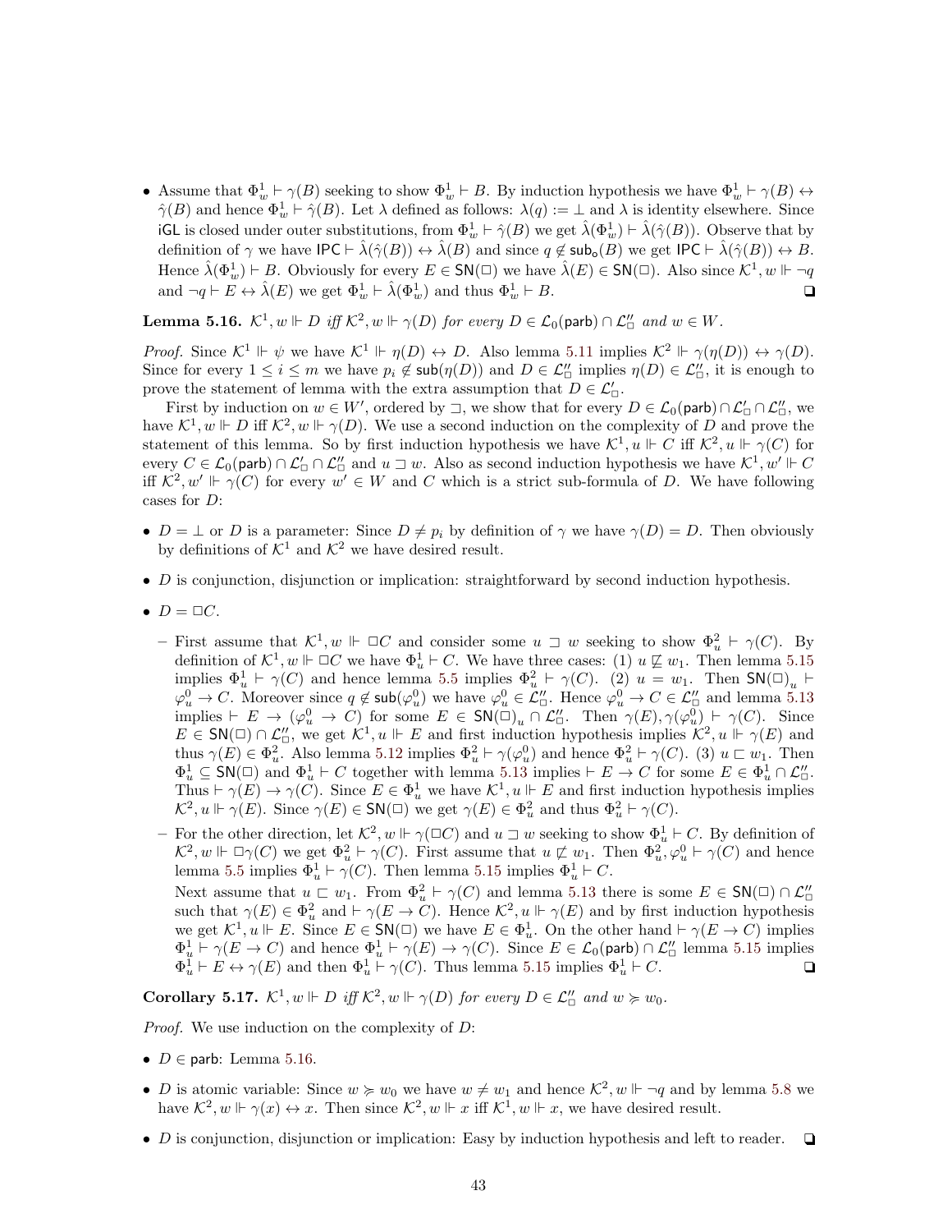- Assume that $\Phi^1_w \vdash \gamma(B)$ seeking to show $\Phi^1_w \vdash B$. By induction hypothesis we have $\Phi^1_w \vdash \gamma(B) \leftrightarrow \hat{\gamma}(B)$ and hence $\Phi^1_w \vdash \hat{\gamma}(B)$. Let $\lambda$ defined as follows: $\lambda(q) := \bot$ and $\lambda$ is identity elsewhere. Since $\mathsf{iGL}$ is closed under outer substitutions, from $\Phi^1_w \vdash \hat{\gamma}(B)$ we get $\hat{\lambda}(\Phi^1_w) \vdash \hat{\lambda}(\hat{\gamma}(B))$. Observe that by definition of $\gamma$ we have $\mathsf{IPC} \vdash \hat{\lambda}(\hat{\gamma}(B)) \leftrightarrow \hat{\lambda}(B)$ and since $q \notin \mathsf{sub_o}(B)$ we get $\mathsf{IPC} \vdash \hat{\lambda}(\hat{\gamma}(B)) \leftrightarrow B$. Hence $\hat{\lambda}(\Phi^1_w) \vdash B$. Obviously for every $E \in \mathsf{SN}(\Box)$ we have $\hat{\lambda}(E) \in \mathsf{SN}(\Box)$. Also since $\mathcal{K}^1, w \Vdash \neg q$ and $\neg q \vdash E \leftrightarrow \hat{\lambda}(E)$ we get $\Phi^1_w \vdash \hat{\lambda}(\Phi^1_w)$ and thus $\Phi^1_w \vdash B$. ❑

**Lemma 5.16.** *$\mathcal{K}^1, w \Vdash D$ iff $\mathcal{K}^2, w \Vdash \gamma(D)$ for every $D \in \mathcal{L}_0(\mathsf{parb}) \cap \mathcal{L}''_\Box$ and $w \in W$.*

*Proof.* Since $\mathcal{K}^1 \Vdash \psi$ we have $\mathcal{K}^1 \Vdash \eta(D) \leftrightarrow D$. Also lemma 5.11 implies $\mathcal{K}^2 \Vdash \gamma(\eta(D)) \leftrightarrow \gamma(D)$. Since for every $1 \le i \le m$ we have $p_i \notin \mathsf{sub}(\eta(D))$ and $D \in \mathcal{L}''_\Box$ implies $\eta(D) \in \mathcal{L}''_\Box$, it is enough to prove the statement of lemma with the extra assumption that $D \in \mathcal{L}'_\Box$.

First by induction on $w \in W'$, ordered by $\sqsupset$, we show that for every $D \in \mathcal{L}_0(\mathsf{parb}) \cap \mathcal{L}'_\Box \cap \mathcal{L}''_\Box$, we have $\mathcal{K}^1, w \Vdash D$ iff $\mathcal{K}^2, w \Vdash \gamma(D)$. We use a second induction on the complexity of $D$ and prove the statement of this lemma. So by first induction hypothesis we have $\mathcal{K}^1, u \Vdash C$ iff $\mathcal{K}^2, u \Vdash \gamma(C)$ for every $C \in \mathcal{L}_0(\mathsf{parb}) \cap \mathcal{L}'_\Box \cap \mathcal{L}''_\Box$ and $u \sqsupset w$. Also as second induction hypothesis we have $\mathcal{K}^1, w' \Vdash C$ iff $\mathcal{K}^2, w' \Vdash \gamma(C)$ for every $w' \in W$ and $C$ which is a strict sub-formula of $D$. We have following cases for $D$:

- $D = \bot$ or $D$ is a parameter: Since $D \neq p_i$ by definition of $\gamma$ we have $\gamma(D) = D$. Then obviously by definitions of $\mathcal{K}^1$ and $\mathcal{K}^2$ we have desired result.
- $D$ is conjunction, disjunction or implication: straightforward by second induction hypothesis.
- $D = \Box C$.
  - First assume that $\mathcal{K}^1, w \Vdash \Box C$ and consider some $u \sqsupset w$ seeking to show $\Phi^2_u \vdash \gamma(C)$. By definition of $\mathcal{K}^1, w \Vdash \Box C$ we have $\Phi^1_u \vdash C$. We have three cases: (1) $u \not\sqsubseteq w_1$. Then lemma 5.15 implies $\Phi^1_u \vdash \gamma(C)$ and hence lemma 5.5 implies $\Phi^2_u \vdash \gamma(C)$. (2) $u = w_1$. Then $\mathsf{SN}(\Box)_u \vdash \varphi^0_u \to C$. Moreover since $q \notin \mathsf{sub}(\varphi^0_u)$ we have $\varphi^0_u \in \mathcal{L}''_\Box$. Hence $\varphi^0_u \to C \in \mathcal{L}''_\Box$ and lemma 5.13 implies $\vdash E \to (\varphi^0_u \to C)$ for some $E \in \mathsf{SN}(\Box)_u \cap \mathcal{L}''_\Box$. Then $\gamma(E), \gamma(\varphi^0_u) \vdash \gamma(C)$. Since $E \in \mathsf{SN}(\Box) \cap \mathcal{L}''_\Box$, we get $\mathcal{K}^1, u \Vdash E$ and first induction hypothesis implies $\mathcal{K}^2, u \Vdash \gamma(E)$ and thus $\gamma(E) \in \Phi^2_u$. Also lemma 5.12 implies $\Phi^2_u \vdash \gamma(\varphi^0_u)$ and hence $\Phi^2_u \vdash \gamma(C)$. (3) $u \sqsubset w_1$. Then $\Phi^1_u \subseteq \mathsf{SN}(\Box)$ and $\Phi^1_u \vdash C$ together with lemma 5.13 implies $\vdash E \to C$ for some $E \in \Phi^1_u \cap \mathcal{L}''_\Box$. Thus $\vdash \gamma(E) \to \gamma(C)$. Since $E \in \Phi^1_u$ we have $\mathcal{K}^1, u \Vdash E$ and first induction hypothesis implies $\mathcal{K}^2, u \Vdash \gamma(E)$. Since $\gamma(E) \in \mathsf{SN}(\Box)$ we get $\gamma(E) \in \Phi^2_u$ and thus $\Phi^2_u \vdash \gamma(C)$.
  - For the other direction, let $\mathcal{K}^2, w \Vdash \gamma(\Box C)$ and $u \sqsupset w$ seeking to show $\Phi^1_u \vdash C$. By definition of $\mathcal{K}^2, w \Vdash \Box\gamma(C)$ we get $\Phi^2_u \vdash \gamma(C)$. First assume that $u \not\sqsubset w_1$. Then $\Phi^2_u, \varphi^0_u \vdash \gamma(C)$ and hence lemma 5.5 implies $\Phi^1_u \vdash \gamma(C)$. Then lemma 5.15 implies $\Phi^1_u \vdash C$.

    Next assume that $u \sqsubset w_1$. From $\Phi^2_u \vdash \gamma(C)$ and lemma 5.13 there is some $E \in \mathsf{SN}(\Box) \cap \mathcal{L}''_\Box$ such that $\gamma(E) \in \Phi^2_u$ and $\vdash \gamma(E \to C)$. Hence $\mathcal{K}^2, u \Vdash \gamma(E)$ and by first induction hypothesis we get $\mathcal{K}^1, u \Vdash E$. Since $E \in \mathsf{SN}(\Box)$ we have $E \in \Phi^1_u$. On the other hand $\vdash \gamma(E \to C)$ implies $\Phi^1_u \vdash \gamma(E \to C)$ and hence $\Phi^1_u \vdash \gamma(E) \to \gamma(C)$. Since $E \in \mathcal{L}_0(\mathsf{parb}) \cap \mathcal{L}''_\Box$ lemma 5.15 implies $\Phi^1_u \vdash E \leftrightarrow \gamma(E)$ and then $\Phi^1_u \vdash \gamma(C)$. Thus lemma 5.15 implies $\Phi^1_u \vdash C$. ❑

**Corollary 5.17.** *$\mathcal{K}^1, w \Vdash D$ iff $\mathcal{K}^2, w \Vdash \gamma(D)$ for every $D \in \mathcal{L}''_\Box$ and $w \succcurlyeq w_0$.*

*Proof.* We use induction on the complexity of $D$:

- $D \in \mathsf{parb}$: Lemma 5.16.
- $D$ is atomic variable: Since $w \succcurlyeq w_0$ we have $w \neq w_1$ and hence $\mathcal{K}^2, w \Vdash \neg q$ and by lemma 5.8 we have $\mathcal{K}^2, w \Vdash \gamma(x) \leftrightarrow x$. Then since $\mathcal{K}^2, w \Vdash x$ iff $\mathcal{K}^1, w \Vdash x$, we have desired result.
- $D$ is conjunction, disjunction or implication: Easy by induction hypothesis and left to reader. ❑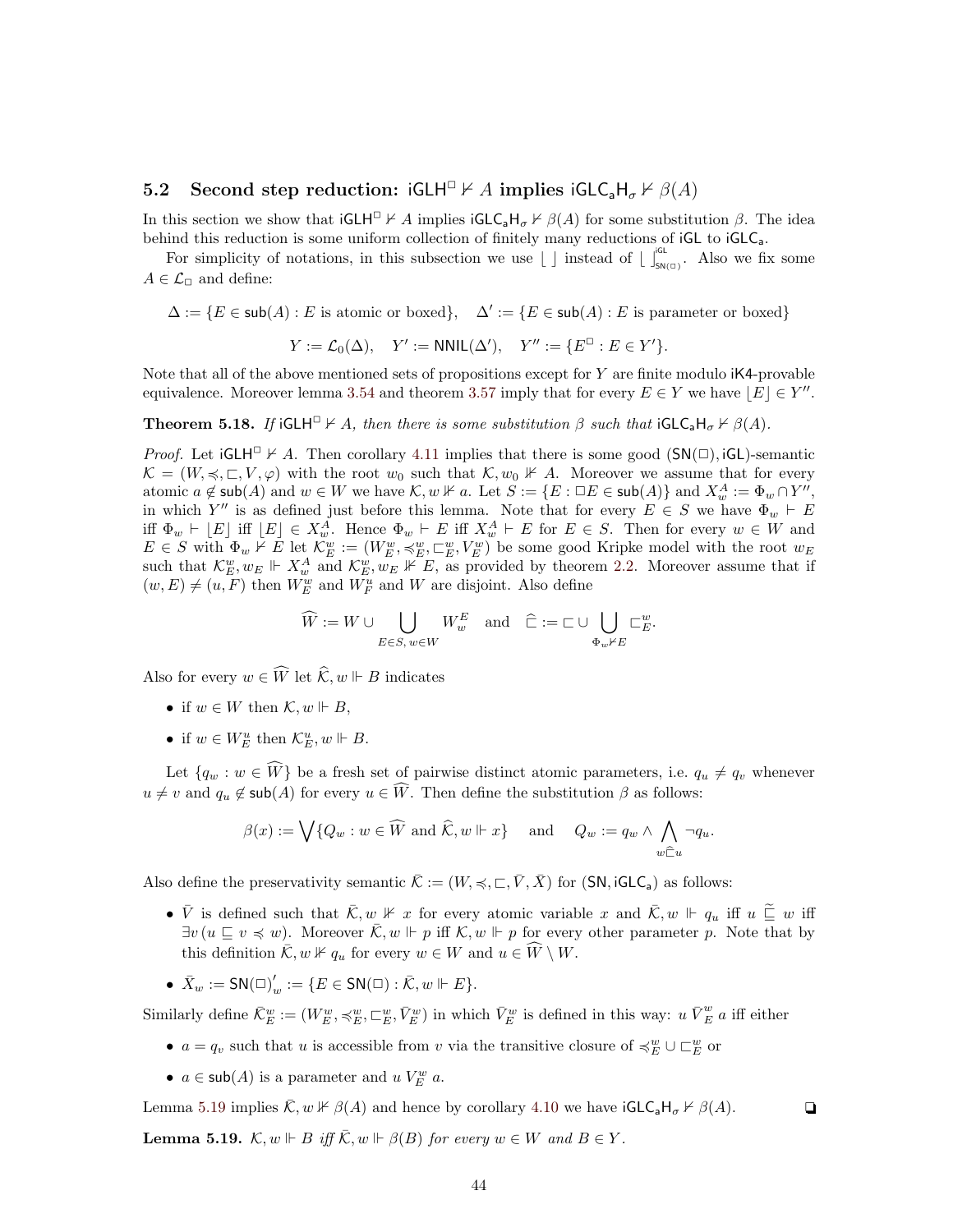### 5.2 Second step reduction: $\mathsf{iGLH}^\Box \nvdash A$ implies $\mathsf{iGLC_aH}_\sigma \nvdash \beta(A)$

In this section we show that $\mathsf{iGLH}^\Box \nvdash A$ implies $\mathsf{iGLC_aH}_\sigma \nvdash \beta(A)$ for some substitution $\beta$. The idea behind this reduction is some uniform collection of finitely many reductions of $\mathsf{iGL}$ to $\mathsf{iGLC_a}$.

For simplicity of notations, in this subsection we use $\lfloor\ \rfloor$ instead of $\lfloor\ \rfloor^{\mathsf{iGL}}_{\mathsf{SN}(\Box)}$. Also we fix some $A \in \mathcal{L}_\Box$ and define:

$$\Delta := \{E \in \mathsf{sub}(A) : E \text{ is atomic or boxed}\}, \quad \Delta' := \{E \in \mathsf{sub}(A) : E \text{ is parameter or boxed}\}$$

$$Y := \mathcal{L}_0(\Delta), \quad Y' := \mathsf{NNIL}(\Delta'), \quad Y'' := \{E^\Box : E \in Y'\}.$$

Note that all of the above mentioned sets of propositions except for $Y$ are finite modulo $\mathsf{iK4}$-provable equivalence. Moreover lemma 3.54 and theorem 3.57 imply that for every $E \in Y$ we have $\lfloor E \rfloor \in Y''$.

**Theorem 5.18.** *If $\mathsf{iGLH}^\Box \nvdash A$, then there is some substitution $\beta$ such that $\mathsf{iGLC_aH}_\sigma \nvdash \beta(A)$.*

*Proof.* Let $\mathsf{iGLH}^\Box \nvdash A$. Then corollary 4.11 implies that there is some good $(\mathsf{SN}(\Box), \mathsf{iGL})$-semantic $\mathcal{K} = (W, \preccurlyeq, \sqsubset, V, \varphi)$ with the root $w_0$ such that $\mathcal{K}, w_0 \nVdash A$. Moreover we assume that for every atomic $a \notin \mathsf{sub}(A)$ and $w \in W$ we have $\mathcal{K}, w \nVdash a$. Let $S := \{E : \Box E \in \mathsf{sub}(A)\}$ and $X^A_w := \Phi_w \cap Y''$, in which $Y''$ is as defined just before this lemma. Note that for every $E \in S$ we have $\Phi_w \vdash E$ iff $\Phi_w \vdash \lfloor E \rfloor$ iff $\lfloor E \rfloor \in X^A_w$. Hence $\Phi_w \vdash E$ iff $X^A_w \vdash E$ for $E \in S$. Then for every $w \in W$ and $E \in S$ with $\Phi_w \nvdash E$ let $\mathcal{K}^w_E := (W^w_E, \preccurlyeq^w_E, \sqsubset^w_E, V^w_E)$ be some good Kripke model with the root $w_E$ such that $\mathcal{K}^w_E, w_E \Vdash X^A_w$ and $\mathcal{K}^w_E, w_E \nVdash E$, as provided by theorem 2.2. Moreover assume that if $(w, E) \neq (u, F)$ then $W^w_E$ and $W^u_F$ and $W$ are disjoint. Also define

$$\widehat{W} := W \cup \bigcup_{E \in S,\, w \in W} W^E_w \quad \text{and} \quad \widehat{\sqsubset} := \sqsubset \cup \bigcup_{\Phi_w \nvdash E} \sqsubset^w_E.$$

Also for every $w \in \widehat{W}$ let $\widehat{\mathcal{K}}, w \Vdash B$ indicates

- if $w \in W$ then $\mathcal{K}, w \Vdash B$,
- if $w \in W^u_E$ then $\mathcal{K}^u_E, w \Vdash B$.

Let $\{q_w : w \in \widehat{W}\}$ be a fresh set of pairwise distinct atomic parameters, i.e. $q_u \neq q_v$ whenever $u \neq v$ and $q_u \notin \mathsf{sub}(A)$ for every $u \in \widehat{W}$. Then define the substitution $\beta$ as follows:

$$\beta(x) := \bigvee \{Q_w : w \in \widehat{W} \text{ and } \widehat{\mathcal{K}}, w \Vdash x\} \quad \text{and} \quad Q_w := q_w \wedge \bigwedge_{w \widehat{\sqsubset} u} \neg q_u.$$

Also define the preservativity semantic $\bar{\mathcal{K}} := (W, \preccurlyeq, \sqsubset, \bar{V}, \bar{X})$ for $(\mathsf{SN}, \mathsf{iGLC_a})$ as follows:

- $\bar{V}$ is defined such that $\bar{\mathcal{K}}, w \nVdash x$ for every atomic variable $x$ and $\bar{\mathcal{K}}, w \Vdash q_u$ iff $u \,\widetilde{\sqsubseteq}\, w$ iff $\exists v\, (u \sqsubseteq v \preccurlyeq w)$. Moreover $\bar{\mathcal{K}}, w \Vdash p$ iff $\mathcal{K}, w \Vdash p$ for every other parameter $p$. Note that by this definition $\bar{\mathcal{K}}, w \nVdash q_u$ for every $w \in W$ and $u \in \widehat{W} \setminus W$.
- $\bar{X}_w := \mathsf{SN}(\Box)'_w := \{E \in \mathsf{SN}(\Box) : \bar{\mathcal{K}}, w \Vdash E\}$.

Similarly define $\bar{\mathcal{K}}^w_E := (W^w_E, \preccurlyeq^w_E, \sqsubset^w_E, \bar{V}^w_E)$ in which $\bar{V}^w_E$ is defined in this way: $u\, \bar{V}^w_E\, a$ iff either

- $a = q_v$ such that $u$ is accessible from $v$ via the transitive closure of $\preccurlyeq^w_E \cup \sqsubset^w_E$ or
- $a \in \mathsf{sub}(A)$ is a parameter and $u\, V^w_E\, a$.

Lemma 5.19 implies $\bar{\mathcal{K}}, w \nVdash \beta(A)$ and hence by corollary 4.10 we have $\mathsf{iGLC_aH}_\sigma \nvdash \beta(A)$. ❑

**Lemma 5.19.** *$\mathcal{K}, w \Vdash B$ iff $\bar{\mathcal{K}}, w \Vdash \beta(B)$ for every $w \in W$ and $B \in Y$.*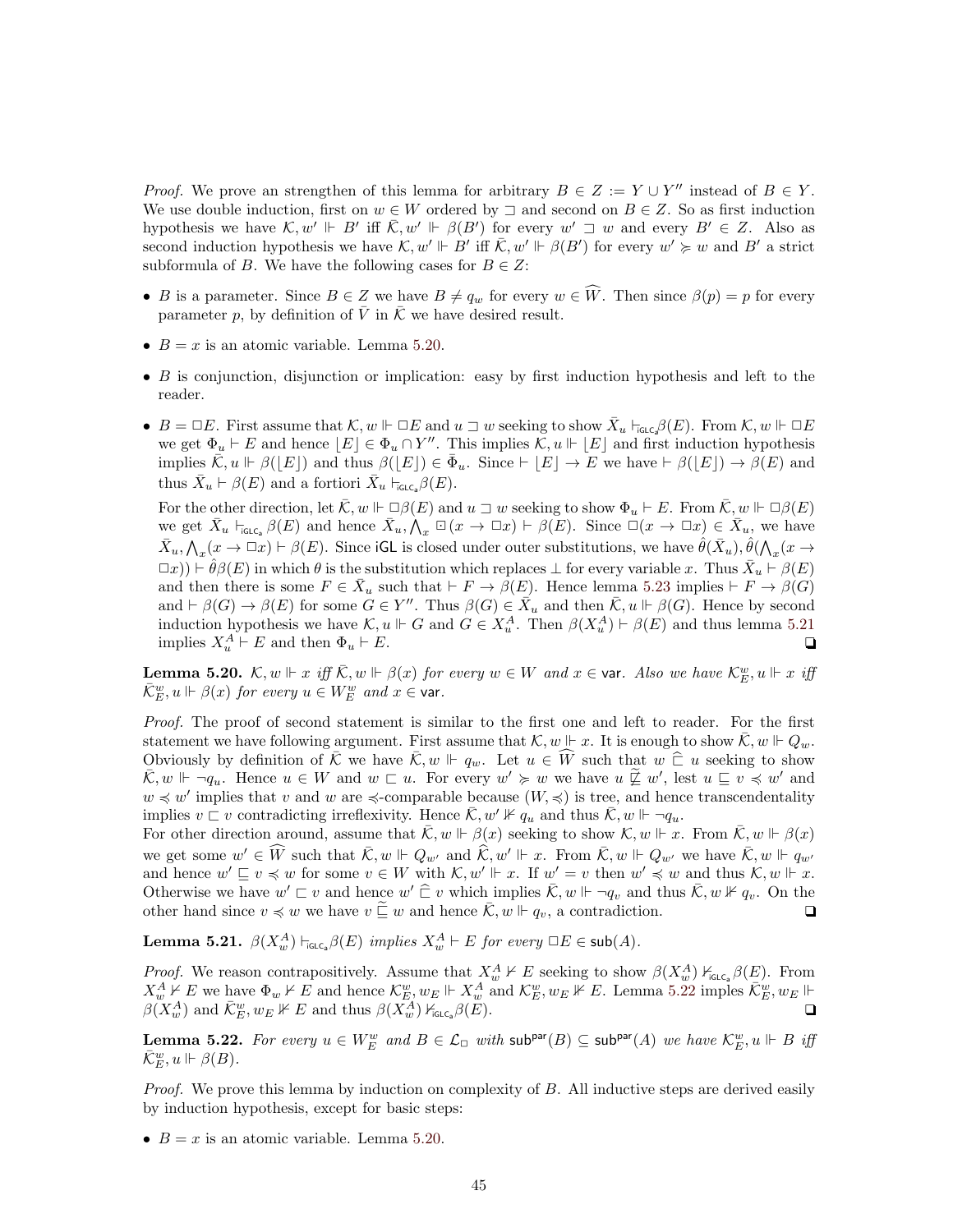*Proof.* We prove an strengthen of this lemma for arbitrary $B \in Z := Y \cup Y''$ instead of $B \in Y$. We use double induction, first on $w \in W$ ordered by $\sqsupset$ and second on $B \in Z$. So as first induction hypothesis we have $\mathcal{K}, w' \Vdash B'$ iff $\bar{\mathcal{K}}, w' \Vdash \beta(B')$ for every $w' \sqsupset w$ and every $B' \in Z$. Also as second induction hypothesis we have $\mathcal{K}, w' \Vdash B'$ iff $\bar{\mathcal{K}}, w' \Vdash \beta(B')$ for every $w' \succcurlyeq w$ and $B'$ a strict subformula of $B$. We have the following cases for $B \in Z$:

- $B$ is a parameter. Since $B \in Z$ we have $B \neq q_w$ for every $w \in \widehat{W}$. Then since $\beta(p) = p$ for every parameter $p$, by definition of $\bar{V}$ in $\bar{\mathcal{K}}$ we have desired result.
- $B = x$ is an atomic variable. Lemma 5.20.
- $B$ is conjunction, disjunction or implication: easy by first induction hypothesis and left to the reader.
- $B = \Box E$. First assume that $\mathcal{K}, w \Vdash \Box E$ and $u \sqsupset w$ seeking to show $\bar{X}_u \vdash_{\mathsf{iGLC_a}} \beta(E)$. From $\mathcal{K}, w \Vdash \Box E$ we get $\Phi_u \vdash E$ and hence $\lfloor E \rfloor \in \Phi_u \cap Y''$. This implies $\mathcal{K}, u \Vdash \lfloor E \rfloor$ and first induction hypothesis implies $\bar{\mathcal{K}}, u \Vdash \beta(\lfloor E \rfloor)$ and thus $\beta(\lfloor E \rfloor) \in \bar{\Phi}_u$. Since $\vdash \lfloor E \rfloor \to E$ we have $\vdash \beta(\lfloor E \rfloor) \to \beta(E)$ and thus $\bar{X}_u \vdash \beta(E)$ and a fortiori $\bar{X}_u \vdash_{\mathsf{iGLC_a}} \beta(E)$.

  For the other direction, let $\bar{\mathcal{K}}, w \Vdash \Box\beta(E)$ and $u \sqsupset w$ seeking to show $\Phi_u \vdash E$. From $\bar{\mathcal{K}}, w \Vdash \Box\beta(E)$ we get $\bar{X}_u \vdash_{\mathsf{iGLC_a}} \beta(E)$ and hence $\bar{X}_u, \bigwedge_x \boxdot(x \to \Box x) \vdash \beta(E)$. Since $\Box(x \to \Box x) \in \bar{X}_u$, we have $\bar{X}_u, \bigwedge_x (x \to \Box x) \vdash \beta(E)$. Since $\mathsf{iGL}$ is closed under outer substitutions, we have $\hat{\theta}(\bar{X}_u), \hat{\theta}(\bigwedge_x (x \to \Box x)) \vdash \hat{\theta}\beta(E)$ in which $\theta$ is the substitution which replaces $\bot$ for every variable $x$. Thus $\bar{X}_u \vdash \beta(E)$ and then there is some $F \in \bar{X}_u$ such that $\vdash F \to \beta(E)$. Hence lemma 5.23 implies $\vdash F \to \beta(G)$ and $\vdash \beta(G) \to \beta(E)$ for some $G \in Y''$. Thus $\beta(G) \in \bar{X}_u$ and then $\bar{\mathcal{K}}, u \Vdash \beta(G)$. Hence by second induction hypothesis we have $\mathcal{K}, u \Vdash G$ and $G \in X^A_u$. Then $\beta(X^A_u) \vdash \beta(E)$ and thus lemma 5.21 implies $X^A_u \vdash E$ and then $\Phi_u \vdash E$. ❑

**Lemma 5.20.** *$\mathcal{K}, w \Vdash x$ iff $\bar{\mathcal{K}}, w \Vdash \beta(x)$ for every $w \in W$ and $x \in \mathsf{var}$. Also we have $\mathcal{K}^w_E, u \Vdash x$ iff $\bar{\mathcal{K}}^w_E, u \Vdash \beta(x)$ for every $u \in W^w_E$ and $x \in \mathsf{var}$.*

*Proof.* The proof of second statement is similar to the first one and left to reader. For the first statement we have following argument. First assume that $\mathcal{K}, w \Vdash x$. It is enough to show $\bar{\mathcal{K}}, w \Vdash Q_w$. Obviously by definition of $\bar{\mathcal{K}}$ we have $\bar{\mathcal{K}}, w \Vdash q_w$. Let $u \in \widehat{W}$ such that $w \mathrel{\widehat{\sqsubset}} u$ seeking to show $\bar{\mathcal{K}}, w \Vdash \neg q_u$. Hence $u \in W$ and $w \sqsubset u$. For every $w' \succcurlyeq w$ we have $u \mathrel{\widetilde{\not\sqsubseteq}} w'$, lest $u \sqsubseteq v \preccurlyeq w'$ and $w \preccurlyeq w'$ implies that $v$ and $w$ are $\preccurlyeq$-comparable because $(W, \preccurlyeq)$ is tree, and hence transcendentality implies $v \sqsubset v$ contradicting irreflexivity. Hence $\bar{\mathcal{K}}, w' \nVdash q_u$ and thus $\bar{\mathcal{K}}, w \Vdash \neg q_u$.
For other direction around, assume that $\bar{\mathcal{K}}, w \Vdash \beta(x)$ seeking to show $\mathcal{K}, w \Vdash x$. From $\bar{\mathcal{K}}, w \Vdash \beta(x)$ we get some $w' \in \widehat{W}$ such that $\bar{\mathcal{K}}, w \Vdash Q_{w'}$ and $\widehat{\mathcal{K}}, w' \Vdash x$. From $\bar{\mathcal{K}}, w \Vdash Q_{w'}$ we have $\bar{\mathcal{K}}, w \Vdash q_{w'}$ and hence $w' \sqsubseteq v \preccurlyeq w$ for some $v \in W$ with $\mathcal{K}, w' \Vdash x$. If $w' = v$ then $w' \preccurlyeq w$ and thus $\mathcal{K}, w \Vdash x$. Otherwise we have $w' \sqsubset v$ and hence $w' \mathrel{\widehat{\sqsubset}} v$ which implies $\bar{\mathcal{K}}, w \Vdash \neg q_v$ and thus $\bar{\mathcal{K}}, w \nVdash q_v$. On the other hand since $v \preccurlyeq w$ we have $v \mathrel{\widetilde{\sqsubseteq}} w$ and hence $\bar{\mathcal{K}}, w \Vdash q_v$, a contradiction. ❑

**Lemma 5.21.** *$\beta(X^A_w) \vdash_{\mathsf{iGLC_a}} \beta(E)$ implies $X^A_w \vdash E$ for every $\Box E \in \mathsf{sub}(A)$.*

*Proof.* We reason contrapositively. Assume that $X^A_w \nvdash E$ seeking to show $\beta(X^A_w) \nvdash_{\mathsf{iGLC_a}} \beta(E)$. From $X^A_w \nvdash E$ we have $\Phi_w \nvdash E$ and hence $\mathcal{K}^w_E, w_E \Vdash X^A_w$ and $\mathcal{K}^w_E, w_E \nVdash E$. Lemma 5.22 implies $\bar{\mathcal{K}}^w_E, w_E \Vdash \beta(X^A_w)$ and $\bar{\mathcal{K}}^w_E, w_E \nVdash E$ and thus $\beta(X^A_w) \nvdash_{\mathsf{iGLC_a}} \beta(E)$. ❑

**Lemma 5.22.** *For every $u \in W^w_E$ and $B \in \mathcal{L}_\Box$ with $\mathsf{sub}^{\mathsf{par}}(B) \subseteq \mathsf{sub}^{\mathsf{par}}(A)$ we have $\mathcal{K}^w_E, u \Vdash B$ iff $\bar{\mathcal{K}}^w_E, u \Vdash \beta(B)$.*

*Proof.* We prove this lemma by induction on complexity of $B$. All inductive steps are derived easily by induction hypothesis, except for basic steps:

- $B = x$ is an atomic variable. Lemma 5.20.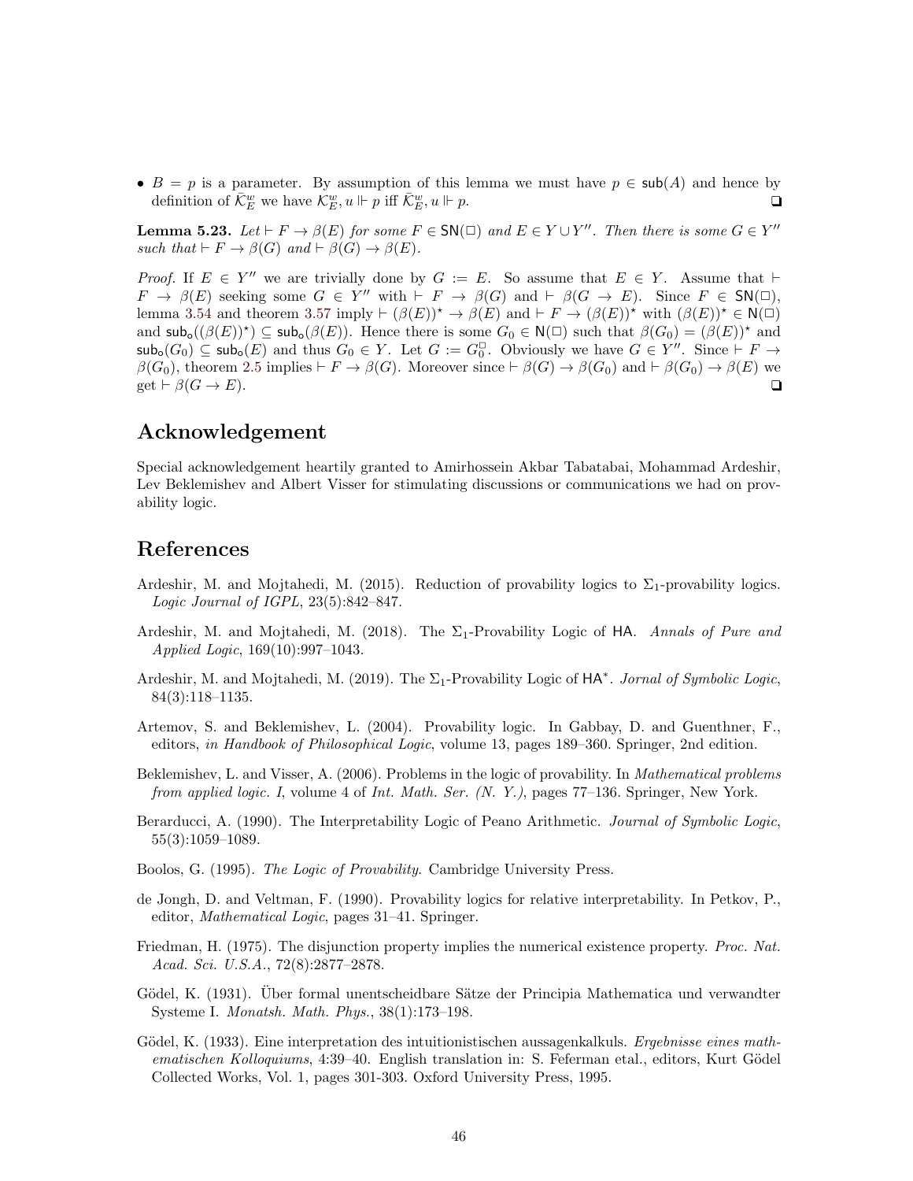- $B = p$ is a parameter. By assumption of this lemma we must have $p \in \mathsf{sub}(A)$ and hence by definition of $\bar{\mathcal{K}}^w_E$ we have $\mathcal{K}^w_E, u \Vdash p$ iff $\bar{\mathcal{K}}^w_E, u \Vdash p$. ❑

**Lemma 5.23.** *Let* $\vdash F \to \beta(E)$ *for some* $F \in \mathsf{SN}(\Box)$ *and* $E \in Y \cup Y''$. *Then there is some* $G \in Y''$ *such that* $\vdash F \to \beta(G)$ *and* $\vdash \beta(G) \to \beta(E)$.

*Proof.* If $E \in Y''$ we are trivially done by $G := E$. So assume that $E \in Y$. Assume that $\vdash F \to \beta(E)$ seeking some $G \in Y''$ with $\vdash F \to \beta(G)$ and $\vdash \beta(G \to E)$. Since $F \in \mathsf{SN}(\Box)$, lemma 3.54 and theorem 3.57 imply $\vdash (\beta(E))^\star \to \beta(E)$ and $\vdash F \to (\beta(E))^\star$ with $(\beta(E))^\star \in \mathsf{N}(\Box)$ and $\mathsf{sub}_\mathsf{o}((\beta(E))^\star) \subseteq \mathsf{sub}_\mathsf{o}(\beta(E))$. Hence there is some $G_0 \in \mathsf{N}(\Box)$ such that $\beta(G_0) = (\beta(E))^\star$ and $\mathsf{sub}_\mathsf{o}(G_0) \subseteq \mathsf{sub}_\mathsf{o}(E)$ and thus $G_0 \in Y$. Let $G := G_0^\Box$. Obviously we have $G \in Y''$. Since $\vdash F \to \beta(G_0)$, theorem 2.5 implies $\vdash F \to \beta(G)$. Moreover since $\vdash \beta(G) \to \beta(G_0)$ and $\vdash \beta(G_0) \to \beta(E)$ we get $\vdash \beta(G \to E)$. ❑

# Acknowledgement

Special acknowledgement heartily granted to Amirhossein Akbar Tabatabai, Mohammad Ardeshir, Lev Beklemishev and Albert Visser for stimulating discussions or communications we had on provability logic.

# References

Ardeshir, M. and Mojtahedi, M. (2015). Reduction of provability logics to $\Sigma_1$-provability logics. *Logic Journal of IGPL*, 23(5):842–847.

Ardeshir, M. and Mojtahedi, M. (2018). The $\Sigma_1$-Provability Logic of $\mathsf{HA}$. *Annals of Pure and Applied Logic*, 169(10):997–1043.

Ardeshir, M. and Mojtahedi, M. (2019). The $\Sigma_1$-Provability Logic of $\mathsf{HA}^*$. *Jornal of Symbolic Logic*, 84(3):118–1135.

Artemov, S. and Beklemishev, L. (2004). Provability logic. In Gabbay, D. and Guenthner, F., editors, *in Handbook of Philosophical Logic*, volume 13, pages 189–360. Springer, 2nd edition.

Beklemishev, L. and Visser, A. (2006). Problems in the logic of provability. In *Mathematical problems from applied logic. I*, volume 4 of *Int. Math. Ser. (N. Y.)*, pages 77–136. Springer, New York.

Berarducci, A. (1990). The Interpretability Logic of Peano Arithmetic. *Journal of Symbolic Logic*, 55(3):1059–1089.

Boolos, G. (1995). *The Logic of Provability*. Cambridge University Press.

de Jongh, D. and Veltman, F. (1990). Provability logics for relative interpretability. In Petkov, P., editor, *Mathematical Logic*, pages 31–41. Springer.

Friedman, H. (1975). The disjunction property implies the numerical existence property. *Proc. Nat. Acad. Sci. U.S.A.*, 72(8):2877–2878.

Gödel, K. (1931). Über formal unentscheidbare Sätze der Principia Mathematica und verwandter Systeme I. *Monatsh. Math. Phys.*, 38(1):173–198.

Gödel, K. (1933). Eine interpretation des intuitionistischen aussagenkalkuls. *Ergebnisse eines mathematischen Kolloquiums*, 4:39–40. English translation in: S. Feferman etal., editors, Kurt Gödel Collected Works, Vol. 1, pages 301-303. Oxford University Press, 1995.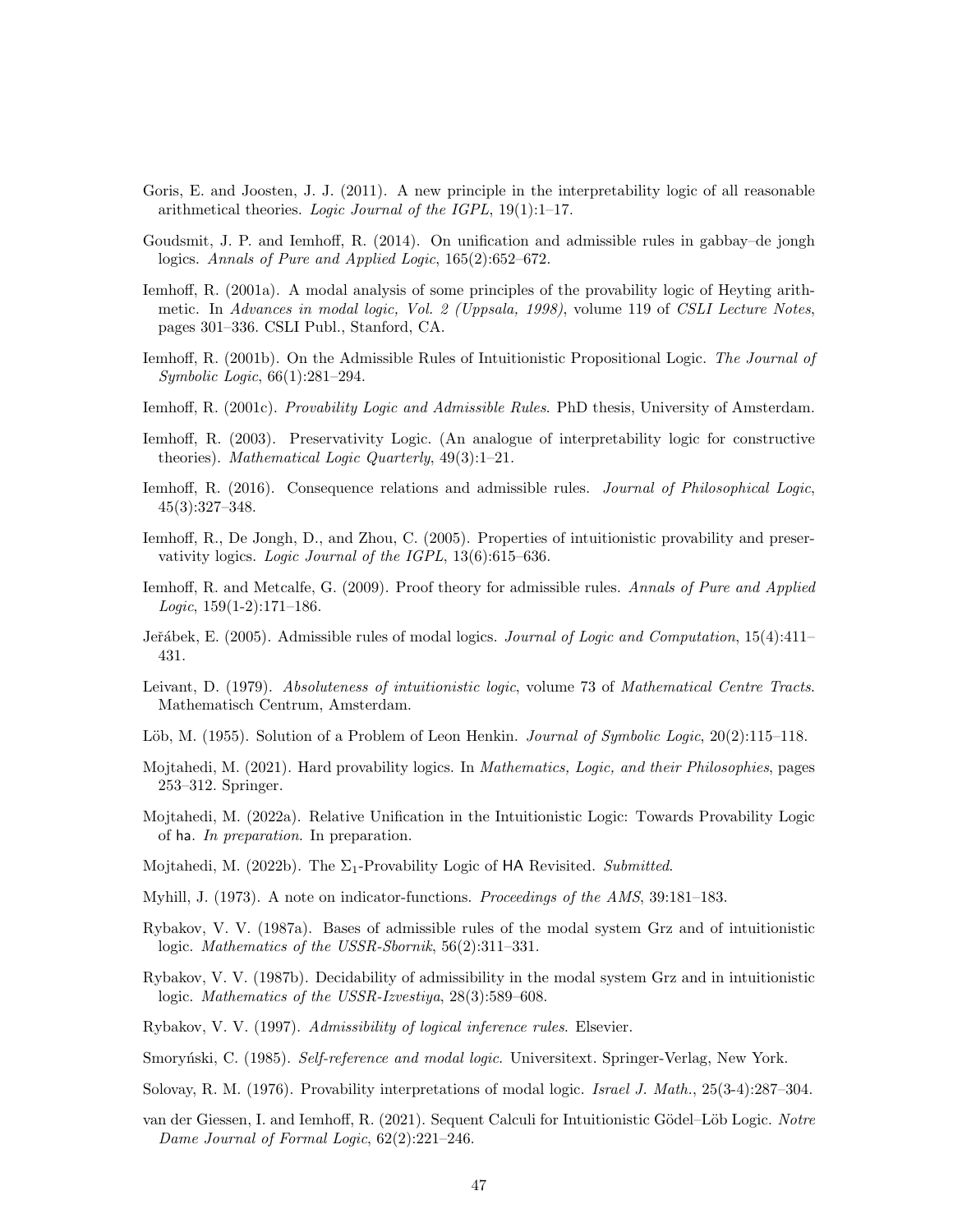Goris, E. and Joosten, J. J. (2011). A new principle in the interpretability logic of all reasonable arithmetical theories. *Logic Journal of the IGPL*, 19(1):1–17.

Goudsmit, J. P. and Iemhoff, R. (2014). On unification and admissible rules in gabbay–de jongh logics. *Annals of Pure and Applied Logic*, 165(2):652–672.

Iemhoff, R. (2001a). A modal analysis of some principles of the provability logic of Heyting arithmetic. In *Advances in modal logic, Vol. 2 (Uppsala, 1998)*, volume 119 of *CSLI Lecture Notes*, pages 301–336. CSLI Publ., Stanford, CA.

Iemhoff, R. (2001b). On the Admissible Rules of Intuitionistic Propositional Logic. *The Journal of Symbolic Logic*, 66(1):281–294.

Iemhoff, R. (2001c). *Provability Logic and Admissible Rules*. PhD thesis, University of Amsterdam.

Iemhoff, R. (2003). Preservativity Logic. (An analogue of interpretability logic for constructive theories). *Mathematical Logic Quarterly*, 49(3):1–21.

Iemhoff, R. (2016). Consequence relations and admissible rules. *Journal of Philosophical Logic*, 45(3):327–348.

Iemhoff, R., De Jongh, D., and Zhou, C. (2005). Properties of intuitionistic provability and preservativity logics. *Logic Journal of the IGPL*, 13(6):615–636.

Iemhoff, R. and Metcalfe, G. (2009). Proof theory for admissible rules. *Annals of Pure and Applied Logic*, 159(1-2):171–186.

Jeřábek, E. (2005). Admissible rules of modal logics. *Journal of Logic and Computation*, 15(4):411–431.

Leivant, D. (1979). *Absoluteness of intuitionistic logic*, volume 73 of *Mathematical Centre Tracts*. Mathematisch Centrum, Amsterdam.

Löb, M. (1955). Solution of a Problem of Leon Henkin. *Journal of Symbolic Logic*, 20(2):115–118.

Mojtahedi, M. (2021). Hard provability logics. In *Mathematics, Logic, and their Philosophies*, pages 253–312. Springer.

Mojtahedi, M. (2022a). Relative Unification in the Intuitionistic Logic: Towards Provability Logic of ha. *In preparation*. In preparation.

Mojtahedi, M. (2022b). The $\Sigma_1$-Provability Logic of HA Revisited. *Submitted*.

Myhill, J. (1973). A note on indicator-functions. *Proceedings of the AMS*, 39:181–183.

Rybakov, V. V. (1987a). Bases of admissible rules of the modal system Grz and of intuitionistic logic. *Mathematics of the USSR-Sbornik*, 56(2):311–331.

Rybakov, V. V. (1987b). Decidability of admissibility in the modal system Grz and in intuitionistic logic. *Mathematics of the USSR-Izvestiya*, 28(3):589–608.

Rybakov, V. V. (1997). *Admissibility of logical inference rules*. Elsevier.

Smoryński, C. (1985). *Self-reference and modal logic*. Universitext. Springer-Verlag, New York.

Solovay, R. M. (1976). Provability interpretations of modal logic. *Israel J. Math.*, 25(3-4):287–304.

van der Giessen, I. and Iemhoff, R. (2021). Sequent Calculi for Intuitionistic Gödel–Löb Logic. *Notre Dame Journal of Formal Logic*, 62(2):221–246.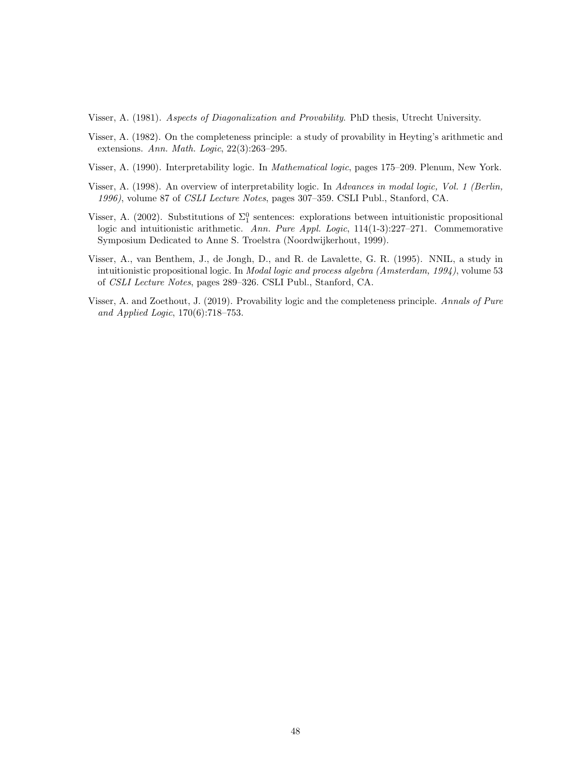Visser, A. (1981). *Aspects of Diagonalization and Provability.* PhD thesis, Utrecht University.

Visser, A. (1982). On the completeness principle: a study of provability in Heyting's arithmetic and extensions. *Ann. Math. Logic*, 22(3):263–295.

Visser, A. (1990). Interpretability logic. In *Mathematical logic*, pages 175–209. Plenum, New York.

Visser, A. (1998). An overview of interpretability logic. In *Advances in modal logic, Vol. 1 (Berlin, 1996)*, volume 87 of *CSLI Lecture Notes*, pages 307–359. CSLI Publ., Stanford, CA.

Visser, A. (2002). Substitutions of $\Sigma^0_1$ sentences: explorations between intuitionistic propositional logic and intuitionistic arithmetic. *Ann. Pure Appl. Logic*, 114(1-3):227–271. Commemorative Symposium Dedicated to Anne S. Troelstra (Noordwijkerhout, 1999).

Visser, A., van Benthem, J., de Jongh, D., and R. de Lavalette, G. R. (1995). NNIL, a study in intuitionistic propositional logic. In *Modal logic and process algebra (Amsterdam, 1994)*, volume 53 of *CSLI Lecture Notes*, pages 289–326. CSLI Publ., Stanford, CA.

Visser, A. and Zoethout, J. (2019). Provability logic and the completeness principle. *Annals of Pure and Applied Logic*, 170(6):718–753.